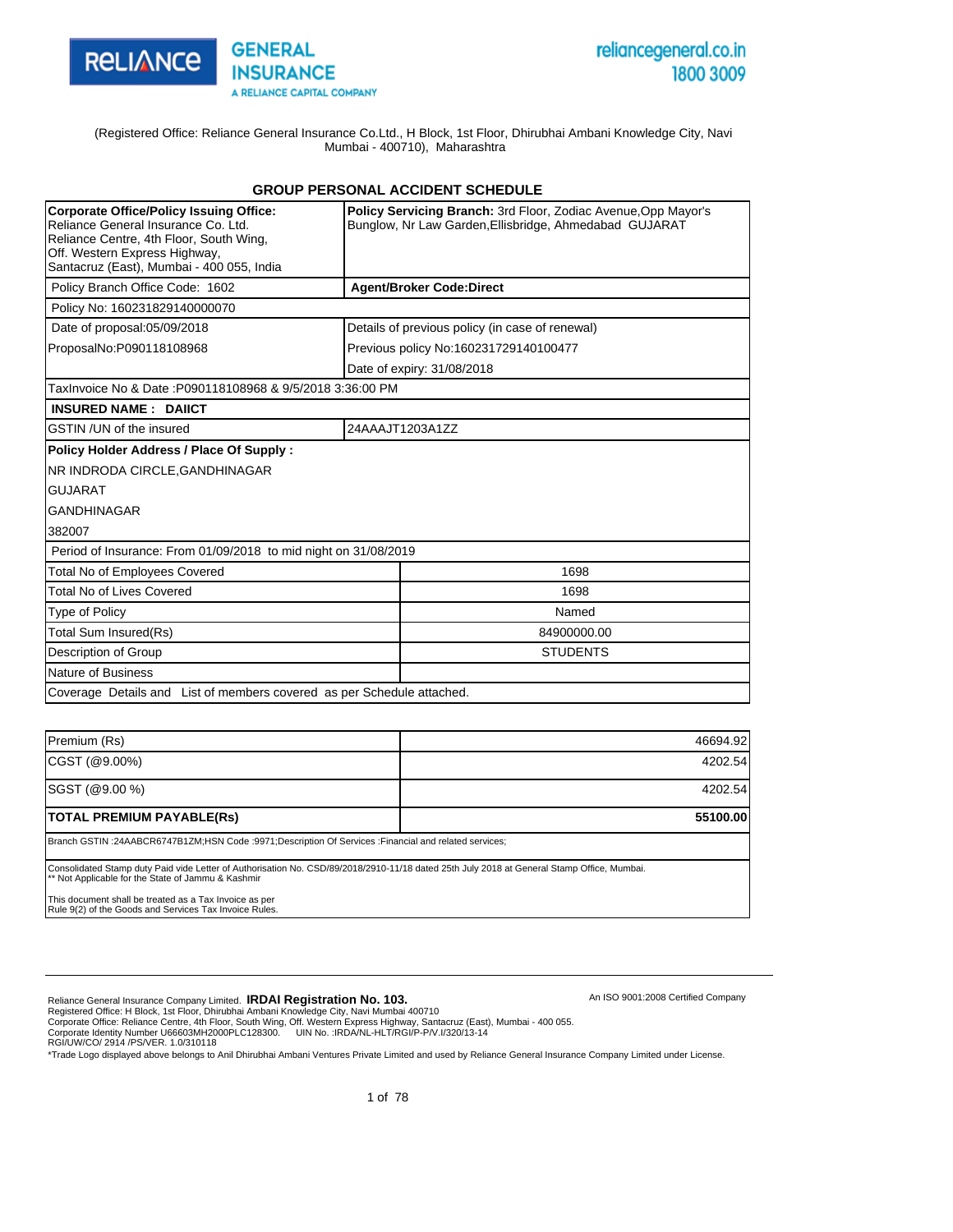RELIANCE GENERAL INSURANCE
A RELIANCE CAPITAL COMPANY

reliancegeneral.co.in
1800 3009

(Registered Office: Reliance General Insurance Co.Ltd., H Block, 1st Floor, Dhirubhai Ambani Knowledge City, Navi Mumbai - 400710), Maharashtra

## GROUP PERSONAL ACCIDENT SCHEDULE

| | |
|---|---|
| **Corporate Office/Policy Issuing Office:** Reliance General Insurance Co. Ltd. Reliance Centre, 4th Floor, South Wing, Off. Western Express Highway, Santacruz (East), Mumbai - 400 055, India | **Policy Servicing Branch:** 3rd Floor, Zodiac Avenue,Opp Mayor's Bunglow, Nr Law Garden,Ellisbridge, Ahmedabad GUJARAT |
| Policy Branch Office Code: 1602 | **Agent/Broker Code:Direct** |
| Policy No: 160231829140000070 | |
| Date of proposal:05/09/2018 | Details of previous policy (in case of renewal) |
| ProposalNo:P090118108968 | Previous policy No:160231729140100477 |
| | Date of expiry: 31/08/2018 |
| TaxInvoice No & Date :P090118108968 & 9/5/2018 3:36:00 PM | |
| **INSURED NAME : DAIICT** | |
| GSTIN /UN of the insured | 24AAAJT1203A1ZZ |
| **Policy Holder Address / Place Of Supply :** | |
| NR INDRODA CIRCLE,GANDHINAGAR | |
| GUJARAT | |
| GANDHINAGAR | |
| 382007 | |
| Period of Insurance: From 01/09/2018 to mid night on 31/08/2019 | |
| Total No of Employees Covered | 1698 |
| Total No of Lives Covered | 1698 |
| Type of Policy | Named |
| Total Sum Insured(Rs) | 84900000.00 |
| Description of Group | STUDENTS |
| Nature of Business | |
| Coverage Details and List of members covered as per Schedule attached. | |

| | |
|---|---:|
| Premium (Rs) | 46694.92 |
| CGST (@9.00%) | 4202.54 |
| SGST (@9.00 %) | 4202.54 |
| **TOTAL PREMIUM PAYABLE(Rs)** | **55100.00** |

Branch GSTIN :24AABCR6747B1ZM;HSN Code :9971;Description Of Services :Financial and related services;

Consolidated Stamp duty Paid vide Letter of Authorisation No. CSD/89/2018/2910-11/18 dated 25th July 2018 at General Stamp Office, Mumbai.
** Not Applicable for the State of Jammu & Kashmir

This document shall be treated as a Tax Invoice as per
Rule 9(2) of the Goods and Services Tax Invoice Rules.

Reliance General Insurance Company Limited. **IRDAI Registration No. 103.**
An ISO 9001:2008 Certified Company
Registered Office: H Block, 1st Floor, Dhirubhai Ambani Knowledge City, Navi Mumbai 400710
Corporate Office: Reliance Centre, 4th Floor, South Wing, Off. Western Express Highway, Santacruz (East), Mumbai - 400 055.
Corporate Identity Number U66603MH2000PLC128300. UIN No. :IRDA/NL-HLT/RGI/P-P/V.I/320/13-14
RGI/UW/CO/ 2914 /PS/VER. 1.0/310118
*Trade Logo displayed above belongs to Anil Dhirubhai Ambani Ventures Private Limited and used by Reliance General Insurance Company Limited under License.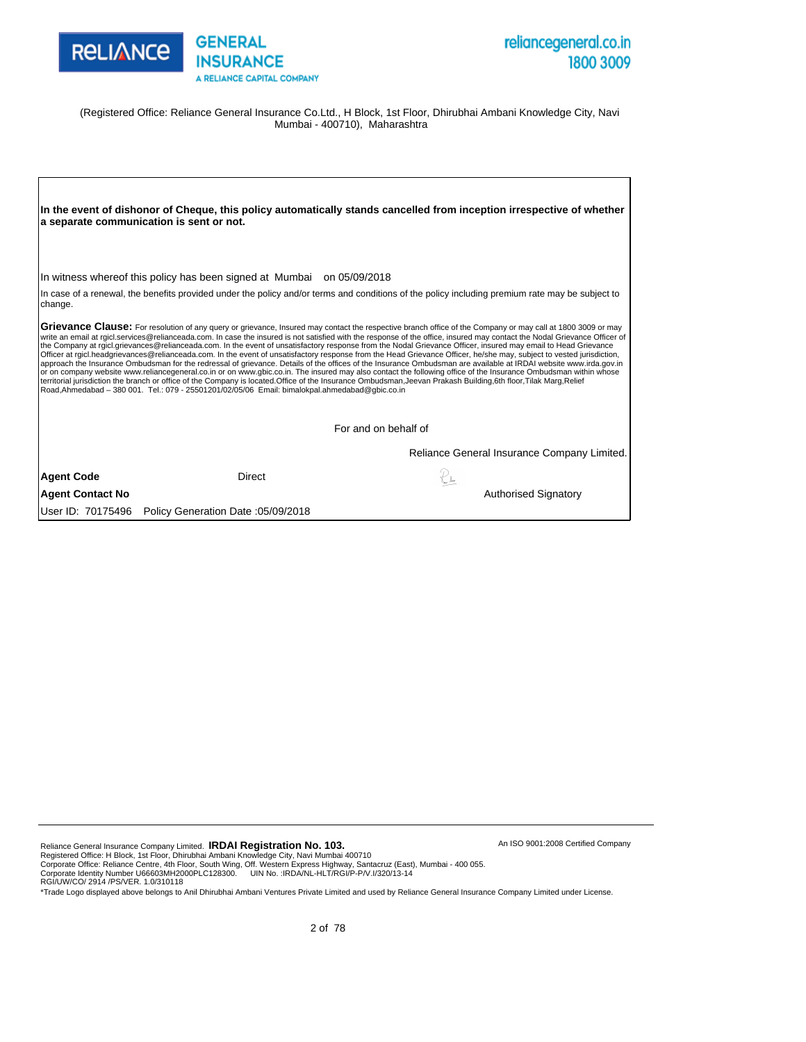RELIANCE GENERAL INSURANCE
A RELIANCE CAPITAL COMPANY

reliancegeneral.co.in
1800 3009

(Registered Office: Reliance General Insurance Co.Ltd., H Block, 1st Floor, Dhirubhai Ambani Knowledge City, Navi Mumbai - 400710), Maharashtra

**In the event of dishonor of Cheque, this policy automatically stands cancelled from inception irrespective of whether a separate communication is sent or not.**

In witness whereof this policy has been signed at Mumbai on 05/09/2018

In case of a renewal, the benefits provided under the policy and/or terms and conditions of the policy including premium rate may be subject to change.

**Grievance Clause:** For resolution of any query or grievance, Insured may contact the respective branch office of the Company or may call at 1800 3009 or may write an email at rgicl.services@relianceada.com. In case the insured is not satisfied with the response of the office, insured may contact the Nodal Grievance Officer of the Company at rgicl.grievances@relianceada.com. In the event of unsatisfactory response from the Nodal Grievance Officer, insured may email to Head Grievance Officer at rgicl.headgrievances@relianceada.com. In the event of unsatisfactory response from the Head Grievance Officer, he/she may, subject to vested jurisdiction, approach the Insurance Ombudsman for the redressal of grievance. Details of the offices of the Insurance Ombudsman are available at IRDAI website www.irda.gov.in or on company website www.reliancegeneral.co.in or on www.gbic.co.in. The insured may also contact the following office of the Insurance Ombudsman within whose territorial jurisdiction the branch or office of the Company is located.Office of the Insurance Ombudsman,Jeevan Prakash Building,6th floor,Tilak Marg,Relief Road,Ahmedabad – 380 001. Tel.: 079 - 25501201/02/05/06 Email: bimalokpal.ahmedabad@gbic.co.in

For and on behalf of

Reliance General Insurance Company Limited.

**Agent Code** Direct

**Agent Contact No**

Authorised Signatory

User ID: 70175496 Policy Generation Date :05/09/2018

Reliance General Insurance Company Limited. **IRDAI Registration No. 103.**
Registered Office: H Block, 1st Floor, Dhirubhai Ambani Knowledge City, Navi Mumbai 400710
Corporate Office: Reliance Centre, 4th Floor, South Wing, Off. Western Express Highway, Santacruz (East), Mumbai - 400 055.
Corporate Identity Number U66603MH2000PLC128300. UIN No. :IRDA/NL-HLT/RGI/P-P/V.I/320/13-14
RGI/UW/CO/ 2914 /PS/VER. 1.0/310118

An ISO 9001:2008 Certified Company

*Trade Logo displayed above belongs to Anil Dhirubhai Ambani Ventures Private Limited and used by Reliance General Insurance Company Limited under License.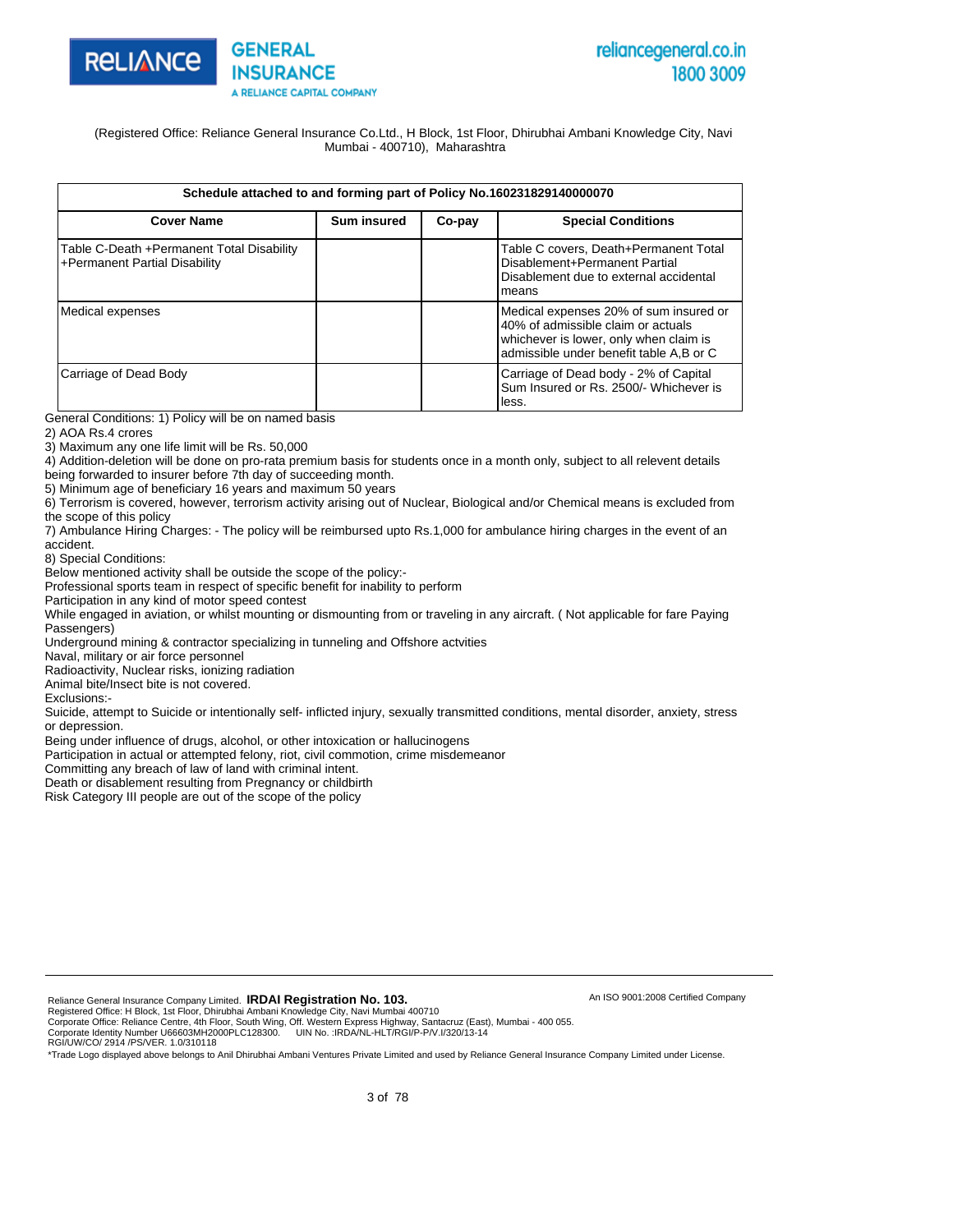(Registered Office: Reliance General Insurance Co.Ltd., H Block, 1st Floor, Dhirubhai Ambani Knowledge City, Navi Mumbai - 400710), Maharashtra

| Schedule attached to and forming part of Policy No.160231829140000070 | | | |
|---|---|---|---|
| **Cover Name** | **Sum insured** | **Co-pay** | **Special Conditions** |
| Table C-Death +Permanent Total Disability +Permanent Partial Disability | | | Table C covers, Death+Permanent Total Disablement+Permanent Partial Disablement due to external accidental means |
| Medical expenses | | | Medical expenses 20% of sum insured or 40% of admissible claim or actuals whichever is lower, only when claim is admissible under benefit table A,B or C |
| Carriage of Dead Body | | | Carriage of Dead body - 2% of Capital Sum Insured or Rs. 2500/- Whichever is less. |

General Conditions: 1) Policy will be on named basis
2) AOA Rs.4 crores
3) Maximum any one life limit will be Rs. 50,000
4) Addition-deletion will be done on pro-rata premium basis for students once in a month only, subject to all relevent details being forwarded to insurer before 7th day of succeeding month.
5) Minimum age of beneficiary 16 years and maximum 50 years
6) Terrorism is covered, however, terrorism activity arising out of Nuclear, Biological and/or Chemical means is excluded from the scope of this policy
7) Ambulance Hiring Charges: - The policy will be reimbursed upto Rs.1,000 for ambulance hiring charges in the event of an accident.
8) Special Conditions:
Below mentioned activity shall be outside the scope of the policy:-
Professional sports team in respect of specific benefit for inability to perform
Participation in any kind of motor speed contest
While engaged in aviation, or whilst mounting or dismounting from or traveling in any aircraft. ( Not applicable for fare Paying Passengers)
Underground mining & contractor specializing in tunneling and Offshore actvities
Naval, military or air force personnel
Radioactivity, Nuclear risks, ionizing radiation
Animal bite/Insect bite is not covered.
Exclusions:-
Suicide, attempt to Suicide or intentionally self- inflicted injury, sexually transmitted conditions, mental disorder, anxiety, stress or depression.
Being under influence of drugs, alcohol, or other intoxication or hallucinogens
Participation in actual or attempted felony, riot, civil commotion, crime misdemeanor
Committing any breach of law of land with criminal intent.
Death or disablement resulting from Pregnancy or childbirth
Risk Category III people are out of the scope of the policy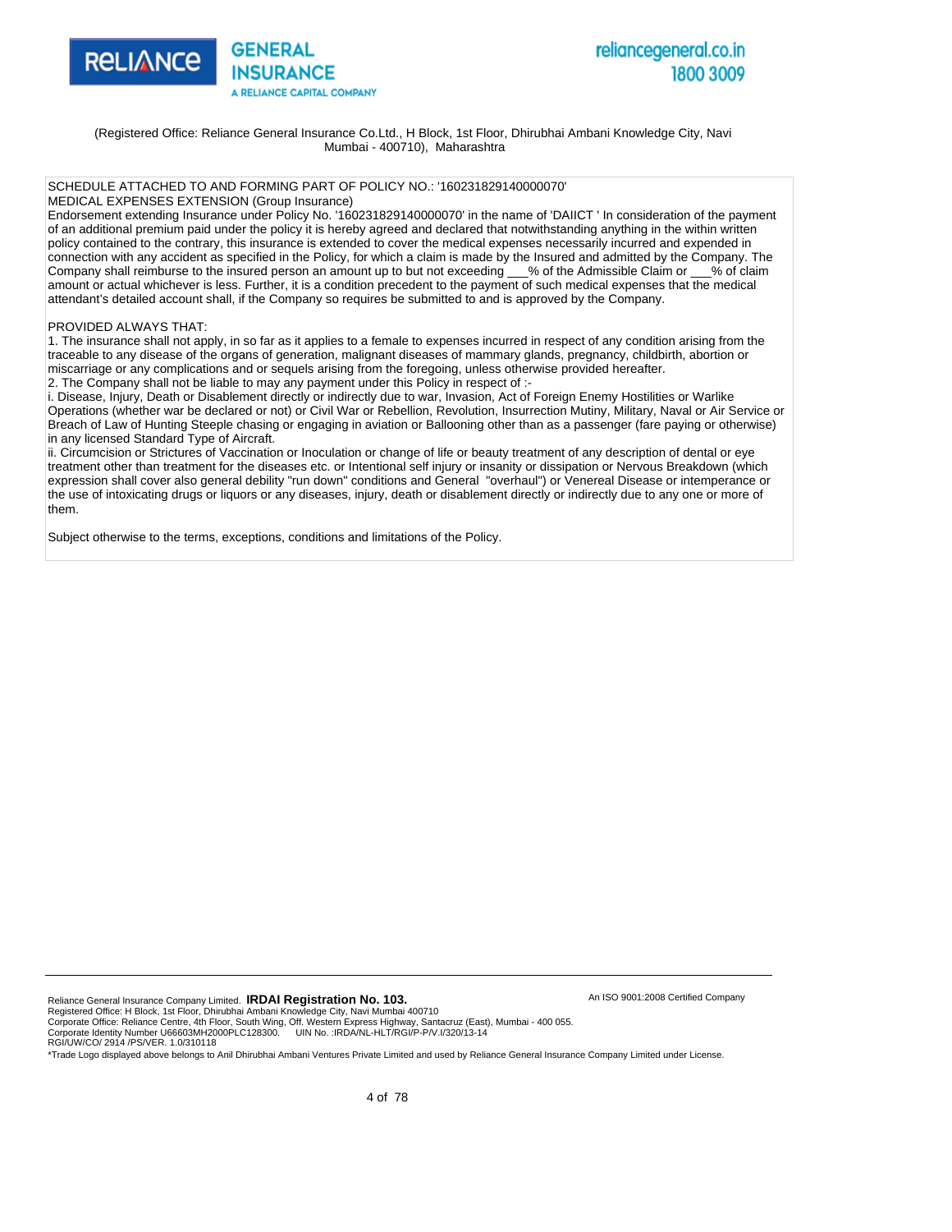(Registered Office: Reliance General Insurance Co.Ltd., H Block, 1st Floor, Dhirubhai Ambani Knowledge City, Navi Mumbai - 400710), Maharashtra

SCHEDULE ATTACHED TO AND FORMING PART OF POLICY NO.: '160231829140000070'

MEDICAL EXPENSES EXTENSION (Group Insurance)

Endorsement extending Insurance under Policy No. '160231829140000070' in the name of 'DAIICT ' In consideration of the payment of an additional premium paid under the policy it is hereby agreed and declared that notwithstanding anything in the within written policy contained to the contrary, this insurance is extended to cover the medical expenses necessarily incurred and expended in connection with any accident as specified in the Policy, for which a claim is made by the Insured and admitted by the Company. The Company shall reimburse to the insured person an amount up to but not exceeding ___% of the Admissible Claim or ___% of claim amount or actual whichever is less. Further, it is a condition precedent to the payment of such medical expenses that the medical attendant's detailed account shall, if the Company so requires be submitted to and is approved by the Company.

PROVIDED ALWAYS THAT:

1. The insurance shall not apply, in so far as it applies to a female to expenses incurred in respect of any condition arising from the traceable to any disease of the organs of generation, malignant diseases of mammary glands, pregnancy, childbirth, abortion or miscarriage or any complications and or sequels arising from the foregoing, unless otherwise provided hereafter.
2. The Company shall not be liable to may any payment under this Policy in respect of :-

i. Disease, Injury, Death or Disablement directly or indirectly due to war, Invasion, Act of Foreign Enemy Hostilities or Warlike Operations (whether war be declared or not) or Civil War or Rebellion, Revolution, Insurrection Mutiny, Military, Naval or Air Service or Breach of Law of Hunting Steeple chasing or engaging in aviation or Ballooning other than as a passenger (fare paying or otherwise) in any licensed Standard Type of Aircraft.

ii. Circumcision or Strictures of Vaccination or Inoculation or change of life or beauty treatment of any description of dental or eye treatment other than treatment for the diseases etc. or Intentional self injury or insanity or dissipation or Nervous Breakdown (which expression shall cover also general debility "run down" conditions and General "overhaul") or Venereal Disease or intemperance or the use of intoxicating drugs or liquors or any diseases, injury, death or disablement directly or indirectly due to any one or more of them.

Subject otherwise to the terms, exceptions, conditions and limitations of the Policy.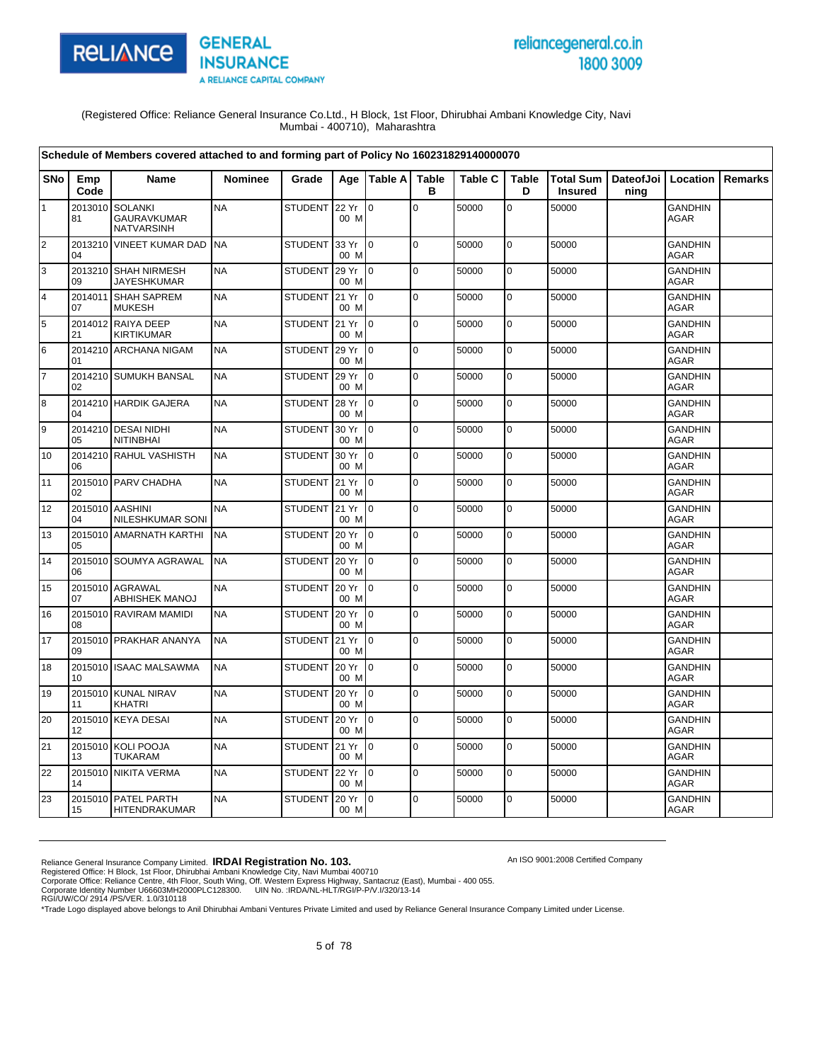RELIANCE GENERAL INSURANCE
A RELIANCE CAPITAL COMPANY

reliancegeneral.co.in
1800 3009

(Registered Office: Reliance General Insurance Co.Ltd., H Block, 1st Floor, Dhirubhai Ambani Knowledge City, Navi Mumbai - 400710), Maharashtra

**Schedule of Members covered attached to and forming part of Policy No 160231829140000070**

| SNo | Emp Code | Name | Nominee | Grade | Age | Table A | Table B | Table C | Table D | Total Sum Insured | DateofJoining | Location | Remarks |
|---|---|---|---|---|---|---|---|---|---|---|---|---|---|
| 1 | 201301081 | SOLANKI GAURAVKUMAR NATVARSINH | NA | STUDENT | 22 Yr 00 M | 0 | 0 | 50000 | 0 | 50000 | | GANDHINAGAR | |
| 2 | 201321004 | VINEET KUMAR DAD | NA | STUDENT | 33 Yr 00 M | 0 | 0 | 50000 | 0 | 50000 | | GANDHINAGAR | |
| 3 | 201321009 | SHAH NIRMESH JAYESHKUMAR | NA | STUDENT | 29 Yr 00 M | 0 | 0 | 50000 | 0 | 50000 | | GANDHINAGAR | |
| 4 | 201401107 | SHAH SAPREM MUKESH | NA | STUDENT | 21 Yr 00 M | 0 | 0 | 50000 | 0 | 50000 | | GANDHINAGAR | |
| 5 | 201401221 | RAIYA DEEP KIRTIKUMAR | NA | STUDENT | 21 Yr 00 M | 0 | 0 | 50000 | 0 | 50000 | | GANDHINAGAR | |
| 6 | 201421001 | ARCHANA NIGAM | NA | STUDENT | 29 Yr 00 M | 0 | 0 | 50000 | 0 | 50000 | | GANDHINAGAR | |
| 7 | 201421002 | SUMUKH BANSAL | NA | STUDENT | 29 Yr 00 M | 0 | 0 | 50000 | 0 | 50000 | | GANDHINAGAR | |
| 8 | 201421004 | HARDIK GAJERA | NA | STUDENT | 28 Yr 00 M | 0 | 0 | 50000 | 0 | 50000 | | GANDHINAGAR | |
| 9 | 201421005 | DESAI NIDHI NITINBHAI | NA | STUDENT | 30 Yr 00 M | 0 | 0 | 50000 | 0 | 50000 | | GANDHINAGAR | |
| 10 | 201421006 | RAHUL VASHISTH | NA | STUDENT | 30 Yr 00 M | 0 | 0 | 50000 | 0 | 50000 | | GANDHINAGAR | |
| 11 | 201501002 | PARV CHADHA | NA | STUDENT | 21 Yr 00 M | 0 | 0 | 50000 | 0 | 50000 | | GANDHINAGAR | |
| 12 | 201501004 | AASHINI NILESHKUMAR SONI | NA | STUDENT | 21 Yr 00 M | 0 | 0 | 50000 | 0 | 50000 | | GANDHINAGAR | |
| 13 | 201501005 | AMARNATH KARTHI | NA | STUDENT | 20 Yr 00 M | 0 | 0 | 50000 | 0 | 50000 | | GANDHINAGAR | |
| 14 | 201501006 | SOUMYA AGRAWAL | NA | STUDENT | 20 Yr 00 M | 0 | 0 | 50000 | 0 | 50000 | | GANDHINAGAR | |
| 15 | 201501007 | AGRAWAL ABHISHEK MANOJ | NA | STUDENT | 20 Yr 00 M | 0 | 0 | 50000 | 0 | 50000 | | GANDHINAGAR | |
| 16 | 201501008 | RAVIRAM MAMIDI | NA | STUDENT | 20 Yr 00 M | 0 | 0 | 50000 | 0 | 50000 | | GANDHINAGAR | |
| 17 | 201501009 | PRAKHAR ANANYA | NA | STUDENT | 21 Yr 00 M | 0 | 0 | 50000 | 0 | 50000 | | GANDHINAGAR | |
| 18 | 201501010 | ISAAC MALSAWMA | NA | STUDENT | 20 Yr 00 M | 0 | 0 | 50000 | 0 | 50000 | | GANDHINAGAR | |
| 19 | 201501011 | KUNAL NIRAV KHATRI | NA | STUDENT | 20 Yr 00 M | 0 | 0 | 50000 | 0 | 50000 | | GANDHINAGAR | |
| 20 | 201501012 | KEYA DESAI | NA | STUDENT | 20 Yr 00 M | 0 | 0 | 50000 | 0 | 50000 | | GANDHINAGAR | |
| 21 | 201501013 | KOLI POOJA TUKARAM | NA | STUDENT | 21 Yr 00 M | 0 | 0 | 50000 | 0 | 50000 | | GANDHINAGAR | |
| 22 | 201501014 | NIKITA VERMA | NA | STUDENT | 22 Yr 00 M | 0 | 0 | 50000 | 0 | 50000 | | GANDHINAGAR | |
| 23 | 201501015 | PATEL PARTH HITENDRAKUMAR | NA | STUDENT | 20 Yr 00 M | 0 | 0 | 50000 | 0 | 50000 | | GANDHINAGAR | |

Reliance General Insurance Company Limited. **IRDAI Registration No. 103.**
Registered Office: H Block, 1st Floor, Dhirubhai Ambani Knowledge City, Navi Mumbai 400710
Corporate Office: Reliance Centre, 4th Floor, South Wing, Off. Western Express Highway, Santacruz (East), Mumbai - 400 055.
Corporate Identity Number U66603MH2000PLC128300. UIN No. :IRDA/NL-HLT/RGI/P-P/V.I/320/13-14
RGI/UW/CO/ 2914 /PS/VER. 1.0/310118

An ISO 9001:2008 Certified Company

*Trade Logo displayed above belongs to Anil Dhirubhai Ambani Ventures Private Limited and used by Reliance General Insurance Company Limited under License.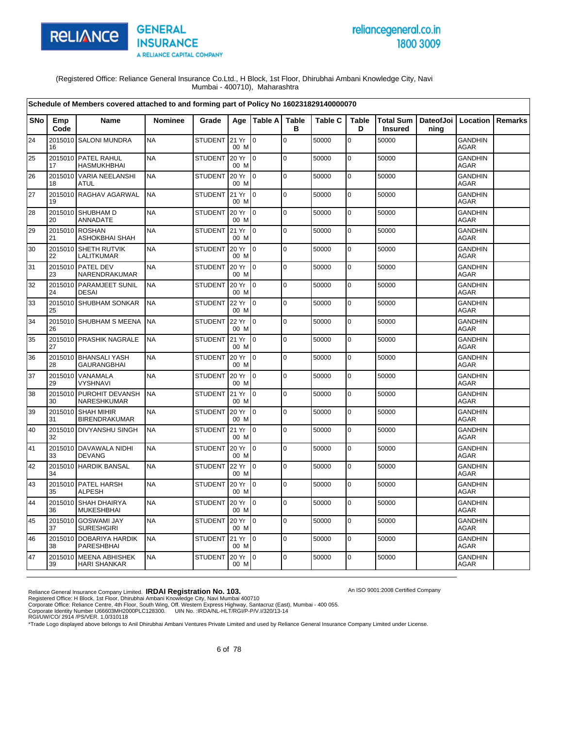(Registered Office: Reliance General Insurance Co.Ltd., H Block, 1st Floor, Dhirubhai Ambani Knowledge City, Navi Mumbai - 400710), Maharashtra

| Schedule of Members covered attached to and forming part of Policy No 160231829140000070 | | | | | | | | | | | | | |
|---|---|---|---|---|---|---|---|---|---|---|---|---|---|
| SNo | Emp Code | Name | Nominee | Grade | Age | Table A | Table B | Table C | Table D | Total Sum Insured | DateofJoining | Location | Remarks |
| 24 | 201501016 | SALONI MUNDRA | NA | STUDENT | 21 Yr 00 M | 0 | 0 | 50000 | 0 | 50000 | | GANDHINAGAR | |
| 25 | 201501017 | PATEL RAHUL HASMUKHBHAI | NA | STUDENT | 20 Yr 00 M | 0 | 0 | 50000 | 0 | 50000 | | GANDHINAGAR | |
| 26 | 201501018 | VARIA NEELANSHI ATUL | NA | STUDENT | 20 Yr 00 M | 0 | 0 | 50000 | 0 | 50000 | | GANDHINAGAR | |
| 27 | 201501019 | RAGHAV AGARWAL | NA | STUDENT | 21 Yr 00 M | 0 | 0 | 50000 | 0 | 50000 | | GANDHINAGAR | |
| 28 | 201501020 | SHUBHAM D ANNADATE | NA | STUDENT | 20 Yr 00 M | 0 | 0 | 50000 | 0 | 50000 | | GANDHINAGAR | |
| 29 | 201501021 | ROSHAN ASHOKBHAI SHAH | NA | STUDENT | 21 Yr 00 M | 0 | 0 | 50000 | 0 | 50000 | | GANDHINAGAR | |
| 30 | 201501022 | SHETH RUTVIK LALITKUMAR | NA | STUDENT | 20 Yr 00 M | 0 | 0 | 50000 | 0 | 50000 | | GANDHINAGAR | |
| 31 | 201501023 | PATEL DEV NARENDRAKUMAR | NA | STUDENT | 20 Yr 00 M | 0 | 0 | 50000 | 0 | 50000 | | GANDHINAGAR | |
| 32 | 201501024 | PARAMJEET SUNIL DESAI | NA | STUDENT | 20 Yr 00 M | 0 | 0 | 50000 | 0 | 50000 | | GANDHINAGAR | |
| 33 | 201501025 | SHUBHAM SONKAR | NA | STUDENT | 22 Yr 00 M | 0 | 0 | 50000 | 0 | 50000 | | GANDHINAGAR | |
| 34 | 201501026 | SHUBHAM S MEENA | NA | STUDENT | 22 Yr 00 M | 0 | 0 | 50000 | 0 | 50000 | | GANDHINAGAR | |
| 35 | 201501027 | PRASHIK NAGRALE | NA | STUDENT | 21 Yr 00 M | 0 | 0 | 50000 | 0 | 50000 | | GANDHINAGAR | |
| 36 | 201501028 | BHANSALI YASH GAURANGBHAI | NA | STUDENT | 20 Yr 00 M | 0 | 0 | 50000 | 0 | 50000 | | GANDHINAGAR | |
| 37 | 201501029 | VANAMALA VYSHNAVI | NA | STUDENT | 20 Yr 00 M | 0 | 0 | 50000 | 0 | 50000 | | GANDHINAGAR | |
| 38 | 201501030 | PUROHIT DEVANSH NARESHKUMAR | NA | STUDENT | 21 Yr 00 M | 0 | 0 | 50000 | 0 | 50000 | | GANDHINAGAR | |
| 39 | 201501031 | SHAH MIHIR BIRENDRAKUMAR | NA | STUDENT | 20 Yr 00 M | 0 | 0 | 50000 | 0 | 50000 | | GANDHINAGAR | |
| 40 | 201501032 | DIVYANSHU SINGH | NA | STUDENT | 21 Yr 00 M | 0 | 0 | 50000 | 0 | 50000 | | GANDHINAGAR | |
| 41 | 201501033 | DAVAWALA NIDHI DEVANG | NA | STUDENT | 20 Yr 00 M | 0 | 0 | 50000 | 0 | 50000 | | GANDHINAGAR | |
| 42 | 201501034 | HARDIK BANSAL | NA | STUDENT | 22 Yr 00 M | 0 | 0 | 50000 | 0 | 50000 | | GANDHINAGAR | |
| 43 | 201501035 | PATEL HARSH ALPESH | NA | STUDENT | 20 Yr 00 M | 0 | 0 | 50000 | 0 | 50000 | | GANDHINAGAR | |
| 44 | 201501036 | SHAH DHAIRYA MUKESHBHAI | NA | STUDENT | 20 Yr 00 M | 0 | 0 | 50000 | 0 | 50000 | | GANDHINAGAR | |
| 45 | 201501037 | GOSWAMI JAY SURESHGIRI | NA | STUDENT | 20 Yr 00 M | 0 | 0 | 50000 | 0 | 50000 | | GANDHINAGAR | |
| 46 | 201501038 | DOBARIYA HARDIK PARESHBHAI | NA | STUDENT | 21 Yr 00 M | 0 | 0 | 50000 | 0 | 50000 | | GANDHINAGAR | |
| 47 | 201501039 | MEENA ABHISHEK HARI SHANKAR | NA | STUDENT | 20 Yr 00 M | 0 | 0 | 50000 | 0 | 50000 | | GANDHINAGAR | |

Reliance General Insurance Company Limited. **IRDAI Registration No. 103.**
Registered Office: H Block, 1st Floor, Dhirubhai Ambani Knowledge City, Navi Mumbai 400710
Corporate Office: Reliance Centre, 4th Floor, South Wing, Off. Western Express Highway, Santacruz (East), Mumbai - 400 055.
Corporate Identity Number U66603MH2000PLC128300. UIN No. :IRDA/NL-HLT/RGI/P-P/V.I/320/13-14
RGI/UW/CO/ 2914 /PS/VER. 1.0/310118

An ISO 9001:2008 Certified Company

*Trade Logo displayed above belongs to Anil Dhirubhai Ambani Ventures Private Limited and used by Reliance General Insurance Company Limited under License.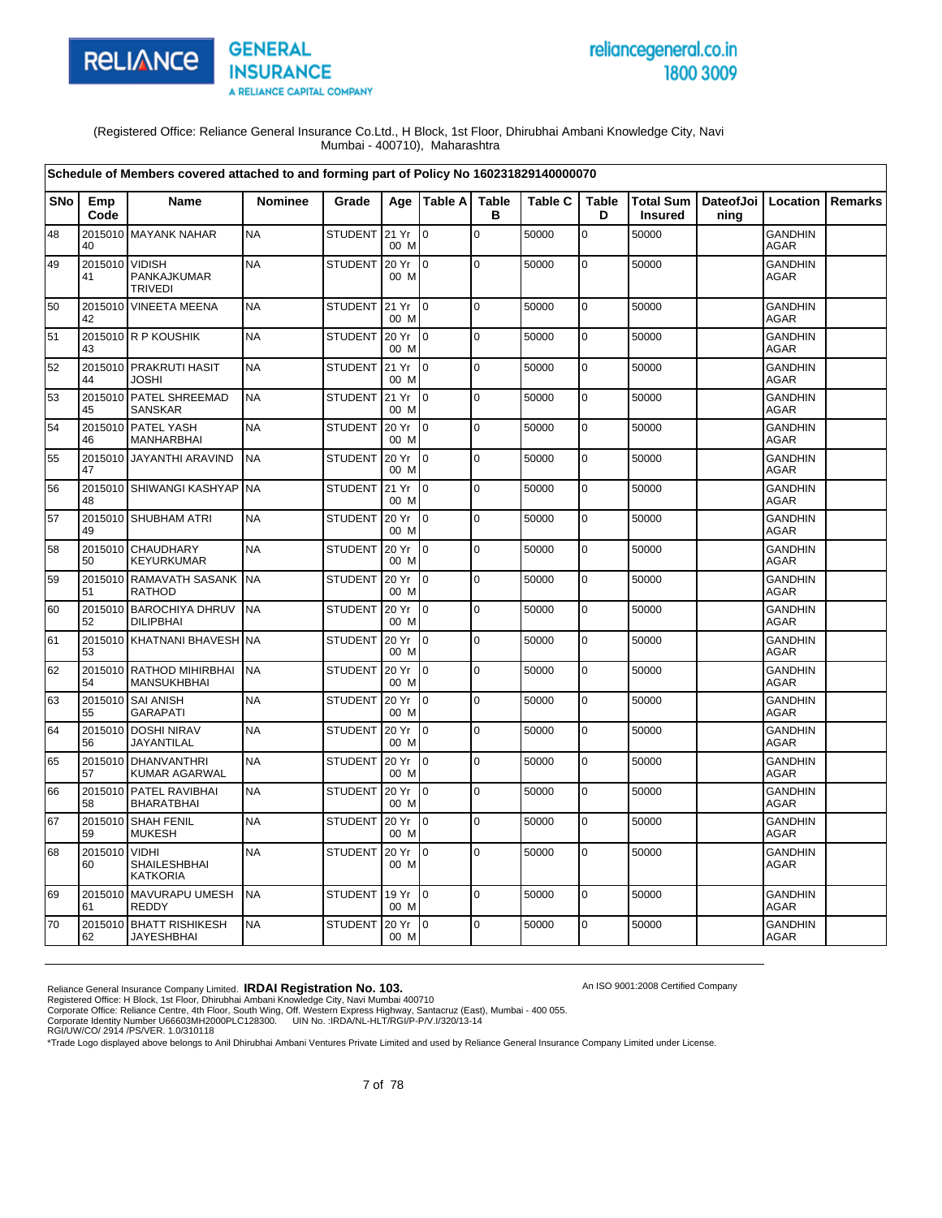(Registered Office: Reliance General Insurance Co.Ltd., H Block, 1st Floor, Dhirubhai Ambani Knowledge City, Navi Mumbai - 400710), Maharashtra

**Schedule of Members covered attached to and forming part of Policy No 160231829140000070**

| SNo | Emp Code | Name | Nominee | Grade | Age | Table A | Table B | Table C | Table D | Total Sum Insured | DateofJoining | Location | Remarks |
|---|---|---|---|---|---|---|---|---|---|---|---|---|---|
| 48 | 201501040 | MAYANK NAHAR | NA | STUDENT | 21 Yr 00 M | 0 | 0 | 50000 | 0 | 50000 | | GANDHINAGAR | |
| 49 | 201501041 | VIDISH PANKAJKUMAR TRIVEDI | NA | STUDENT | 20 Yr 00 M | 0 | 0 | 50000 | 0 | 50000 | | GANDHINAGAR | |
| 50 | 201501042 | VINEETA MEENA | NA | STUDENT | 21 Yr 00 M | 0 | 0 | 50000 | 0 | 50000 | | GANDHINAGAR | |
| 51 | 201501043 | R P KOUSHIK | NA | STUDENT | 20 Yr 00 M | 0 | 0 | 50000 | 0 | 50000 | | GANDHINAGAR | |
| 52 | 201501044 | PRAKRUTI HASIT JOSHI | NA | STUDENT | 21 Yr 00 M | 0 | 0 | 50000 | 0 | 50000 | | GANDHINAGAR | |
| 53 | 201501045 | PATEL SHREEMAD SANSKAR | NA | STUDENT | 21 Yr 00 M | 0 | 0 | 50000 | 0 | 50000 | | GANDHINAGAR | |
| 54 | 201501046 | PATEL YASH MANHARBHAI | NA | STUDENT | 20 Yr 00 M | 0 | 0 | 50000 | 0 | 50000 | | GANDHINAGAR | |
| 55 | 201501047 | JAYANTHI ARAVIND | NA | STUDENT | 20 Yr 00 M | 0 | 0 | 50000 | 0 | 50000 | | GANDHINAGAR | |
| 56 | 201501048 | SHIWANGI KASHYAP | NA | STUDENT | 21 Yr 00 M | 0 | 0 | 50000 | 0 | 50000 | | GANDHINAGAR | |
| 57 | 201501049 | SHUBHAM ATRI | NA | STUDENT | 20 Yr 00 M | 0 | 0 | 50000 | 0 | 50000 | | GANDHINAGAR | |
| 58 | 201501050 | CHAUDHARY KEYURKUMAR | NA | STUDENT | 20 Yr 00 M | 0 | 0 | 50000 | 0 | 50000 | | GANDHINAGAR | |
| 59 | 201501051 | RAMAVATH SASANK RATHOD | NA | STUDENT | 20 Yr 00 M | 0 | 0 | 50000 | 0 | 50000 | | GANDHINAGAR | |
| 60 | 201501052 | BAROCHIYA DHRUV DILIPBHAI | NA | STUDENT | 20 Yr 00 M | 0 | 0 | 50000 | 0 | 50000 | | GANDHINAGAR | |
| 61 | 201501053 | KHATNANI BHAVESH | NA | STUDENT | 20 Yr 00 M | 0 | 0 | 50000 | 0 | 50000 | | GANDHINAGAR | |
| 62 | 201501054 | RATHOD MIHIRBHAI MANSUKHBHAI | NA | STUDENT | 20 Yr 00 M | 0 | 0 | 50000 | 0 | 50000 | | GANDHINAGAR | |
| 63 | 201501055 | SAI ANISH GARAPATI | NA | STUDENT | 20 Yr 00 M | 0 | 0 | 50000 | 0 | 50000 | | GANDHINAGAR | |
| 64 | 201501056 | DOSHI NIRAV JAYANTILAL | NA | STUDENT | 20 Yr 00 M | 0 | 0 | 50000 | 0 | 50000 | | GANDHINAGAR | |
| 65 | 201501057 | DHANVANTHRI KUMAR AGARWAL | NA | STUDENT | 20 Yr 00 M | 0 | 0 | 50000 | 0 | 50000 | | GANDHINAGAR | |
| 66 | 201501058 | PATEL RAVIBHAI BHARATBHAI | NA | STUDENT | 20 Yr 00 M | 0 | 0 | 50000 | 0 | 50000 | | GANDHINAGAR | |
| 67 | 201501059 | SHAH FENIL MUKESH | NA | STUDENT | 20 Yr 00 M | 0 | 0 | 50000 | 0 | 50000 | | GANDHINAGAR | |
| 68 | 201501060 | VIDHI SHAILESHBHAI KATKORIA | NA | STUDENT | 20 Yr 00 M | 0 | 0 | 50000 | 0 | 50000 | | GANDHINAGAR | |
| 69 | 201501061 | MAVURAPU UMESH REDDY | NA | STUDENT | 19 Yr 00 M | 0 | 0 | 50000 | 0 | 50000 | | GANDHINAGAR | |
| 70 | 201501062 | BHATT RISHIKESH JAYESHBHAI | NA | STUDENT | 20 Yr 00 M | 0 | 0 | 50000 | 0 | 50000 | | GANDHINAGAR | |

Reliance General Insurance Company Limited. **IRDAI Registration No. 103.**
An ISO 9001:2008 Certified Company
Registered Office: H Block, 1st Floor, Dhirubhai Ambani Knowledge City, Navi Mumbai 400710
Corporate Office: Reliance Centre, 4th Floor, South Wing, Off. Western Express Highway, Santacruz (East), Mumbai - 400 055.
Corporate Identity Number U66603MH2000PLC128300. UIN No. :IRDA/NL-HLT/RGI/P-P/V.I/320/13-14
RGI/UW/CO/ 2914 /PS/VER. 1.0/310118
*Trade Logo displayed above belongs to Anil Dhirubhai Ambani Ventures Private Limited and used by Reliance General Insurance Company Limited under License.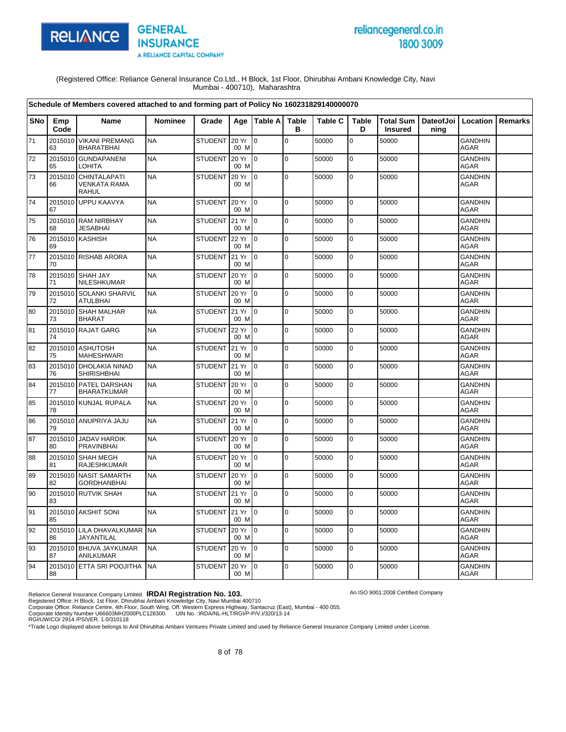(Registered Office: Reliance General Insurance Co.Ltd., H Block, 1st Floor, Dhirubhai Ambani Knowledge City, Navi Mumbai - 400710), Maharashtra

**Schedule of Members covered attached to and forming part of Policy No 160231829140000070**

| SNo | Emp Code | Name | Nominee | Grade | Age | Table A | Table B | Table C | Table D | Total Sum Insured | DateofJoining | Location | Remarks |
|---|---|---|---|---|---|---|---|---|---|---|---|---|---|
| 71 | 201501063 | VIKANI PREMANG BHARATBHAI | NA | STUDENT | 20 Yr 00 M | 0 | 0 | 50000 | 0 | 50000 | | GANDHINAGAR | |
| 72 | 201501065 | GUNDAPANENI LOHITA | NA | STUDENT | 20 Yr 00 M | 0 | 0 | 50000 | 0 | 50000 | | GANDHINAGAR | |
| 73 | 201501066 | CHINTALAPATI VENKATA RAMA RAHUL | NA | STUDENT | 20 Yr 00 M | 0 | 0 | 50000 | 0 | 50000 | | GANDHINAGAR | |
| 74 | 201501067 | UPPU KAAVYA | NA | STUDENT | 20 Yr 00 M | 0 | 0 | 50000 | 0 | 50000 | | GANDHINAGAR | |
| 75 | 201501068 | RAM NIRBHAY JESABHAI | NA | STUDENT | 21 Yr 00 M | 0 | 0 | 50000 | 0 | 50000 | | GANDHINAGAR | |
| 76 | 201501069 | KASHISH | NA | STUDENT | 22 Yr 00 M | 0 | 0 | 50000 | 0 | 50000 | | GANDHINAGAR | |
| 77 | 201501070 | RISHAB ARORA | NA | STUDENT | 21 Yr 00 M | 0 | 0 | 50000 | 0 | 50000 | | GANDHINAGAR | |
| 78 | 201501071 | SHAH JAY NILESHKUMAR | NA | STUDENT | 20 Yr 00 M | 0 | 0 | 50000 | 0 | 50000 | | GANDHINAGAR | |
| 79 | 201501072 | SOLANKI SHARVIL ATULBHAI | NA | STUDENT | 20 Yr 00 M | 0 | 0 | 50000 | 0 | 50000 | | GANDHINAGAR | |
| 80 | 201501073 | SHAH MALHAR BHARAT | NA | STUDENT | 21 Yr 00 M | 0 | 0 | 50000 | 0 | 50000 | | GANDHINAGAR | |
| 81 | 201501074 | RAJAT GARG | NA | STUDENT | 22 Yr 00 M | 0 | 0 | 50000 | 0 | 50000 | | GANDHINAGAR | |
| 82 | 201501075 | ASHUTOSH MAHESHWARI | NA | STUDENT | 21 Yr 00 M | 0 | 0 | 50000 | 0 | 50000 | | GANDHINAGAR | |
| 83 | 201501076 | DHOLAKIA NINAD SHIRISHBHAI | NA | STUDENT | 21 Yr 00 M | 0 | 0 | 50000 | 0 | 50000 | | GANDHINAGAR | |
| 84 | 201501077 | PATEL DARSHAN BHARATKUMAR | NA | STUDENT | 20 Yr 00 M | 0 | 0 | 50000 | 0 | 50000 | | GANDHINAGAR | |
| 85 | 201501078 | KUNJAL RUPALA | NA | STUDENT | 20 Yr 00 M | 0 | 0 | 50000 | 0 | 50000 | | GANDHINAGAR | |
| 86 | 201501079 | ANUPRIYA JAJU | NA | STUDENT | 21 Yr 00 M | 0 | 0 | 50000 | 0 | 50000 | | GANDHINAGAR | |
| 87 | 201501080 | JADAV HARDIK PRAVINBHAI | NA | STUDENT | 20 Yr 00 M | 0 | 0 | 50000 | 0 | 50000 | | GANDHINAGAR | |
| 88 | 201501081 | SHAH MEGH RAJESHKUMAR | NA | STUDENT | 20 Yr 00 M | 0 | 0 | 50000 | 0 | 50000 | | GANDHINAGAR | |
| 89 | 201501082 | NASIT SAMARTH GORDHANBHAI | NA | STUDENT | 20 Yr 00 M | 0 | 0 | 50000 | 0 | 50000 | | GANDHINAGAR | |
| 90 | 201501083 | RUTVIK SHAH | NA | STUDENT | 21 Yr 00 M | 0 | 0 | 50000 | 0 | 50000 | | GANDHINAGAR | |
| 91 | 201501085 | AKSHIT SONI | NA | STUDENT | 21 Yr 00 M | 0 | 0 | 50000 | 0 | 50000 | | GANDHINAGAR | |
| 92 | 201501086 | LILA DHAVALKUMAR JAYANTILAL | NA | STUDENT | 20 Yr 00 M | 0 | 0 | 50000 | 0 | 50000 | | GANDHINAGAR | |
| 93 | 201501087 | BHUVA JAYKUMAR ANILKUMAR | NA | STUDENT | 20 Yr 00 M | 0 | 0 | 50000 | 0 | 50000 | | GANDHINAGAR | |
| 94 | 201501088 | ETTA SRI POOJITHA | NA | STUDENT | 20 Yr 00 M | 0 | 0 | 50000 | 0 | 50000 | | GANDHINAGAR | |

Reliance General Insurance Company Limited. **IRDAI Registration No. 103.**
An ISO 9001:2008 Certified Company
Registered Office: H Block, 1st Floor, Dhirubhai Ambani Knowledge City, Navi Mumbai 400710
Corporate Office: Reliance Centre, 4th Floor, South Wing, Off. Western Express Highway, Santacruz (East), Mumbai - 400 055.
Corporate Identity Number U66603MH2000PLC128300. UIN No. :IRDA/NL-HLT/RGI/P-P/V.I/320/13-14
RGI/UW/CO/ 2914 /PS/VER. 1.0/310118
*Trade Logo displayed above belongs to Anil Dhirubhai Ambani Ventures Private Limited and used by Reliance General Insurance Company Limited under License.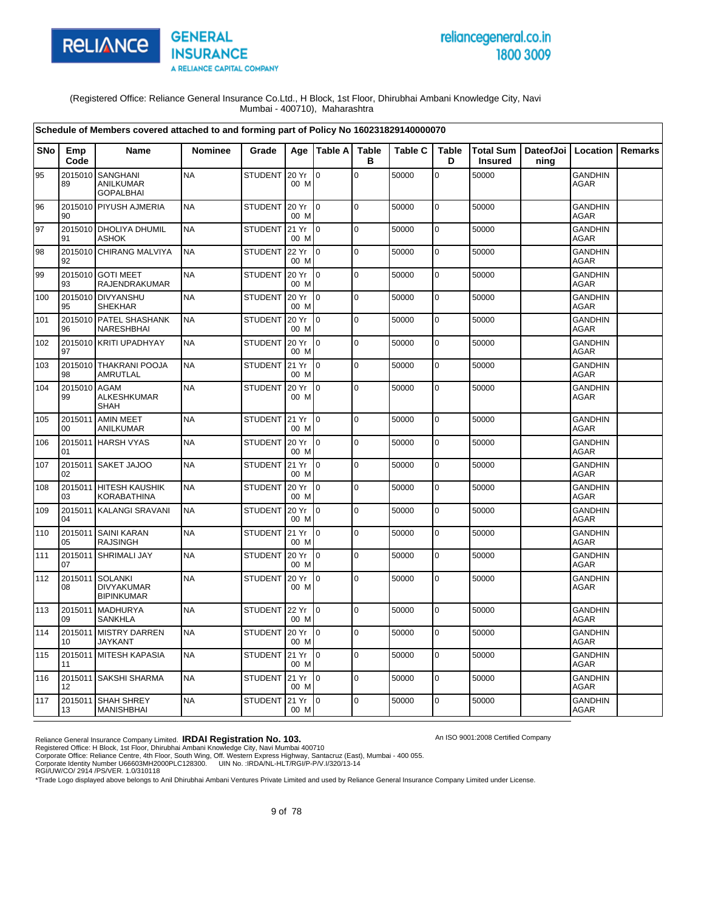(Registered Office: Reliance General Insurance Co.Ltd., H Block, 1st Floor, Dhirubhai Ambani Knowledge City, Navi Mumbai - 400710), Maharashtra

**Schedule of Members covered attached to and forming part of Policy No 160231829140000070**

| SNo | Emp Code | Name | Nominee | Grade | Age | Table A | Table B | Table C | Table D | Total Sum Insured | DateofJoining | Location | Remarks |
|---|---|---|---|---|---|---|---|---|---|---|---|---|---|
| 95 | 201501089 | SANGHANI ANILKUMAR GOPALBHAI | NA | STUDENT | 20 Yr 00 M | 0 | 0 | 50000 | 0 | 50000 | | GANDHINAGAR | |
| 96 | 201501090 | PIYUSH AJMERIA | NA | STUDENT | 20 Yr 00 M | 0 | 0 | 50000 | 0 | 50000 | | GANDHINAGAR | |
| 97 | 201501091 | DHOLIYA DHUMIL ASHOK | NA | STUDENT | 21 Yr 00 M | 0 | 0 | 50000 | 0 | 50000 | | GANDHINAGAR | |
| 98 | 201501092 | CHIRANG MALVIYA | NA | STUDENT | 22 Yr 00 M | 0 | 0 | 50000 | 0 | 50000 | | GANDHINAGAR | |
| 99 | 201501093 | GOTI MEET RAJENDRAKUMAR | NA | STUDENT | 20 Yr 00 M | 0 | 0 | 50000 | 0 | 50000 | | GANDHINAGAR | |
| 100 | 201501095 | DIVYANSHU SHEKHAR | NA | STUDENT | 20 Yr 00 M | 0 | 0 | 50000 | 0 | 50000 | | GANDHINAGAR | |
| 101 | 201501096 | PATEL SHASHANK NARESHBHAI | NA | STUDENT | 20 Yr 00 M | 0 | 0 | 50000 | 0 | 50000 | | GANDHINAGAR | |
| 102 | 201501097 | KRITI UPADHYAY | NA | STUDENT | 20 Yr 00 M | 0 | 0 | 50000 | 0 | 50000 | | GANDHINAGAR | |
| 103 | 201501098 | THAKRANI POOJA AMRUTLAL | NA | STUDENT | 21 Yr 00 M | 0 | 0 | 50000 | 0 | 50000 | | GANDHINAGAR | |
| 104 | 201501099 | AGAM ALKESHKUMAR SHAH | NA | STUDENT | 20 Yr 00 M | 0 | 0 | 50000 | 0 | 50000 | | GANDHINAGAR | |
| 105 | 201501100 | AMIN MEET ANILKUMAR | NA | STUDENT | 21 Yr 00 M | 0 | 0 | 50000 | 0 | 50000 | | GANDHINAGAR | |
| 106 | 201501101 | HARSH VYAS | NA | STUDENT | 20 Yr 00 M | 0 | 0 | 50000 | 0 | 50000 | | GANDHINAGAR | |
| 107 | 201501102 | SAKET JAJOO | NA | STUDENT | 21 Yr 00 M | 0 | 0 | 50000 | 0 | 50000 | | GANDHINAGAR | |
| 108 | 201501103 | HITESH KAUSHIK KORABATHINA | NA | STUDENT | 20 Yr 00 M | 0 | 0 | 50000 | 0 | 50000 | | GANDHINAGAR | |
| 109 | 201501104 | KALANGI SRAVANI | NA | STUDENT | 20 Yr 00 M | 0 | 0 | 50000 | 0 | 50000 | | GANDHINAGAR | |
| 110 | 201501105 | SAINI KARAN RAJSINGH | NA | STUDENT | 21 Yr 00 M | 0 | 0 | 50000 | 0 | 50000 | | GANDHINAGAR | |
| 111 | 201501107 | SHRIMALI JAY | NA | STUDENT | 20 Yr 00 M | 0 | 0 | 50000 | 0 | 50000 | | GANDHINAGAR | |
| 112 | 201501108 | SOLANKI DIVYAKUMAR BIPINKUMAR | NA | STUDENT | 20 Yr 00 M | 0 | 0 | 50000 | 0 | 50000 | | GANDHINAGAR | |
| 113 | 201501109 | MADHURYA SANKHLA | NA | STUDENT | 22 Yr 00 M | 0 | 0 | 50000 | 0 | 50000 | | GANDHINAGAR | |
| 114 | 201501110 | MISTRY DARREN JAYKANT | NA | STUDENT | 20 Yr 00 M | 0 | 0 | 50000 | 0 | 50000 | | GANDHINAGAR | |
| 115 | 201501111 | MITESH KAPASIA | NA | STUDENT | 21 Yr 00 M | 0 | 0 | 50000 | 0 | 50000 | | GANDHINAGAR | |
| 116 | 201501112 | SAKSHI SHARMA | NA | STUDENT | 21 Yr 00 M | 0 | 0 | 50000 | 0 | 50000 | | GANDHINAGAR | |
| 117 | 201501113 | SHAH SHREY MANISHBHAI | NA | STUDENT | 21 Yr 00 M | 0 | 0 | 50000 | 0 | 50000 | | GANDHINAGAR | |

Reliance General Insurance Company Limited. **IRDAI Registration No. 103.**
Registered Office: H Block, 1st Floor, Dhirubhai Ambani Knowledge City, Navi Mumbai 400710
Corporate Office: Reliance Centre, 4th Floor, South Wing, Off. Western Express Highway, Santacruz (East), Mumbai - 400 055.
Corporate Identity Number U66603MH2000PLC128300. UIN No. :IRDA/NL-HLT/RGI/P-P/V.I/320/13-14
RGI/UW/CO/ 2914 /PS/VER. 1.0/310118

An ISO 9001:2008 Certified Company

*Trade Logo displayed above belongs to Anil Dhirubhai Ambani Ventures Private Limited and used by Reliance General Insurance Company Limited under License.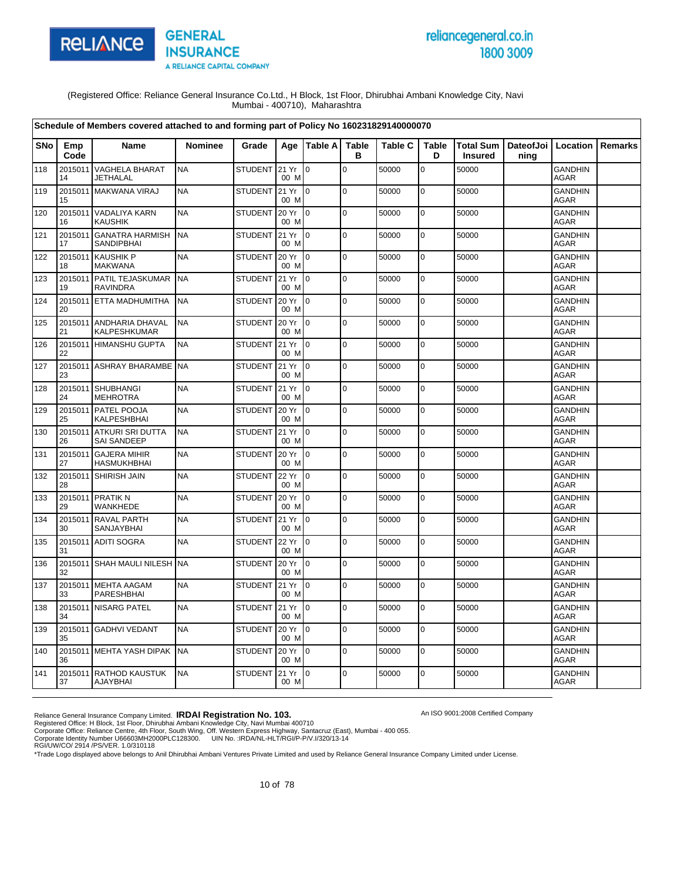(Registered Office: Reliance General Insurance Co.Ltd., H Block, 1st Floor, Dhirubhai Ambani Knowledge City, Navi Mumbai - 400710), Maharashtra

**Schedule of Members covered attached to and forming part of Policy No 160231829140000070**

| SNo | Emp Code | Name | Nominee | Grade | Age | Table A | Table B | Table C | Table D | Total Sum Insured | DateofJoining | Location | Remarks |
|---|---|---|---|---|---|---|---|---|---|---|---|---|---|
| 118 | 201501114 | VAGHELA BHARAT JETHALAL | NA | STUDENT | 21 Yr 00 M | 0 | 0 | 50000 | 0 | 50000 | | GANDHINAGAR | |
| 119 | 201501115 | MAKWANA VIRAJ | NA | STUDENT | 21 Yr 00 M | 0 | 0 | 50000 | 0 | 50000 | | GANDHINAGAR | |
| 120 | 201501116 | VADALIYA KARN KAUSHIK | NA | STUDENT | 20 Yr 00 M | 0 | 0 | 50000 | 0 | 50000 | | GANDHINAGAR | |
| 121 | 201501117 | GANATRA HARMISH SANDIPBHAI | NA | STUDENT | 21 Yr 00 M | 0 | 0 | 50000 | 0 | 50000 | | GANDHINAGAR | |
| 122 | 201501118 | KAUSHIK P MAKWANA | NA | STUDENT | 20 Yr 00 M | 0 | 0 | 50000 | 0 | 50000 | | GANDHINAGAR | |
| 123 | 201501119 | PATIL TEJASKUMAR RAVINDRA | NA | STUDENT | 21 Yr 00 M | 0 | 0 | 50000 | 0 | 50000 | | GANDHINAGAR | |
| 124 | 201501120 | ETTA MADHUMITHA | NA | STUDENT | 20 Yr 00 M | 0 | 0 | 50000 | 0 | 50000 | | GANDHINAGAR | |
| 125 | 201501121 | ANDHARIA DHAVAL KALPESHKUMAR | NA | STUDENT | 20 Yr 00 M | 0 | 0 | 50000 | 0 | 50000 | | GANDHINAGAR | |
| 126 | 201501122 | HIMANSHU GUPTA | NA | STUDENT | 21 Yr 00 M | 0 | 0 | 50000 | 0 | 50000 | | GANDHINAGAR | |
| 127 | 201501123 | ASHRAY BHARAMBE | NA | STUDENT | 21 Yr 00 M | 0 | 0 | 50000 | 0 | 50000 | | GANDHINAGAR | |
| 128 | 201501124 | SHUBHANGI MEHROTRA | NA | STUDENT | 21 Yr 00 M | 0 | 0 | 50000 | 0 | 50000 | | GANDHINAGAR | |
| 129 | 201501125 | PATEL POOJA KALPESHBHAI | NA | STUDENT | 20 Yr 00 M | 0 | 0 | 50000 | 0 | 50000 | | GANDHINAGAR | |
| 130 | 201501126 | ATKURI SRI DUTTA SAI SANDEEP | NA | STUDENT | 21 Yr 00 M | 0 | 0 | 50000 | 0 | 50000 | | GANDHINAGAR | |
| 131 | 201501127 | GAJERA MIHIR HASMUKHBHAI | NA | STUDENT | 20 Yr 00 M | 0 | 0 | 50000 | 0 | 50000 | | GANDHINAGAR | |
| 132 | 201501128 | SHIRISH JAIN | NA | STUDENT | 22 Yr 00 M | 0 | 0 | 50000 | 0 | 50000 | | GANDHINAGAR | |
| 133 | 201501129 | PRATIK N WANKHEDE | NA | STUDENT | 20 Yr 00 M | 0 | 0 | 50000 | 0 | 50000 | | GANDHINAGAR | |
| 134 | 201501130 | RAVAL PARTH SANJAYBHAI | NA | STUDENT | 21 Yr 00 M | 0 | 0 | 50000 | 0 | 50000 | | GANDHINAGAR | |
| 135 | 201501131 | ADITI SOGRA | NA | STUDENT | 22 Yr 00 M | 0 | 0 | 50000 | 0 | 50000 | | GANDHINAGAR | |
| 136 | 201501132 | SHAH MAULI NILESH | NA | STUDENT | 20 Yr 00 M | 0 | 0 | 50000 | 0 | 50000 | | GANDHINAGAR | |
| 137 | 201501133 | MEHTA AAGAM PARESHBHAI | NA | STUDENT | 21 Yr 00 M | 0 | 0 | 50000 | 0 | 50000 | | GANDHINAGAR | |
| 138 | 201501134 | NISARG PATEL | NA | STUDENT | 21 Yr 00 M | 0 | 0 | 50000 | 0 | 50000 | | GANDHINAGAR | |
| 139 | 201501135 | GADHVI VEDANT | NA | STUDENT | 20 Yr 00 M | 0 | 0 | 50000 | 0 | 50000 | | GANDHINAGAR | |
| 140 | 201501136 | MEHTA YASH DIPAK | NA | STUDENT | 20 Yr 00 M | 0 | 0 | 50000 | 0 | 50000 | | GANDHINAGAR | |
| 141 | 201501137 | RATHOD KAUSTUK AJAYBHAI | NA | STUDENT | 21 Yr 00 M | 0 | 0 | 50000 | 0 | 50000 | | GANDHINAGAR | |

Reliance General Insurance Company Limited. **IRDAI Registration No. 103.**
Registered Office: H Block, 1st Floor, Dhirubhai Ambani Knowledge City, Navi Mumbai 400710
Corporate Office: Reliance Centre, 4th Floor, South Wing, Off. Western Express Highway, Santacruz (East), Mumbai - 400 055.
Corporate Identity Number U66603MH2000PLC128300. UIN No. :IRDA/NL-HLT/RGI/P-P/V.I/320/13-14
RGI/UW/CO/ 2914 /PS/VER. 1.0/310118

An ISO 9001:2008 Certified Company

*Trade Logo displayed above belongs to Anil Dhirubhai Ambani Ventures Private Limited and used by Reliance General Insurance Company Limited under License.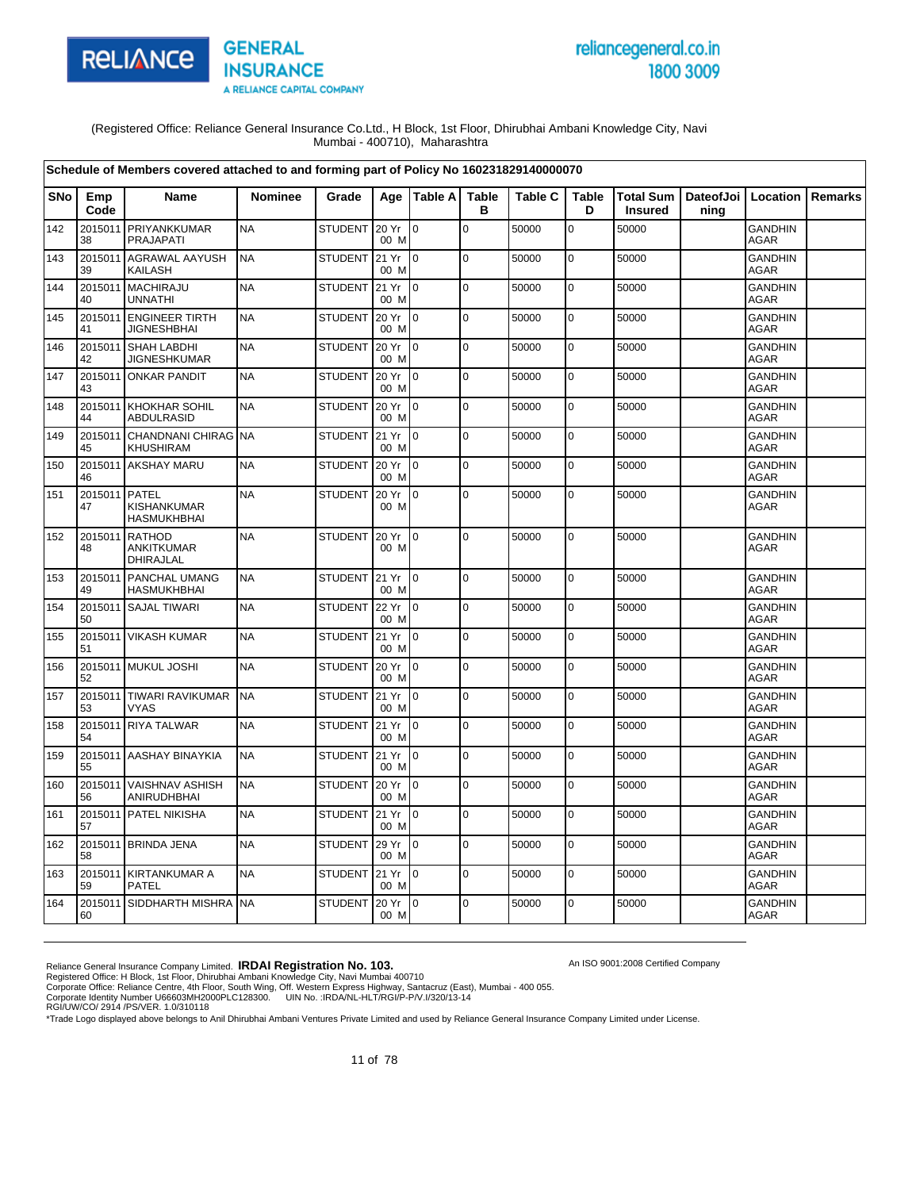(Registered Office: Reliance General Insurance Co.Ltd., H Block, 1st Floor, Dhirubhai Ambani Knowledge City, Navi Mumbai - 400710), Maharashtra

**Schedule of Members covered attached to and forming part of Policy No 160231829140000070**

| SNo | Emp Code | Name | Nominee | Grade | Age | Table A | Table B | Table C | Table D | Total Sum Insured | DateofJoining | Location | Remarks |
|---|---|---|---|---|---|---|---|---|---|---|---|---|---|
| 142 | 201501138 | PRIYANKKUMAR PRAJAPATI | NA | STUDENT | 20 Yr 00 M | 0 | 0 | 50000 | 0 | 50000 | | GANDHINAGAR | |
| 143 | 201501139 | AGRAWAL AAYUSH KAILASH | NA | STUDENT | 21 Yr 00 M | 0 | 0 | 50000 | 0 | 50000 | | GANDHINAGAR | |
| 144 | 201501140 | MACHIRAJU UNNATHI | NA | STUDENT | 21 Yr 00 M | 0 | 0 | 50000 | 0 | 50000 | | GANDHINAGAR | |
| 145 | 201501141 | ENGINEER TIRTH JIGNESHBHAI | NA | STUDENT | 20 Yr 00 M | 0 | 0 | 50000 | 0 | 50000 | | GANDHINAGAR | |
| 146 | 201501142 | SHAH LABDHI JIGNESHKUMAR | NA | STUDENT | 20 Yr 00 M | 0 | 0 | 50000 | 0 | 50000 | | GANDHINAGAR | |
| 147 | 201501143 | ONKAR PANDIT | NA | STUDENT | 20 Yr 00 M | 0 | 0 | 50000 | 0 | 50000 | | GANDHINAGAR | |
| 148 | 201501144 | KHOKHAR SOHIL ABDULRASID | NA | STUDENT | 20 Yr 00 M | 0 | 0 | 50000 | 0 | 50000 | | GANDHINAGAR | |
| 149 | 201501145 | CHANDNANI CHIRAG KHUSHIRAM | NA | STUDENT | 21 Yr 00 M | 0 | 0 | 50000 | 0 | 50000 | | GANDHINAGAR | |
| 150 | 201501146 | AKSHAY MARU | NA | STUDENT | 20 Yr 00 M | 0 | 0 | 50000 | 0 | 50000 | | GANDHINAGAR | |
| 151 | 201501147 | PATEL KISHANKUMAR HASMUKHBHAI | NA | STUDENT | 20 Yr 00 M | 0 | 0 | 50000 | 0 | 50000 | | GANDHINAGAR | |
| 152 | 201501148 | RATHOD ANKITKUMAR DHIRAJLAL | NA | STUDENT | 20 Yr 00 M | 0 | 0 | 50000 | 0 | 50000 | | GANDHINAGAR | |
| 153 | 201501149 | PANCHAL UMANG HASMUKHBHAI | NA | STUDENT | 21 Yr 00 M | 0 | 0 | 50000 | 0 | 50000 | | GANDHINAGAR | |
| 154 | 201501150 | SAJAL TIWARI | NA | STUDENT | 22 Yr 00 M | 0 | 0 | 50000 | 0 | 50000 | | GANDHINAGAR | |
| 155 | 201501151 | VIKASH KUMAR | NA | STUDENT | 21 Yr 00 M | 0 | 0 | 50000 | 0 | 50000 | | GANDHINAGAR | |
| 156 | 201501152 | MUKUL JOSHI | NA | STUDENT | 20 Yr 00 M | 0 | 0 | 50000 | 0 | 50000 | | GANDHINAGAR | |
| 157 | 201501153 | TIWARI RAVIKUMAR VYAS | NA | STUDENT | 21 Yr 00 M | 0 | 0 | 50000 | 0 | 50000 | | GANDHINAGAR | |
| 158 | 201501154 | RIYA TALWAR | NA | STUDENT | 21 Yr 00 M | 0 | 0 | 50000 | 0 | 50000 | | GANDHINAGAR | |
| 159 | 201501155 | AASHAY BINAYKIA | NA | STUDENT | 21 Yr 00 M | 0 | 0 | 50000 | 0 | 50000 | | GANDHINAGAR | |
| 160 | 201501156 | VAISHNAV ASHISH ANIRUDHBHAI | NA | STUDENT | 20 Yr 00 M | 0 | 0 | 50000 | 0 | 50000 | | GANDHINAGAR | |
| 161 | 201501157 | PATEL NIKISHA | NA | STUDENT | 21 Yr 00 M | 0 | 0 | 50000 | 0 | 50000 | | GANDHINAGAR | |
| 162 | 201501158 | BRINDA JENA | NA | STUDENT | 29 Yr 00 M | 0 | 0 | 50000 | 0 | 50000 | | GANDHINAGAR | |
| 163 | 201501159 | KIRTANKUMAR A PATEL | NA | STUDENT | 21 Yr 00 M | 0 | 0 | 50000 | 0 | 50000 | | GANDHINAGAR | |
| 164 | 201501160 | SIDDHARTH MISHRA | NA | STUDENT | 20 Yr 00 M | 0 | 0 | 50000 | 0 | 50000 | | GANDHINAGAR | |

Reliance General Insurance Company Limited. **IRDAI Registration No. 103.**
Registered Office: H Block, 1st Floor, Dhirubhai Ambani Knowledge City, Navi Mumbai 400710
Corporate Office: Reliance Centre, 4th Floor, South Wing, Off. Western Express Highway, Santacruz (East), Mumbai - 400 055.
Corporate Identity Number U66603MH2000PLC128300. UIN No. :IRDA/NL-HLT/RGI/P-P/V.I/320/13-14
RGI/UW/CO/ 2914 /PS/VER. 1.0/310118

An ISO 9001:2008 Certified Company

*Trade Logo displayed above belongs to Anil Dhirubhai Ambani Ventures Private Limited and used by Reliance General Insurance Company Limited under License.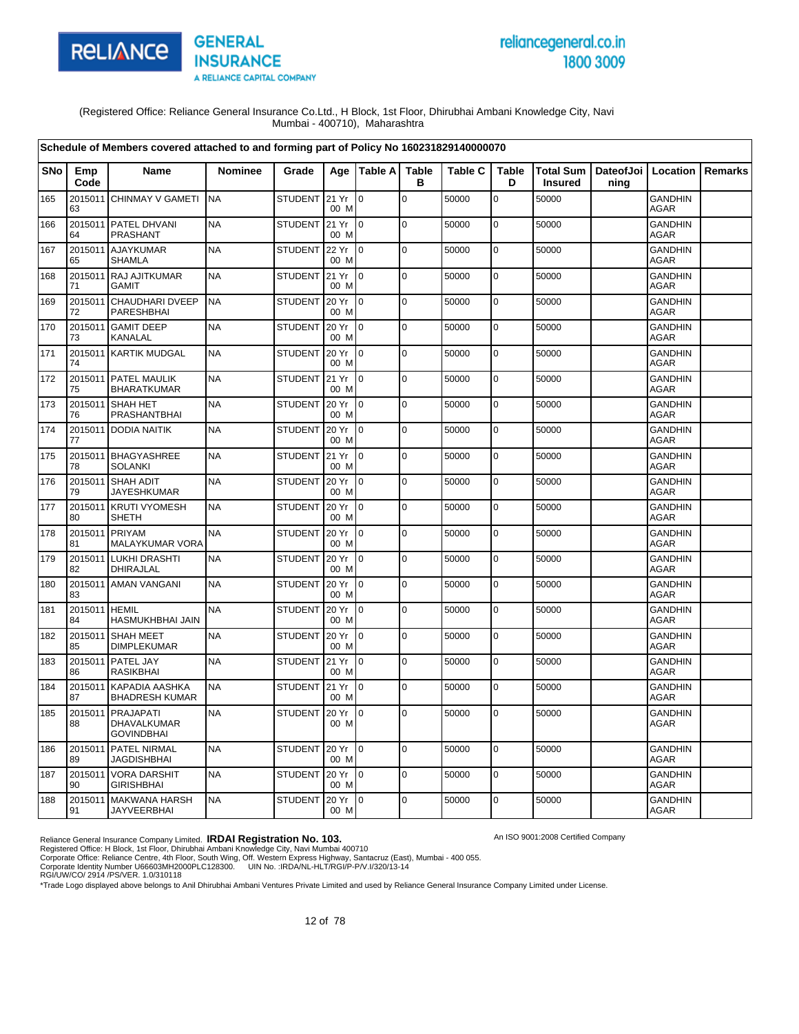(Registered Office: Reliance General Insurance Co.Ltd., H Block, 1st Floor, Dhirubhai Ambani Knowledge City, Navi Mumbai - 400710), Maharashtra

**Schedule of Members covered attached to and forming part of Policy No 160231829140000070**

| SNo | Emp Code | Name | Nominee | Grade | Age | Table A | Table B | Table C | Table D | Total Sum Insured | DateofJoining | Location | Remarks |
|---|---|---|---|---|---|---|---|---|---|---|---|---|---|
| 165 | 201501163 | CHINMAY V GAMETI | NA | STUDENT | 21 Yr 00 M | 0 | 0 | 50000 | 0 | 50000 | | GANDHINAGAR | |
| 166 | 201501164 | PATEL DHVANI PRASHANT | NA | STUDENT | 21 Yr 00 M | 0 | 0 | 50000 | 0 | 50000 | | GANDHINAGAR | |
| 167 | 201501165 | AJAYKUMAR SHAMLA | NA | STUDENT | 22 Yr 00 M | 0 | 0 | 50000 | 0 | 50000 | | GANDHINAGAR | |
| 168 | 201501171 | RAJ AJITKUMAR GAMIT | NA | STUDENT | 21 Yr 00 M | 0 | 0 | 50000 | 0 | 50000 | | GANDHINAGAR | |
| 169 | 201501172 | CHAUDHARI DVEEP PARESHBHAI | NA | STUDENT | 20 Yr 00 M | 0 | 0 | 50000 | 0 | 50000 | | GANDHINAGAR | |
| 170 | 201501173 | GAMIT DEEP KANALAL | NA | STUDENT | 20 Yr 00 M | 0 | 0 | 50000 | 0 | 50000 | | GANDHINAGAR | |
| 171 | 201501174 | KARTIK MUDGAL | NA | STUDENT | 20 Yr 00 M | 0 | 0 | 50000 | 0 | 50000 | | GANDHINAGAR | |
| 172 | 201501175 | PATEL MAULIK BHARATKUMAR | NA | STUDENT | 21 Yr 00 M | 0 | 0 | 50000 | 0 | 50000 | | GANDHINAGAR | |
| 173 | 201501176 | SHAH HET PRASHANTBHAI | NA | STUDENT | 20 Yr 00 M | 0 | 0 | 50000 | 0 | 50000 | | GANDHINAGAR | |
| 174 | 201501177 | DODIA NAITIK | NA | STUDENT | 20 Yr 00 M | 0 | 0 | 50000 | 0 | 50000 | | GANDHINAGAR | |
| 175 | 201501178 | BHAGYASHREE SOLANKI | NA | STUDENT | 21 Yr 00 M | 0 | 0 | 50000 | 0 | 50000 | | GANDHINAGAR | |
| 176 | 201501179 | SHAH ADIT JAYESHKUMAR | NA | STUDENT | 20 Yr 00 M | 0 | 0 | 50000 | 0 | 50000 | | GANDHINAGAR | |
| 177 | 201501180 | KRUTI VYOMESH SHETH | NA | STUDENT | 20 Yr 00 M | 0 | 0 | 50000 | 0 | 50000 | | GANDHINAGAR | |
| 178 | 201501181 | PRIYAM MALAYKUMAR VORA | NA | STUDENT | 20 Yr 00 M | 0 | 0 | 50000 | 0 | 50000 | | GANDHINAGAR | |
| 179 | 201501182 | LUKHI DRASHTI DHIRAJLAL | NA | STUDENT | 20 Yr 00 M | 0 | 0 | 50000 | 0 | 50000 | | GANDHINAGAR | |
| 180 | 201501183 | AMAN VANGANI | NA | STUDENT | 20 Yr 00 M | 0 | 0 | 50000 | 0 | 50000 | | GANDHINAGAR | |
| 181 | 201501184 | HEMIL HASMUKHBHAI JAIN | NA | STUDENT | 20 Yr 00 M | 0 | 0 | 50000 | 0 | 50000 | | GANDHINAGAR | |
| 182 | 201501185 | SHAH MEET DIMPLEKUMAR | NA | STUDENT | 20 Yr 00 M | 0 | 0 | 50000 | 0 | 50000 | | GANDHINAGAR | |
| 183 | 201501186 | PATEL JAY RASIKBHAI | NA | STUDENT | 21 Yr 00 M | 0 | 0 | 50000 | 0 | 50000 | | GANDHINAGAR | |
| 184 | 201501187 | KAPADIA AASHKA BHADRESH KUMAR | NA | STUDENT | 21 Yr 00 M | 0 | 0 | 50000 | 0 | 50000 | | GANDHINAGAR | |
| 185 | 201501188 | PRAJAPATI DHAVALKUMAR GOVINDBHAI | NA | STUDENT | 20 Yr 00 M | 0 | 0 | 50000 | 0 | 50000 | | GANDHINAGAR | |
| 186 | 201501189 | PATEL NIRMAL JAGDISHBHAI | NA | STUDENT | 20 Yr 00 M | 0 | 0 | 50000 | 0 | 50000 | | GANDHINAGAR | |
| 187 | 201501190 | VORA DARSHIT GIRISHBHAI | NA | STUDENT | 20 Yr 00 M | 0 | 0 | 50000 | 0 | 50000 | | GANDHINAGAR | |
| 188 | 201501191 | MAKWANA HARSH JAYVEERBHAI | NA | STUDENT | 20 Yr 00 M | 0 | 0 | 50000 | 0 | 50000 | | GANDHINAGAR | |

Reliance General Insurance Company Limited. **IRDAI Registration No. 103.**
An ISO 9001:2008 Certified Company
Registered Office: H Block, 1st Floor, Dhirubhai Ambani Knowledge City, Navi Mumbai 400710
Corporate Office: Reliance Centre, 4th Floor, South Wing, Off. Western Express Highway, Santacruz (East), Mumbai - 400 055.
Corporate Identity Number U66603MH2000PLC128300. UIN No. :IRDA/NL-HLT/RGI/P-P/V.I/320/13-14
RGI/UW/CO/ 2914 /PS/VER. 1.0/310118
*Trade Logo displayed above belongs to Anil Dhirubhai Ambani Ventures Private Limited and used by Reliance General Insurance Company Limited under License.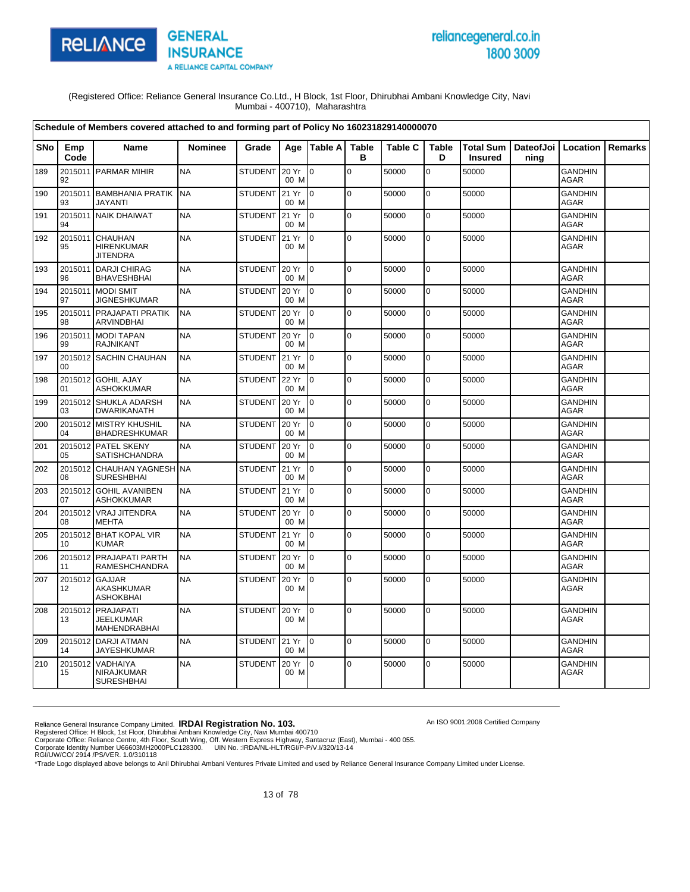(Registered Office: Reliance General Insurance Co.Ltd., H Block, 1st Floor, Dhirubhai Ambani Knowledge City, Navi Mumbai - 400710), Maharashtra

| Schedule of Members covered attached to and forming part of Policy No 160231829140000070 | | | | | | | | | | | | | | |
|---|---|---|---|---|---|---|---|---|---|---|---|---|---|---|
| SNo | Emp Code | Name | Nominee | Grade | Age | Table A | Table B | Table C | Table D | Total Sum Insured | DateofJoining | Location | Remarks |
| 189 | 201501192 | PARMAR MIHIR | NA | STUDENT | 20 Yr 00 M | 0 | 0 | 50000 | 0 | 50000 | | GANDHINAGAR | |
| 190 | 201501193 | BAMBHANIA PRATIK JAYANTI | NA | STUDENT | 21 Yr 00 M | 0 | 0 | 50000 | 0 | 50000 | | GANDHINAGAR | |
| 191 | 201501194 | NAIK DHAIWAT | NA | STUDENT | 21 Yr 00 M | 0 | 0 | 50000 | 0 | 50000 | | GANDHINAGAR | |
| 192 | 201501195 | CHAUHAN HIRENKUMAR JITENDRA | NA | STUDENT | 21 Yr 00 M | 0 | 0 | 50000 | 0 | 50000 | | GANDHINAGAR | |
| 193 | 201501196 | DARJI CHIRAG BHAVESHBHAI | NA | STUDENT | 20 Yr 00 M | 0 | 0 | 50000 | 0 | 50000 | | GANDHINAGAR | |
| 194 | 201501197 | MODI SMIT JIGNESHKUMAR | NA | STUDENT | 20 Yr 00 M | 0 | 0 | 50000 | 0 | 50000 | | GANDHINAGAR | |
| 195 | 201501198 | PRAJAPATI PRATIK ARVINDBHAI | NA | STUDENT | 20 Yr 00 M | 0 | 0 | 50000 | 0 | 50000 | | GANDHINAGAR | |
| 196 | 201501199 | MODI TAPAN RAJNIKANT | NA | STUDENT | 20 Yr 00 M | 0 | 0 | 50000 | 0 | 50000 | | GANDHINAGAR | |
| 197 | 201501200 | SACHIN CHAUHAN | NA | STUDENT | 21 Yr 00 M | 0 | 0 | 50000 | 0 | 50000 | | GANDHINAGAR | |
| 198 | 201501201 | GOHIL AJAY ASHOKKUMAR | NA | STUDENT | 22 Yr 00 M | 0 | 0 | 50000 | 0 | 50000 | | GANDHINAGAR | |
| 199 | 201501203 | SHUKLA ADARSH DWARIKANATH | NA | STUDENT | 20 Yr 00 M | 0 | 0 | 50000 | 0 | 50000 | | GANDHINAGAR | |
| 200 | 201501204 | MISTRY KHUSHIL BHADRESHKUMAR | NA | STUDENT | 20 Yr 00 M | 0 | 0 | 50000 | 0 | 50000 | | GANDHINAGAR | |
| 201 | 201501205 | PATEL SKENY SATISHCHANDRA | NA | STUDENT | 20 Yr 00 M | 0 | 0 | 50000 | 0 | 50000 | | GANDHINAGAR | |
| 202 | 201501206 | CHAUHAN YAGNESH SURESHBHAI | NA | STUDENT | 21 Yr 00 M | 0 | 0 | 50000 | 0 | 50000 | | GANDHINAGAR | |
| 203 | 201501207 | GOHIL AVANIBEN ASHOKKUMAR | NA | STUDENT | 21 Yr 00 M | 0 | 0 | 50000 | 0 | 50000 | | GANDHINAGAR | |
| 204 | 201501208 | VRAJ JITENDRA MEHTA | NA | STUDENT | 20 Yr 00 M | 0 | 0 | 50000 | 0 | 50000 | | GANDHINAGAR | |
| 205 | 201501210 | BHAT KOPAL VIR KUMAR | NA | STUDENT | 21 Yr 00 M | 0 | 0 | 50000 | 0 | 50000 | | GANDHINAGAR | |
| 206 | 201501211 | PRAJAPATI PARTH RAMESHCHANDRA | NA | STUDENT | 20 Yr 00 M | 0 | 0 | 50000 | 0 | 50000 | | GANDHINAGAR | |
| 207 | 201501212 | GAJJAR AKASHKUMAR ASHOKBHAI | NA | STUDENT | 20 Yr 00 M | 0 | 0 | 50000 | 0 | 50000 | | GANDHINAGAR | |
| 208 | 201501213 | PRAJAPATI JEELKUMAR MAHENDRABHAI | NA | STUDENT | 20 Yr 00 M | 0 | 0 | 50000 | 0 | 50000 | | GANDHINAGAR | |
| 209 | 201501214 | DARJI ATMAN JAYESHKUMAR | NA | STUDENT | 21 Yr 00 M | 0 | 0 | 50000 | 0 | 50000 | | GANDHINAGAR | |
| 210 | 201501215 | VADHAIYA NIRAJKUMAR SURESHBHAI | NA | STUDENT | 20 Yr 00 M | 0 | 0 | 50000 | 0 | 50000 | | GANDHINAGAR | |

Reliance General Insurance Company Limited. **IRDAI Registration No. 103.**
Registered Office: H Block, 1st Floor, Dhirubhai Ambani Knowledge City, Navi Mumbai 400710
Corporate Office: Reliance Centre, 4th Floor, South Wing, Off. Western Express Highway, Santacruz (East), Mumbai - 400 055.
Corporate Identity Number U66603MH2000PLC128300. UIN No. :IRDA/NL-HLT/RGI/P-P/V.I/320/13-14
RGI/UW/CO/ 2914 /PS/VER. 1.0/310118
*Trade Logo displayed above belongs to Anil Dhirubhai Ambani Ventures Private Limited and used by Reliance General Insurance Company Limited under License.

An ISO 9001:2008 Certified Company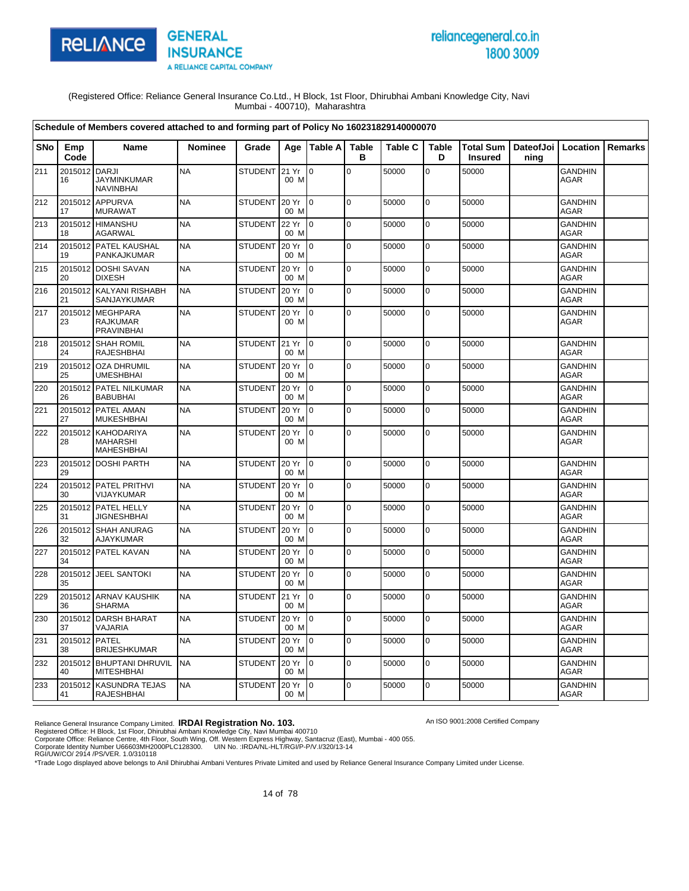RELIANCE GENERAL INSURANCE
A RELIANCE CAPITAL COMPANY

reliancegeneral.co.in
1800 3009

(Registered Office: Reliance General Insurance Co.Ltd., H Block, 1st Floor, Dhirubhai Ambani Knowledge City, Navi Mumbai - 400710), Maharashtra

**Schedule of Members covered attached to and forming part of Policy No 160231829140000070**

| SNo | Emp Code | Name | Nominee | Grade | Age | Table A | Table B | Table C | Table D | Total Sum Insured | DateofJoining | Location | Remarks |
|---|---|---|---|---|---|---|---|---|---|---|---|---|---|
| 211 | 201501216 | DARJI JAYMINKUMAR NAVINBHAI | NA | STUDENT | 21 Yr 00 M | 0 | 0 | 50000 | 0 | 50000 | | GANDHINAGAR | |
| 212 | 201501217 | APPURVA MURAWAT | NA | STUDENT | 20 Yr 00 M | 0 | 0 | 50000 | 0 | 50000 | | GANDHINAGAR | |
| 213 | 201501218 | HIMANSHU AGARWAL | NA | STUDENT | 22 Yr 00 M | 0 | 0 | 50000 | 0 | 50000 | | GANDHINAGAR | |
| 214 | 201501219 | PATEL KAUSHAL PANKAJKUMAR | NA | STUDENT | 20 Yr 00 M | 0 | 0 | 50000 | 0 | 50000 | | GANDHINAGAR | |
| 215 | 201501220 | DOSHI SAVAN DIXESH | NA | STUDENT | 20 Yr 00 M | 0 | 0 | 50000 | 0 | 50000 | | GANDHINAGAR | |
| 216 | 201501221 | KALYANI RISHABH SANJAYKUMAR | NA | STUDENT | 20 Yr 00 M | 0 | 0 | 50000 | 0 | 50000 | | GANDHINAGAR | |
| 217 | 201501223 | MEGHPARA RAJKUMAR PRAVINBHAI | NA | STUDENT | 20 Yr 00 M | 0 | 0 | 50000 | 0 | 50000 | | GANDHINAGAR | |
| 218 | 201501224 | SHAH ROMIL RAJESHBHAI | NA | STUDENT | 21 Yr 00 M | 0 | 0 | 50000 | 0 | 50000 | | GANDHINAGAR | |
| 219 | 201501225 | OZA DHRUMIL UMESHBHAI | NA | STUDENT | 20 Yr 00 M | 0 | 0 | 50000 | 0 | 50000 | | GANDHINAGAR | |
| 220 | 201501226 | PATEL NILKUMAR BABUBHAI | NA | STUDENT | 20 Yr 00 M | 0 | 0 | 50000 | 0 | 50000 | | GANDHINAGAR | |
| 221 | 201501227 | PATEL AMAN MUKESHBHAI | NA | STUDENT | 20 Yr 00 M | 0 | 0 | 50000 | 0 | 50000 | | GANDHINAGAR | |
| 222 | 201501228 | KAHODARIYA MAHARSHI MAHESHBHAI | NA | STUDENT | 20 Yr 00 M | 0 | 0 | 50000 | 0 | 50000 | | GANDHINAGAR | |
| 223 | 201501229 | DOSHI PARTH | NA | STUDENT | 20 Yr 00 M | 0 | 0 | 50000 | 0 | 50000 | | GANDHINAGAR | |
| 224 | 201501230 | PATEL PRITHVI VIJAYKUMAR | NA | STUDENT | 20 Yr 00 M | 0 | 0 | 50000 | 0 | 50000 | | GANDHINAGAR | |
| 225 | 201501231 | PATEL HELLY JIGNESHBHAI | NA | STUDENT | 20 Yr 00 M | 0 | 0 | 50000 | 0 | 50000 | | GANDHINAGAR | |
| 226 | 201501232 | SHAH ANURAG AJAYKUMAR | NA | STUDENT | 20 Yr 00 M | 0 | 0 | 50000 | 0 | 50000 | | GANDHINAGAR | |
| 227 | 201501234 | PATEL KAVAN | NA | STUDENT | 20 Yr 00 M | 0 | 0 | 50000 | 0 | 50000 | | GANDHINAGAR | |
| 228 | 201501235 | JEEL SANTOKI | NA | STUDENT | 20 Yr 00 M | 0 | 0 | 50000 | 0 | 50000 | | GANDHINAGAR | |
| 229 | 201501236 | ARNAV KAUSHIK SHARMA | NA | STUDENT | 21 Yr 00 M | 0 | 0 | 50000 | 0 | 50000 | | GANDHINAGAR | |
| 230 | 201501237 | DARSH BHARAT VAJARIA | NA | STUDENT | 20 Yr 00 M | 0 | 0 | 50000 | 0 | 50000 | | GANDHINAGAR | |
| 231 | 201501238 | PATEL BRIJESHKUMAR | NA | STUDENT | 20 Yr 00 M | 0 | 0 | 50000 | 0 | 50000 | | GANDHINAGAR | |
| 232 | 201501240 | BHUPTANI DHRUVIL MITESHBHAI | NA | STUDENT | 20 Yr 00 M | 0 | 0 | 50000 | 0 | 50000 | | GANDHINAGAR | |
| 233 | 201501241 | KASUNDRA TEJAS RAJESHBHAI | NA | STUDENT | 20 Yr 00 M | 0 | 0 | 50000 | 0 | 50000 | | GANDHINAGAR | |

Reliance General Insurance Company Limited. **IRDAI Registration No. 103.**
Registered Office: H Block, 1st Floor, Dhirubhai Ambani Knowledge City, Navi Mumbai 400710
Corporate Office: Reliance Centre, 4th Floor, South Wing, Off. Western Express Highway, Santacruz (East), Mumbai - 400 055.
Corporate Identity Number U66603MH2000PLC128300. UIN No. :IRDA/NL-HLT/RGI/P-P/V.I/320/13-14
RGI/UW/CO/ 2914 /PS/VER. 1.0/310118

An ISO 9001:2008 Certified Company

*Trade Logo displayed above belongs to Anil Dhirubhai Ambani Ventures Private Limited and used by Reliance General Insurance Company Limited under License.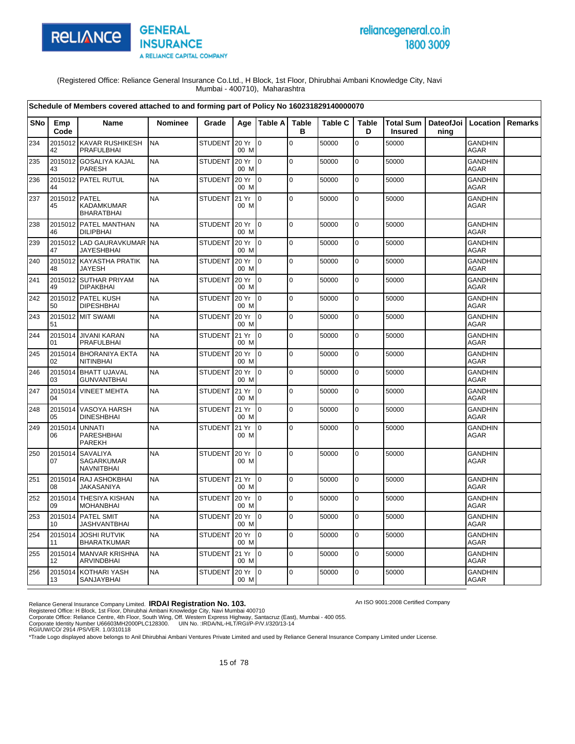(Registered Office: Reliance General Insurance Co.Ltd., H Block, 1st Floor, Dhirubhai Ambani Knowledge City, Navi Mumbai - 400710), Maharashtra

**Schedule of Members covered attached to and forming part of Policy No 160231829140000070**

| SNo | Emp Code | Name | Nominee | Grade | Age | Table A | Table B | Table C | Table D | Total Sum Insured | DateofJoining | Location | Remarks |
|---|---|---|---|---|---|---|---|---|---|---|---|---|---|
| 234 | 201501242 | KAVAR RUSHIKESH PRAFULBHAI | NA | STUDENT | 20 Yr 00 M | 0 | 0 | 50000 | 0 | 50000 | | GANDHINAGAR | |
| 235 | 201501243 | GOSALIYA KAJAL PARESH | NA | STUDENT | 20 Yr 00 M | 0 | 0 | 50000 | 0 | 50000 | | GANDHINAGAR | |
| 236 | 201501244 | PATEL RUTUL | NA | STUDENT | 20 Yr 00 M | 0 | 0 | 50000 | 0 | 50000 | | GANDHINAGAR | |
| 237 | 201501245 | PATEL KADAMKUMAR BHARATBHAI | NA | STUDENT | 21 Yr 00 M | 0 | 0 | 50000 | 0 | 50000 | | GANDHINAGAR | |
| 238 | 201501246 | PATEL MANTHAN DILIPBHAI | NA | STUDENT | 20 Yr 00 M | 0 | 0 | 50000 | 0 | 50000 | | GANDHINAGAR | |
| 239 | 201501247 | LAD GAURAVKUMAR JAYESHBHAI | NA | STUDENT | 20 Yr 00 M | 0 | 0 | 50000 | 0 | 50000 | | GANDHINAGAR | |
| 240 | 201501248 | KAYASTHA PRATIK JAYESH | NA | STUDENT | 20 Yr 00 M | 0 | 0 | 50000 | 0 | 50000 | | GANDHINAGAR | |
| 241 | 201501249 | SUTHAR PRIYAM DIPAKBHAI | NA | STUDENT | 20 Yr 00 M | 0 | 0 | 50000 | 0 | 50000 | | GANDHINAGAR | |
| 242 | 201501250 | PATEL KUSH DIPESHBHAI | NA | STUDENT | 20 Yr 00 M | 0 | 0 | 50000 | 0 | 50000 | | GANDHINAGAR | |
| 243 | 201501251 | MIT SWAMI | NA | STUDENT | 20 Yr 00 M | 0 | 0 | 50000 | 0 | 50000 | | GANDHINAGAR | |
| 244 | 201501401 | JIVANI KARAN PRAFULBHAI | NA | STUDENT | 21 Yr 00 M | 0 | 0 | 50000 | 0 | 50000 | | GANDHINAGAR | |
| 245 | 201501402 | BHORANIYA EKTA NITINBHAI | NA | STUDENT | 20 Yr 00 M | 0 | 0 | 50000 | 0 | 50000 | | GANDHINAGAR | |
| 246 | 201501403 | BHATT UJAVAL GUNVANTBHAI | NA | STUDENT | 20 Yr 00 M | 0 | 0 | 50000 | 0 | 50000 | | GANDHINAGAR | |
| 247 | 201501404 | VINEET MEHTA | NA | STUDENT | 21 Yr 00 M | 0 | 0 | 50000 | 0 | 50000 | | GANDHINAGAR | |
| 248 | 201501405 | VASOYA HARSH DINESHBHAI | NA | STUDENT | 21 Yr 00 M | 0 | 0 | 50000 | 0 | 50000 | | GANDHINAGAR | |
| 249 | 201501406 | UNNATI PARESHBHAI PAREKH | NA | STUDENT | 21 Yr 00 M | 0 | 0 | 50000 | 0 | 50000 | | GANDHINAGAR | |
| 250 | 201501407 | SAVALIYA SAGARKUMAR NAVNITBHAI | NA | STUDENT | 20 Yr 00 M | 0 | 0 | 50000 | 0 | 50000 | | GANDHINAGAR | |
| 251 | 201501408 | RAJ ASHOKBHAI JAKASANIYA | NA | STUDENT | 21 Yr 00 M | 0 | 0 | 50000 | 0 | 50000 | | GANDHINAGAR | |
| 252 | 201501409 | THESIYA KISHAN MOHANBHAI | NA | STUDENT | 20 Yr 00 M | 0 | 0 | 50000 | 0 | 50000 | | GANDHINAGAR | |
| 253 | 201501410 | PATEL SMIT JASHVANTBHAI | NA | STUDENT | 20 Yr 00 M | 0 | 0 | 50000 | 0 | 50000 | | GANDHINAGAR | |
| 254 | 201501411 | JOSHI RUTVIK BHARATKUMAR | NA | STUDENT | 20 Yr 00 M | 0 | 0 | 50000 | 0 | 50000 | | GANDHINAGAR | |
| 255 | 201501412 | MANVAR KRISHNA ARVINDBHAI | NA | STUDENT | 21 Yr 00 M | 0 | 0 | 50000 | 0 | 50000 | | GANDHINAGAR | |
| 256 | 201501413 | KOTHARI YASH SANJAYBHAI | NA | STUDENT | 20 Yr 00 M | 0 | 0 | 50000 | 0 | 50000 | | GANDHINAGAR | |

Reliance General Insurance Company Limited. **IRDAI Registration No. 103.**
Registered Office: H Block, 1st Floor, Dhirubhai Ambani Knowledge City, Navi Mumbai 400710
Corporate Office: Reliance Centre, 4th Floor, South Wing, Off. Western Express Highway, Santacruz (East), Mumbai - 400 055.
Corporate Identity Number U66603MH2000PLC128300. UIN No. :IRDA/NL-HLT/RGI/P-P/V.I/320/13-14
RGI/UW/CO/ 2914 /PS/VER. 1.0/310118
*Trade Logo displayed above belongs to Anil Dhirubhai Ambani Ventures Private Limited and used by Reliance General Insurance Company Limited under License.

An ISO 9001:2008 Certified Company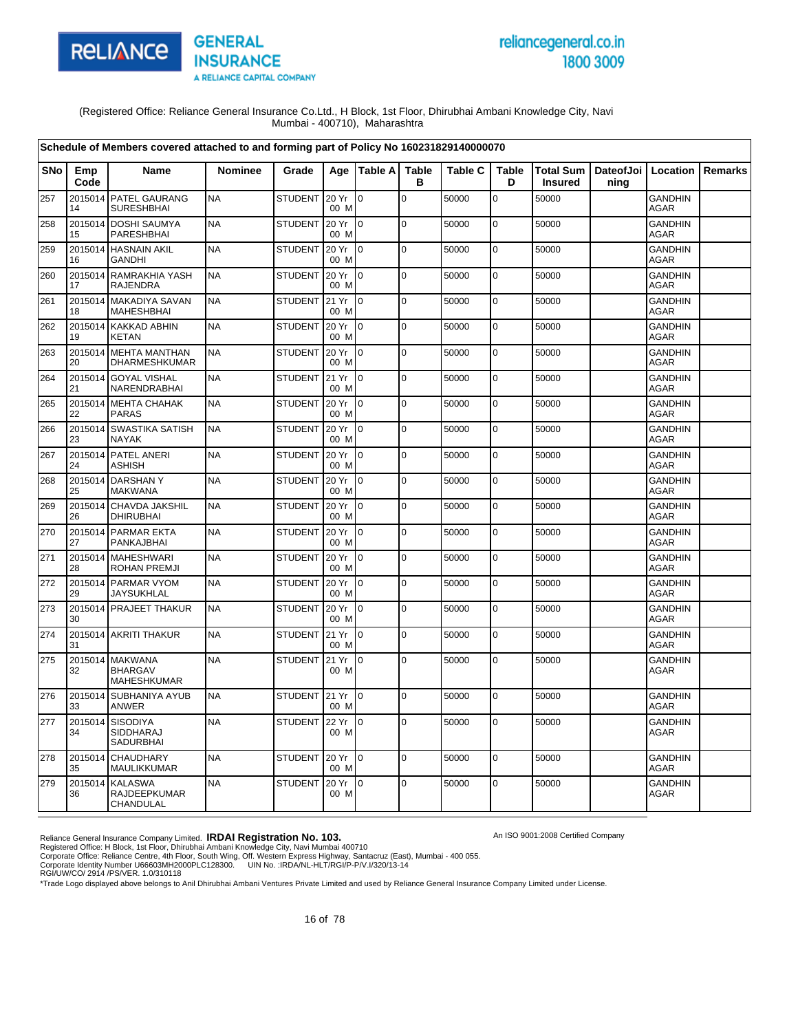(Registered Office: Reliance General Insurance Co.Ltd., H Block, 1st Floor, Dhirubhai Ambani Knowledge City, Navi Mumbai - 400710), Maharashtra

**Schedule of Members covered attached to and forming part of Policy No 160231829140000070**

| SNo | Emp Code | Name | Nominee | Grade | Age | Table A | Table B | Table C | Table D | Total Sum Insured | DateofJoining | Location | Remarks |
|---|---|---|---|---|---|---|---|---|---|---|---|---|---|
| 257 | 201501414 | PATEL GAURANG SURESHBHAI | NA | STUDENT | 20 Yr 00 M | 0 | 0 | 50000 | 0 | 50000 | | GANDHINAGAR | |
| 258 | 201501415 | DOSHI SAUMYA PARESHBHAI | NA | STUDENT | 20 Yr 00 M | 0 | 0 | 50000 | 0 | 50000 | | GANDHINAGAR | |
| 259 | 201501416 | HASNAIN AKIL GANDHI | NA | STUDENT | 20 Yr 00 M | 0 | 0 | 50000 | 0 | 50000 | | GANDHINAGAR | |
| 260 | 201501417 | RAMRAKHIA YASH RAJENDRA | NA | STUDENT | 20 Yr 00 M | 0 | 0 | 50000 | 0 | 50000 | | GANDHINAGAR | |
| 261 | 201501418 | MAKADIYA SAVAN MAHESHBHAI | NA | STUDENT | 21 Yr 00 M | 0 | 0 | 50000 | 0 | 50000 | | GANDHINAGAR | |
| 262 | 201501419 | KAKKAD ABHIN KETAN | NA | STUDENT | 20 Yr 00 M | 0 | 0 | 50000 | 0 | 50000 | | GANDHINAGAR | |
| 263 | 201501420 | MEHTA MANTHAN DHARMESHKUMAR | NA | STUDENT | 20 Yr 00 M | 0 | 0 | 50000 | 0 | 50000 | | GANDHINAGAR | |
| 264 | 201501421 | GOYAL VISHAL NARENDRABHAI | NA | STUDENT | 21 Yr 00 M | 0 | 0 | 50000 | 0 | 50000 | | GANDHINAGAR | |
| 265 | 201501422 | MEHTA CHAHAK PARAS | NA | STUDENT | 20 Yr 00 M | 0 | 0 | 50000 | 0 | 50000 | | GANDHINAGAR | |
| 266 | 201501423 | SWASTIKA SATISH NAYAK | NA | STUDENT | 20 Yr 00 M | 0 | 0 | 50000 | 0 | 50000 | | GANDHINAGAR | |
| 267 | 201501424 | PATEL ANERI ASHISH | NA | STUDENT | 20 Yr 00 M | 0 | 0 | 50000 | 0 | 50000 | | GANDHINAGAR | |
| 268 | 201501425 | DARSHAN Y MAKWANA | NA | STUDENT | 20 Yr 00 M | 0 | 0 | 50000 | 0 | 50000 | | GANDHINAGAR | |
| 269 | 201501426 | CHAVDA JAKSHIL DHIRUBHAI | NA | STUDENT | 20 Yr 00 M | 0 | 0 | 50000 | 0 | 50000 | | GANDHINAGAR | |
| 270 | 201501427 | PARMAR EKTA PANKAJBHAI | NA | STUDENT | 20 Yr 00 M | 0 | 0 | 50000 | 0 | 50000 | | GANDHINAGAR | |
| 271 | 201501428 | MAHESHWARI ROHAN PREMJI | NA | STUDENT | 20 Yr 00 M | 0 | 0 | 50000 | 0 | 50000 | | GANDHINAGAR | |
| 272 | 201501429 | PARMAR VYOM JAYSUKHLAL | NA | STUDENT | 20 Yr 00 M | 0 | 0 | 50000 | 0 | 50000 | | GANDHINAGAR | |
| 273 | 201501430 | PRAJEET THAKUR | NA | STUDENT | 20 Yr 00 M | 0 | 0 | 50000 | 0 | 50000 | | GANDHINAGAR | |
| 274 | 201501431 | AKRITI THAKUR | NA | STUDENT | 21 Yr 00 M | 0 | 0 | 50000 | 0 | 50000 | | GANDHINAGAR | |
| 275 | 201501432 | MAKWANA BHARGAV MAHESHKUMAR | NA | STUDENT | 21 Yr 00 M | 0 | 0 | 50000 | 0 | 50000 | | GANDHINAGAR | |
| 276 | 201501433 | SUBHANIYA AYUB ANWER | NA | STUDENT | 21 Yr 00 M | 0 | 0 | 50000 | 0 | 50000 | | GANDHINAGAR | |
| 277 | 201501434 | SISODIYA SIDDHARAJ SADURBHAI | NA | STUDENT | 22 Yr 00 M | 0 | 0 | 50000 | 0 | 50000 | | GANDHINAGAR | |
| 278 | 201501435 | CHAUDHARY MAULIKKUMAR | NA | STUDENT | 20 Yr 00 M | 0 | 0 | 50000 | 0 | 50000 | | GANDHINAGAR | |
| 279 | 201501436 | KALASWA RAJDEEPKUMAR CHANDULAL | NA | STUDENT | 20 Yr 00 M | 0 | 0 | 50000 | 0 | 50000 | | GANDHINAGAR | |

Reliance General Insurance Company Limited. **IRDAI Registration No. 103.**
Registered Office: H Block, 1st Floor, Dhirubhai Ambani Knowledge City, Navi Mumbai 400710
Corporate Office: Reliance Centre, 4th Floor, South Wing, Off. Western Express Highway, Santacruz (East), Mumbai - 400 055.
Corporate Identity Number U66603MH2000PLC128300. UIN No. :IRDA/NL-HLT/RGI/P-P/V.I/320/13-14
RGI/UW/CO/ 2914 /PS/VER. 1.0/310118

An ISO 9001:2008 Certified Company

*Trade Logo displayed above belongs to Anil Dhirubhai Ambani Ventures Private Limited and used by Reliance General Insurance Company Limited under License.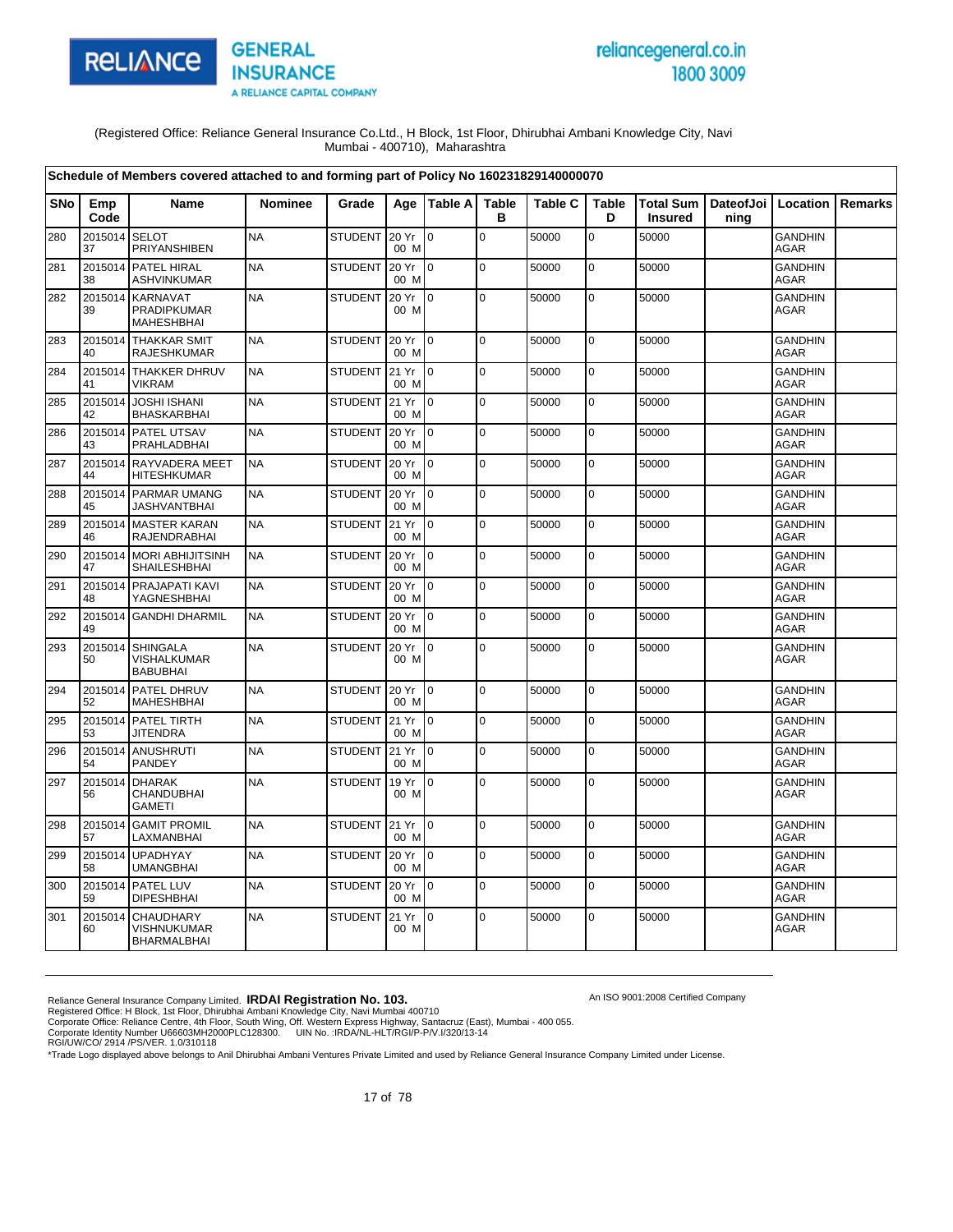(Registered Office: Reliance General Insurance Co.Ltd., H Block, 1st Floor, Dhirubhai Ambani Knowledge City, Navi Mumbai - 400710), Maharashtra

**Schedule of Members covered attached to and forming part of Policy No 160231829140000070**

| SNo | Emp Code | Name | Nominee | Grade | Age | Table A | Table B | Table C | Table D | Total Sum Insured | DateofJoining | Location | Remarks |
|---|---|---|---|---|---|---|---|---|---|---|---|---|---|
| 280 | 201501437 | SELOT PRIYANSHIBEN | NA | STUDENT | 20 Yr 00 M | 0 | 0 | 50000 | 0 | 50000 | | GANDHINAGAR | |
| 281 | 201501438 | PATEL HIRAL ASHVINKUMAR | NA | STUDENT | 20 Yr 00 M | 0 | 0 | 50000 | 0 | 50000 | | GANDHINAGAR | |
| 282 | 201501439 | KARNAVAT PRADIPKUMAR MAHESHBHAI | NA | STUDENT | 20 Yr 00 M | 0 | 0 | 50000 | 0 | 50000 | | GANDHINAGAR | |
| 283 | 201501440 | THAKKAR SMIT RAJESHKUMAR | NA | STUDENT | 20 Yr 00 M | 0 | 0 | 50000 | 0 | 50000 | | GANDHINAGAR | |
| 284 | 201501441 | THAKKER DHRUV VIKRAM | NA | STUDENT | 21 Yr 00 M | 0 | 0 | 50000 | 0 | 50000 | | GANDHINAGAR | |
| 285 | 201501442 | JOSHI ISHANI BHASKARBHAI | NA | STUDENT | 21 Yr 00 M | 0 | 0 | 50000 | 0 | 50000 | | GANDHINAGAR | |
| 286 | 201501443 | PATEL UTSAV PRAHLADBHAI | NA | STUDENT | 20 Yr 00 M | 0 | 0 | 50000 | 0 | 50000 | | GANDHINAGAR | |
| 287 | 201501444 | RAYVADERA MEET HITESHKUMAR | NA | STUDENT | 20 Yr 00 M | 0 | 0 | 50000 | 0 | 50000 | | GANDHINAGAR | |
| 288 | 201501445 | PARMAR UMANG JASHVANTBHAI | NA | STUDENT | 20 Yr 00 M | 0 | 0 | 50000 | 0 | 50000 | | GANDHINAGAR | |
| 289 | 201501446 | MASTER KARAN RAJENDRABHAI | NA | STUDENT | 21 Yr 00 M | 0 | 0 | 50000 | 0 | 50000 | | GANDHINAGAR | |
| 290 | 201501447 | MORI ABHIJITSINH SHAILESHBHAI | NA | STUDENT | 20 Yr 00 M | 0 | 0 | 50000 | 0 | 50000 | | GANDHINAGAR | |
| 291 | 201501448 | PRAJAPATI KAVI YAGNESHBHAI | NA | STUDENT | 20 Yr 00 M | 0 | 0 | 50000 | 0 | 50000 | | GANDHINAGAR | |
| 292 | 201501449 | GANDHI DHARMIL | NA | STUDENT | 20 Yr 00 M | 0 | 0 | 50000 | 0 | 50000 | | GANDHINAGAR | |
| 293 | 201501450 | SHINGALA VISHALKUMAR BABUBHAI | NA | STUDENT | 20 Yr 00 M | 0 | 0 | 50000 | 0 | 50000 | | GANDHINAGAR | |
| 294 | 201501452 | PATEL DHRUV MAHESHBHAI | NA | STUDENT | 20 Yr 00 M | 0 | 0 | 50000 | 0 | 50000 | | GANDHINAGAR | |
| 295 | 201501453 | PATEL TIRTH JITENDRA | NA | STUDENT | 21 Yr 00 M | 0 | 0 | 50000 | 0 | 50000 | | GANDHINAGAR | |
| 296 | 201501454 | ANUSHRUTI PANDEY | NA | STUDENT | 21 Yr 00 M | 0 | 0 | 50000 | 0 | 50000 | | GANDHINAGAR | |
| 297 | 201501456 | DHARAK CHANDUBHAI GAMETI | NA | STUDENT | 19 Yr 00 M | 0 | 0 | 50000 | 0 | 50000 | | GANDHINAGAR | |
| 298 | 201501457 | GAMIT PROMIL LAXMANBHAI | NA | STUDENT | 21 Yr 00 M | 0 | 0 | 50000 | 0 | 50000 | | GANDHINAGAR | |
| 299 | 201501458 | UPADHYAY UMANGBHAI | NA | STUDENT | 20 Yr 00 M | 0 | 0 | 50000 | 0 | 50000 | | GANDHINAGAR | |
| 300 | 201501459 | PATEL LUV DIPESHBHAI | NA | STUDENT | 20 Yr 00 M | 0 | 0 | 50000 | 0 | 50000 | | GANDHINAGAR | |
| 301 | 201501460 | CHAUDHARY VISHNUKUMAR BHARMALBHAI | NA | STUDENT | 21 Yr 00 M | 0 | 0 | 50000 | 0 | 50000 | | GANDHINAGAR | |

Reliance General Insurance Company Limited. **IRDAI Registration No. 103.**
Registered Office: H Block, 1st Floor, Dhirubhai Ambani Knowledge City, Navi Mumbai 400710
Corporate Office: Reliance Centre, 4th Floor, South Wing, Off. Western Express Highway, Santacruz (East), Mumbai - 400 055.
Corporate Identity Number U66603MH2000PLC128300. UIN No. :IRDA/NL-HLT/RGI/P-P/V.I/320/13-14
RGI/UW/CO/ 2914 /PS/VER. 1.0/310118
*Trade Logo displayed above belongs to Anil Dhirubhai Ambani Ventures Private Limited and used by Reliance General Insurance Company Limited under License.

An ISO 9001:2008 Certified Company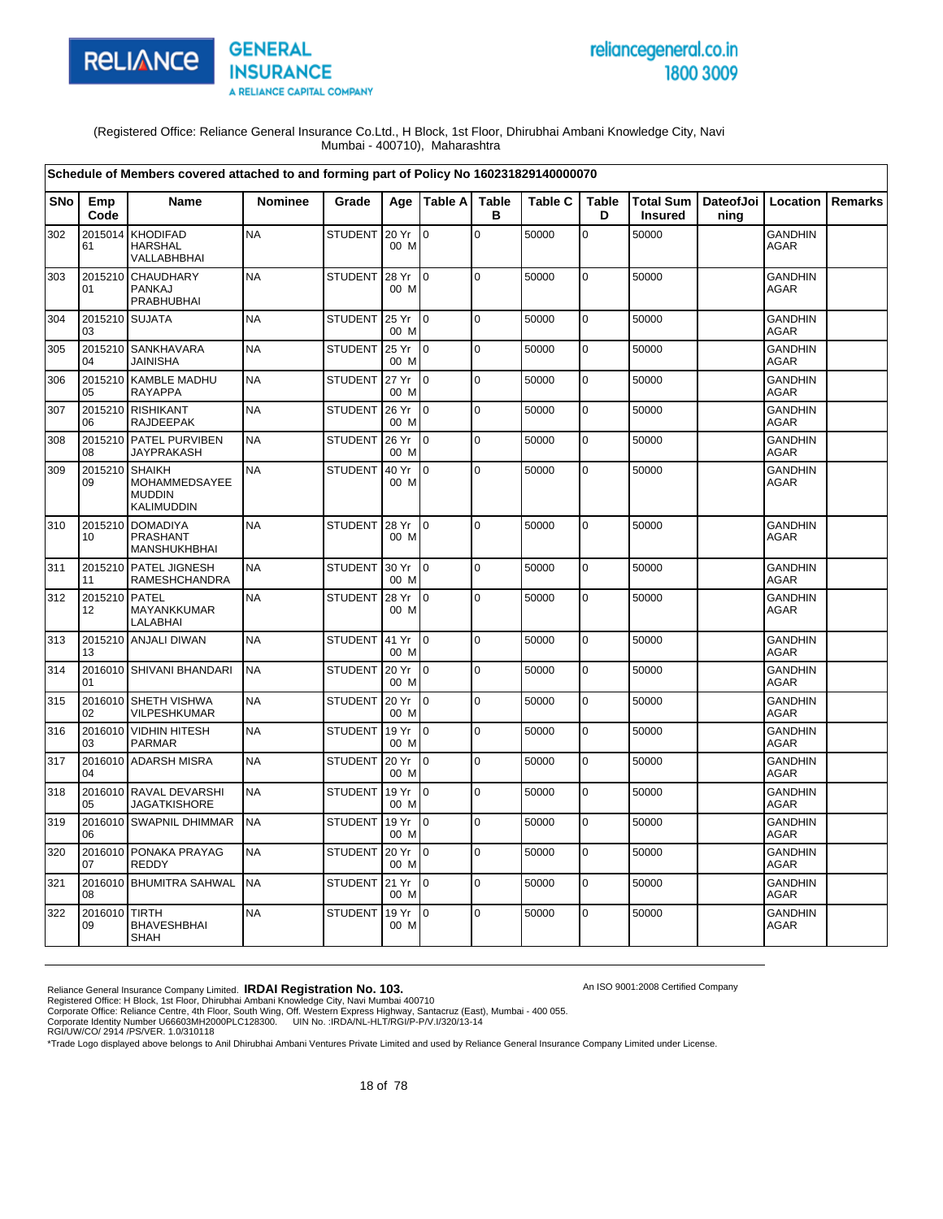(Registered Office: Reliance General Insurance Co.Ltd., H Block, 1st Floor, Dhirubhai Ambani Knowledge City, Navi Mumbai - 400710), Maharashtra

**Schedule of Members covered attached to and forming part of Policy No 160231829140000070**

| SNo | Emp Code | Name | Nominee | Grade | Age | Table A | Table B | Table C | Table D | Total Sum Insured | DateofJoining | Location | Remarks |
|---|---|---|---|---|---|---|---|---|---|---|---|---|---|
| 302 | 201501461 | KHODIFAD HARSHAL VALLABHBHAI | NA | STUDENT | 20 Yr 00 M | 0 | 0 | 50000 | 0 | 50000 | | GANDHINAGAR | |
| 303 | 201521001 | CHAUDHARY PANKAJ PRABHUBHAI | NA | STUDENT | 28 Yr 00 M | 0 | 0 | 50000 | 0 | 50000 | | GANDHINAGAR | |
| 304 | 201521003 | SUJATA | NA | STUDENT | 25 Yr 00 M | 0 | 0 | 50000 | 0 | 50000 | | GANDHINAGAR | |
| 305 | 201521004 | SANKHAVARA JAINISHA | NA | STUDENT | 25 Yr 00 M | 0 | 0 | 50000 | 0 | 50000 | | GANDHINAGAR | |
| 306 | 201521005 | KAMBLE MADHU RAYAPPA | NA | STUDENT | 27 Yr 00 M | 0 | 0 | 50000 | 0 | 50000 | | GANDHINAGAR | |
| 307 | 201521006 | RISHIKANT RAJDEEPAK | NA | STUDENT | 26 Yr 00 M | 0 | 0 | 50000 | 0 | 50000 | | GANDHINAGAR | |
| 308 | 201521008 | PATEL PURVIBEN JAYPRAKASH | NA | STUDENT | 26 Yr 00 M | 0 | 0 | 50000 | 0 | 50000 | | GANDHINAGAR | |
| 309 | 201521009 | SHAIKH MOHAMMEDSAYEE MUDDIN KALIMUDDIN | NA | STUDENT | 40 Yr 00 M | 0 | 0 | 50000 | 0 | 50000 | | GANDHINAGAR | |
| 310 | 201521010 | DOMADIYA PRASHANT MANSHUKHBHAI | NA | STUDENT | 28 Yr 00 M | 0 | 0 | 50000 | 0 | 50000 | | GANDHINAGAR | |
| 311 | 201521011 | PATEL JIGNESH RAMESHCHANDRA | NA | STUDENT | 30 Yr 00 M | 0 | 0 | 50000 | 0 | 50000 | | GANDHINAGAR | |
| 312 | 201521012 | PATEL MAYANKKUMAR LALABHAI | NA | STUDENT | 28 Yr 00 M | 0 | 0 | 50000 | 0 | 50000 | | GANDHINAGAR | |
| 313 | 201521013 | ANJALI DIWAN | NA | STUDENT | 41 Yr 00 M | 0 | 0 | 50000 | 0 | 50000 | | GANDHINAGAR | |
| 314 | 201601001 | SHIVANI BHANDARI | NA | STUDENT | 20 Yr 00 M | 0 | 0 | 50000 | 0 | 50000 | | GANDHINAGAR | |
| 315 | 201601002 | SHETH VISHWA VILPESHKUMAR | NA | STUDENT | 20 Yr 00 M | 0 | 0 | 50000 | 0 | 50000 | | GANDHINAGAR | |
| 316 | 201601003 | VIDHIN HITESH PARMAR | NA | STUDENT | 19 Yr 00 M | 0 | 0 | 50000 | 0 | 50000 | | GANDHINAGAR | |
| 317 | 201601004 | ADARSH MISRA | NA | STUDENT | 20 Yr 00 M | 0 | 0 | 50000 | 0 | 50000 | | GANDHINAGAR | |
| 318 | 201601005 | RAVAL DEVARSHI JAGATKISHORE | NA | STUDENT | 19 Yr 00 M | 0 | 0 | 50000 | 0 | 50000 | | GANDHINAGAR | |
| 319 | 201601006 | SWAPNIL DHIMMAR | NA | STUDENT | 19 Yr 00 M | 0 | 0 | 50000 | 0 | 50000 | | GANDHINAGAR | |
| 320 | 201601007 | PONAKA PRAYAG REDDY | NA | STUDENT | 20 Yr 00 M | 0 | 0 | 50000 | 0 | 50000 | | GANDHINAGAR | |
| 321 | 201601008 | BHUMITRA SAHWAL | NA | STUDENT | 21 Yr 00 M | 0 | 0 | 50000 | 0 | 50000 | | GANDHINAGAR | |
| 322 | 201601009 | TIRTH BHAVESHBHAI SHAH | NA | STUDENT | 19 Yr 00 M | 0 | 0 | 50000 | 0 | 50000 | | GANDHINAGAR | |

Reliance General Insurance Company Limited. **IRDAI Registration No. 103.**
Registered Office: H Block, 1st Floor, Dhirubhai Ambani Knowledge City, Navi Mumbai 400710
Corporate Office: Reliance Centre, 4th Floor, South Wing, Off. Western Express Highway, Santacruz (East), Mumbai - 400 055.
Corporate Identity Number U66603MH2000PLC128300. UIN No. :IRDA/NL-HLT/RGI/P-P/V.I/320/13-14
RGI/UW/CO/ 2914 /PS/VER. 1.0/310118

An ISO 9001:2008 Certified Company

*Trade Logo displayed above belongs to Anil Dhirubhai Ambani Ventures Private Limited and used by Reliance General Insurance Company Limited under License.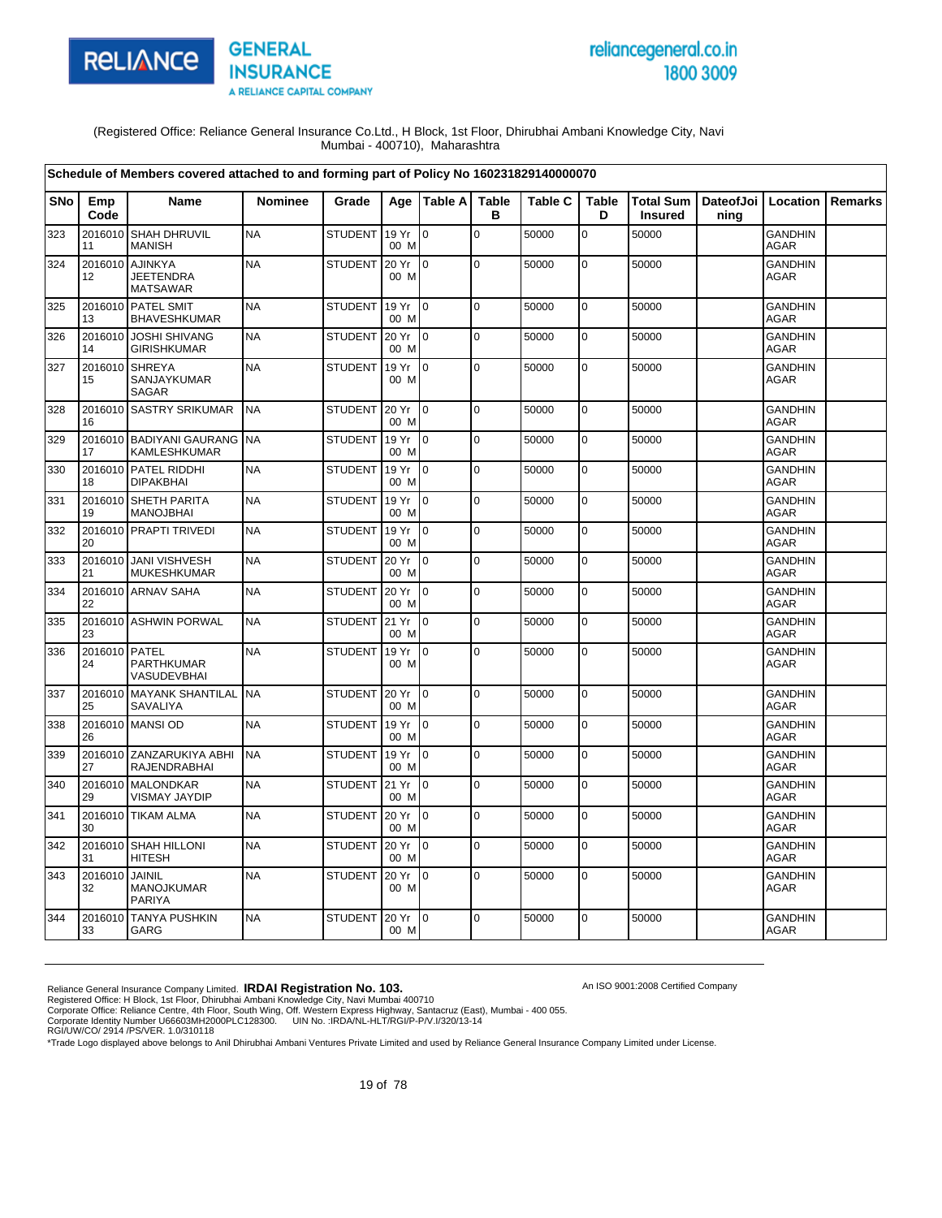(Registered Office: Reliance General Insurance Co.Ltd., H Block, 1st Floor, Dhirubhai Ambani Knowledge City, Navi Mumbai - 400710), Maharashtra

**Schedule of Members covered attached to and forming part of Policy No 160231829140000070**

| SNo | Emp Code | Name | Nominee | Grade | Age | Table A | Table B | Table C | Table D | Total Sum Insured | DateofJoining | Location | Remarks |
|---|---|---|---|---|---|---|---|---|---|---|---|---|---|
| 323 | 201601011 | SHAH DHRUVIL MANISH | NA | STUDENT | 19 Yr 00 M | 0 | 0 | 50000 | 0 | 50000 | | GANDHINAGAR | |
| 324 | 201601012 | AJINKYA JEETENDRA MATSAWAR | NA | STUDENT | 20 Yr 00 M | 0 | 0 | 50000 | 0 | 50000 | | GANDHINAGAR | |
| 325 | 201601013 | PATEL SMIT BHAVESHKUMAR | NA | STUDENT | 19 Yr 00 M | 0 | 0 | 50000 | 0 | 50000 | | GANDHINAGAR | |
| 326 | 201601014 | JOSHI SHIVANG GIRISHKUMAR | NA | STUDENT | 20 Yr 00 M | 0 | 0 | 50000 | 0 | 50000 | | GANDHINAGAR | |
| 327 | 201601015 | SHREYA SANJAYKUMAR SAGAR | NA | STUDENT | 19 Yr 00 M | 0 | 0 | 50000 | 0 | 50000 | | GANDHINAGAR | |
| 328 | 201601016 | SASTRY SRIKUMAR | NA | STUDENT | 20 Yr 00 M | 0 | 0 | 50000 | 0 | 50000 | | GANDHINAGAR | |
| 329 | 201601017 | BADIYANI GAURANG KAMLESHKUMAR | NA | STUDENT | 19 Yr 00 M | 0 | 0 | 50000 | 0 | 50000 | | GANDHINAGAR | |
| 330 | 201601018 | PATEL RIDDHI DIPAKBHAI | NA | STUDENT | 19 Yr 00 M | 0 | 0 | 50000 | 0 | 50000 | | GANDHINAGAR | |
| 331 | 201601019 | SHETH PARITA MANOJBHAI | NA | STUDENT | 19 Yr 00 M | 0 | 0 | 50000 | 0 | 50000 | | GANDHINAGAR | |
| 332 | 201601020 | PRAPTI TRIVEDI | NA | STUDENT | 19 Yr 00 M | 0 | 0 | 50000 | 0 | 50000 | | GANDHINAGAR | |
| 333 | 201601021 | JANI VISHVESH MUKESHKUMAR | NA | STUDENT | 20 Yr 00 M | 0 | 0 | 50000 | 0 | 50000 | | GANDHINAGAR | |
| 334 | 201601022 | ARNAV SAHA | NA | STUDENT | 20 Yr 00 M | 0 | 0 | 50000 | 0 | 50000 | | GANDHINAGAR | |
| 335 | 201601023 | ASHWIN PORWAL | NA | STUDENT | 21 Yr 00 M | 0 | 0 | 50000 | 0 | 50000 | | GANDHINAGAR | |
| 336 | 201601024 | PATEL PARTHKUMAR VASUDEVBHAI | NA | STUDENT | 19 Yr 00 M | 0 | 0 | 50000 | 0 | 50000 | | GANDHINAGAR | |
| 337 | 201601025 | MAYANK SHANTILAL SAVALIYA | NA | STUDENT | 20 Yr 00 M | 0 | 0 | 50000 | 0 | 50000 | | GANDHINAGAR | |
| 338 | 201601026 | MANSI OD | NA | STUDENT | 19 Yr 00 M | 0 | 0 | 50000 | 0 | 50000 | | GANDHINAGAR | |
| 339 | 201601027 | ZANZARUKIYA ABHI RAJENDRABHAI | NA | STUDENT | 19 Yr 00 M | 0 | 0 | 50000 | 0 | 50000 | | GANDHINAGAR | |
| 340 | 201601029 | MALONDKAR VISMAY JAYDIP | NA | STUDENT | 21 Yr 00 M | 0 | 0 | 50000 | 0 | 50000 | | GANDHINAGAR | |
| 341 | 201601030 | TIKAM ALMA | NA | STUDENT | 20 Yr 00 M | 0 | 0 | 50000 | 0 | 50000 | | GANDHINAGAR | |
| 342 | 201601031 | SHAH HILLONI HITESH | NA | STUDENT | 20 Yr 00 M | 0 | 0 | 50000 | 0 | 50000 | | GANDHINAGAR | |
| 343 | 201601032 | JAINIL MANOJKUMAR PARIYA | NA | STUDENT | 20 Yr 00 M | 0 | 0 | 50000 | 0 | 50000 | | GANDHINAGAR | |
| 344 | 201601033 | TANYA PUSHKIN GARG | NA | STUDENT | 20 Yr 00 M | 0 | 0 | 50000 | 0 | 50000 | | GANDHINAGAR | |

Reliance General Insurance Company Limited. **IRDAI Registration No. 103.**
Registered Office: H Block, 1st Floor, Dhirubhai Ambani Knowledge City, Navi Mumbai 400710
Corporate Office: Reliance Centre, 4th Floor, South Wing, Off. Western Express Highway, Santacruz (East), Mumbai - 400 055.
Corporate Identity Number U66603MH2000PLC128300. UIN No. :IRDA/NL-HLT/RGI/P-P/V.I/320/13-14
RGI/UW/CO/ 2914 /PS/VER. 1.0/310118

An ISO 9001:2008 Certified Company

*Trade Logo displayed above belongs to Anil Dhirubhai Ambani Ventures Private Limited and used by Reliance General Insurance Company Limited under License.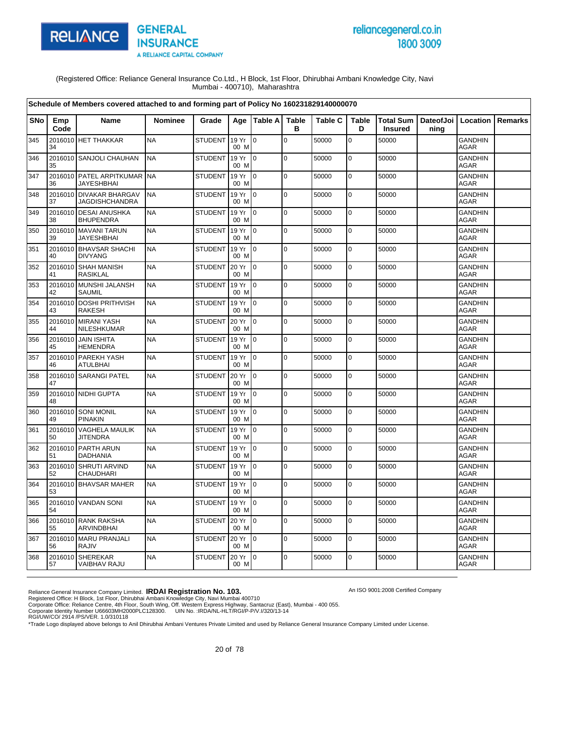(Registered Office: Reliance General Insurance Co.Ltd., H Block, 1st Floor, Dhirubhai Ambani Knowledge City, Navi Mumbai - 400710), Maharashtra

**Schedule of Members covered attached to and forming part of Policy No 160231829140000070**

| SNo | Emp Code | Name | Nominee | Grade | Age | Table A | Table B | Table C | Table D | Total Sum Insured | DateofJoining | Location | Remarks |
|---|---|---|---|---|---|---|---|---|---|---|---|---|---|
| 345 | 201601034 | HET THAKKAR | NA | STUDENT | 19 Yr 00 M | 0 | 0 | 50000 | 0 | 50000 | | GANDHIN AGAR | |
| 346 | 201601035 | SANJOLI CHAUHAN | NA | STUDENT | 19 Yr 00 M | 0 | 0 | 50000 | 0 | 50000 | | GANDHIN AGAR | |
| 347 | 201601036 | PATEL ARPITKUMAR JAYESHBHAI | NA | STUDENT | 19 Yr 00 M | 0 | 0 | 50000 | 0 | 50000 | | GANDHIN AGAR | |
| 348 | 201601037 | DIVAKAR BHARGAV JAGDISHCHANDRA | NA | STUDENT | 19 Yr 00 M | 0 | 0 | 50000 | 0 | 50000 | | GANDHIN AGAR | |
| 349 | 201601038 | DESAI ANUSHKA BHUPENDRA | NA | STUDENT | 19 Yr 00 M | 0 | 0 | 50000 | 0 | 50000 | | GANDHIN AGAR | |
| 350 | 201601039 | MAVANI TARUN JAYESHBHAI | NA | STUDENT | 19 Yr 00 M | 0 | 0 | 50000 | 0 | 50000 | | GANDHIN AGAR | |
| 351 | 201601040 | BHAVSAR SHACHI DIVYANG | NA | STUDENT | 19 Yr 00 M | 0 | 0 | 50000 | 0 | 50000 | | GANDHIN AGAR | |
| 352 | 201601041 | SHAH MANISH RASIKLAL | NA | STUDENT | 20 Yr 00 M | 0 | 0 | 50000 | 0 | 50000 | | GANDHIN AGAR | |
| 353 | 201601042 | MUNSHI JALANSH SAUMIL | NA | STUDENT | 19 Yr 00 M | 0 | 0 | 50000 | 0 | 50000 | | GANDHIN AGAR | |
| 354 | 201601043 | DOSHI PRITHVISH RAKESH | NA | STUDENT | 19 Yr 00 M | 0 | 0 | 50000 | 0 | 50000 | | GANDHIN AGAR | |
| 355 | 201601044 | MIRANI YASH NILESHKUMAR | NA | STUDENT | 20 Yr 00 M | 0 | 0 | 50000 | 0 | 50000 | | GANDHIN AGAR | |
| 356 | 201601045 | JAIN ISHITA HEMENDRA | NA | STUDENT | 19 Yr 00 M | 0 | 0 | 50000 | 0 | 50000 | | GANDHIN AGAR | |
| 357 | 201601046 | PAREKH YASH ATULBHAI | NA | STUDENT | 19 Yr 00 M | 0 | 0 | 50000 | 0 | 50000 | | GANDHIN AGAR | |
| 358 | 201601047 | SARANGI PATEL | NA | STUDENT | 20 Yr 00 M | 0 | 0 | 50000 | 0 | 50000 | | GANDHIN AGAR | |
| 359 | 201601048 | NIDHI GUPTA | NA | STUDENT | 19 Yr 00 M | 0 | 0 | 50000 | 0 | 50000 | | GANDHIN AGAR | |
| 360 | 201601049 | SONI MONIL PINAKIN | NA | STUDENT | 19 Yr 00 M | 0 | 0 | 50000 | 0 | 50000 | | GANDHIN AGAR | |
| 361 | 201601050 | VAGHELA MAULIK JITENDRA | NA | STUDENT | 19 Yr 00 M | 0 | 0 | 50000 | 0 | 50000 | | GANDHIN AGAR | |
| 362 | 201601051 | PARTH ARUN DADHANIA | NA | STUDENT | 19 Yr 00 M | 0 | 0 | 50000 | 0 | 50000 | | GANDHIN AGAR | |
| 363 | 201601052 | SHRUTI ARVIND CHAUDHARI | NA | STUDENT | 19 Yr 00 M | 0 | 0 | 50000 | 0 | 50000 | | GANDHIN AGAR | |
| 364 | 201601053 | BHAVSAR MAHER | NA | STUDENT | 19 Yr 00 M | 0 | 0 | 50000 | 0 | 50000 | | GANDHIN AGAR | |
| 365 | 201601054 | VANDAN SONI | NA | STUDENT | 19 Yr 00 M | 0 | 0 | 50000 | 0 | 50000 | | GANDHIN AGAR | |
| 366 | 201601055 | RANK RAKSHA ARVINDBHAI | NA | STUDENT | 20 Yr 00 M | 0 | 0 | 50000 | 0 | 50000 | | GANDHIN AGAR | |
| 367 | 201601056 | MARU PRANJALI RAJIV | NA | STUDENT | 20 Yr 00 M | 0 | 0 | 50000 | 0 | 50000 | | GANDHIN AGAR | |
| 368 | 201601057 | SHEREKAR VAIBHAV RAJU | NA | STUDENT | 20 Yr 00 M | 0 | 0 | 50000 | 0 | 50000 | | GANDHIN AGAR | |

Reliance General Insurance Company Limited. **IRDAI Registration No. 103.**
Registered Office: H Block, 1st Floor, Dhirubhai Ambani Knowledge City, Navi Mumbai 400710
Corporate Office: Reliance Centre, 4th Floor, South Wing, Off. Western Express Highway, Santacruz (East), Mumbai - 400 055.
Corporate Identity Number U66603MH2000PLC128300. UIN No. :IRDA/NL-HLT/RGI/P-P/V.I/320/13-14
RGI/UW/CO/ 2914 /PS/VER. 1.0/310118
*Trade Logo displayed above belongs to Anil Dhirubhai Ambani Ventures Private Limited and used by Reliance General Insurance Company Limited under License.

An ISO 9001:2008 Certified Company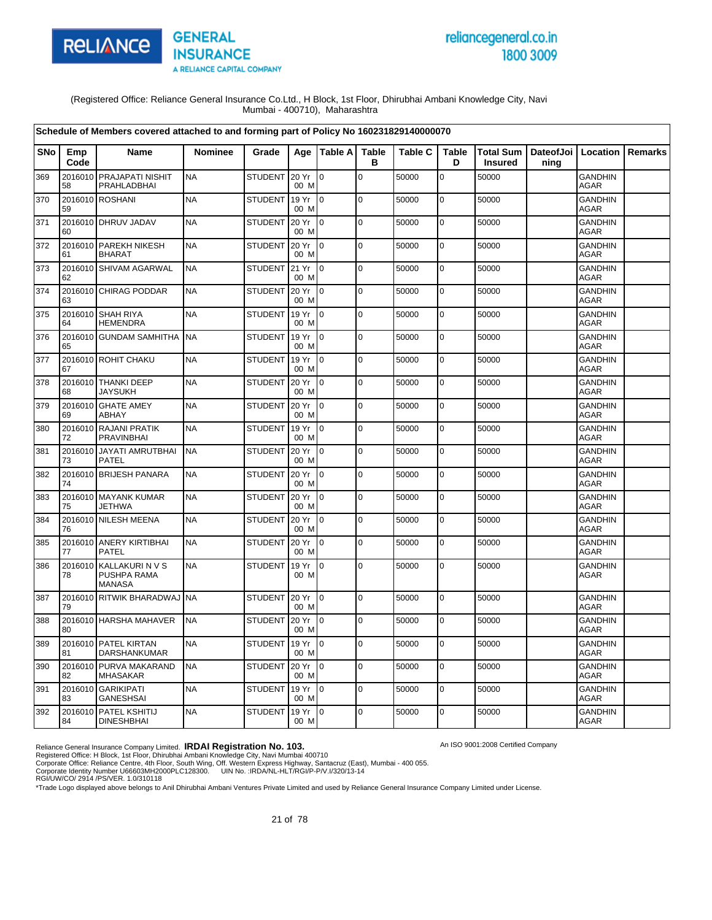RELIANCE GENERAL INSURANCE A RELIANCE CAPITAL COMPANY

reliancegeneral.co.in 1800 3009

(Registered Office: Reliance General Insurance Co.Ltd., H Block, 1st Floor, Dhirubhai Ambani Knowledge City, Navi Mumbai - 400710), Maharashtra

**Schedule of Members covered attached to and forming part of Policy No 160231829140000070**

| SNo | Emp Code | Name | Nominee | Grade | Age | Table A | Table B | Table C | Table D | Total Sum Insured | DateofJoining | Location | Remarks |
|---|---|---|---|---|---|---|---|---|---|---|---|---|---|
| 369 | 201601058 | PRAJAPATI NISHIT PRAHLADBHAI | NA | STUDENT | 20 Yr 00 M | 0 | 0 | 50000 | 0 | 50000 | | GANDHINAGAR | |
| 370 | 201601059 | ROSHANI | NA | STUDENT | 19 Yr 00 M | 0 | 0 | 50000 | 0 | 50000 | | GANDHINAGAR | |
| 371 | 201601060 | DHRUV JADAV | NA | STUDENT | 20 Yr 00 M | 0 | 0 | 50000 | 0 | 50000 | | GANDHINAGAR | |
| 372 | 201601061 | PAREKH NIKESH BHARAT | NA | STUDENT | 20 Yr 00 M | 0 | 0 | 50000 | 0 | 50000 | | GANDHINAGAR | |
| 373 | 201601062 | SHIVAM AGARWAL | NA | STUDENT | 21 Yr 00 M | 0 | 0 | 50000 | 0 | 50000 | | GANDHINAGAR | |
| 374 | 201601063 | CHIRAG PODDAR | NA | STUDENT | 20 Yr 00 M | 0 | 0 | 50000 | 0 | 50000 | | GANDHINAGAR | |
| 375 | 201601064 | SHAH RIYA HEMENDRA | NA | STUDENT | 19 Yr 00 M | 0 | 0 | 50000 | 0 | 50000 | | GANDHINAGAR | |
| 376 | 201601065 | GUNDAM SAMHITHA | NA | STUDENT | 19 Yr 00 M | 0 | 0 | 50000 | 0 | 50000 | | GANDHINAGAR | |
| 377 | 201601067 | ROHIT CHAKU | NA | STUDENT | 19 Yr 00 M | 0 | 0 | 50000 | 0 | 50000 | | GANDHINAGAR | |
| 378 | 201601068 | THANKI DEEP JAYSUKH | NA | STUDENT | 20 Yr 00 M | 0 | 0 | 50000 | 0 | 50000 | | GANDHINAGAR | |
| 379 | 201601069 | GHATE AMEY ABHAY | NA | STUDENT | 20 Yr 00 M | 0 | 0 | 50000 | 0 | 50000 | | GANDHINAGAR | |
| 380 | 201601072 | RAJANI PRATIK PRAVINBHAI | NA | STUDENT | 19 Yr 00 M | 0 | 0 | 50000 | 0 | 50000 | | GANDHINAGAR | |
| 381 | 201601073 | JAYATI AMRUTBHAI PATEL | NA | STUDENT | 20 Yr 00 M | 0 | 0 | 50000 | 0 | 50000 | | GANDHINAGAR | |
| 382 | 201601074 | BRIJESH PANARA | NA | STUDENT | 20 Yr 00 M | 0 | 0 | 50000 | 0 | 50000 | | GANDHINAGAR | |
| 383 | 201601075 | MAYANK KUMAR JETHWA | NA | STUDENT | 20 Yr 00 M | 0 | 0 | 50000 | 0 | 50000 | | GANDHINAGAR | |
| 384 | 201601076 | NILESH MEENA | NA | STUDENT | 20 Yr 00 M | 0 | 0 | 50000 | 0 | 50000 | | GANDHINAGAR | |
| 385 | 201601077 | ANERY KIRTIBHAI PATEL | NA | STUDENT | 20 Yr 00 M | 0 | 0 | 50000 | 0 | 50000 | | GANDHINAGAR | |
| 386 | 201601078 | KALLAKURI N V S PUSHPA RAMA MANASA | NA | STUDENT | 19 Yr 00 M | 0 | 0 | 50000 | 0 | 50000 | | GANDHINAGAR | |
| 387 | 201601079 | RITWIK BHARADWAJ | NA | STUDENT | 20 Yr 00 M | 0 | 0 | 50000 | 0 | 50000 | | GANDHINAGAR | |
| 388 | 201601080 | HARSHA MAHAVER | NA | STUDENT | 20 Yr 00 M | 0 | 0 | 50000 | 0 | 50000 | | GANDHINAGAR | |
| 389 | 201601081 | PATEL KIRTAN DARSHANKUMAR | NA | STUDENT | 19 Yr 00 M | 0 | 0 | 50000 | 0 | 50000 | | GANDHINAGAR | |
| 390 | 201601082 | PURVA MAKARAND MHASAKAR | NA | STUDENT | 20 Yr 00 M | 0 | 0 | 50000 | 0 | 50000 | | GANDHINAGAR | |
| 391 | 201601083 | GARIKIPATI GANESHSAI | NA | STUDENT | 19 Yr 00 M | 0 | 0 | 50000 | 0 | 50000 | | GANDHINAGAR | |
| 392 | 201601084 | PATEL KSHITIJ DINESHBHAI | NA | STUDENT | 19 Yr 00 M | 0 | 0 | 50000 | 0 | 50000 | | GANDHINAGAR | |

Reliance General Insurance Company Limited. **IRDAI Registration No. 103.**
An ISO 9001:2008 Certified Company
Registered Office: H Block, 1st Floor, Dhirubhai Ambani Knowledge City, Navi Mumbai 400710
Corporate Office: Reliance Centre, 4th Floor, South Wing, Off. Western Express Highway, Santacruz (East), Mumbai - 400 055.
Corporate Identity Number U66603MH2000PLC128300. UIN No. :IRDA/NL-HLT/RGI/P-P/V.I/320/13-14
RGI/UW/CO/ 2914 /PS/VER. 1.0/310118
*Trade Logo displayed above belongs to Anil Dhirubhai Ambani Ventures Private Limited and used by Reliance General Insurance Company Limited under License.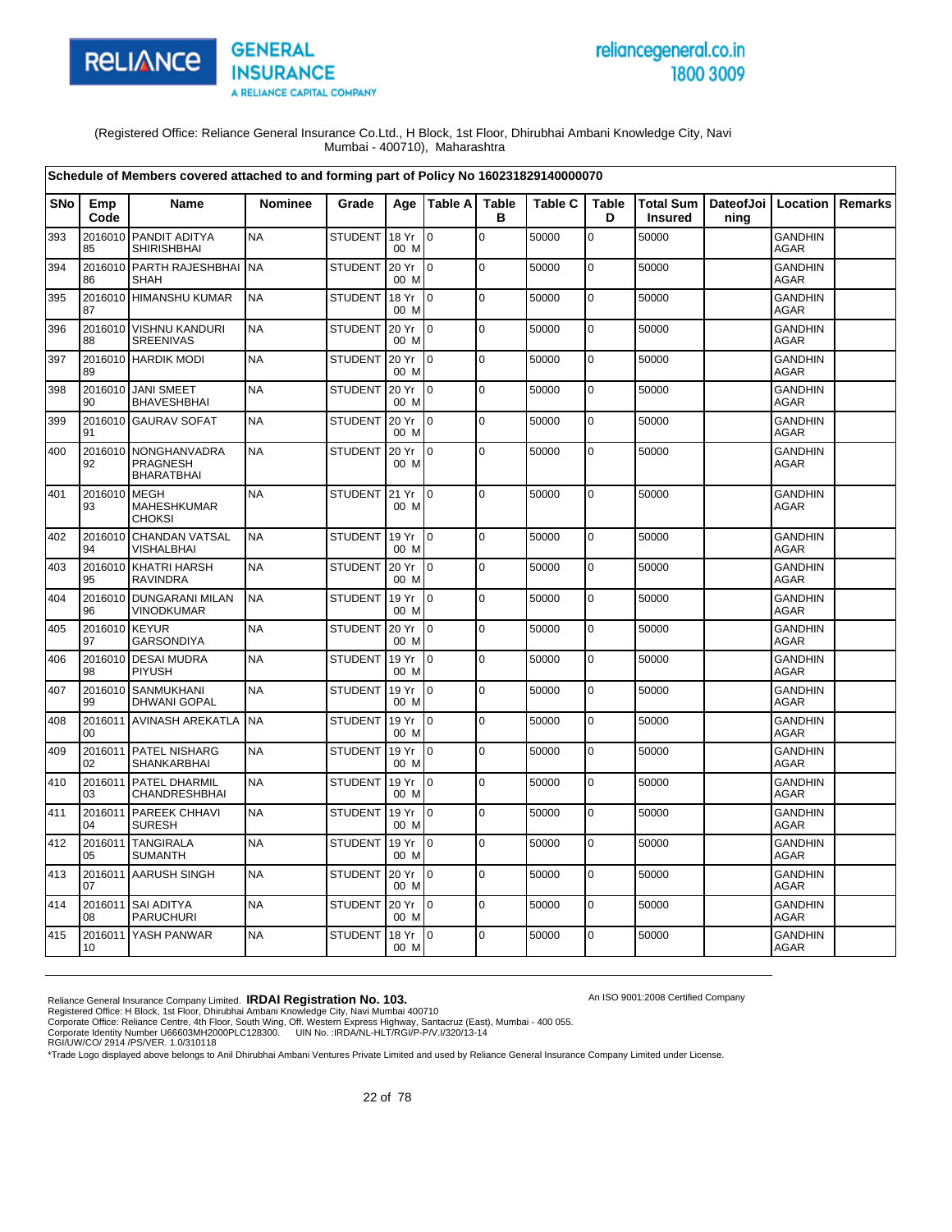(Registered Office: Reliance General Insurance Co.Ltd., H Block, 1st Floor, Dhirubhai Ambani Knowledge City, Navi Mumbai - 400710), Maharashtra

| Schedule of Members covered attached to and forming part of Policy No 160231829140000070 | | | | | | | | | | | | | | |
|---|---|---|---|---|---|---|---|---|---|---|---|---|---|---|
| SNo | Emp Code | Name | Nominee | Grade | Age | Table A | Table B | Table C | Table D | Total Sum Insured | DateofJoining | Location | Remarks |
| 393 | 201601085 | PANDIT ADITYA SHIRISHBHAI | NA | STUDENT | 18 Yr 00 M | 0 | 0 | 50000 | 0 | 50000 | | GANDHINAGAR | |
| 394 | 201601086 | PARTH RAJESHBHAI SHAH | NA | STUDENT | 20 Yr 00 M | 0 | 0 | 50000 | 0 | 50000 | | GANDHINAGAR | |
| 395 | 201601087 | HIMANSHU KUMAR | NA | STUDENT | 18 Yr 00 M | 0 | 0 | 50000 | 0 | 50000 | | GANDHINAGAR | |
| 396 | 201601088 | VISHNU KANDURI SREENIVAS | NA | STUDENT | 20 Yr 00 M | 0 | 0 | 50000 | 0 | 50000 | | GANDHINAGAR | |
| 397 | 201601089 | HARDIK MODI | NA | STUDENT | 20 Yr 00 M | 0 | 0 | 50000 | 0 | 50000 | | GANDHINAGAR | |
| 398 | 201601090 | JANI SMEET BHAVESHBHAI | NA | STUDENT | 20 Yr 00 M | 0 | 0 | 50000 | 0 | 50000 | | GANDHINAGAR | |
| 399 | 201601091 | GAURAV SOFAT | NA | STUDENT | 20 Yr 00 M | 0 | 0 | 50000 | 0 | 50000 | | GANDHINAGAR | |
| 400 | 201601092 | NONGHANVADRA PRAGNESH BHARATBHAI | NA | STUDENT | 20 Yr 00 M | 0 | 0 | 50000 | 0 | 50000 | | GANDHINAGAR | |
| 401 | 201601093 | MEGH MAHESHKUMAR CHOKSI | NA | STUDENT | 21 Yr 00 M | 0 | 0 | 50000 | 0 | 50000 | | GANDHINAGAR | |
| 402 | 201601094 | CHANDAN VATSAL VISHALBHAI | NA | STUDENT | 19 Yr 00 M | 0 | 0 | 50000 | 0 | 50000 | | GANDHINAGAR | |
| 403 | 201601095 | KHATRI HARSH RAVINDRA | NA | STUDENT | 20 Yr 00 M | 0 | 0 | 50000 | 0 | 50000 | | GANDHINAGAR | |
| 404 | 201601096 | DUNGARANI MILAN VINODKUMAR | NA | STUDENT | 19 Yr 00 M | 0 | 0 | 50000 | 0 | 50000 | | GANDHINAGAR | |
| 405 | 201601097 | KEYUR GARSONDIYA | NA | STUDENT | 20 Yr 00 M | 0 | 0 | 50000 | 0 | 50000 | | GANDHINAGAR | |
| 406 | 201601098 | DESAI MUDRA PIYUSH | NA | STUDENT | 19 Yr 00 M | 0 | 0 | 50000 | 0 | 50000 | | GANDHINAGAR | |
| 407 | 201601099 | SANMUKHANI DHWANI GOPAL | NA | STUDENT | 19 Yr 00 M | 0 | 0 | 50000 | 0 | 50000 | | GANDHINAGAR | |
| 408 | 201601100 | AVINASH AREKATLA | NA | STUDENT | 19 Yr 00 M | 0 | 0 | 50000 | 0 | 50000 | | GANDHINAGAR | |
| 409 | 201601102 | PATEL NISHARG SHANKARBHAI | NA | STUDENT | 19 Yr 00 M | 0 | 0 | 50000 | 0 | 50000 | | GANDHINAGAR | |
| 410 | 201601103 | PATEL DHARMIL CHANDRESHBHAI | NA | STUDENT | 19 Yr 00 M | 0 | 0 | 50000 | 0 | 50000 | | GANDHINAGAR | |
| 411 | 201601104 | PAREEK CHHAVI SURESH | NA | STUDENT | 19 Yr 00 M | 0 | 0 | 50000 | 0 | 50000 | | GANDHINAGAR | |
| 412 | 201601105 | TANGIRALA SUMANTH | NA | STUDENT | 19 Yr 00 M | 0 | 0 | 50000 | 0 | 50000 | | GANDHINAGAR | |
| 413 | 201601107 | AARUSH SINGH | NA | STUDENT | 20 Yr 00 M | 0 | 0 | 50000 | 0 | 50000 | | GANDHINAGAR | |
| 414 | 201601108 | SAI ADITYA PARUCHURI | NA | STUDENT | 20 Yr 00 M | 0 | 0 | 50000 | 0 | 50000 | | GANDHINAGAR | |
| 415 | 201601110 | YASH PANWAR | NA | STUDENT | 18 Yr 00 M | 0 | 0 | 50000 | 0 | 50000 | | GANDHINAGAR | |

Reliance General Insurance Company Limited. **IRDAI Registration No. 103.**
Registered Office: H Block, 1st Floor, Dhirubhai Ambani Knowledge City, Navi Mumbai 400710
Corporate Office: Reliance Centre, 4th Floor, South Wing, Off. Western Express Highway, Santacruz (East), Mumbai - 400 055.
Corporate Identity Number U66603MH2000PLC128300. UIN No. :IRDA/NL-HLT/RGI/P-P/V.I/320/13-14
RGI/UW/CO/ 2914 /PS/VER. 1.0/310118

An ISO 9001:2008 Certified Company

*Trade Logo displayed above belongs to Anil Dhirubhai Ambani Ventures Private Limited and used by Reliance General Insurance Company Limited under License.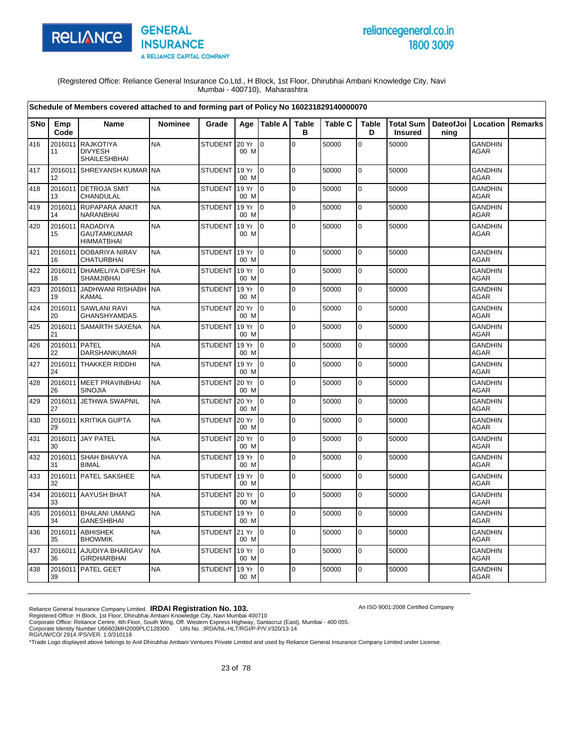(Registered Office: Reliance General Insurance Co.Ltd., H Block, 1st Floor, Dhirubhai Ambani Knowledge City, Navi Mumbai - 400710), Maharashtra

**Schedule of Members covered attached to and forming part of Policy No 160231829140000070**

| SNo | Emp Code | Name | Nominee | Grade | Age | Table A | Table B | Table C | Table D | Total Sum Insured | DateofJoining | Location | Remarks |
|---|---|---|---|---|---|---|---|---|---|---|---|---|---|
| 416 | 201601111 | RAJKOTIYA DIVYESH SHAILESHBHAI | NA | STUDENT | 20 Yr 00 M | 0 | 0 | 50000 | 0 | 50000 | | GANDHIN AGAR | |
| 417 | 201601112 | SHREYANSH KUMAR | NA | STUDENT | 19 Yr 00 M | 0 | 0 | 50000 | 0 | 50000 | | GANDHIN AGAR | |
| 418 | 201601113 | DETROJA SMIT CHANDULAL | NA | STUDENT | 19 Yr 00 M | 0 | 0 | 50000 | 0 | 50000 | | GANDHIN AGAR | |
| 419 | 201601114 | RUPAPARA ANKIT NARANBHAI | NA | STUDENT | 19 Yr 00 M | 0 | 0 | 50000 | 0 | 50000 | | GANDHIN AGAR | |
| 420 | 201601115 | RADADIYA GAUTAMKUMAR HIMMATBHAI | NA | STUDENT | 19 Yr 00 M | 0 | 0 | 50000 | 0 | 50000 | | GANDHIN AGAR | |
| 421 | 201601116 | DOBARIYA NIRAV CHATURBHAI | NA | STUDENT | 19 Yr 00 M | 0 | 0 | 50000 | 0 | 50000 | | GANDHIN AGAR | |
| 422 | 201601118 | DHAMELIYA DIPESH SHAMJIBHAI | NA | STUDENT | 19 Yr 00 M | 0 | 0 | 50000 | 0 | 50000 | | GANDHIN AGAR | |
| 423 | 201601119 | JADHWANI RISHABH KAMAL | NA | STUDENT | 19 Yr 00 M | 0 | 0 | 50000 | 0 | 50000 | | GANDHIN AGAR | |
| 424 | 201601120 | SAWLANI RAVI GHANSHYAMDAS | NA | STUDENT | 20 Yr 00 M | 0 | 0 | 50000 | 0 | 50000 | | GANDHIN AGAR | |
| 425 | 201601121 | SAMARTH SAXENA | NA | STUDENT | 19 Yr 00 M | 0 | 0 | 50000 | 0 | 50000 | | GANDHIN AGAR | |
| 426 | 201601122 | PATEL DARSHANKUMAR | NA | STUDENT | 19 Yr 00 M | 0 | 0 | 50000 | 0 | 50000 | | GANDHIN AGAR | |
| 427 | 201601124 | THAKKER RIDDHI | NA | STUDENT | 19 Yr 00 M | 0 | 0 | 50000 | 0 | 50000 | | GANDHIN AGAR | |
| 428 | 201601126 | MEET PRAVINBHAI SINOJIA | NA | STUDENT | 20 Yr 00 M | 0 | 0 | 50000 | 0 | 50000 | | GANDHIN AGAR | |
| 429 | 201601127 | JETHWA SWAPNIL | NA | STUDENT | 20 Yr 00 M | 0 | 0 | 50000 | 0 | 50000 | | GANDHIN AGAR | |
| 430 | 201601129 | KRITIKA GUPTA | NA | STUDENT | 20 Yr 00 M | 0 | 0 | 50000 | 0 | 50000 | | GANDHIN AGAR | |
| 431 | 201601130 | JAY PATEL | NA | STUDENT | 20 Yr 00 M | 0 | 0 | 50000 | 0 | 50000 | | GANDHIN AGAR | |
| 432 | 201601131 | SHAH BHAVYA BIMAL | NA | STUDENT | 19 Yr 00 M | 0 | 0 | 50000 | 0 | 50000 | | GANDHIN AGAR | |
| 433 | 201601132 | PATEL SAKSHEE | NA | STUDENT | 19 Yr 00 M | 0 | 0 | 50000 | 0 | 50000 | | GANDHIN AGAR | |
| 434 | 201601133 | AAYUSH BHAT | NA | STUDENT | 20 Yr 00 M | 0 | 0 | 50000 | 0 | 50000 | | GANDHIN AGAR | |
| 435 | 201601134 | BHALANI UMANG GANESHBHAI | NA | STUDENT | 19 Yr 00 M | 0 | 0 | 50000 | 0 | 50000 | | GANDHIN AGAR | |
| 436 | 201601135 | ABHISHEK BHOWMIK | NA | STUDENT | 21 Yr 00 M | 0 | 0 | 50000 | 0 | 50000 | | GANDHIN AGAR | |
| 437 | 201601136 | AJUDIYA BHARGAV GIRDHARBHAI | NA | STUDENT | 19 Yr 00 M | 0 | 0 | 50000 | 0 | 50000 | | GANDHIN AGAR | |
| 438 | 201601139 | PATEL GEET | NA | STUDENT | 19 Yr 00 M | 0 | 0 | 50000 | 0 | 50000 | | GANDHIN AGAR | |

Reliance General Insurance Company Limited. **IRDAI Registration No. 103.**
Registered Office: H Block, 1st Floor, Dhirubhai Ambani Knowledge City, Navi Mumbai 400710
Corporate Office: Reliance Centre, 4th Floor, South Wing, Off. Western Express Highway, Santacruz (East), Mumbai - 400 055.
Corporate Identity Number U66603MH2000PLC128300. UIN No. :IRDA/NL-HLT/RGI/P-P/V.I/320/13-14
RGI/UW/CO/ 2914 /PS/VER. 1.0/310118

An ISO 9001:2008 Certified Company

*Trade Logo displayed above belongs to Anil Dhirubhai Ambani Ventures Private Limited and used by Reliance General Insurance Company Limited under License.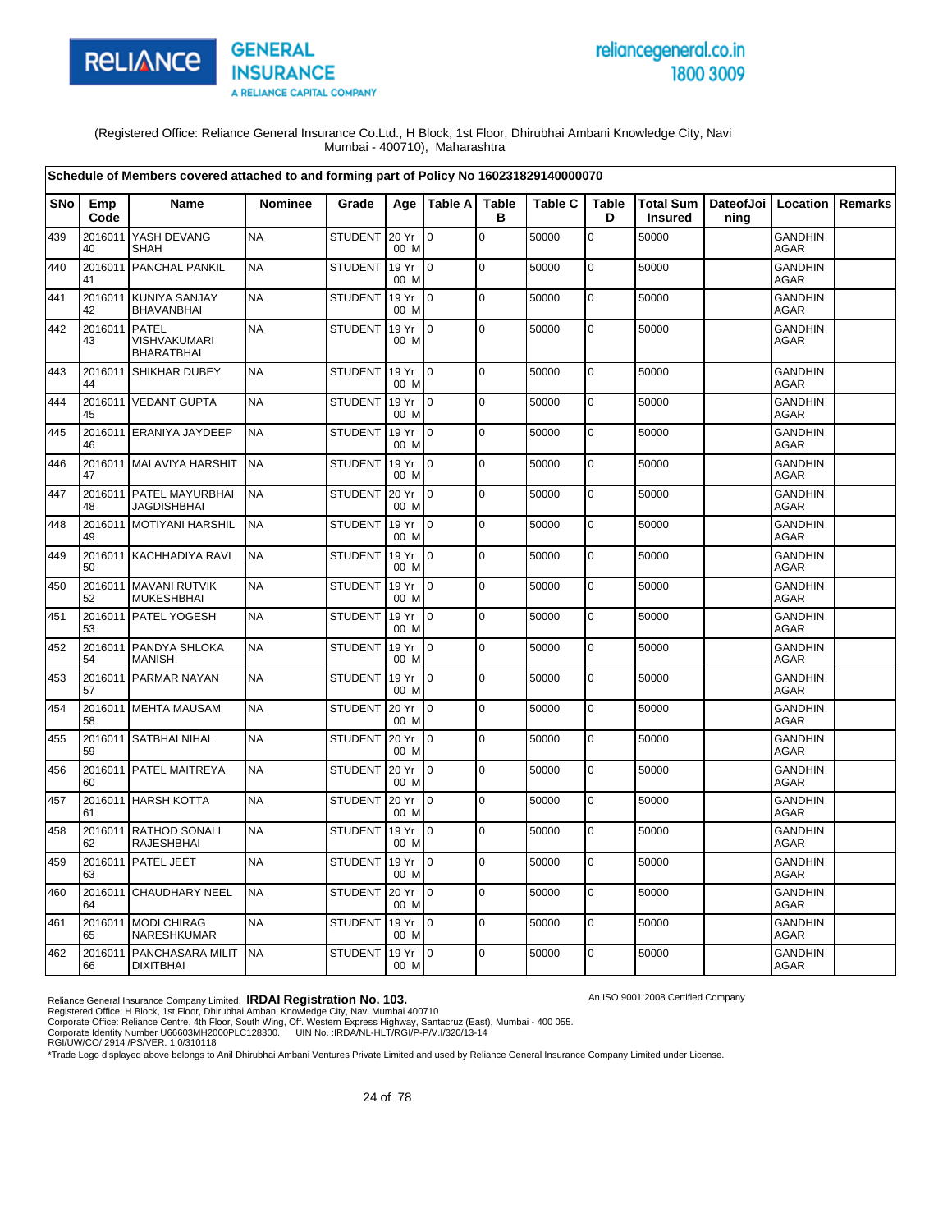RELIANCE GENERAL INSURANCE
A RELIANCE CAPITAL COMPANY

reliancegeneral.co.in
1800 3009

(Registered Office: Reliance General Insurance Co.Ltd., H Block, 1st Floor, Dhirubhai Ambani Knowledge City, Navi Mumbai - 400710), Maharashtra

**Schedule of Members covered attached to and forming part of Policy No 160231829140000070**

| SNo | Emp Code | Name | Nominee | Grade | Age | Table A | Table B | Table C | Table D | Total Sum Insured | DateofJoining | Location | Remarks |
|---|---|---|---|---|---|---|---|---|---|---|---|---|---|
| 439 | 201601140 | YASH DEVANG SHAH | NA | STUDENT | 20 Yr 00 M | 0 | 0 | 50000 | 0 | 50000 | | GANDHINAGAR | |
| 440 | 201601141 | PANCHAL PANKIL | NA | STUDENT | 19 Yr 00 M | 0 | 0 | 50000 | 0 | 50000 | | GANDHINAGAR | |
| 441 | 201601142 | KUNIYA SANJAY BHAVANBHAI | NA | STUDENT | 19 Yr 00 M | 0 | 0 | 50000 | 0 | 50000 | | GANDHINAGAR | |
| 442 | 201601143 | PATEL VISHVAKUMARI BHARATBHAI | NA | STUDENT | 19 Yr 00 M | 0 | 0 | 50000 | 0 | 50000 | | GANDHINAGAR | |
| 443 | 201601144 | SHIKHAR DUBEY | NA | STUDENT | 19 Yr 00 M | 0 | 0 | 50000 | 0 | 50000 | | GANDHINAGAR | |
| 444 | 201601145 | VEDANT GUPTA | NA | STUDENT | 19 Yr 00 M | 0 | 0 | 50000 | 0 | 50000 | | GANDHINAGAR | |
| 445 | 201601146 | ERANIYA JAYDEEP | NA | STUDENT | 19 Yr 00 M | 0 | 0 | 50000 | 0 | 50000 | | GANDHINAGAR | |
| 446 | 201601147 | MALAVIYA HARSHIT | NA | STUDENT | 19 Yr 00 M | 0 | 0 | 50000 | 0 | 50000 | | GANDHINAGAR | |
| 447 | 201601148 | PATEL MAYURBHAI JAGDISHBHAI | NA | STUDENT | 20 Yr 00 M | 0 | 0 | 50000 | 0 | 50000 | | GANDHINAGAR | |
| 448 | 201601149 | MOTIYANI HARSHIL | NA | STUDENT | 19 Yr 00 M | 0 | 0 | 50000 | 0 | 50000 | | GANDHINAGAR | |
| 449 | 201601150 | KACHHADIYA RAVI | NA | STUDENT | 19 Yr 00 M | 0 | 0 | 50000 | 0 | 50000 | | GANDHINAGAR | |
| 450 | 201601152 | MAVANI RUTVIK MUKESHBHAI | NA | STUDENT | 19 Yr 00 M | 0 | 0 | 50000 | 0 | 50000 | | GANDHINAGAR | |
| 451 | 201601153 | PATEL YOGESH | NA | STUDENT | 19 Yr 00 M | 0 | 0 | 50000 | 0 | 50000 | | GANDHINAGAR | |
| 452 | 201601154 | PANDYA SHLOKA MANISH | NA | STUDENT | 19 Yr 00 M | 0 | 0 | 50000 | 0 | 50000 | | GANDHINAGAR | |
| 453 | 201601157 | PARMAR NAYAN | NA | STUDENT | 19 Yr 00 M | 0 | 0 | 50000 | 0 | 50000 | | GANDHINAGAR | |
| 454 | 201601158 | MEHTA MAUSAM | NA | STUDENT | 20 Yr 00 M | 0 | 0 | 50000 | 0 | 50000 | | GANDHINAGAR | |
| 455 | 201601159 | SATBHAI NIHAL | NA | STUDENT | 20 Yr 00 M | 0 | 0 | 50000 | 0 | 50000 | | GANDHINAGAR | |
| 456 | 201601160 | PATEL MAITREYA | NA | STUDENT | 20 Yr 00 M | 0 | 0 | 50000 | 0 | 50000 | | GANDHINAGAR | |
| 457 | 201601161 | HARSH KOTTA | NA | STUDENT | 20 Yr 00 M | 0 | 0 | 50000 | 0 | 50000 | | GANDHINAGAR | |
| 458 | 201601162 | RATHOD SONALI RAJESHBHAI | NA | STUDENT | 19 Yr 00 M | 0 | 0 | 50000 | 0 | 50000 | | GANDHINAGAR | |
| 459 | 201601163 | PATEL JEET | NA | STUDENT | 19 Yr 00 M | 0 | 0 | 50000 | 0 | 50000 | | GANDHINAGAR | |
| 460 | 201601164 | CHAUDHARY NEEL | NA | STUDENT | 20 Yr 00 M | 0 | 0 | 50000 | 0 | 50000 | | GANDHINAGAR | |
| 461 | 201601165 | MODI CHIRAG NARESHKUMAR | NA | STUDENT | 19 Yr 00 M | 0 | 0 | 50000 | 0 | 50000 | | GANDHINAGAR | |
| 462 | 201601166 | PANCHASARA MILIT DIXITBHAI | NA | STUDENT | 19 Yr 00 M | 0 | 0 | 50000 | 0 | 50000 | | GANDHINAGAR | |

Reliance General Insurance Company Limited. **IRDAI Registration No. 103.**
An ISO 9001:2008 Certified Company
Registered Office: H Block, 1st Floor, Dhirubhai Ambani Knowledge City, Navi Mumbai 400710
Corporate Office: Reliance Centre, 4th Floor, South Wing, Off. Western Express Highway, Santacruz (East), Mumbai - 400 055.
Corporate Identity Number U66603MH2000PLC128300. UIN No. :IRDA/NL-HLT/RGI/P-P/V.I/320/13-14
RGI/UW/CO/ 2914 /PS/VER. 1.0/310118
*Trade Logo displayed above belongs to Anil Dhirubhai Ambani Ventures Private Limited and used by Reliance General Insurance Company Limited under License.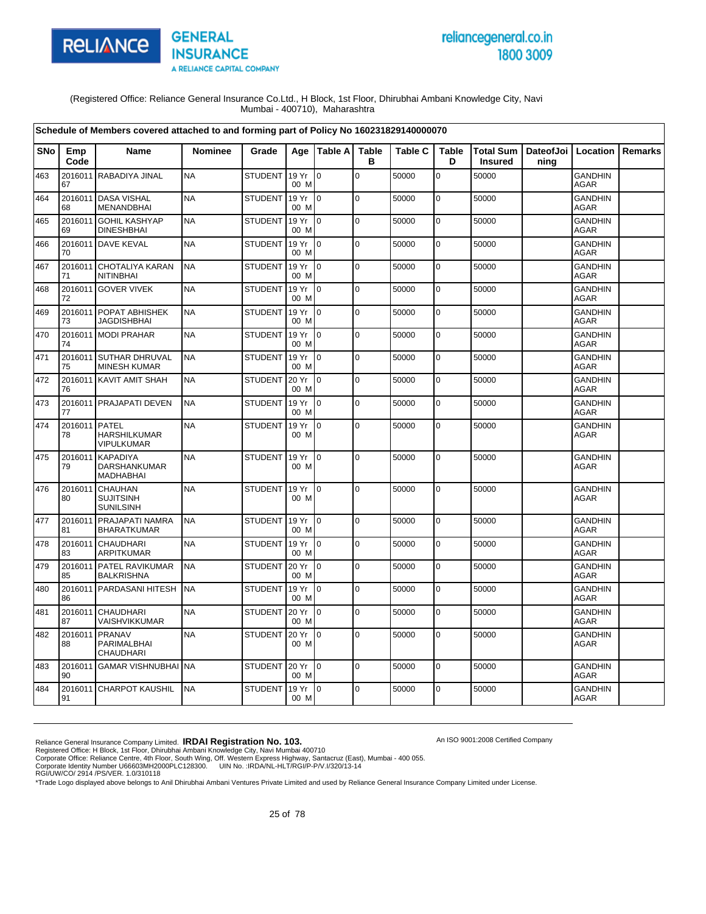(Registered Office: Reliance General Insurance Co.Ltd., H Block, 1st Floor, Dhirubhai Ambani Knowledge City, Navi Mumbai - 400710), Maharashtra

| Schedule of Members covered attached to and forming part of Policy No 160231829140000070 | | | | | | | | | | | | | |
|---|---|---|---|---|---|---|---|---|---|---|---|---|---|
| SNo | Emp Code | Name | Nominee | Grade | Age | Table A | Table B | Table C | Table D | Total Sum Insured | DateofJoining | Location | Remarks |
| 463 | 201601167 | RABADIYA JINAL | NA | STUDENT | 19 Yr 00 M | 0 | 0 | 50000 | 0 | 50000 | | GANDHINAGAR | |
| 464 | 201601168 | DASA VISHAL MENANDBHAI | NA | STUDENT | 19 Yr 00 M | 0 | 0 | 50000 | 0 | 50000 | | GANDHINAGAR | |
| 465 | 201601169 | GOHIL KASHYAP DINESHBHAI | NA | STUDENT | 19 Yr 00 M | 0 | 0 | 50000 | 0 | 50000 | | GANDHINAGAR | |
| 466 | 201601170 | DAVE KEVAL | NA | STUDENT | 19 Yr 00 M | 0 | 0 | 50000 | 0 | 50000 | | GANDHINAGAR | |
| 467 | 201601171 | CHOTALIYA KARAN NITINBHAI | NA | STUDENT | 19 Yr 00 M | 0 | 0 | 50000 | 0 | 50000 | | GANDHINAGAR | |
| 468 | 201601172 | GOVER VIVEK | NA | STUDENT | 19 Yr 00 M | 0 | 0 | 50000 | 0 | 50000 | | GANDHINAGAR | |
| 469 | 201601173 | POPAT ABHISHEK JAGDISHBHAI | NA | STUDENT | 19 Yr 00 M | 0 | 0 | 50000 | 0 | 50000 | | GANDHINAGAR | |
| 470 | 201601174 | MODI PRAHAR | NA | STUDENT | 19 Yr 00 M | 0 | 0 | 50000 | 0 | 50000 | | GANDHINAGAR | |
| 471 | 201601175 | SUTHAR DHRUVAL MINESH KUMAR | NA | STUDENT | 19 Yr 00 M | 0 | 0 | 50000 | 0 | 50000 | | GANDHINAGAR | |
| 472 | 201601176 | KAVIT AMIT SHAH | NA | STUDENT | 20 Yr 00 M | 0 | 0 | 50000 | 0 | 50000 | | GANDHINAGAR | |
| 473 | 201601177 | PRAJAPATI DEVEN | NA | STUDENT | 19 Yr 00 M | 0 | 0 | 50000 | 0 | 50000 | | GANDHINAGAR | |
| 474 | 201601178 | PATEL HARSHILKUMAR VIPULKUMAR | NA | STUDENT | 19 Yr 00 M | 0 | 0 | 50000 | 0 | 50000 | | GANDHINAGAR | |
| 475 | 201601179 | KAPADIYA DARSHANKUMAR MADHABHAI | NA | STUDENT | 19 Yr 00 M | 0 | 0 | 50000 | 0 | 50000 | | GANDHINAGAR | |
| 476 | 201601180 | CHAUHAN SUJITSINH SUNILSINH | NA | STUDENT | 19 Yr 00 M | 0 | 0 | 50000 | 0 | 50000 | | GANDHINAGAR | |
| 477 | 201601181 | PRAJAPATI NAMRA BHARATKUMAR | NA | STUDENT | 19 Yr 00 M | 0 | 0 | 50000 | 0 | 50000 | | GANDHINAGAR | |
| 478 | 201601183 | CHAUDHARI ARPITKUMAR | NA | STUDENT | 19 Yr 00 M | 0 | 0 | 50000 | 0 | 50000 | | GANDHINAGAR | |
| 479 | 201601185 | PATEL RAVIKUMAR BALKRISHNA | NA | STUDENT | 20 Yr 00 M | 0 | 0 | 50000 | 0 | 50000 | | GANDHINAGAR | |
| 480 | 201601186 | PARDASANI HITESH | NA | STUDENT | 19 Yr 00 M | 0 | 0 | 50000 | 0 | 50000 | | GANDHINAGAR | |
| 481 | 201601187 | CHAUDHARI VAISHVIKKUMAR | NA | STUDENT | 20 Yr 00 M | 0 | 0 | 50000 | 0 | 50000 | | GANDHINAGAR | |
| 482 | 201601188 | PRANAV PARIMALBHAI CHAUDHARI | NA | STUDENT | 20 Yr 00 M | 0 | 0 | 50000 | 0 | 50000 | | GANDHINAGAR | |
| 483 | 201601190 | GAMAR VISHNUBHAI | NA | STUDENT | 20 Yr 00 M | 0 | 0 | 50000 | 0 | 50000 | | GANDHINAGAR | |
| 484 | 201601191 | CHARPOT KAUSHIL | NA | STUDENT | 19 Yr 00 M | 0 | 0 | 50000 | 0 | 50000 | | GANDHINAGAR | |

Reliance General Insurance Company Limited. **IRDAI Registration No. 103.**
Registered Office: H Block, 1st Floor, Dhirubhai Ambani Knowledge City, Navi Mumbai 400710
Corporate Office: Reliance Centre, 4th Floor, South Wing, Off. Western Express Highway, Santacruz (East), Mumbai - 400 055.
Corporate Identity Number U66603MH2000PLC128300. UIN No. :IRDA/NL-HLT/RGI/P-P/V.I/320/13-14
RGI/UW/CO/ 2914 /PS/VER. 1.0/310118
*Trade Logo displayed above belongs to Anil Dhirubhai Ambani Ventures Private Limited and used by Reliance General Insurance Company Limited under License.

An ISO 9001:2008 Certified Company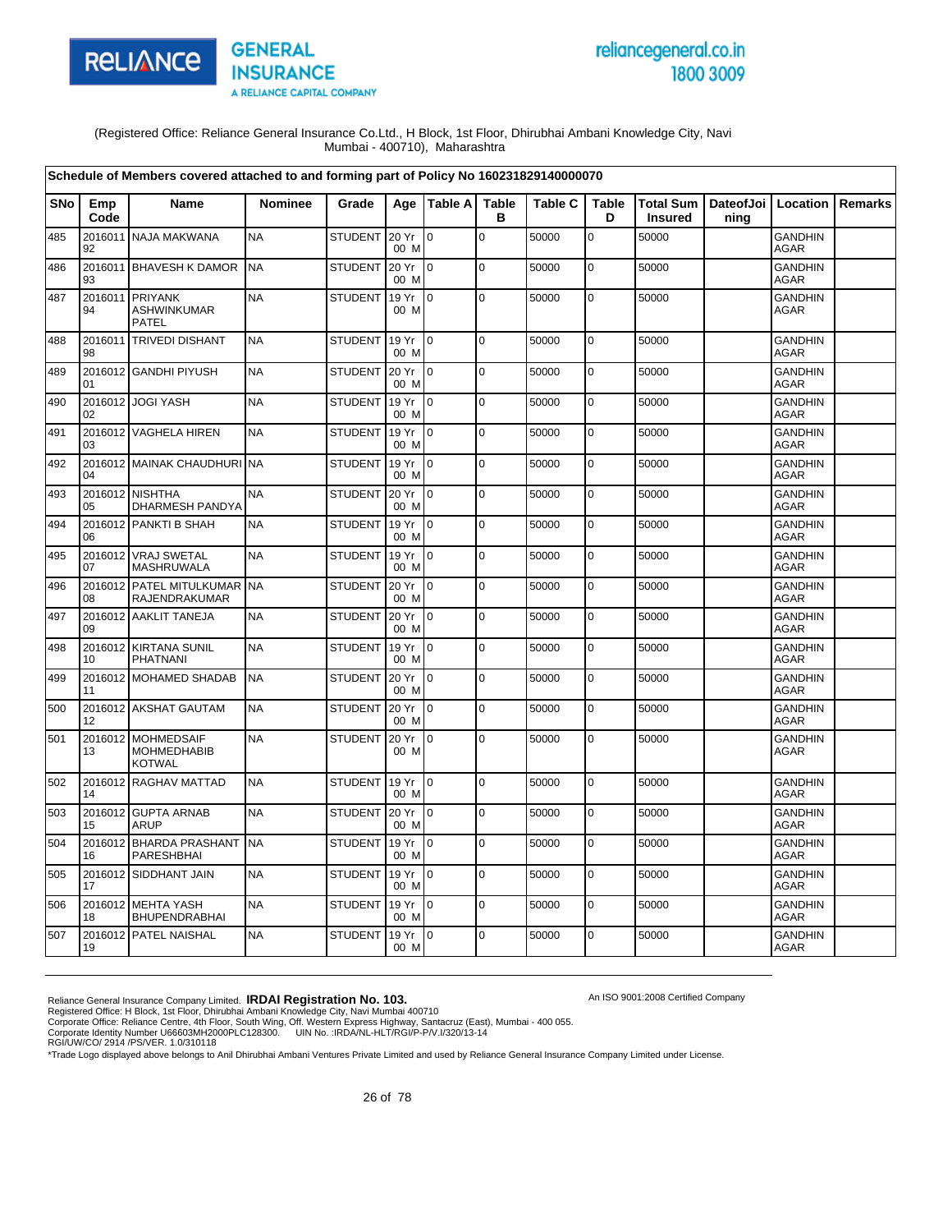(Registered Office: Reliance General Insurance Co.Ltd., H Block, 1st Floor, Dhirubhai Ambani Knowledge City, Navi Mumbai - 400710), Maharashtra

**Schedule of Members covered attached to and forming part of Policy No 160231829140000070**

| SNo | Emp Code | Name | Nominee | Grade | Age | Table A | Table B | Table C | Table D | Total Sum Insured | DateofJoining | Location | Remarks |
|---|---|---|---|---|---|---|---|---|---|---|---|---|---|
| 485 | 201601192 | NAJA MAKWANA | NA | STUDENT | 20 Yr 00 M | 0 | 0 | 50000 | 0 | 50000 | | GANDHINAGAR | |
| 486 | 201601193 | BHAVESH K DAMOR | NA | STUDENT | 20 Yr 00 M | 0 | 0 | 50000 | 0 | 50000 | | GANDHINAGAR | |
| 487 | 201601194 | PRIYANK ASHWINKUMAR PATEL | NA | STUDENT | 19 Yr 00 M | 0 | 0 | 50000 | 0 | 50000 | | GANDHINAGAR | |
| 488 | 201601198 | TRIVEDI DISHANT | NA | STUDENT | 19 Yr 00 M | 0 | 0 | 50000 | 0 | 50000 | | GANDHINAGAR | |
| 489 | 201601201 | GANDHI PIYUSH | NA | STUDENT | 20 Yr 00 M | 0 | 0 | 50000 | 0 | 50000 | | GANDHINAGAR | |
| 490 | 201601202 | JOGI YASH | NA | STUDENT | 19 Yr 00 M | 0 | 0 | 50000 | 0 | 50000 | | GANDHINAGAR | |
| 491 | 201601203 | VAGHELA HIREN | NA | STUDENT | 19 Yr 00 M | 0 | 0 | 50000 | 0 | 50000 | | GANDHINAGAR | |
| 492 | 201601204 | MAINAK CHAUDHURI | NA | STUDENT | 19 Yr 00 M | 0 | 0 | 50000 | 0 | 50000 | | GANDHINAGAR | |
| 493 | 201601205 | NISHTHA DHARMESH PANDYA | NA | STUDENT | 20 Yr 00 M | 0 | 0 | 50000 | 0 | 50000 | | GANDHINAGAR | |
| 494 | 201601206 | PANKTI B SHAH | NA | STUDENT | 19 Yr 00 M | 0 | 0 | 50000 | 0 | 50000 | | GANDHINAGAR | |
| 495 | 201601207 | VRAJ SWETAL MASHRUWALA | NA | STUDENT | 19 Yr 00 M | 0 | 0 | 50000 | 0 | 50000 | | GANDHINAGAR | |
| 496 | 201601208 | PATEL MITULKUMAR RAJENDRAKUMAR | NA | STUDENT | 20 Yr 00 M | 0 | 0 | 50000 | 0 | 50000 | | GANDHINAGAR | |
| 497 | 201601209 | AAKLIT TANEJA | NA | STUDENT | 20 Yr 00 M | 0 | 0 | 50000 | 0 | 50000 | | GANDHINAGAR | |
| 498 | 201601210 | KIRTANA SUNIL PHATNANI | NA | STUDENT | 19 Yr 00 M | 0 | 0 | 50000 | 0 | 50000 | | GANDHINAGAR | |
| 499 | 201601211 | MOHAMED SHADAB | NA | STUDENT | 20 Yr 00 M | 0 | 0 | 50000 | 0 | 50000 | | GANDHINAGAR | |
| 500 | 201601212 | AKSHAT GAUTAM | NA | STUDENT | 20 Yr 00 M | 0 | 0 | 50000 | 0 | 50000 | | GANDHINAGAR | |
| 501 | 201601213 | MOHMEDSAIF MOHMEDHABIB KOTWAL | NA | STUDENT | 20 Yr 00 M | 0 | 0 | 50000 | 0 | 50000 | | GANDHINAGAR | |
| 502 | 201601214 | RAGHAV MATTAD | NA | STUDENT | 19 Yr 00 M | 0 | 0 | 50000 | 0 | 50000 | | GANDHINAGAR | |
| 503 | 201601215 | GUPTA ARNAB ARUP | NA | STUDENT | 20 Yr 00 M | 0 | 0 | 50000 | 0 | 50000 | | GANDHINAGAR | |
| 504 | 201601216 | BHARDA PRASHANT PARESHBHAI | NA | STUDENT | 19 Yr 00 M | 0 | 0 | 50000 | 0 | 50000 | | GANDHINAGAR | |
| 505 | 201601217 | SIDDHANT JAIN | NA | STUDENT | 19 Yr 00 M | 0 | 0 | 50000 | 0 | 50000 | | GANDHINAGAR | |
| 506 | 201601218 | MEHTA YASH BHUPENDRABHAI | NA | STUDENT | 19 Yr 00 M | 0 | 0 | 50000 | 0 | 50000 | | GANDHINAGAR | |
| 507 | 201601219 | PATEL NAISHAL | NA | STUDENT | 19 Yr 00 M | 0 | 0 | 50000 | 0 | 50000 | | GANDHINAGAR | |

Reliance General Insurance Company Limited. **IRDAI Registration No. 103.**
Registered Office: H Block, 1st Floor, Dhirubhai Ambani Knowledge City, Navi Mumbai 400710
Corporate Office: Reliance Centre, 4th Floor, South Wing, Off. Western Express Highway, Santacruz (East), Mumbai - 400 055.
Corporate Identity Number U66603MH2000PLC128300. UIN No. :IRDA/NL-HLT/RGI/P-P/V.I/320/13-14
RGI/UW/CO/ 2914 /PS/VER. 1.0/310118
*Trade Logo displayed above belongs to Anil Dhirubhai Ambani Ventures Private Limited and used by Reliance General Insurance Company Limited under License.

An ISO 9001:2008 Certified Company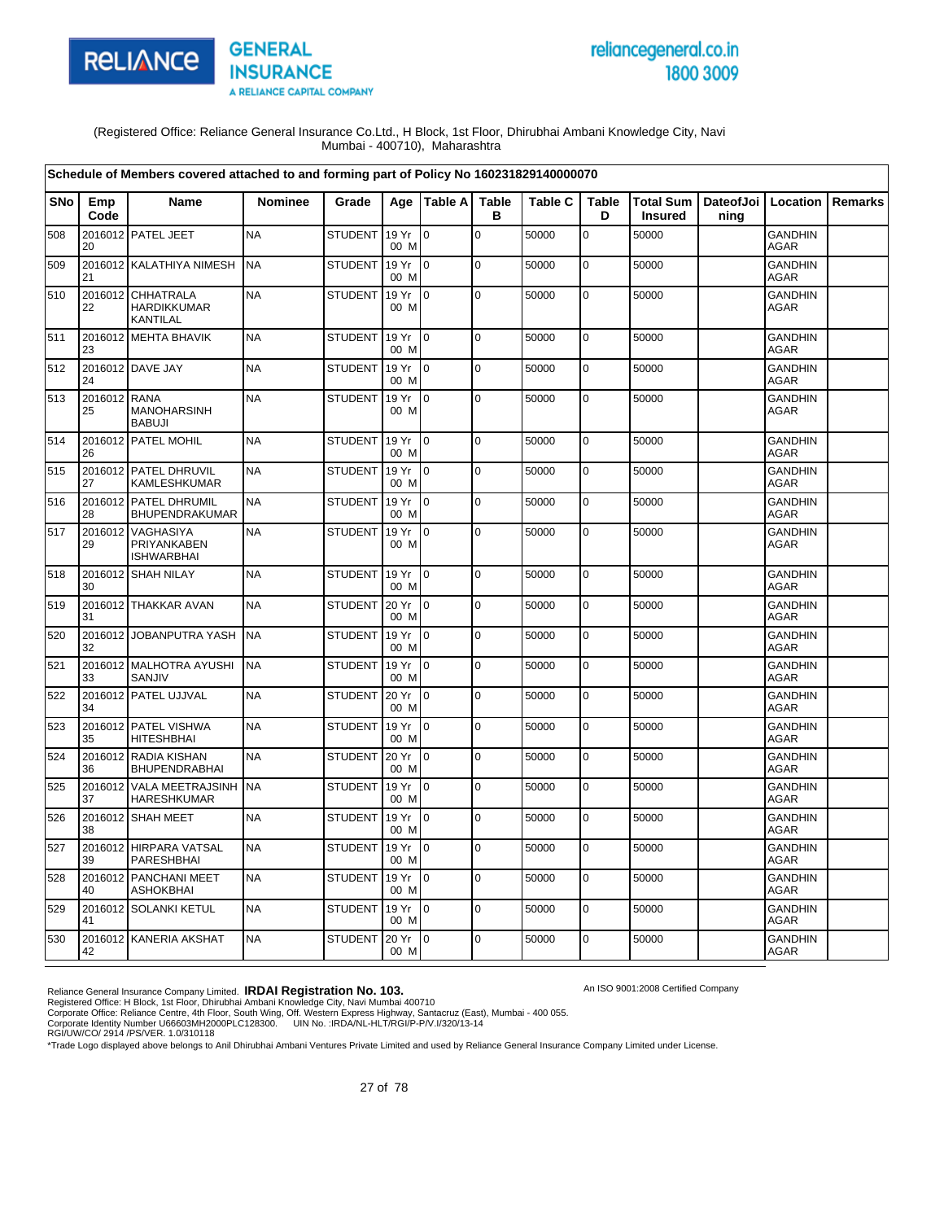(Registered Office: Reliance General Insurance Co.Ltd., H Block, 1st Floor, Dhirubhai Ambani Knowledge City, Navi Mumbai - 400710), Maharashtra

**Schedule of Members covered attached to and forming part of Policy No 160231829140000070**

| SNo | Emp Code | Name | Nominee | Grade | Age | Table A | Table B | Table C | Table D | Total Sum Insured | DateofJoining | Location | Remarks |
|---|---|---|---|---|---|---|---|---|---|---|---|---|---|
| 508 | 201601220 | PATEL JEET | NA | STUDENT | 19 Yr 00 M | 0 | 0 | 50000 | 0 | 50000 | | GANDHINAGAR | |
| 509 | 201601221 | KALATHIYA NIMESH | NA | STUDENT | 19 Yr 00 M | 0 | 0 | 50000 | 0 | 50000 | | GANDHINAGAR | |
| 510 | 201601222 | CHHATRALA HARDIKKUMAR KANTILAL | NA | STUDENT | 19 Yr 00 M | 0 | 0 | 50000 | 0 | 50000 | | GANDHINAGAR | |
| 511 | 201601223 | MEHTA BHAVIK | NA | STUDENT | 19 Yr 00 M | 0 | 0 | 50000 | 0 | 50000 | | GANDHINAGAR | |
| 512 | 201601224 | DAVE JAY | NA | STUDENT | 19 Yr 00 M | 0 | 0 | 50000 | 0 | 50000 | | GANDHINAGAR | |
| 513 | 201601225 | RANA MANOHARSINH BABUJI | NA | STUDENT | 19 Yr 00 M | 0 | 0 | 50000 | 0 | 50000 | | GANDHINAGAR | |
| 514 | 201601226 | PATEL MOHIL | NA | STUDENT | 19 Yr 00 M | 0 | 0 | 50000 | 0 | 50000 | | GANDHINAGAR | |
| 515 | 201601227 | PATEL DHRUVIL KAMLESHKUMAR | NA | STUDENT | 19 Yr 00 M | 0 | 0 | 50000 | 0 | 50000 | | GANDHINAGAR | |
| 516 | 201601228 | PATEL DHRUMIL BHUPENDRAKUMAR | NA | STUDENT | 19 Yr 00 M | 0 | 0 | 50000 | 0 | 50000 | | GANDHINAGAR | |
| 517 | 201601229 | VAGHASIYA PRIYANKABEN ISHWARBHAI | NA | STUDENT | 19 Yr 00 M | 0 | 0 | 50000 | 0 | 50000 | | GANDHINAGAR | |
| 518 | 201601230 | SHAH NILAY | NA | STUDENT | 19 Yr 00 M | 0 | 0 | 50000 | 0 | 50000 | | GANDHINAGAR | |
| 519 | 201601231 | THAKKAR AVAN | NA | STUDENT | 20 Yr 00 M | 0 | 0 | 50000 | 0 | 50000 | | GANDHINAGAR | |
| 520 | 201601232 | JOBANPUTRA YASH | NA | STUDENT | 19 Yr 00 M | 0 | 0 | 50000 | 0 | 50000 | | GANDHINAGAR | |
| 521 | 201601233 | MALHOTRA AYUSHI SANJIV | NA | STUDENT | 19 Yr 00 M | 0 | 0 | 50000 | 0 | 50000 | | GANDHINAGAR | |
| 522 | 201601234 | PATEL UJJVAL | NA | STUDENT | 20 Yr 00 M | 0 | 0 | 50000 | 0 | 50000 | | GANDHINAGAR | |
| 523 | 201601235 | PATEL VISHWA HITESHBHAI | NA | STUDENT | 19 Yr 00 M | 0 | 0 | 50000 | 0 | 50000 | | GANDHINAGAR | |
| 524 | 201601236 | RADIA KISHAN BHUPENDRABHAI | NA | STUDENT | 20 Yr 00 M | 0 | 0 | 50000 | 0 | 50000 | | GANDHINAGAR | |
| 525 | 201601237 | VALA MEETRAJSINH HARESHKUMAR | NA | STUDENT | 19 Yr 00 M | 0 | 0 | 50000 | 0 | 50000 | | GANDHINAGAR | |
| 526 | 201601238 | SHAH MEET | NA | STUDENT | 19 Yr 00 M | 0 | 0 | 50000 | 0 | 50000 | | GANDHINAGAR | |
| 527 | 201601239 | HIRPARA VATSAL PARESHBHAI | NA | STUDENT | 19 Yr 00 M | 0 | 0 | 50000 | 0 | 50000 | | GANDHINAGAR | |
| 528 | 201601240 | PANCHANI MEET ASHOKBHAI | NA | STUDENT | 19 Yr 00 M | 0 | 0 | 50000 | 0 | 50000 | | GANDHINAGAR | |
| 529 | 201601241 | SOLANKI KETUL | NA | STUDENT | 19 Yr 00 M | 0 | 0 | 50000 | 0 | 50000 | | GANDHINAGAR | |
| 530 | 201601242 | KANERIA AKSHAT | NA | STUDENT | 20 Yr 00 M | 0 | 0 | 50000 | 0 | 50000 | | GANDHINAGAR | |

Reliance General Insurance Company Limited. **IRDAI Registration No. 103.**
An ISO 9001:2008 Certified Company
Registered Office: H Block, 1st Floor, Dhirubhai Ambani Knowledge City, Navi Mumbai 400710
Corporate Office: Reliance Centre, 4th Floor, South Wing, Off. Western Express Highway, Santacruz (East), Mumbai - 400 055.
Corporate Identity Number U66603MH2000PLC128300. UIN No. :IRDA/NL-HLT/RGI/P-P/V.I/320/13-14
RGI/UW/CO/ 2914 /PS/VER. 1.0/310118
*Trade Logo displayed above belongs to Anil Dhirubhai Ambani Ventures Private Limited and used by Reliance General Insurance Company Limited under License.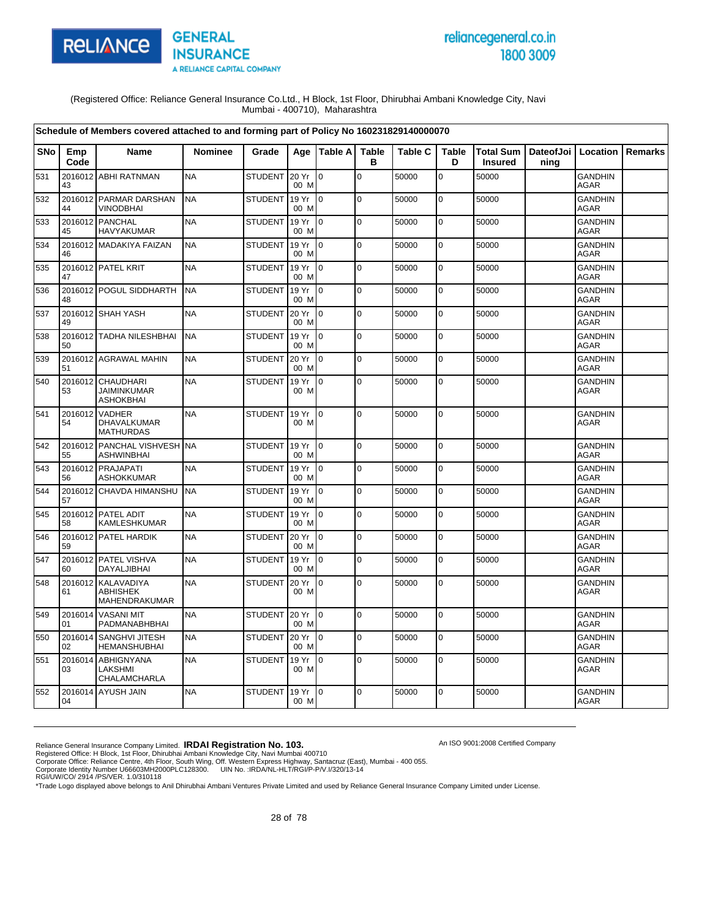(Registered Office: Reliance General Insurance Co.Ltd., H Block, 1st Floor, Dhirubhai Ambani Knowledge City, Navi Mumbai - 400710), Maharashtra

**Schedule of Members covered attached to and forming part of Policy No 160231829140000070**

| SNo | Emp Code | Name | Nominee | Grade | Age | Table A | Table B | Table C | Table D | Total Sum Insured | DateofJoining | Location | Remarks |
|---|---|---|---|---|---|---|---|---|---|---|---|---|---|
| 531 | 201601243 | ABHI RATNMAN | NA | STUDENT | 20 Yr 00 M | 0 | 0 | 50000 | 0 | 50000 | | GANDHINAGAR | |
| 532 | 201601244 | PARMAR DARSHAN VINODBHAI | NA | STUDENT | 19 Yr 00 M | 0 | 0 | 50000 | 0 | 50000 | | GANDHINAGAR | |
| 533 | 201601245 | PANCHAL HAVYAKUMAR | NA | STUDENT | 19 Yr 00 M | 0 | 0 | 50000 | 0 | 50000 | | GANDHINAGAR | |
| 534 | 201601246 | MADAKIYA FAIZAN | NA | STUDENT | 19 Yr 00 M | 0 | 0 | 50000 | 0 | 50000 | | GANDHINAGAR | |
| 535 | 201601247 | PATEL KRIT | NA | STUDENT | 19 Yr 00 M | 0 | 0 | 50000 | 0 | 50000 | | GANDHINAGAR | |
| 536 | 201601248 | POGUL SIDDHARTH | NA | STUDENT | 19 Yr 00 M | 0 | 0 | 50000 | 0 | 50000 | | GANDHINAGAR | |
| 537 | 201601249 | SHAH YASH | NA | STUDENT | 20 Yr 00 M | 0 | 0 | 50000 | 0 | 50000 | | GANDHINAGAR | |
| 538 | 201601250 | TADHA NILESHBHAI | NA | STUDENT | 19 Yr 00 M | 0 | 0 | 50000 | 0 | 50000 | | GANDHINAGAR | |
| 539 | 201601251 | AGRAWAL MAHIN | NA | STUDENT | 20 Yr 00 M | 0 | 0 | 50000 | 0 | 50000 | | GANDHINAGAR | |
| 540 | 201601253 | CHAUDHARI JAIMINKUMAR ASHOKBHAI | NA | STUDENT | 19 Yr 00 M | 0 | 0 | 50000 | 0 | 50000 | | GANDHINAGAR | |
| 541 | 201601254 | VADHER DHAVALKUMAR MATHURDAS | NA | STUDENT | 19 Yr 00 M | 0 | 0 | 50000 | 0 | 50000 | | GANDHINAGAR | |
| 542 | 201601255 | PANCHAL VISHVESH ASHWINBHAI | NA | STUDENT | 19 Yr 00 M | 0 | 0 | 50000 | 0 | 50000 | | GANDHINAGAR | |
| 543 | 201601256 | PRAJAPATI ASHOKKUMAR | NA | STUDENT | 19 Yr 00 M | 0 | 0 | 50000 | 0 | 50000 | | GANDHINAGAR | |
| 544 | 201601257 | CHAVDA HIMANSHU | NA | STUDENT | 19 Yr 00 M | 0 | 0 | 50000 | 0 | 50000 | | GANDHINAGAR | |
| 545 | 201601258 | PATEL ADIT KAMLESHKUMAR | NA | STUDENT | 19 Yr 00 M | 0 | 0 | 50000 | 0 | 50000 | | GANDHINAGAR | |
| 546 | 201601259 | PATEL HARDIK | NA | STUDENT | 20 Yr 00 M | 0 | 0 | 50000 | 0 | 50000 | | GANDHINAGAR | |
| 547 | 201601260 | PATEL VISHVA DAYALJIBHAI | NA | STUDENT | 19 Yr 00 M | 0 | 0 | 50000 | 0 | 50000 | | GANDHINAGAR | |
| 548 | 201601261 | KALAVADIYA ABHISHEK MAHENDRAKUMAR | NA | STUDENT | 20 Yr 00 M | 0 | 0 | 50000 | 0 | 50000 | | GANDHINAGAR | |
| 549 | 201601401 | VASANI MIT PADMANABHBHAI | NA | STUDENT | 20 Yr 00 M | 0 | 0 | 50000 | 0 | 50000 | | GANDHINAGAR | |
| 550 | 201601402 | SANGHVI JITESH HEMANSHUBHAI | NA | STUDENT | 20 Yr 00 M | 0 | 0 | 50000 | 0 | 50000 | | GANDHINAGAR | |
| 551 | 201601403 | ABHIGNYANA LAKSHMI CHALAMCHARLA | NA | STUDENT | 19 Yr 00 M | 0 | 0 | 50000 | 0 | 50000 | | GANDHINAGAR | |
| 552 | 201601404 | AYUSH JAIN | NA | STUDENT | 19 Yr 00 M | 0 | 0 | 50000 | 0 | 50000 | | GANDHINAGAR | |

Reliance General Insurance Company Limited. **IRDAI Registration No. 103.**
Registered Office: H Block, 1st Floor, Dhirubhai Ambani Knowledge City, Navi Mumbai 400710
Corporate Office: Reliance Centre, 4th Floor, South Wing, Off. Western Express Highway, Santacruz (East), Mumbai - 400 055.
Corporate Identity Number U66603MH2000PLC128300. UIN No. :IRDA/NL-HLT/RGI/P-P/V.I/320/13-14
RGI/UW/CO/ 2914 /PS/VER. 1.0/310118

An ISO 9001:2008 Certified Company

*Trade Logo displayed above belongs to Anil Dhirubhai Ambani Ventures Private Limited and used by Reliance General Insurance Company Limited under License.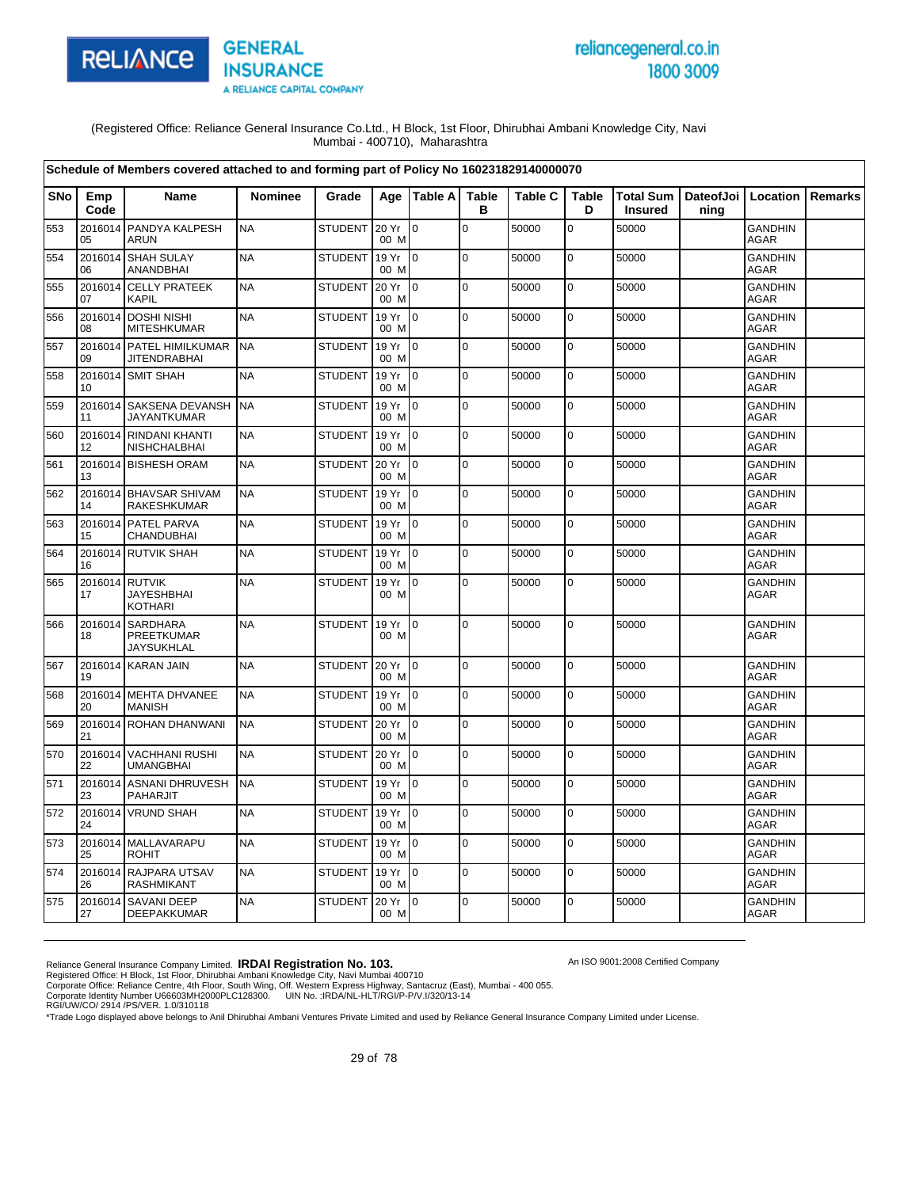(Registered Office: Reliance General Insurance Co.Ltd., H Block, 1st Floor, Dhirubhai Ambani Knowledge City, Navi Mumbai - 400710), Maharashtra

**Schedule of Members covered attached to and forming part of Policy No 160231829140000070**

| SNo | Emp Code | Name | Nominee | Grade | Age | Table A | Table B | Table C | Table D | Total Sum Insured | DateofJoining | Location | Remarks |
|---|---|---|---|---|---|---|---|---|---|---|---|---|---|
| 553 | 201601405 | PANDYA KALPESH ARUN | NA | STUDENT | 20 Yr 00 M | 0 | 0 | 50000 | 0 | 50000 | | GANDHINAGAR | |
| 554 | 201601406 | SHAH SULAY ANANDBHAI | NA | STUDENT | 19 Yr 00 M | 0 | 0 | 50000 | 0 | 50000 | | GANDHINAGAR | |
| 555 | 201601407 | CELLY PRATEEK KAPIL | NA | STUDENT | 20 Yr 00 M | 0 | 0 | 50000 | 0 | 50000 | | GANDHINAGAR | |
| 556 | 201601408 | DOSHI NISHI MITESHKUMAR | NA | STUDENT | 19 Yr 00 M | 0 | 0 | 50000 | 0 | 50000 | | GANDHINAGAR | |
| 557 | 201601409 | PATEL HIMILKUMAR JITENDRABHAI | NA | STUDENT | 19 Yr 00 M | 0 | 0 | 50000 | 0 | 50000 | | GANDHINAGAR | |
| 558 | 201601410 | SMIT SHAH | NA | STUDENT | 19 Yr 00 M | 0 | 0 | 50000 | 0 | 50000 | | GANDHINAGAR | |
| 559 | 201601411 | SAKSENA DEVANSH JAYANTKUMAR | NA | STUDENT | 19 Yr 00 M | 0 | 0 | 50000 | 0 | 50000 | | GANDHINAGAR | |
| 560 | 201601412 | RINDANI KHANTI NISHCHALBHAI | NA | STUDENT | 19 Yr 00 M | 0 | 0 | 50000 | 0 | 50000 | | GANDHINAGAR | |
| 561 | 201601413 | BISHESH ORAM | NA | STUDENT | 20 Yr 00 M | 0 | 0 | 50000 | 0 | 50000 | | GANDHINAGAR | |
| 562 | 201601414 | BHAVSAR SHIVAM RAKESHKUMAR | NA | STUDENT | 19 Yr 00 M | 0 | 0 | 50000 | 0 | 50000 | | GANDHINAGAR | |
| 563 | 201601415 | PATEL PARVA CHANDUBHAI | NA | STUDENT | 19 Yr 00 M | 0 | 0 | 50000 | 0 | 50000 | | GANDHINAGAR | |
| 564 | 201601416 | RUTVIK SHAH | NA | STUDENT | 19 Yr 00 M | 0 | 0 | 50000 | 0 | 50000 | | GANDHINAGAR | |
| 565 | 201601417 | RUTVIK JAYESHBHAI KOTHARI | NA | STUDENT | 19 Yr 00 M | 0 | 0 | 50000 | 0 | 50000 | | GANDHINAGAR | |
| 566 | 201601418 | SARDHARA PREETKUMAR JAYSUKHLAL | NA | STUDENT | 19 Yr 00 M | 0 | 0 | 50000 | 0 | 50000 | | GANDHINAGAR | |
| 567 | 201601419 | KARAN JAIN | NA | STUDENT | 20 Yr 00 M | 0 | 0 | 50000 | 0 | 50000 | | GANDHINAGAR | |
| 568 | 201601420 | MEHTA DHVANEE MANISH | NA | STUDENT | 19 Yr 00 M | 0 | 0 | 50000 | 0 | 50000 | | GANDHINAGAR | |
| 569 | 201601421 | ROHAN DHANWANI | NA | STUDENT | 20 Yr 00 M | 0 | 0 | 50000 | 0 | 50000 | | GANDHINAGAR | |
| 570 | 201601422 | VACHHANI RUSHI UMANGBHAI | NA | STUDENT | 20 Yr 00 M | 0 | 0 | 50000 | 0 | 50000 | | GANDHINAGAR | |
| 571 | 201601423 | ASNANI DHRUVESH PAHARJIT | NA | STUDENT | 19 Yr 00 M | 0 | 0 | 50000 | 0 | 50000 | | GANDHINAGAR | |
| 572 | 201601424 | VRUND SHAH | NA | STUDENT | 19 Yr 00 M | 0 | 0 | 50000 | 0 | 50000 | | GANDHINAGAR | |
| 573 | 201601425 | MALLAVARAPU ROHIT | NA | STUDENT | 19 Yr 00 M | 0 | 0 | 50000 | 0 | 50000 | | GANDHINAGAR | |
| 574 | 201601426 | RAJPARA UTSAV RASHMIKANT | NA | STUDENT | 19 Yr 00 M | 0 | 0 | 50000 | 0 | 50000 | | GANDHINAGAR | |
| 575 | 201601427 | SAVANI DEEP DEEPAKKUMAR | NA | STUDENT | 20 Yr 00 M | 0 | 0 | 50000 | 0 | 50000 | | GANDHINAGAR | |

Reliance General Insurance Company Limited. **IRDAI Registration No. 103.**
Registered Office: H Block, 1st Floor, Dhirubhai Ambani Knowledge City, Navi Mumbai 400710
Corporate Office: Reliance Centre, 4th Floor, South Wing, Off. Western Express Highway, Santacruz (East), Mumbai - 400 055.
Corporate Identity Number U66603MH2000PLC128300. UIN No. :IRDA/NL-HLT/RGI/P-P/V.I/320/13-14
RGI/UW/CO/ 2914 /PS/VER. 1.0/310118
*Trade Logo displayed above belongs to Anil Dhirubhai Ambani Ventures Private Limited and used by Reliance General Insurance Company Limited under License.

An ISO 9001:2008 Certified Company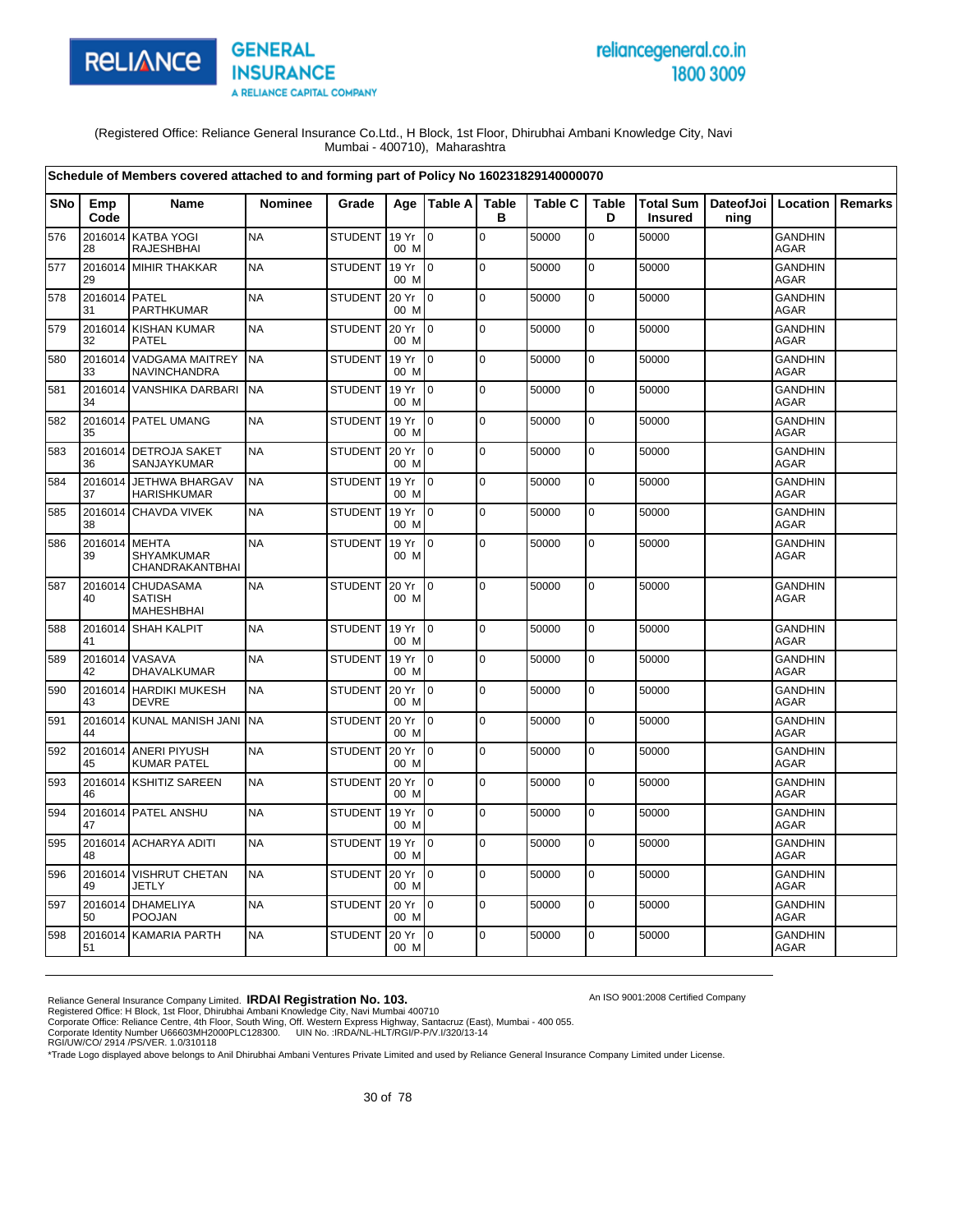(Registered Office: Reliance General Insurance Co.Ltd., H Block, 1st Floor, Dhirubhai Ambani Knowledge City, Navi Mumbai - 400710), Maharashtra

**Schedule of Members covered attached to and forming part of Policy No 160231829140000070**

| SNo | Emp Code | Name | Nominee | Grade | Age | Table A | Table B | Table C | Table D | Total Sum Insured | DateofJoining | Location | Remarks |
|---|---|---|---|---|---|---|---|---|---|---|---|---|---|
| 576 | 201601428 | KATBA YOGI RAJESHBHAI | NA | STUDENT | 19 Yr 00 M | 0 | 0 | 50000 | 0 | 50000 | | GANDHINAGAR | |
| 577 | 201601429 | MIHIR THAKKAR | NA | STUDENT | 19 Yr 00 M | 0 | 0 | 50000 | 0 | 50000 | | GANDHINAGAR | |
| 578 | 201601431 | PATEL PARTHKUMAR | NA | STUDENT | 20 Yr 00 M | 0 | 0 | 50000 | 0 | 50000 | | GANDHINAGAR | |
| 579 | 201601432 | KISHAN KUMAR PATEL | NA | STUDENT | 20 Yr 00 M | 0 | 0 | 50000 | 0 | 50000 | | GANDHINAGAR | |
| 580 | 201601433 | VADGAMA MAITREY NAVINCHANDRA | NA | STUDENT | 19 Yr 00 M | 0 | 0 | 50000 | 0 | 50000 | | GANDHINAGAR | |
| 581 | 201601434 | VANSHIKA DARBARI | NA | STUDENT | 19 Yr 00 M | 0 | 0 | 50000 | 0 | 50000 | | GANDHINAGAR | |
| 582 | 201601435 | PATEL UMANG | NA | STUDENT | 19 Yr 00 M | 0 | 0 | 50000 | 0 | 50000 | | GANDHINAGAR | |
| 583 | 201601436 | DETROJA SAKET SANJAYKUMAR | NA | STUDENT | 20 Yr 00 M | 0 | 0 | 50000 | 0 | 50000 | | GANDHINAGAR | |
| 584 | 201601437 | JETHWA BHARGAV HARISHKUMAR | NA | STUDENT | 19 Yr 00 M | 0 | 0 | 50000 | 0 | 50000 | | GANDHINAGAR | |
| 585 | 201601438 | CHAVDA VIVEK | NA | STUDENT | 19 Yr 00 M | 0 | 0 | 50000 | 0 | 50000 | | GANDHINAGAR | |
| 586 | 201601439 | MEHTA SHYAMKUMAR CHANDRAKANTBHAI | NA | STUDENT | 19 Yr 00 M | 0 | 0 | 50000 | 0 | 50000 | | GANDHINAGAR | |
| 587 | 201601440 | CHUDASAMA SATISH MAHESHBHAI | NA | STUDENT | 20 Yr 00 M | 0 | 0 | 50000 | 0 | 50000 | | GANDHINAGAR | |
| 588 | 201601441 | SHAH KALPIT | NA | STUDENT | 19 Yr 00 M | 0 | 0 | 50000 | 0 | 50000 | | GANDHINAGAR | |
| 589 | 201601442 | VASAVA DHAVALKUMAR | NA | STUDENT | 19 Yr 00 M | 0 | 0 | 50000 | 0 | 50000 | | GANDHINAGAR | |
| 590 | 201601443 | HARDIKI MUKESH DEVRE | NA | STUDENT | 20 Yr 00 M | 0 | 0 | 50000 | 0 | 50000 | | GANDHINAGAR | |
| 591 | 201601444 | KUNAL MANISH JANI | NA | STUDENT | 20 Yr 00 M | 0 | 0 | 50000 | 0 | 50000 | | GANDHINAGAR | |
| 592 | 201601445 | ANERI PIYUSH KUMAR PATEL | NA | STUDENT | 20 Yr 00 M | 0 | 0 | 50000 | 0 | 50000 | | GANDHINAGAR | |
| 593 | 201601446 | KSHITIZ SAREEN | NA | STUDENT | 20 Yr 00 M | 0 | 0 | 50000 | 0 | 50000 | | GANDHINAGAR | |
| 594 | 201601447 | PATEL ANSHU | NA | STUDENT | 19 Yr 00 M | 0 | 0 | 50000 | 0 | 50000 | | GANDHINAGAR | |
| 595 | 201601448 | ACHARYA ADITI | NA | STUDENT | 19 Yr 00 M | 0 | 0 | 50000 | 0 | 50000 | | GANDHINAGAR | |
| 596 | 201601449 | VISHRUT CHETAN JETLY | NA | STUDENT | 20 Yr 00 M | 0 | 0 | 50000 | 0 | 50000 | | GANDHINAGAR | |
| 597 | 201601450 | DHAMELIYA POOJAN | NA | STUDENT | 20 Yr 00 M | 0 | 0 | 50000 | 0 | 50000 | | GANDHINAGAR | |
| 598 | 201601451 | KAMARIA PARTH | NA | STUDENT | 20 Yr 00 M | 0 | 0 | 50000 | 0 | 50000 | | GANDHINAGAR | |

Reliance General Insurance Company Limited. **IRDAI Registration No. 103.**
Registered Office: H Block, 1st Floor, Dhirubhai Ambani Knowledge City, Navi Mumbai 400710
Corporate Office: Reliance Centre, 4th Floor, South Wing, Off. Western Express Highway, Santacruz (East), Mumbai - 400 055.
Corporate Identity Number U66603MH2000PLC128300. UIN No. :IRDA/NL-HLT/RGI/P-P/V.I/320/13-14
RGI/UW/CO/ 2914 /PS/VER. 1.0/310118

An ISO 9001:2008 Certified Company

*Trade Logo displayed above belongs to Anil Dhirubhai Ambani Ventures Private Limited and used by Reliance General Insurance Company Limited under License.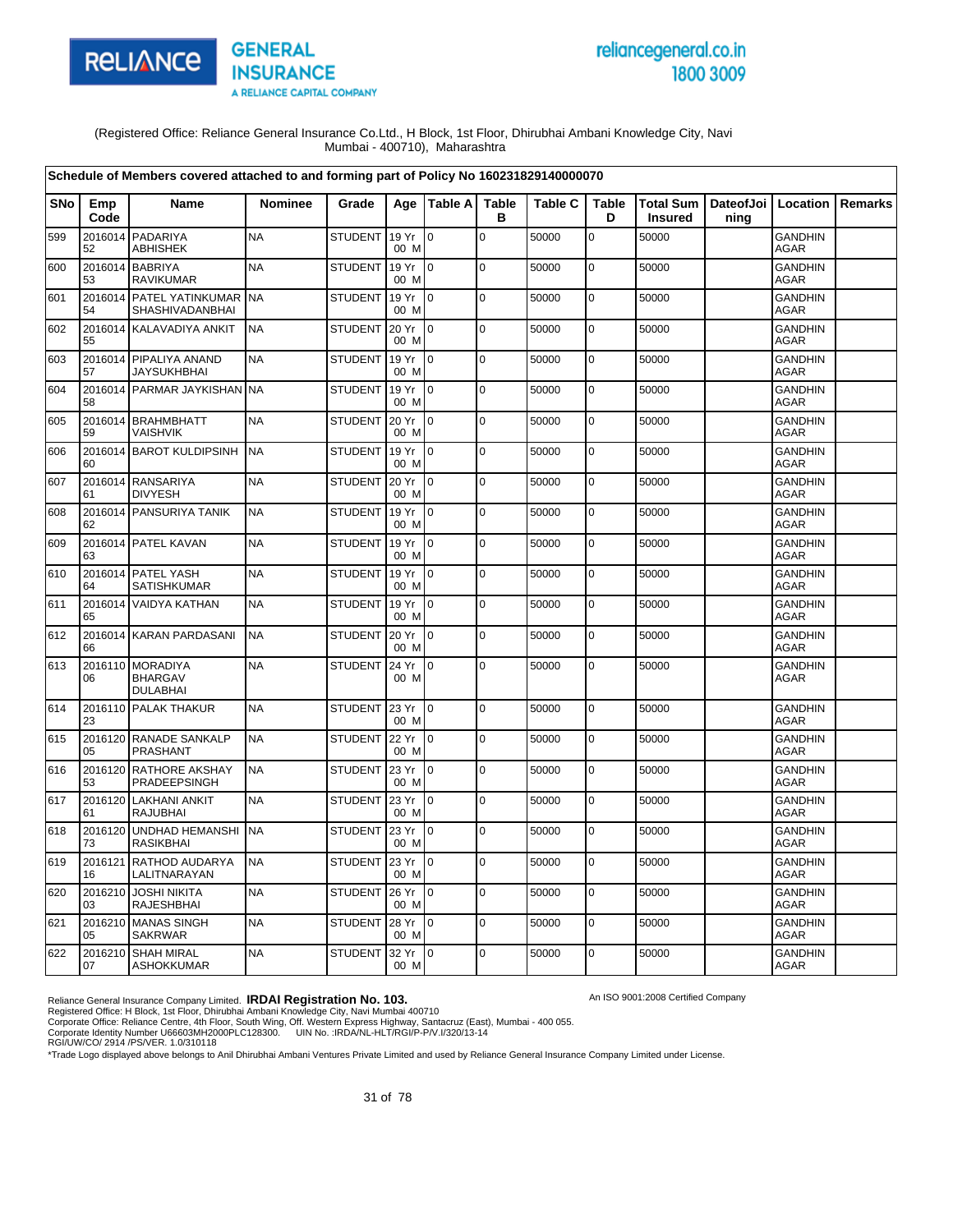(Registered Office: Reliance General Insurance Co.Ltd., H Block, 1st Floor, Dhirubhai Ambani Knowledge City, Navi Mumbai - 400710), Maharashtra

| Schedule of Members covered attached to and forming part of Policy No 160231829140000070 | | | | | | | | | | | | | | |
|---|---|---|---|---|---|---|---|---|---|---|---|---|---|---|
| SNo | Emp Code | Name | Nominee | Grade | Age | Table A | Table B | Table C | Table D | Total Sum Insured | DateofJoining | Location | Remarks |
| 599 | 201601452 | PADARIYA ABHISHEK | NA | STUDENT | 19 Yr 00 M | 0 | 0 | 50000 | 0 | 50000 | | GANDHINAGAR | |
| 600 | 201601453 | BABRIYA RAVIKUMAR | NA | STUDENT | 19 Yr 00 M | 0 | 0 | 50000 | 0 | 50000 | | GANDHINAGAR | |
| 601 | 201601454 | PATEL YATINKUMAR SHASHIVADANBHAI | NA | STUDENT | 19 Yr 00 M | 0 | 0 | 50000 | 0 | 50000 | | GANDHINAGAR | |
| 602 | 201601455 | KALAVADIYA ANKIT | NA | STUDENT | 20 Yr 00 M | 0 | 0 | 50000 | 0 | 50000 | | GANDHINAGAR | |
| 603 | 201601457 | PIPALIYA ANAND JAYSUKHBHAI | NA | STUDENT | 19 Yr 00 M | 0 | 0 | 50000 | 0 | 50000 | | GANDHINAGAR | |
| 604 | 201601458 | PARMAR JAYKISHAN | NA | STUDENT | 19 Yr 00 M | 0 | 0 | 50000 | 0 | 50000 | | GANDHINAGAR | |
| 605 | 201601459 | BRAHMBHATT VAISHVIK | NA | STUDENT | 20 Yr 00 M | 0 | 0 | 50000 | 0 | 50000 | | GANDHINAGAR | |
| 606 | 201601460 | BAROT KULDIPSINH | NA | STUDENT | 19 Yr 00 M | 0 | 0 | 50000 | 0 | 50000 | | GANDHINAGAR | |
| 607 | 201601461 | RANSARIYA DIVYESH | NA | STUDENT | 20 Yr 00 M | 0 | 0 | 50000 | 0 | 50000 | | GANDHINAGAR | |
| 608 | 201601462 | PANSURIYA TANIK | NA | STUDENT | 19 Yr 00 M | 0 | 0 | 50000 | 0 | 50000 | | GANDHINAGAR | |
| 609 | 201601463 | PATEL KAVAN | NA | STUDENT | 19 Yr 00 M | 0 | 0 | 50000 | 0 | 50000 | | GANDHINAGAR | |
| 610 | 201601464 | PATEL YASH SATISHKUMAR | NA | STUDENT | 19 Yr 00 M | 0 | 0 | 50000 | 0 | 50000 | | GANDHINAGAR | |
| 611 | 201601465 | VAIDYA KATHAN | NA | STUDENT | 19 Yr 00 M | 0 | 0 | 50000 | 0 | 50000 | | GANDHINAGAR | |
| 612 | 201601466 | KARAN PARDASANI | NA | STUDENT | 20 Yr 00 M | 0 | 0 | 50000 | 0 | 50000 | | GANDHINAGAR | |
| 613 | 201611006 | MORADIYA BHARGAV DULABHAI | NA | STUDENT | 24 Yr 00 M | 0 | 0 | 50000 | 0 | 50000 | | GANDHINAGAR | |
| 614 | 201611023 | PALAK THAKUR | NA | STUDENT | 23 Yr 00 M | 0 | 0 | 50000 | 0 | 50000 | | GANDHINAGAR | |
| 615 | 201612005 | RANADE SANKALP PRASHANT | NA | STUDENT | 22 Yr 00 M | 0 | 0 | 50000 | 0 | 50000 | | GANDHINAGAR | |
| 616 | 201612053 | RATHORE AKSHAY PRADEEPSINGH | NA | STUDENT | 23 Yr 00 M | 0 | 0 | 50000 | 0 | 50000 | | GANDHINAGAR | |
| 617 | 201612061 | LAKHANI ANKIT RAJUBHAI | NA | STUDENT | 23 Yr 00 M | 0 | 0 | 50000 | 0 | 50000 | | GANDHINAGAR | |
| 618 | 201612073 | UNDHAD HEMANSHI RASIKBHAI | NA | STUDENT | 23 Yr 00 M | 0 | 0 | 50000 | 0 | 50000 | | GANDHINAGAR | |
| 619 | 201612116 | RATHOD AUDARYA LALITNARAYAN | NA | STUDENT | 23 Yr 00 M | 0 | 0 | 50000 | 0 | 50000 | | GANDHINAGAR | |
| 620 | 201621003 | JOSHI NIKITA RAJESHBHAI | NA | STUDENT | 26 Yr 00 M | 0 | 0 | 50000 | 0 | 50000 | | GANDHINAGAR | |
| 621 | 201621005 | MANAS SINGH SAKRWAR | NA | STUDENT | 28 Yr 00 M | 0 | 0 | 50000 | 0 | 50000 | | GANDHINAGAR | |
| 622 | 201621007 | SHAH MIRAL ASHOKKUMAR | NA | STUDENT | 32 Yr 00 M | 0 | 0 | 50000 | 0 | 50000 | | GANDHINAGAR | |

Reliance General Insurance Company Limited. **IRDAI Registration No. 103.**
Registered Office: H Block, 1st Floor, Dhirubhai Ambani Knowledge City, Navi Mumbai 400710
Corporate Office: Reliance Centre, 4th Floor, South Wing, Off. Western Express Highway, Santacruz (East), Mumbai - 400 055.
Corporate Identity Number U66603MH2000PLC128300. UIN No. :IRDA/NL-HLT/RGI/P-P/V.I/320/13-14
RGI/UW/CO/ 2914 /PS/VER. 1.0/310118
*Trade Logo displayed above belongs to Anil Dhirubhai Ambani Ventures Private Limited and used by Reliance General Insurance Company Limited under License.

An ISO 9001:2008 Certified Company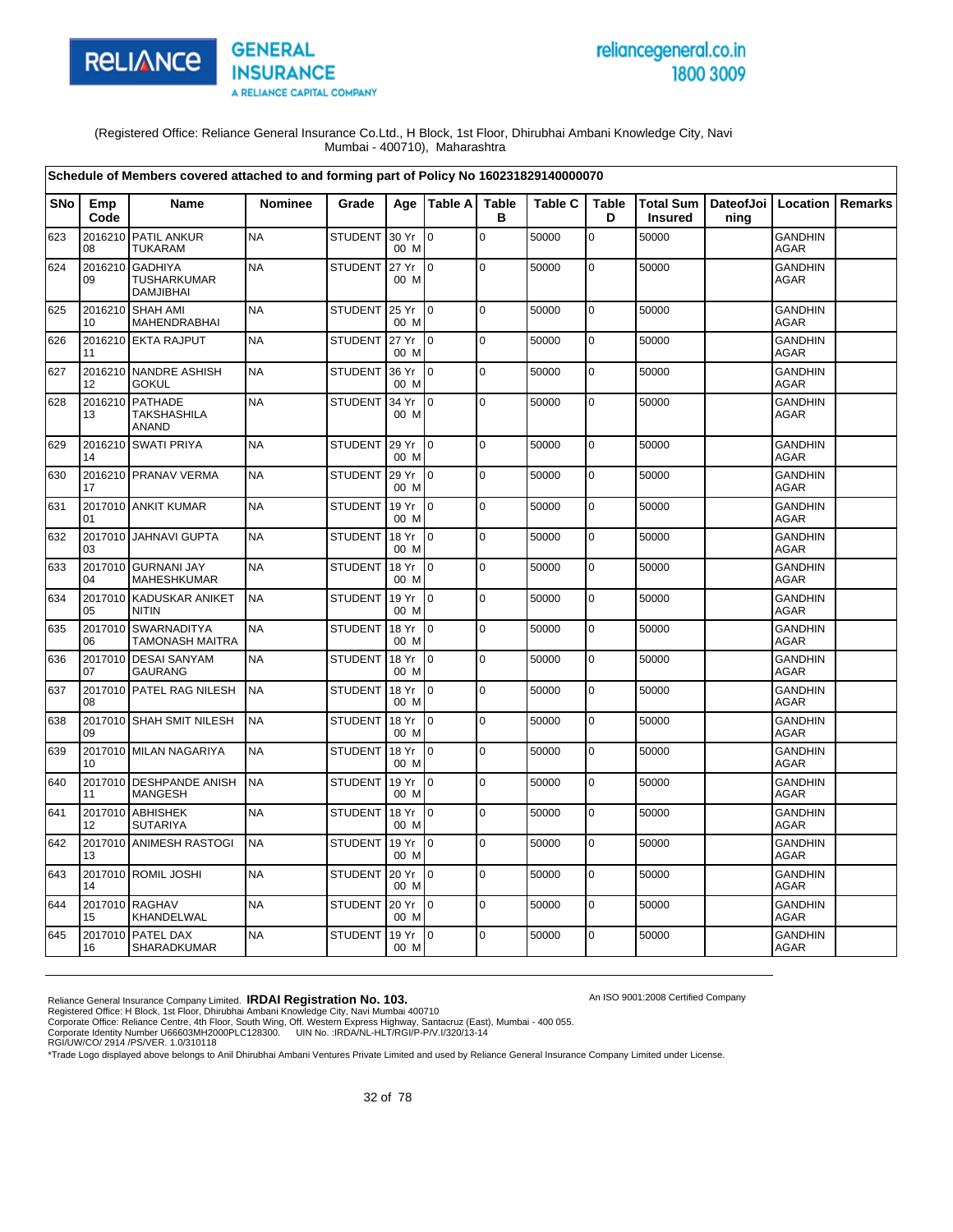(Registered Office: Reliance General Insurance Co.Ltd., H Block, 1st Floor, Dhirubhai Ambani Knowledge City, Navi Mumbai - 400710), Maharashtra

**Schedule of Members covered attached to and forming part of Policy No 160231829140000070**

| SNo | Emp Code | Name | Nominee | Grade | Age | Table A | Table B | Table C | Table D | Total Sum Insured | DateofJoining | Location | Remarks |
|---|---|---|---|---|---|---|---|---|---|---|---|---|---|
| 623 | 201621008 | PATIL ANKUR TUKARAM | NA | STUDENT | 30 Yr 00 M | 0 | 0 | 50000 | 0 | 50000 | | GANDHINAGAR | |
| 624 | 201621009 | GADHIYA TUSHARKUMAR DAMJIBHAI | NA | STUDENT | 27 Yr 00 M | 0 | 0 | 50000 | 0 | 50000 | | GANDHINAGAR | |
| 625 | 201621010 | SHAH AMI MAHENDRABHAI | NA | STUDENT | 25 Yr 00 M | 0 | 0 | 50000 | 0 | 50000 | | GANDHINAGAR | |
| 626 | 201621011 | EKTA RAJPUT | NA | STUDENT | 27 Yr 00 M | 0 | 0 | 50000 | 0 | 50000 | | GANDHINAGAR | |
| 627 | 201621012 | NANDRE ASHISH GOKUL | NA | STUDENT | 36 Yr 00 M | 0 | 0 | 50000 | 0 | 50000 | | GANDHINAGAR | |
| 628 | 201621013 | PATHADE TAKSHASHILA ANAND | NA | STUDENT | 34 Yr 00 M | 0 | 0 | 50000 | 0 | 50000 | | GANDHINAGAR | |
| 629 | 201621014 | SWATI PRIYA | NA | STUDENT | 29 Yr 00 M | 0 | 0 | 50000 | 0 | 50000 | | GANDHINAGAR | |
| 630 | 201621017 | PRANAV VERMA | NA | STUDENT | 29 Yr 00 M | 0 | 0 | 50000 | 0 | 50000 | | GANDHINAGAR | |
| 631 | 201701001 | ANKIT KUMAR | NA | STUDENT | 19 Yr 00 M | 0 | 0 | 50000 | 0 | 50000 | | GANDHINAGAR | |
| 632 | 201701003 | JAHNAVI GUPTA | NA | STUDENT | 18 Yr 00 M | 0 | 0 | 50000 | 0 | 50000 | | GANDHINAGAR | |
| 633 | 201701004 | GURNANI JAY MAHESHKUMAR | NA | STUDENT | 18 Yr 00 M | 0 | 0 | 50000 | 0 | 50000 | | GANDHINAGAR | |
| 634 | 201701005 | KADUSKAR ANIKET NITIN | NA | STUDENT | 19 Yr 00 M | 0 | 0 | 50000 | 0 | 50000 | | GANDHINAGAR | |
| 635 | 201701006 | SWARNADITYA TAMONASH MAITRA | NA | STUDENT | 18 Yr 00 M | 0 | 0 | 50000 | 0 | 50000 | | GANDHINAGAR | |
| 636 | 201701007 | DESAI SANYAM GAURANG | NA | STUDENT | 18 Yr 00 M | 0 | 0 | 50000 | 0 | 50000 | | GANDHINAGAR | |
| 637 | 201701008 | PATEL RAG NILESH | NA | STUDENT | 18 Yr 00 M | 0 | 0 | 50000 | 0 | 50000 | | GANDHINAGAR | |
| 638 | 201701009 | SHAH SMIT NILESH | NA | STUDENT | 18 Yr 00 M | 0 | 0 | 50000 | 0 | 50000 | | GANDHINAGAR | |
| 639 | 201701010 | MILAN NAGARIYA | NA | STUDENT | 18 Yr 00 M | 0 | 0 | 50000 | 0 | 50000 | | GANDHINAGAR | |
| 640 | 201701011 | DESHPANDE ANISH MANGESH | NA | STUDENT | 19 Yr 00 M | 0 | 0 | 50000 | 0 | 50000 | | GANDHINAGAR | |
| 641 | 201701012 | ABHISHEK SUTARIYA | NA | STUDENT | 18 Yr 00 M | 0 | 0 | 50000 | 0 | 50000 | | GANDHINAGAR | |
| 642 | 201701013 | ANIMESH RASTOGI | NA | STUDENT | 19 Yr 00 M | 0 | 0 | 50000 | 0 | 50000 | | GANDHINAGAR | |
| 643 | 201701014 | ROMIL JOSHI | NA | STUDENT | 20 Yr 00 M | 0 | 0 | 50000 | 0 | 50000 | | GANDHINAGAR | |
| 644 | 201701015 | RAGHAV KHANDELWAL | NA | STUDENT | 20 Yr 00 M | 0 | 0 | 50000 | 0 | 50000 | | GANDHINAGAR | |
| 645 | 201701016 | PATEL DAX SHARADKUMAR | NA | STUDENT | 19 Yr 00 M | 0 | 0 | 50000 | 0 | 50000 | | GANDHINAGAR | |

Reliance General Insurance Company Limited. **IRDAI Registration No. 103.**
Registered Office: H Block, 1st Floor, Dhirubhai Ambani Knowledge City, Navi Mumbai 400710
Corporate Office: Reliance Centre, 4th Floor, South Wing, Off. Western Express Highway, Santacruz (East), Mumbai - 400 055.
Corporate Identity Number U66603MH2000PLC128300. UIN No. :IRDA/NL-HLT/RGI/P-P/V.I/320/13-14
RGI/UW/CO/ 2914 /PS/VER. 1.0/310118
*Trade Logo displayed above belongs to Anil Dhirubhai Ambani Ventures Private Limited and used by Reliance General Insurance Company Limited under License.

An ISO 9001:2008 Certified Company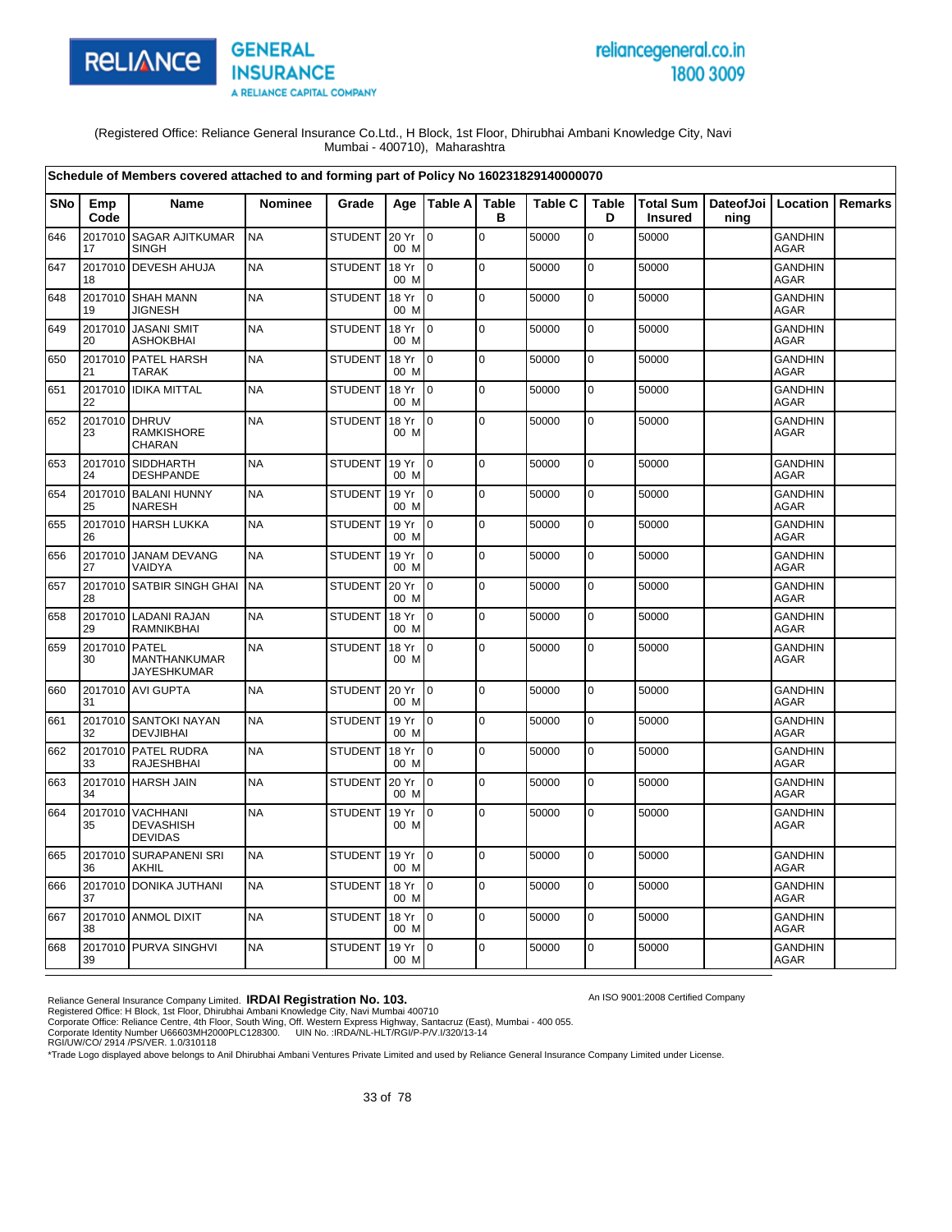(Registered Office: Reliance General Insurance Co.Ltd., H Block, 1st Floor, Dhirubhai Ambani Knowledge City, Navi Mumbai - 400710), Maharashtra

**Schedule of Members covered attached to and forming part of Policy No 160231829140000070**

| SNo | Emp Code | Name | Nominee | Grade | Age | Table A | Table B | Table C | Table D | Total Sum Insured | DateofJoining | Location | Remarks |
|---|---|---|---|---|---|---|---|---|---|---|---|---|---|
| 646 | 201701017 | SAGAR AJITKUMAR SINGH | NA | STUDENT | 20 Yr 00 M | 0 | 0 | 50000 | 0 | 50000 | | GANDHINAGAR | |
| 647 | 201701018 | DEVESH AHUJA | NA | STUDENT | 18 Yr 00 M | 0 | 0 | 50000 | 0 | 50000 | | GANDHINAGAR | |
| 648 | 201701019 | SHAH MANN JIGNESH | NA | STUDENT | 18 Yr 00 M | 0 | 0 | 50000 | 0 | 50000 | | GANDHINAGAR | |
| 649 | 201701020 | JASANI SMIT ASHOKBHAI | NA | STUDENT | 18 Yr 00 M | 0 | 0 | 50000 | 0 | 50000 | | GANDHINAGAR | |
| 650 | 201701021 | PATEL HARSH TARAK | NA | STUDENT | 18 Yr 00 M | 0 | 0 | 50000 | 0 | 50000 | | GANDHINAGAR | |
| 651 | 201701022 | IDIKA MITTAL | NA | STUDENT | 18 Yr 00 M | 0 | 0 | 50000 | 0 | 50000 | | GANDHINAGAR | |
| 652 | 201701023 | DHRUV RAMKISHORE CHARAN | NA | STUDENT | 18 Yr 00 M | 0 | 0 | 50000 | 0 | 50000 | | GANDHINAGAR | |
| 653 | 201701024 | SIDDHARTH DESHPANDE | NA | STUDENT | 19 Yr 00 M | 0 | 0 | 50000 | 0 | 50000 | | GANDHINAGAR | |
| 654 | 201701025 | BALANI HUNNY NARESH | NA | STUDENT | 19 Yr 00 M | 0 | 0 | 50000 | 0 | 50000 | | GANDHINAGAR | |
| 655 | 201701026 | HARSH LUKKA | NA | STUDENT | 19 Yr 00 M | 0 | 0 | 50000 | 0 | 50000 | | GANDHINAGAR | |
| 656 | 201701027 | JANAM DEVANG VAIDYA | NA | STUDENT | 19 Yr 00 M | 0 | 0 | 50000 | 0 | 50000 | | GANDHINAGAR | |
| 657 | 201701028 | SATBIR SINGH GHAI | NA | STUDENT | 20 Yr 00 M | 0 | 0 | 50000 | 0 | 50000 | | GANDHINAGAR | |
| 658 | 201701029 | LADANI RAJAN RAMNIKBHAI | NA | STUDENT | 18 Yr 00 M | 0 | 0 | 50000 | 0 | 50000 | | GANDHINAGAR | |
| 659 | 201701030 | PATEL MANTHANKUMAR JAYESHKUMAR | NA | STUDENT | 18 Yr 00 M | 0 | 0 | 50000 | 0 | 50000 | | GANDHINAGAR | |
| 660 | 201701031 | AVI GUPTA | NA | STUDENT | 20 Yr 00 M | 0 | 0 | 50000 | 0 | 50000 | | GANDHINAGAR | |
| 661 | 201701032 | SANTOKI NAYAN DEVJIBHAI | NA | STUDENT | 19 Yr 00 M | 0 | 0 | 50000 | 0 | 50000 | | GANDHINAGAR | |
| 662 | 201701033 | PATEL RUDRA RAJESHBHAI | NA | STUDENT | 18 Yr 00 M | 0 | 0 | 50000 | 0 | 50000 | | GANDHINAGAR | |
| 663 | 201701034 | HARSH JAIN | NA | STUDENT | 20 Yr 00 M | 0 | 0 | 50000 | 0 | 50000 | | GANDHINAGAR | |
| 664 | 201701035 | VACHHANI DEVASHISH DEVIDAS | NA | STUDENT | 19 Yr 00 M | 0 | 0 | 50000 | 0 | 50000 | | GANDHINAGAR | |
| 665 | 201701036 | SURAPANENI SRI AKHIL | NA | STUDENT | 19 Yr 00 M | 0 | 0 | 50000 | 0 | 50000 | | GANDHINAGAR | |
| 666 | 201701037 | DONIKA JUTHANI | NA | STUDENT | 18 Yr 00 M | 0 | 0 | 50000 | 0 | 50000 | | GANDHINAGAR | |
| 667 | 201701038 | ANMOL DIXIT | NA | STUDENT | 18 Yr 00 M | 0 | 0 | 50000 | 0 | 50000 | | GANDHINAGAR | |
| 668 | 201701039 | PURVA SINGHVI | NA | STUDENT | 19 Yr 00 M | 0 | 0 | 50000 | 0 | 50000 | | GANDHINAGAR | |

Reliance General Insurance Company Limited. **IRDAI Registration No. 103.**
An ISO 9001:2008 Certified Company
Registered Office: H Block, 1st Floor, Dhirubhai Ambani Knowledge City, Navi Mumbai 400710
Corporate Office: Reliance Centre, 4th Floor, South Wing, Off. Western Express Highway, Santacruz (East), Mumbai - 400 055.
Corporate Identity Number U66603MH2000PLC128300. UIN No. :IRDA/NL-HLT/RGI/P-P/V.I/320/13-14
RGI/UW/CO/ 2914 /PS/VER. 1.0/310118
*Trade Logo displayed above belongs to Anil Dhirubhai Ambani Ventures Private Limited and used by Reliance General Insurance Company Limited under License.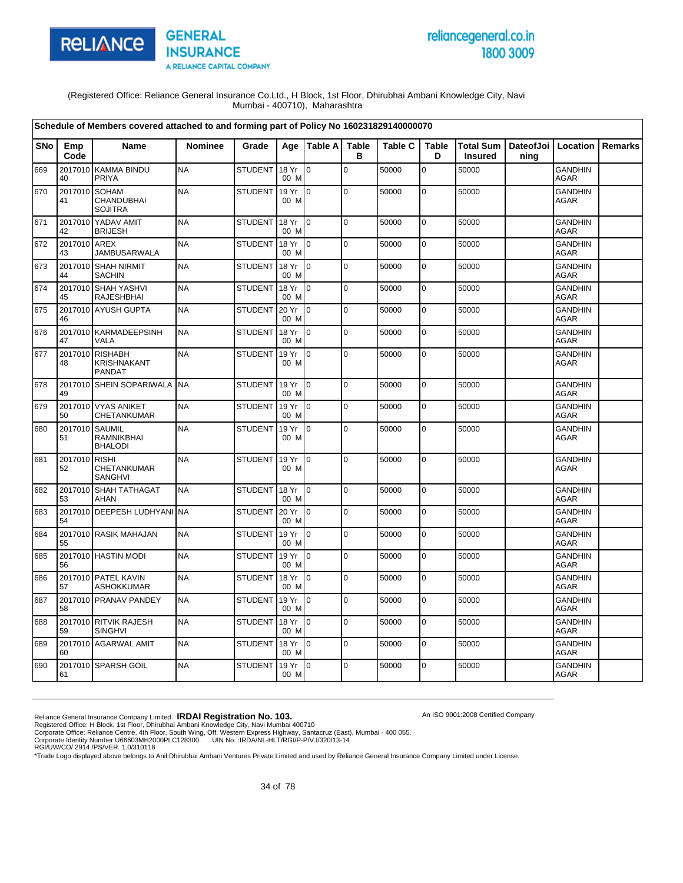(Registered Office: Reliance General Insurance Co.Ltd., H Block, 1st Floor, Dhirubhai Ambani Knowledge City, Navi Mumbai - 400710), Maharashtra

**Schedule of Members covered attached to and forming part of Policy No 160231829140000070**

| SNo | Emp Code | Name | Nominee | Grade | Age | Table A | Table B | Table C | Table D | Total Sum Insured | DateofJoining | Location | Remarks |
|---|---|---|---|---|---|---|---|---|---|---|---|---|---|
| 669 | 201701040 | KAMMA BINDU PRIYA | NA | STUDENT | 18 Yr 00 M | 0 | 0 | 50000 | 0 | 50000 | | GANDHINAGAR | |
| 670 | 201701041 | SOHAM CHANDUBHAI SOJITRA | NA | STUDENT | 19 Yr 00 M | 0 | 0 | 50000 | 0 | 50000 | | GANDHINAGAR | |
| 671 | 201701042 | YADAV AMIT BRIJESH | NA | STUDENT | 18 Yr 00 M | 0 | 0 | 50000 | 0 | 50000 | | GANDHINAGAR | |
| 672 | 201701043 | AREX JAMBUSARWALA | NA | STUDENT | 18 Yr 00 M | 0 | 0 | 50000 | 0 | 50000 | | GANDHINAGAR | |
| 673 | 201701044 | SHAH NIRMIT SACHIN | NA | STUDENT | 18 Yr 00 M | 0 | 0 | 50000 | 0 | 50000 | | GANDHINAGAR | |
| 674 | 201701045 | SHAH YASHVI RAJESHBHAI | NA | STUDENT | 18 Yr 00 M | 0 | 0 | 50000 | 0 | 50000 | | GANDHINAGAR | |
| 675 | 201701046 | AYUSH GUPTA | NA | STUDENT | 20 Yr 00 M | 0 | 0 | 50000 | 0 | 50000 | | GANDHINAGAR | |
| 676 | 201701047 | KARMADEEPSINH VALA | NA | STUDENT | 18 Yr 00 M | 0 | 0 | 50000 | 0 | 50000 | | GANDHINAGAR | |
| 677 | 201701048 | RISHABH KRISHNAKANT PANDAT | NA | STUDENT | 19 Yr 00 M | 0 | 0 | 50000 | 0 | 50000 | | GANDHINAGAR | |
| 678 | 201701049 | SHEIN SOPARIWALA | NA | STUDENT | 19 Yr 00 M | 0 | 0 | 50000 | 0 | 50000 | | GANDHINAGAR | |
| 679 | 201701050 | VYAS ANIKET CHETANKUMAR | NA | STUDENT | 19 Yr 00 M | 0 | 0 | 50000 | 0 | 50000 | | GANDHINAGAR | |
| 680 | 201701051 | SAUMIL RAMNIKBHAI BHALODI | NA | STUDENT | 19 Yr 00 M | 0 | 0 | 50000 | 0 | 50000 | | GANDHINAGAR | |
| 681 | 201701052 | RISHI CHETANKUMAR SANGHVI | NA | STUDENT | 19 Yr 00 M | 0 | 0 | 50000 | 0 | 50000 | | GANDHINAGAR | |
| 682 | 201701053 | SHAH TATHAGAT AHAN | NA | STUDENT | 18 Yr 00 M | 0 | 0 | 50000 | 0 | 50000 | | GANDHINAGAR | |
| 683 | 201701054 | DEEPESH LUDHYANI | NA | STUDENT | 20 Yr 00 M | 0 | 0 | 50000 | 0 | 50000 | | GANDHINAGAR | |
| 684 | 201701055 | RASIK MAHAJAN | NA | STUDENT | 19 Yr 00 M | 0 | 0 | 50000 | 0 | 50000 | | GANDHINAGAR | |
| 685 | 201701056 | HASTIN MODI | NA | STUDENT | 19 Yr 00 M | 0 | 0 | 50000 | 0 | 50000 | | GANDHINAGAR | |
| 686 | 201701057 | PATEL KAVIN ASHOKKUMAR | NA | STUDENT | 18 Yr 00 M | 0 | 0 | 50000 | 0 | 50000 | | GANDHINAGAR | |
| 687 | 201701058 | PRANAV PANDEY | NA | STUDENT | 19 Yr 00 M | 0 | 0 | 50000 | 0 | 50000 | | GANDHINAGAR | |
| 688 | 201701059 | RITVIK RAJESH SINGHVI | NA | STUDENT | 18 Yr 00 M | 0 | 0 | 50000 | 0 | 50000 | | GANDHINAGAR | |
| 689 | 201701060 | AGARWAL AMIT | NA | STUDENT | 18 Yr 00 M | 0 | 0 | 50000 | 0 | 50000 | | GANDHINAGAR | |
| 690 | 201701061 | SPARSH GOIL | NA | STUDENT | 19 Yr 00 M | 0 | 0 | 50000 | 0 | 50000 | | GANDHINAGAR | |

Reliance General Insurance Company Limited. **IRDAI Registration No. 103.**
Registered Office: H Block, 1st Floor, Dhirubhai Ambani Knowledge City, Navi Mumbai 400710
Corporate Office: Reliance Centre, 4th Floor, South Wing, Off. Western Express Highway, Santacruz (East), Mumbai - 400 055.
Corporate Identity Number U66603MH2000PLC128300. UIN No. :IRDA/NL-HLT/RGI/P-P/V.I/320/13-14
RGI/UW/CO/ 2914 /PS/VER. 1.0/310118

An ISO 9001:2008 Certified Company

*Trade Logo displayed above belongs to Anil Dhirubhai Ambani Ventures Private Limited and used by Reliance General Insurance Company Limited under License.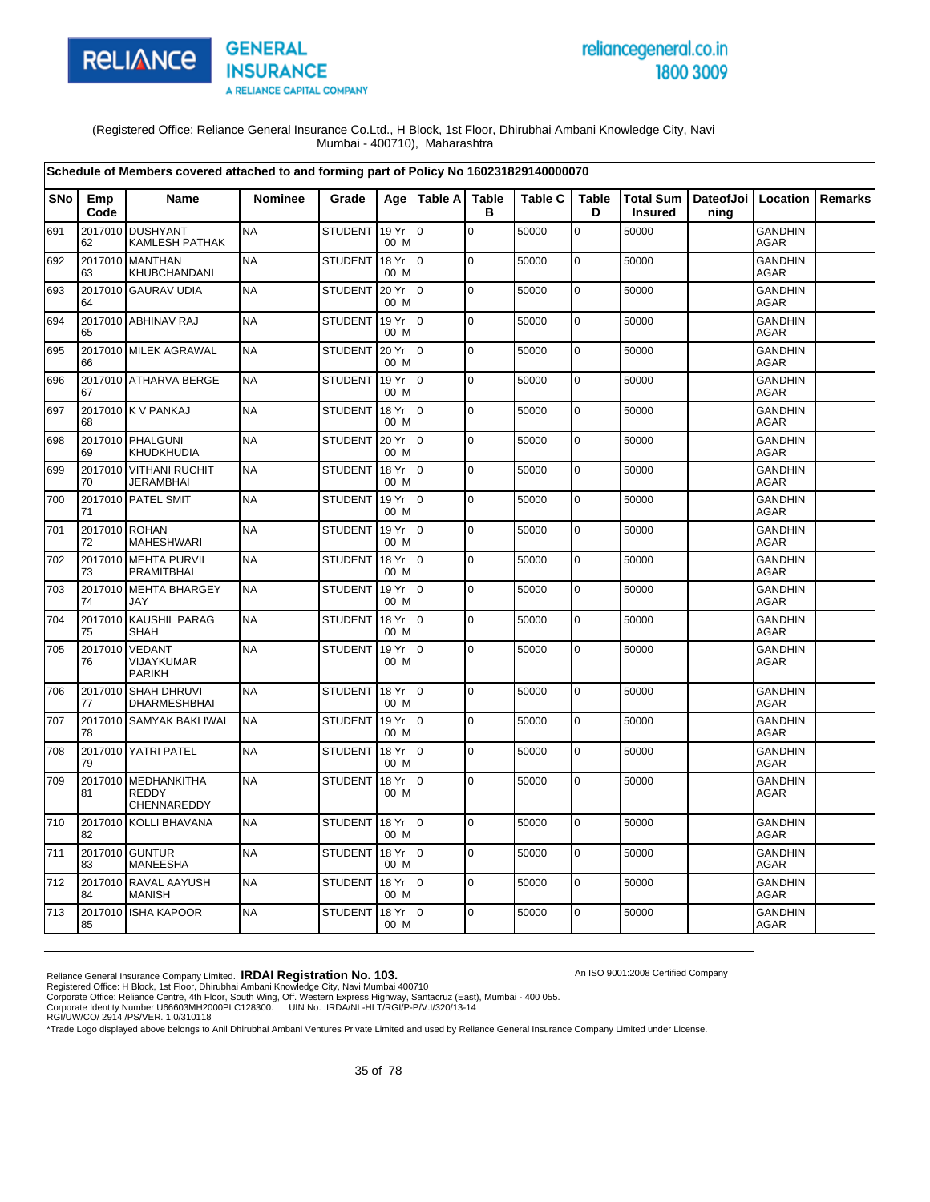(Registered Office: Reliance General Insurance Co.Ltd., H Block, 1st Floor, Dhirubhai Ambani Knowledge City, Navi Mumbai - 400710), Maharashtra

**Schedule of Members covered attached to and forming part of Policy No 160231829140000070**

| SNo | Emp Code | Name | Nominee | Grade | Age | Table A | Table B | Table C | Table D | Total Sum Insured | DateofJoining | Location | Remarks |
|---|---|---|---|---|---|---|---|---|---|---|---|---|---|
| 691 | 201701062 | DUSHYANT KAMLESH PATHAK | NA | STUDENT | 19 Yr 00 M | 0 | 0 | 50000 | 0 | 50000 | | GANDHINAGAR | |
| 692 | 201701063 | MANTHAN KHUBCHANDANI | NA | STUDENT | 18 Yr 00 M | 0 | 0 | 50000 | 0 | 50000 | | GANDHINAGAR | |
| 693 | 201701064 | GAURAV UDIA | NA | STUDENT | 20 Yr 00 M | 0 | 0 | 50000 | 0 | 50000 | | GANDHINAGAR | |
| 694 | 201701065 | ABHINAV RAJ | NA | STUDENT | 19 Yr 00 M | 0 | 0 | 50000 | 0 | 50000 | | GANDHINAGAR | |
| 695 | 201701066 | MILEK AGRAWAL | NA | STUDENT | 20 Yr 00 M | 0 | 0 | 50000 | 0 | 50000 | | GANDHINAGAR | |
| 696 | 201701067 | ATHARVA BERGE | NA | STUDENT | 19 Yr 00 M | 0 | 0 | 50000 | 0 | 50000 | | GANDHINAGAR | |
| 697 | 201701068 | K V PANKAJ | NA | STUDENT | 18 Yr 00 M | 0 | 0 | 50000 | 0 | 50000 | | GANDHINAGAR | |
| 698 | 201701069 | PHALGUNI KHUDKHUDIA | NA | STUDENT | 20 Yr 00 M | 0 | 0 | 50000 | 0 | 50000 | | GANDHINAGAR | |
| 699 | 201701070 | VITHANI RUCHIT JERAMBHAI | NA | STUDENT | 18 Yr 00 M | 0 | 0 | 50000 | 0 | 50000 | | GANDHINAGAR | |
| 700 | 201701071 | PATEL SMIT | NA | STUDENT | 19 Yr 00 M | 0 | 0 | 50000 | 0 | 50000 | | GANDHINAGAR | |
| 701 | 201701072 | ROHAN MAHESHWARI | NA | STUDENT | 19 Yr 00 M | 0 | 0 | 50000 | 0 | 50000 | | GANDHINAGAR | |
| 702 | 201701073 | MEHTA PURVIL PRAMITBHAI | NA | STUDENT | 18 Yr 00 M | 0 | 0 | 50000 | 0 | 50000 | | GANDHINAGAR | |
| 703 | 201701074 | MEHTA BHARGEY JAY | NA | STUDENT | 19 Yr 00 M | 0 | 0 | 50000 | 0 | 50000 | | GANDHINAGAR | |
| 704 | 201701075 | KAUSHIL PARAG SHAH | NA | STUDENT | 18 Yr 00 M | 0 | 0 | 50000 | 0 | 50000 | | GANDHINAGAR | |
| 705 | 201701076 | VEDANT VIJAYKUMAR PARIKH | NA | STUDENT | 19 Yr 00 M | 0 | 0 | 50000 | 0 | 50000 | | GANDHINAGAR | |
| 706 | 201701077 | SHAH DHRUVI DHARMESHBHAI | NA | STUDENT | 18 Yr 00 M | 0 | 0 | 50000 | 0 | 50000 | | GANDHINAGAR | |
| 707 | 201701078 | SAMYAK BAKLIWAL | NA | STUDENT | 19 Yr 00 M | 0 | 0 | 50000 | 0 | 50000 | | GANDHINAGAR | |
| 708 | 201701079 | YATRI PATEL | NA | STUDENT | 18 Yr 00 M | 0 | 0 | 50000 | 0 | 50000 | | GANDHINAGAR | |
| 709 | 201701081 | MEDHANKITHA REDDY CHENNAREDDY | NA | STUDENT | 18 Yr 00 M | 0 | 0 | 50000 | 0 | 50000 | | GANDHINAGAR | |
| 710 | 201701082 | KOLLI BHAVANA | NA | STUDENT | 18 Yr 00 M | 0 | 0 | 50000 | 0 | 50000 | | GANDHINAGAR | |
| 711 | 201701083 | GUNTUR MANEESHA | NA | STUDENT | 18 Yr 00 M | 0 | 0 | 50000 | 0 | 50000 | | GANDHINAGAR | |
| 712 | 201701084 | RAVAL AAYUSH MANISH | NA | STUDENT | 18 Yr 00 M | 0 | 0 | 50000 | 0 | 50000 | | GANDHINAGAR | |
| 713 | 201701085 | ISHA KAPOOR | NA | STUDENT | 18 Yr 00 M | 0 | 0 | 50000 | 0 | 50000 | | GANDHINAGAR | |

Reliance General Insurance Company Limited. **IRDAI Registration No. 103.**
Registered Office: H Block, 1st Floor, Dhirubhai Ambani Knowledge City, Navi Mumbai 400710
Corporate Office: Reliance Centre, 4th Floor, South Wing, Off. Western Express Highway, Santacruz (East), Mumbai - 400 055.
Corporate Identity Number U66603MH2000PLC128300. UIN No. :IRDA/NL-HLT/RGI/P-P/V.I/320/13-14
RGI/UW/CO/ 2914 /PS/VER. 1.0/310118
*Trade Logo displayed above belongs to Anil Dhirubhai Ambani Ventures Private Limited and used by Reliance General Insurance Company Limited under License.

An ISO 9001:2008 Certified Company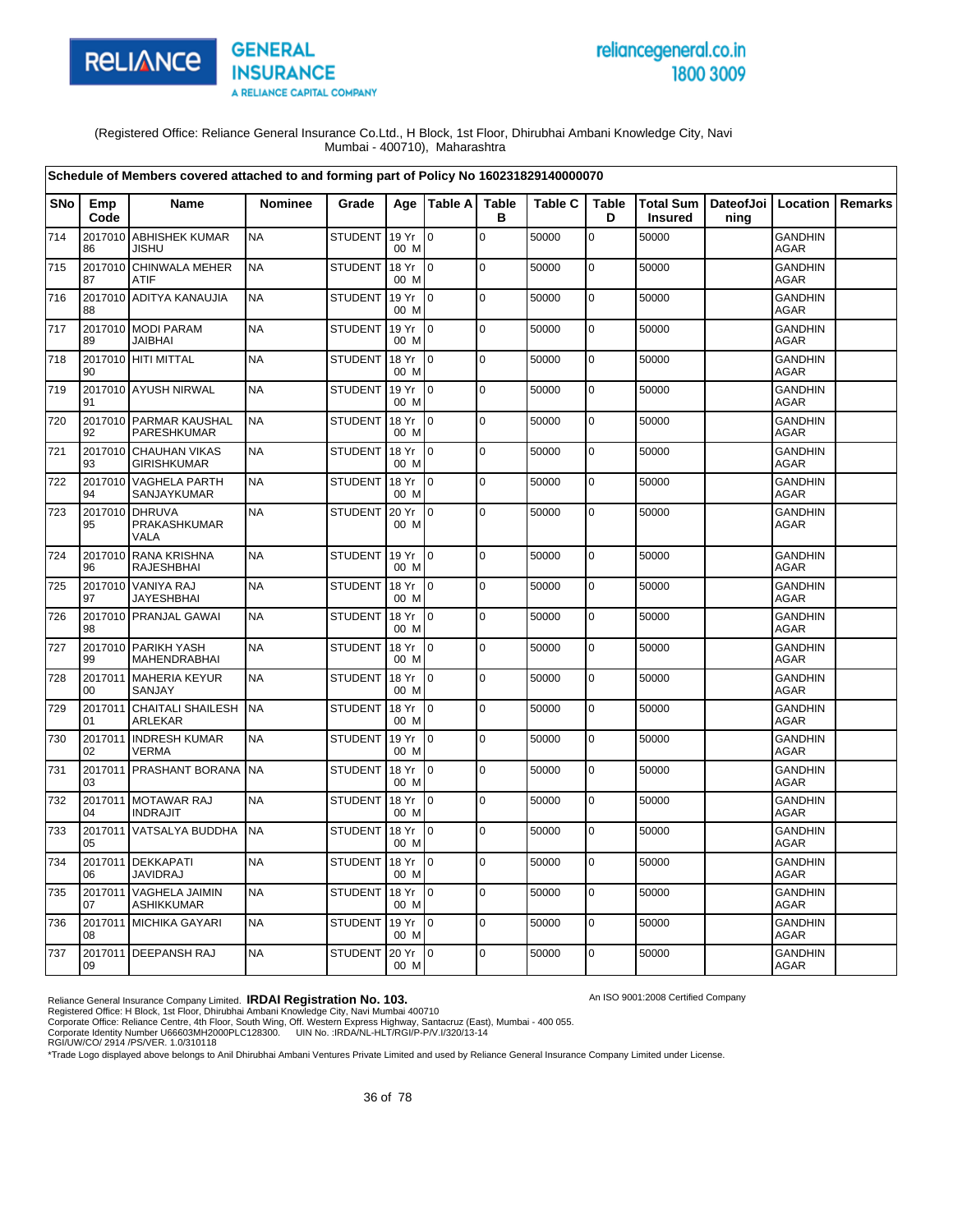RELIANCE GENERAL INSURANCE
A RELIANCE CAPITAL COMPANY

reliancegeneral.co.in
1800 3009

(Registered Office: Reliance General Insurance Co.Ltd., H Block, 1st Floor, Dhirubhai Ambani Knowledge City, Navi Mumbai - 400710), Maharashtra

**Schedule of Members covered attached to and forming part of Policy No 160231829140000070**

| SNo | Emp Code | Name | Nominee | Grade | Age | Table A | Table B | Table C | Table D | Total Sum Insured | DateofJoining | Location | Remarks |
|---|---|---|---|---|---|---|---|---|---|---|---|---|---|
| 714 | 201701086 | ABHISHEK KUMAR JISHU | NA | STUDENT | 19 Yr 00 M | 0 | 0 | 50000 | 0 | 50000 | | GANDHIN AGAR | |
| 715 | 201701087 | CHINWALA MEHER ATIF | NA | STUDENT | 18 Yr 00 M | 0 | 0 | 50000 | 0 | 50000 | | GANDHIN AGAR | |
| 716 | 201701088 | ADITYA KANAUJIA | NA | STUDENT | 19 Yr 00 M | 0 | 0 | 50000 | 0 | 50000 | | GANDHIN AGAR | |
| 717 | 201701089 | MODI PARAM JAIBHAI | NA | STUDENT | 19 Yr 00 M | 0 | 0 | 50000 | 0 | 50000 | | GANDHIN AGAR | |
| 718 | 201701090 | HITI MITTAL | NA | STUDENT | 18 Yr 00 M | 0 | 0 | 50000 | 0 | 50000 | | GANDHIN AGAR | |
| 719 | 201701091 | AYUSH NIRWAL | NA | STUDENT | 19 Yr 00 M | 0 | 0 | 50000 | 0 | 50000 | | GANDHIN AGAR | |
| 720 | 201701092 | PARMAR KAUSHAL PARESHKUMAR | NA | STUDENT | 18 Yr 00 M | 0 | 0 | 50000 | 0 | 50000 | | GANDHIN AGAR | |
| 721 | 201701093 | CHAUHAN VIKAS GIRISHKUMAR | NA | STUDENT | 18 Yr 00 M | 0 | 0 | 50000 | 0 | 50000 | | GANDHIN AGAR | |
| 722 | 201701094 | VAGHELA PARTH SANJAYKUMAR | NA | STUDENT | 18 Yr 00 M | 0 | 0 | 50000 | 0 | 50000 | | GANDHIN AGAR | |
| 723 | 201701095 | DHRUVA PRAKASHKUMAR VALA | NA | STUDENT | 20 Yr 00 M | 0 | 0 | 50000 | 0 | 50000 | | GANDHIN AGAR | |
| 724 | 201701096 | RANA KRISHNA RAJESHBHAI | NA | STUDENT | 19 Yr 00 M | 0 | 0 | 50000 | 0 | 50000 | | GANDHIN AGAR | |
| 725 | 201701097 | VANIYA RAJ JAYESHBHAI | NA | STUDENT | 18 Yr 00 M | 0 | 0 | 50000 | 0 | 50000 | | GANDHIN AGAR | |
| 726 | 201701098 | PRANJAL GAWAI | NA | STUDENT | 18 Yr 00 M | 0 | 0 | 50000 | 0 | 50000 | | GANDHIN AGAR | |
| 727 | 201701099 | PARIKH YASH MAHENDRABHAI | NA | STUDENT | 18 Yr 00 M | 0 | 0 | 50000 | 0 | 50000 | | GANDHIN AGAR | |
| 728 | 201701100 | MAHERIA KEYUR SANJAY | NA | STUDENT | 18 Yr 00 M | 0 | 0 | 50000 | 0 | 50000 | | GANDHIN AGAR | |
| 729 | 201701101 | CHAITALI SHAILESH ARLEKAR | NA | STUDENT | 18 Yr 00 M | 0 | 0 | 50000 | 0 | 50000 | | GANDHIN AGAR | |
| 730 | 201701102 | INDRESH KUMAR VERMA | NA | STUDENT | 19 Yr 00 M | 0 | 0 | 50000 | 0 | 50000 | | GANDHIN AGAR | |
| 731 | 201701103 | PRASHANT BORANA | NA | STUDENT | 18 Yr 00 M | 0 | 0 | 50000 | 0 | 50000 | | GANDHIN AGAR | |
| 732 | 201701104 | MOTAWAR RAJ INDRAJIT | NA | STUDENT | 18 Yr 00 M | 0 | 0 | 50000 | 0 | 50000 | | GANDHIN AGAR | |
| 733 | 201701105 | VATSALYA BUDDHA | NA | STUDENT | 18 Yr 00 M | 0 | 0 | 50000 | 0 | 50000 | | GANDHIN AGAR | |
| 734 | 201701106 | DEKKAPATI JAVIDRAJ | NA | STUDENT | 18 Yr 00 M | 0 | 0 | 50000 | 0 | 50000 | | GANDHIN AGAR | |
| 735 | 201701107 | VAGHELA JAIMIN ASHIKKUMAR | NA | STUDENT | 18 Yr 00 M | 0 | 0 | 50000 | 0 | 50000 | | GANDHIN AGAR | |
| 736 | 201701108 | MICHIKA GAYARI | NA | STUDENT | 19 Yr 00 M | 0 | 0 | 50000 | 0 | 50000 | | GANDHIN AGAR | |
| 737 | 201701109 | DEEPANSH RAJ | NA | STUDENT | 20 Yr 00 M | 0 | 0 | 50000 | 0 | 50000 | | GANDHIN AGAR | |

Reliance General Insurance Company Limited. **IRDAI Registration No. 103.**
An ISO 9001:2008 Certified Company
Registered Office: H Block, 1st Floor, Dhirubhai Ambani Knowledge City, Navi Mumbai 400710
Corporate Office: Reliance Centre, 4th Floor, South Wing, Off. Western Express Highway, Santacruz (East), Mumbai - 400 055.
Corporate Identity Number U66603MH2000PLC128300. UIN No. :IRDA/NL-HLT/RGI/P-P/V.I/320/13-14
RGI/UW/CO/ 2914 /PS/VER. 1.0/310118
*Trade Logo displayed above belongs to Anil Dhirubhai Ambani Ventures Private Limited and used by Reliance General Insurance Company Limited under License.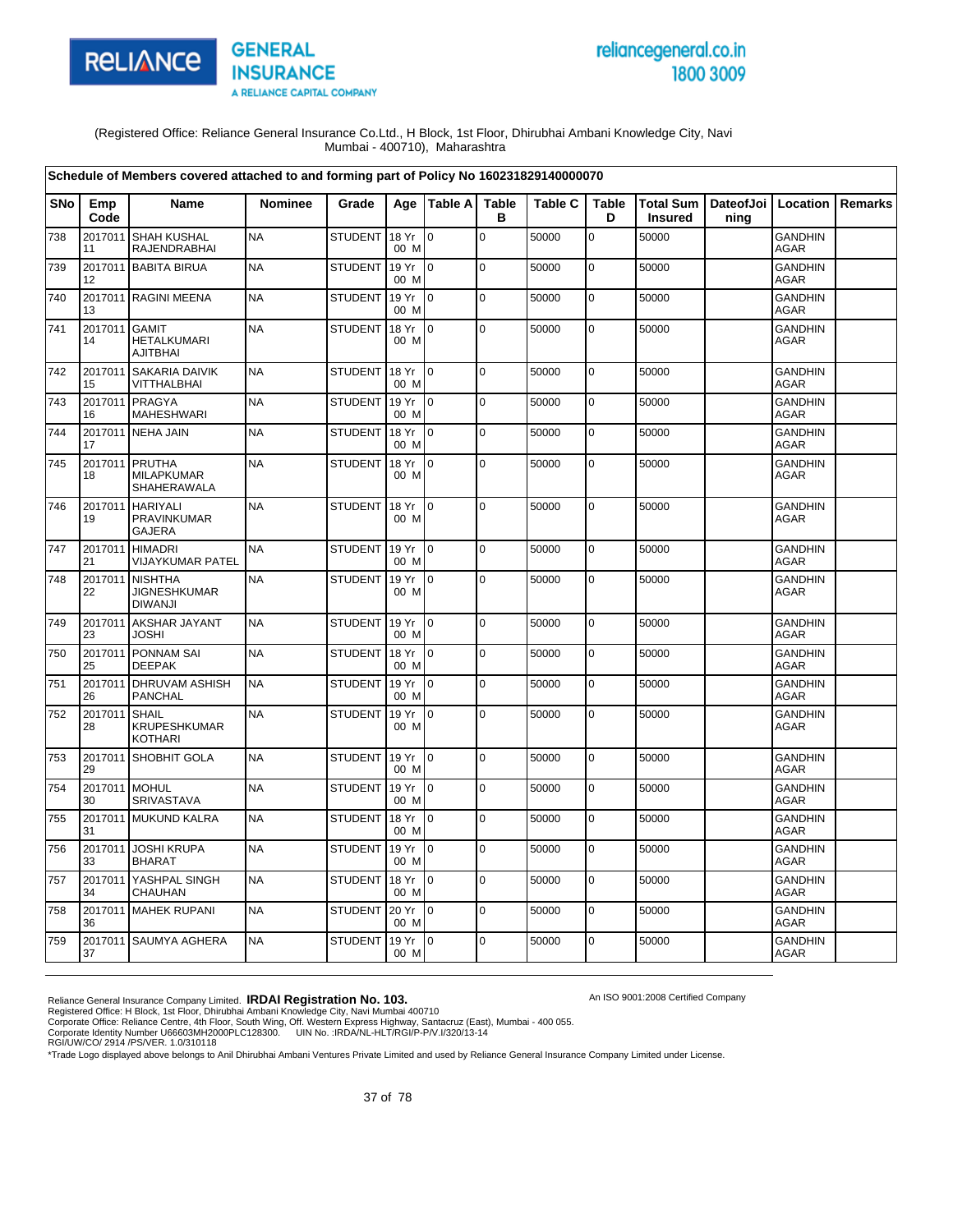RELIANCE GENERAL INSURANCE
A RELIANCE CAPITAL COMPANY

reliancegeneral.co.in
1800 3009

(Registered Office: Reliance General Insurance Co.Ltd., H Block, 1st Floor, Dhirubhai Ambani Knowledge City, Navi Mumbai - 400710), Maharashtra

**Schedule of Members covered attached to and forming part of Policy No 160231829140000070**

| SNo | Emp Code | Name | Nominee | Grade | Age | Table A | Table B | Table C | Table D | Total Sum Insured | DateofJoining | Location | Remarks |
|---|---|---|---|---|---|---|---|---|---|---|---|---|---|
| 738 | 201701111 | SHAH KUSHAL RAJENDRABHAI | NA | STUDENT | 18 Yr 00 M | 0 | 0 | 50000 | 0 | 50000 | | GANDHINAGAR | |
| 739 | 201701112 | BABITA BIRUA | NA | STUDENT | 19 Yr 00 M | 0 | 0 | 50000 | 0 | 50000 | | GANDHINAGAR | |
| 740 | 201701113 | RAGINI MEENA | NA | STUDENT | 19 Yr 00 M | 0 | 0 | 50000 | 0 | 50000 | | GANDHINAGAR | |
| 741 | 201701114 | GAMIT HETALKUMARI AJITBHAI | NA | STUDENT | 18 Yr 00 M | 0 | 0 | 50000 | 0 | 50000 | | GANDHINAGAR | |
| 742 | 201701115 | SAKARIA DAIVIK VITTHALBHAI | NA | STUDENT | 18 Yr 00 M | 0 | 0 | 50000 | 0 | 50000 | | GANDHINAGAR | |
| 743 | 201701116 | PRAGYA MAHESHWARI | NA | STUDENT | 19 Yr 00 M | 0 | 0 | 50000 | 0 | 50000 | | GANDHINAGAR | |
| 744 | 201701117 | NEHA JAIN | NA | STUDENT | 18 Yr 00 M | 0 | 0 | 50000 | 0 | 50000 | | GANDHINAGAR | |
| 745 | 201701118 | PRUTHA MILAPKUMAR SHAHERAWALA | NA | STUDENT | 18 Yr 00 M | 0 | 0 | 50000 | 0 | 50000 | | GANDHINAGAR | |
| 746 | 201701119 | HARIYALI PRAVINKUMAR GAJERA | NA | STUDENT | 18 Yr 00 M | 0 | 0 | 50000 | 0 | 50000 | | GANDHINAGAR | |
| 747 | 201701121 | HIMADRI VIJAYKUMAR PATEL | NA | STUDENT | 19 Yr 00 M | 0 | 0 | 50000 | 0 | 50000 | | GANDHINAGAR | |
| 748 | 201701122 | NISHTHA JIGNESHKUMAR DIWANJI | NA | STUDENT | 19 Yr 00 M | 0 | 0 | 50000 | 0 | 50000 | | GANDHINAGAR | |
| 749 | 201701123 | AKSHAR JAYANT JOSHI | NA | STUDENT | 19 Yr 00 M | 0 | 0 | 50000 | 0 | 50000 | | GANDHINAGAR | |
| 750 | 201701125 | PONNAM SAI DEEPAK | NA | STUDENT | 18 Yr 00 M | 0 | 0 | 50000 | 0 | 50000 | | GANDHINAGAR | |
| 751 | 201701126 | DHRUVAM ASHISH PANCHAL | NA | STUDENT | 19 Yr 00 M | 0 | 0 | 50000 | 0 | 50000 | | GANDHINAGAR | |
| 752 | 201701128 | SHAIL KRUPESHKUMAR KOTHARI | NA | STUDENT | 19 Yr 00 M | 0 | 0 | 50000 | 0 | 50000 | | GANDHINAGAR | |
| 753 | 201701129 | SHOBHIT GOLA | NA | STUDENT | 19 Yr 00 M | 0 | 0 | 50000 | 0 | 50000 | | GANDHINAGAR | |
| 754 | 201701130 | MOHUL SRIVASTAVA | NA | STUDENT | 19 Yr 00 M | 0 | 0 | 50000 | 0 | 50000 | | GANDHINAGAR | |
| 755 | 201701131 | MUKUND KALRA | NA | STUDENT | 18 Yr 00 M | 0 | 0 | 50000 | 0 | 50000 | | GANDHINAGAR | |
| 756 | 201701133 | JOSHI KRUPA BHARAT | NA | STUDENT | 19 Yr 00 M | 0 | 0 | 50000 | 0 | 50000 | | GANDHINAGAR | |
| 757 | 201701134 | YASHPAL SINGH CHAUHAN | NA | STUDENT | 18 Yr 00 M | 0 | 0 | 50000 | 0 | 50000 | | GANDHINAGAR | |
| 758 | 201701136 | MAHEK RUPANI | NA | STUDENT | 20 Yr 00 M | 0 | 0 | 50000 | 0 | 50000 | | GANDHINAGAR | |
| 759 | 201701137 | SAUMYA AGHERA | NA | STUDENT | 19 Yr 00 M | 0 | 0 | 50000 | 0 | 50000 | | GANDHINAGAR | |

Reliance General Insurance Company Limited. **IRDAI Registration No. 103.**
An ISO 9001:2008 Certified Company
Registered Office: H Block, 1st Floor, Dhirubhai Ambani Knowledge City, Navi Mumbai 400710
Corporate Office: Reliance Centre, 4th Floor, South Wing, Off. Western Express Highway, Santacruz (East), Mumbai - 400 055.
Corporate Identity Number U66603MH2000PLC128300. UIN No. :IRDA/NL-HLT/RGI/P-P/V.I/320/13-14
RGI/UW/CO/ 2914 /PS/VER. 1.0/310118
*Trade Logo displayed above belongs to Anil Dhirubhai Ambani Ventures Private Limited and used by Reliance General Insurance Company Limited under License.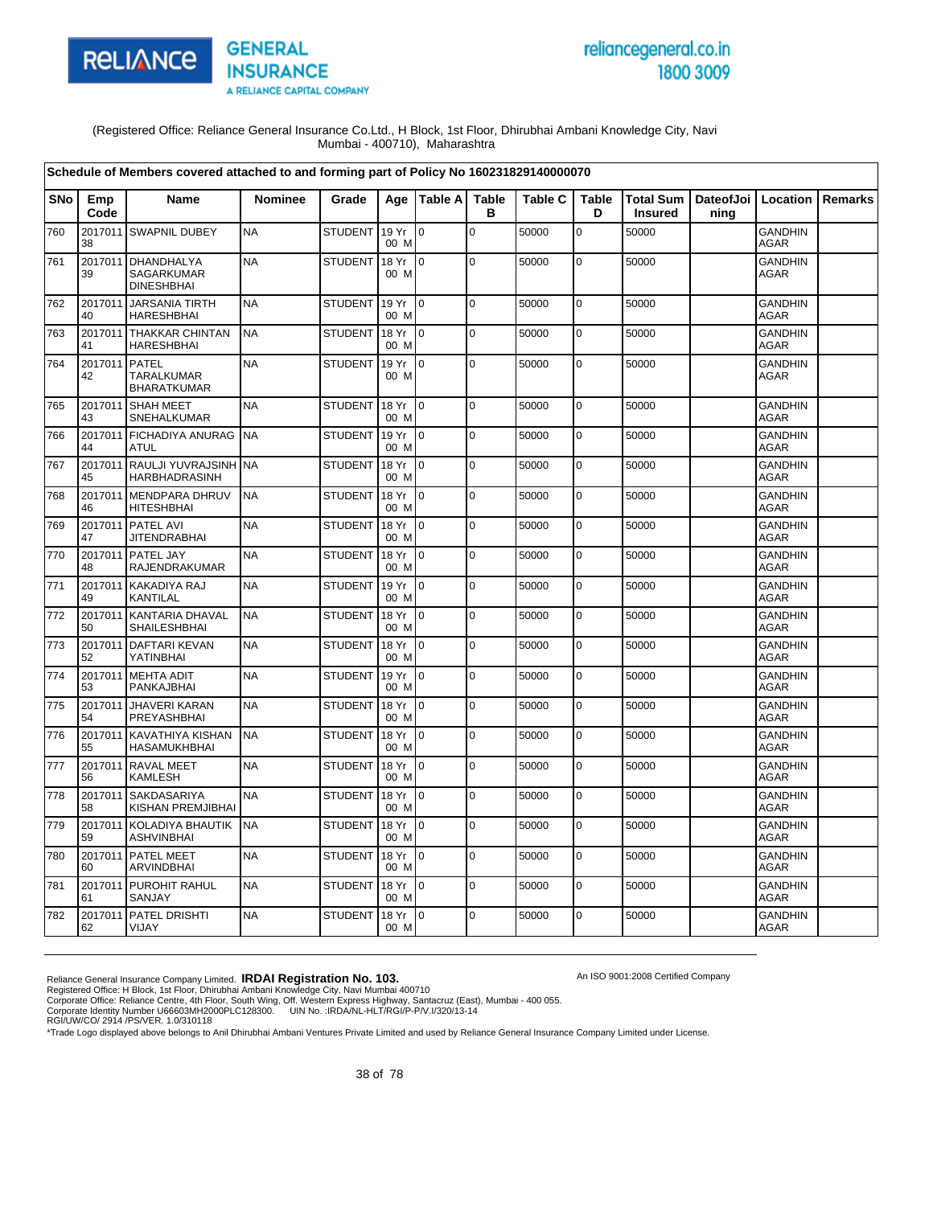RELIANCE GENERAL INSURANCE
A RELIANCE CAPITAL COMPANY

reliancegeneral.co.in
1800 3009

(Registered Office: Reliance General Insurance Co.Ltd., H Block, 1st Floor, Dhirubhai Ambani Knowledge City, Navi Mumbai - 400710), Maharashtra

**Schedule of Members covered attached to and forming part of Policy No 160231829140000070**

| SNo | Emp Code | Name | Nominee | Grade | Age | Table A | Table B | Table C | Table D | Total Sum Insured | DateofJoining | Location | Remarks |
|---|---|---|---|---|---|---|---|---|---|---|---|---|---|
| 760 | 201701138 | SWAPNIL DUBEY | NA | STUDENT | 19 Yr 00 M | 0 | 0 | 50000 | 0 | 50000 | | GANDHINAGAR | |
| 761 | 201701139 | DHANDHALYA SAGARKUMAR DINESHBHAI | NA | STUDENT | 18 Yr 00 M | 0 | 0 | 50000 | 0 | 50000 | | GANDHINAGAR | |
| 762 | 201701140 | JARSANIA TIRTH HARESHBHAI | NA | STUDENT | 19 Yr 00 M | 0 | 0 | 50000 | 0 | 50000 | | GANDHINAGAR | |
| 763 | 201701141 | THAKKAR CHINTAN HARESHBHAI | NA | STUDENT | 18 Yr 00 M | 0 | 0 | 50000 | 0 | 50000 | | GANDHINAGAR | |
| 764 | 201701142 | PATEL TARALKUMAR BHARATKUMAR | NA | STUDENT | 19 Yr 00 M | 0 | 0 | 50000 | 0 | 50000 | | GANDHINAGAR | |
| 765 | 201701143 | SHAH MEET SNEHALKUMAR | NA | STUDENT | 18 Yr 00 M | 0 | 0 | 50000 | 0 | 50000 | | GANDHINAGAR | |
| 766 | 201701144 | FICHADIYA ANURAG ATUL | NA | STUDENT | 19 Yr 00 M | 0 | 0 | 50000 | 0 | 50000 | | GANDHINAGAR | |
| 767 | 201701145 | RAULJI YUVRAJSINH HARBHADRASINH | NA | STUDENT | 18 Yr 00 M | 0 | 0 | 50000 | 0 | 50000 | | GANDHINAGAR | |
| 768 | 201701146 | MENDPARA DHRUV HITESHBHAI | NA | STUDENT | 18 Yr 00 M | 0 | 0 | 50000 | 0 | 50000 | | GANDHINAGAR | |
| 769 | 201701147 | PATEL AVI JITENDRABHAI | NA | STUDENT | 18 Yr 00 M | 0 | 0 | 50000 | 0 | 50000 | | GANDHINAGAR | |
| 770 | 201701148 | PATEL JAY RAJENDRAKUMAR | NA | STUDENT | 18 Yr 00 M | 0 | 0 | 50000 | 0 | 50000 | | GANDHINAGAR | |
| 771 | 201701149 | KAKADIYA RAJ KANTILAL | NA | STUDENT | 19 Yr 00 M | 0 | 0 | 50000 | 0 | 50000 | | GANDHINAGAR | |
| 772 | 201701150 | KANTARIA DHAVAL SHAILESHBHAI | NA | STUDENT | 18 Yr 00 M | 0 | 0 | 50000 | 0 | 50000 | | GANDHINAGAR | |
| 773 | 201701152 | DAFTARI KEVAN YATINBHAI | NA | STUDENT | 18 Yr 00 M | 0 | 0 | 50000 | 0 | 50000 | | GANDHINAGAR | |
| 774 | 201701153 | MEHTA ADIT PANKAJBHAI | NA | STUDENT | 19 Yr 00 M | 0 | 0 | 50000 | 0 | 50000 | | GANDHINAGAR | |
| 775 | 201701154 | JHAVERI KARAN PREYASHBHAI | NA | STUDENT | 18 Yr 00 M | 0 | 0 | 50000 | 0 | 50000 | | GANDHINAGAR | |
| 776 | 201701155 | KAVATHIYA KISHAN HASAMUKHBHAI | NA | STUDENT | 18 Yr 00 M | 0 | 0 | 50000 | 0 | 50000 | | GANDHINAGAR | |
| 777 | 201701156 | RAVAL MEET KAMLESH | NA | STUDENT | 18 Yr 00 M | 0 | 0 | 50000 | 0 | 50000 | | GANDHINAGAR | |
| 778 | 201701158 | SAKDASARIYA KISHAN PREMJIBHAI | NA | STUDENT | 18 Yr 00 M | 0 | 0 | 50000 | 0 | 50000 | | GANDHINAGAR | |
| 779 | 201701159 | KOLADIYA BHAUTIK ASHVINBHAI | NA | STUDENT | 18 Yr 00 M | 0 | 0 | 50000 | 0 | 50000 | | GANDHINAGAR | |
| 780 | 201701160 | PATEL MEET ARVINDBHAI | NA | STUDENT | 18 Yr 00 M | 0 | 0 | 50000 | 0 | 50000 | | GANDHINAGAR | |
| 781 | 201701161 | PUROHIT RAHUL SANJAY | NA | STUDENT | 18 Yr 00 M | 0 | 0 | 50000 | 0 | 50000 | | GANDHINAGAR | |
| 782 | 201701162 | PATEL DRISHTI VIJAY | NA | STUDENT | 18 Yr 00 M | 0 | 0 | 50000 | 0 | 50000 | | GANDHINAGAR | |

Reliance General Insurance Company Limited. **IRDAI Registration No. 103.**
Registered Office: H Block, 1st Floor, Dhirubhai Ambani Knowledge City, Navi Mumbai 400710
Corporate Office: Reliance Centre, 4th Floor, South Wing, Off. Western Express Highway, Santacruz (East), Mumbai - 400 055.
Corporate Identity Number U66603MH2000PLC128300. UIN No. :IRDA/NL-HLT/RGI/P-P/V.I/320/13-14
RGI/UW/CO/ 2914 /PS/VER. 1.0/310118
*Trade Logo displayed above belongs to Anil Dhirubhai Ambani Ventures Private Limited and used by Reliance General Insurance Company Limited under License.

An ISO 9001:2008 Certified Company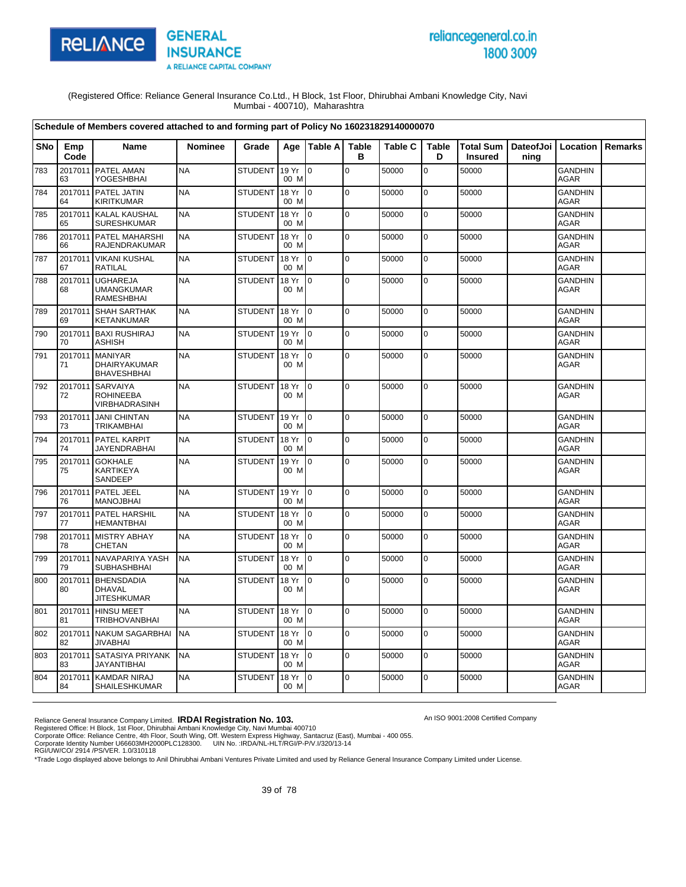(Registered Office: Reliance General Insurance Co.Ltd., H Block, 1st Floor, Dhirubhai Ambani Knowledge City, Navi Mumbai - 400710), Maharashtra

**Schedule of Members covered attached to and forming part of Policy No 160231829140000070**

| SNo | Emp Code | Name | Nominee | Grade | Age | Table A | Table B | Table C | Table D | Total Sum Insured | DateofJoining | Location | Remarks |
|---|---|---|---|---|---|---|---|---|---|---|---|---|---|
| 783 | 201701163 | PATEL AMAN YOGESHBHAI | NA | STUDENT | 19 Yr 00 M | 0 | 0 | 50000 | 0 | 50000 | | GANDHINAGAR | |
| 784 | 201701164 | PATEL JATIN KIRITKUMAR | NA | STUDENT | 18 Yr 00 M | 0 | 0 | 50000 | 0 | 50000 | | GANDHINAGAR | |
| 785 | 201701165 | KALAL KAUSHAL SURESHKUMAR | NA | STUDENT | 18 Yr 00 M | 0 | 0 | 50000 | 0 | 50000 | | GANDHINAGAR | |
| 786 | 201701166 | PATEL MAHARSHI RAJENDRAKUMAR | NA | STUDENT | 18 Yr 00 M | 0 | 0 | 50000 | 0 | 50000 | | GANDHINAGAR | |
| 787 | 201701167 | VIKANI KUSHAL RATILAL | NA | STUDENT | 18 Yr 00 M | 0 | 0 | 50000 | 0 | 50000 | | GANDHINAGAR | |
| 788 | 201701168 | UGHAREJA UMANGKUMAR RAMESHBHAI | NA | STUDENT | 18 Yr 00 M | 0 | 0 | 50000 | 0 | 50000 | | GANDHINAGAR | |
| 789 | 201701169 | SHAH SARTHAK KETANKUMAR | NA | STUDENT | 18 Yr 00 M | 0 | 0 | 50000 | 0 | 50000 | | GANDHINAGAR | |
| 790 | 201701170 | BAXI RUSHIRAJ ASHISH | NA | STUDENT | 19 Yr 00 M | 0 | 0 | 50000 | 0 | 50000 | | GANDHINAGAR | |
| 791 | 201701171 | MANIYAR DHAIRYAKUMAR BHAVESHBHAI | NA | STUDENT | 18 Yr 00 M | 0 | 0 | 50000 | 0 | 50000 | | GANDHINAGAR | |
| 792 | 201701172 | SARVAIYA ROHINEEBA VIRBHADRASINH | NA | STUDENT | 18 Yr 00 M | 0 | 0 | 50000 | 0 | 50000 | | GANDHINAGAR | |
| 793 | 201701173 | JANI CHINTAN TRIKAMBHAI | NA | STUDENT | 19 Yr 00 M | 0 | 0 | 50000 | 0 | 50000 | | GANDHINAGAR | |
| 794 | 201701174 | PATEL KARPIT JAYENDRABHAI | NA | STUDENT | 18 Yr 00 M | 0 | 0 | 50000 | 0 | 50000 | | GANDHINAGAR | |
| 795 | 201701175 | GOKHALE KARTIKEYA SANDEEP | NA | STUDENT | 19 Yr 00 M | 0 | 0 | 50000 | 0 | 50000 | | GANDHINAGAR | |
| 796 | 201701176 | PATEL JEEL MANOJBHAI | NA | STUDENT | 19 Yr 00 M | 0 | 0 | 50000 | 0 | 50000 | | GANDHINAGAR | |
| 797 | 201701177 | PATEL HARSHIL HEMANTBHAI | NA | STUDENT | 18 Yr 00 M | 0 | 0 | 50000 | 0 | 50000 | | GANDHINAGAR | |
| 798 | 201701178 | MISTRY ABHAY CHETAN | NA | STUDENT | 18 Yr 00 M | 0 | 0 | 50000 | 0 | 50000 | | GANDHINAGAR | |
| 799 | 201701179 | NAVAPARIYA YASH SUBHASHBHAI | NA | STUDENT | 18 Yr 00 M | 0 | 0 | 50000 | 0 | 50000 | | GANDHINAGAR | |
| 800 | 201701180 | BHENSDADIA DHAVAL JITESHKUMAR | NA | STUDENT | 18 Yr 00 M | 0 | 0 | 50000 | 0 | 50000 | | GANDHINAGAR | |
| 801 | 201701181 | HINSU MEET TRIBHOVANBHAI | NA | STUDENT | 18 Yr 00 M | 0 | 0 | 50000 | 0 | 50000 | | GANDHINAGAR | |
| 802 | 201701182 | NAKUM SAGARBHAI JIVABHAI | NA | STUDENT | 18 Yr 00 M | 0 | 0 | 50000 | 0 | 50000 | | GANDHINAGAR | |
| 803 | 201701183 | SATASIYA PRIYANK JAYANTIBHAI | NA | STUDENT | 18 Yr 00 M | 0 | 0 | 50000 | 0 | 50000 | | GANDHINAGAR | |
| 804 | 201701184 | KAMDAR NIRAJ SHAILESHKUMAR | NA | STUDENT | 18 Yr 00 M | 0 | 0 | 50000 | 0 | 50000 | | GANDHINAGAR | |

Reliance General Insurance Company Limited. **IRDAI Registration No. 103.**
Registered Office: H Block, 1st Floor, Dhirubhai Ambani Knowledge City, Navi Mumbai 400710
Corporate Office: Reliance Centre, 4th Floor, South Wing, Off. Western Express Highway, Santacruz (East), Mumbai - 400 055.
Corporate Identity Number U66603MH2000PLC128300. UIN No. :IRDA/NL-HLT/RGI/P-P/V.I/320/13-14
RGI/UW/CO/ 2914 /PS/VER. 1.0/310118

An ISO 9001:2008 Certified Company

*Trade Logo displayed above belongs to Anil Dhirubhai Ambani Ventures Private Limited and used by Reliance General Insurance Company Limited under License.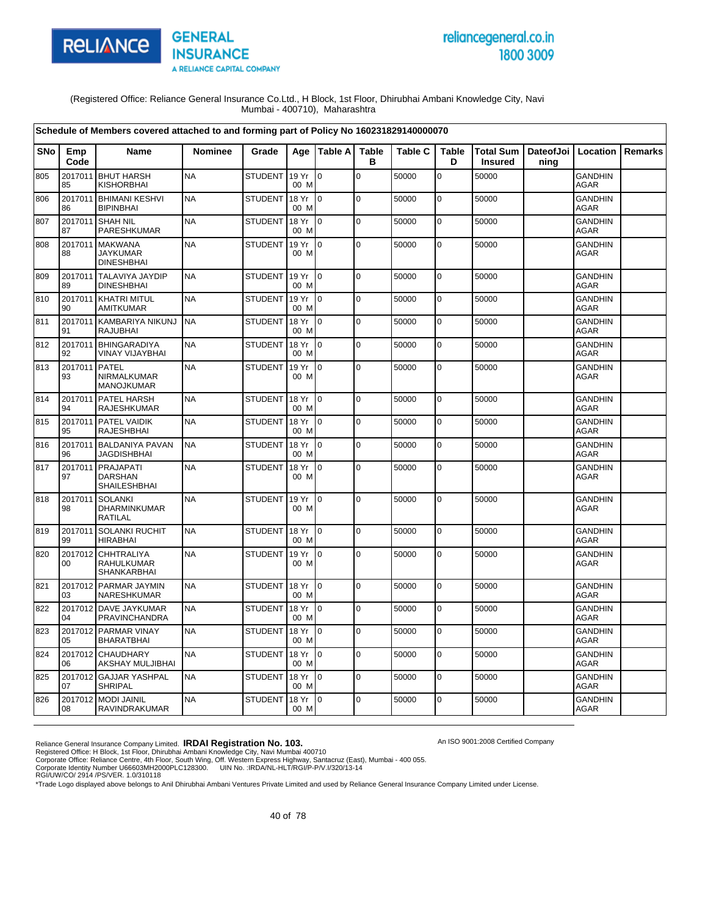RELIANCE GENERAL INSURANCE
A RELIANCE CAPITAL COMPANY

reliancegeneral.co.in
1800 3009

(Registered Office: Reliance General Insurance Co.Ltd., H Block, 1st Floor, Dhirubhai Ambani Knowledge City, Navi Mumbai - 400710), Maharashtra

**Schedule of Members covered attached to and forming part of Policy No 160231829140000070**

| SNo | Emp Code | Name | Nominee | Grade | Age | Table A | Table B | Table C | Table D | Total Sum Insured | DateofJoining | Location | Remarks |
|---|---|---|---|---|---|---|---|---|---|---|---|---|---|
| 805 | 201701185 | BHUT HARSH KISHORBHAI | NA | STUDENT | 19 Yr 00 M | 0 | 0 | 50000 | 0 | 50000 | | GANDHINAGAR | |
| 806 | 201701186 | BHIMANI KESHVI BIPINBHAI | NA | STUDENT | 18 Yr 00 M | 0 | 0 | 50000 | 0 | 50000 | | GANDHINAGAR | |
| 807 | 201701187 | SHAH NIL PARESHKUMAR | NA | STUDENT | 18 Yr 00 M | 0 | 0 | 50000 | 0 | 50000 | | GANDHINAGAR | |
| 808 | 201701188 | MAKWANA JAYKUMAR DINESHBHAI | NA | STUDENT | 19 Yr 00 M | 0 | 0 | 50000 | 0 | 50000 | | GANDHINAGAR | |
| 809 | 201701189 | TALAVIYA JAYDIP DINESHBHAI | NA | STUDENT | 19 Yr 00 M | 0 | 0 | 50000 | 0 | 50000 | | GANDHINAGAR | |
| 810 | 201701190 | KHATRI MITUL AMITKUMAR | NA | STUDENT | 19 Yr 00 M | 0 | 0 | 50000 | 0 | 50000 | | GANDHINAGAR | |
| 811 | 201701191 | KAMBARIYA NIKUNJ RAJUBHAI | NA | STUDENT | 18 Yr 00 M | 0 | 0 | 50000 | 0 | 50000 | | GANDHINAGAR | |
| 812 | 201701192 | BHINGARADIYA VINAY VIJAYBHAI | NA | STUDENT | 18 Yr 00 M | 0 | 0 | 50000 | 0 | 50000 | | GANDHINAGAR | |
| 813 | 201701193 | PATEL NIRMALKUMAR MANOJKUMAR | NA | STUDENT | 19 Yr 00 M | 0 | 0 | 50000 | 0 | 50000 | | GANDHINAGAR | |
| 814 | 201701194 | PATEL HARSH RAJESHKUMAR | NA | STUDENT | 18 Yr 00 M | 0 | 0 | 50000 | 0 | 50000 | | GANDHINAGAR | |
| 815 | 201701195 | PATEL VAIDIK RAJESHBHAI | NA | STUDENT | 18 Yr 00 M | 0 | 0 | 50000 | 0 | 50000 | | GANDHINAGAR | |
| 816 | 201701196 | BALDANIYA PAVAN JAGDISHBHAI | NA | STUDENT | 18 Yr 00 M | 0 | 0 | 50000 | 0 | 50000 | | GANDHINAGAR | |
| 817 | 201701197 | PRAJAPATI DARSHAN SHAILESHBHAI | NA | STUDENT | 18 Yr 00 M | 0 | 0 | 50000 | 0 | 50000 | | GANDHINAGAR | |
| 818 | 201701198 | SOLANKI DHARMINKUMAR RATILAL | NA | STUDENT | 19 Yr 00 M | 0 | 0 | 50000 | 0 | 50000 | | GANDHINAGAR | |
| 819 | 201701199 | SOLANKI RUCHIT HIRABHAI | NA | STUDENT | 18 Yr 00 M | 0 | 0 | 50000 | 0 | 50000 | | GANDHINAGAR | |
| 820 | 201701200 | CHHTRALIYA RAHULKUMAR SHANKARBHAI | NA | STUDENT | 19 Yr 00 M | 0 | 0 | 50000 | 0 | 50000 | | GANDHINAGAR | |
| 821 | 201701203 | PARMAR JAYMIN NARESHKUMAR | NA | STUDENT | 18 Yr 00 M | 0 | 0 | 50000 | 0 | 50000 | | GANDHINAGAR | |
| 822 | 201701204 | DAVE JAYKUMAR PRAVINCHANDRA | NA | STUDENT | 18 Yr 00 M | 0 | 0 | 50000 | 0 | 50000 | | GANDHINAGAR | |
| 823 | 201701205 | PARMAR VINAY BHARATBHAI | NA | STUDENT | 18 Yr 00 M | 0 | 0 | 50000 | 0 | 50000 | | GANDHINAGAR | |
| 824 | 201701206 | CHAUDHARY AKSHAY MULJIBHAI | NA | STUDENT | 18 Yr 00 M | 0 | 0 | 50000 | 0 | 50000 | | GANDHINAGAR | |
| 825 | 201701207 | GAJJAR YASHPAL SHRIPAL | NA | STUDENT | 18 Yr 00 M | 0 | 0 | 50000 | 0 | 50000 | | GANDHINAGAR | |
| 826 | 201701208 | MODI JAINIL RAVINDRAKUMAR | NA | STUDENT | 18 Yr 00 M | 0 | 0 | 50000 | 0 | 50000 | | GANDHINAGAR | |

Reliance General Insurance Company Limited. **IRDAI Registration No. 103.**
Registered Office: H Block, 1st Floor, Dhirubhai Ambani Knowledge City, Navi Mumbai 400710
Corporate Office: Reliance Centre, 4th Floor, South Wing, Off. Western Express Highway, Santacruz (East), Mumbai - 400 055.
Corporate Identity Number U66603MH2000PLC128300. UIN No. :IRDA/NL-HLT/RGI/P-P/V.I/320/13-14
RGI/UW/CO/ 2914 /PS/VER. 1.0/310118
*Trade Logo displayed above belongs to Anil Dhirubhai Ambani Ventures Private Limited and used by Reliance General Insurance Company Limited under License.

An ISO 9001:2008 Certified Company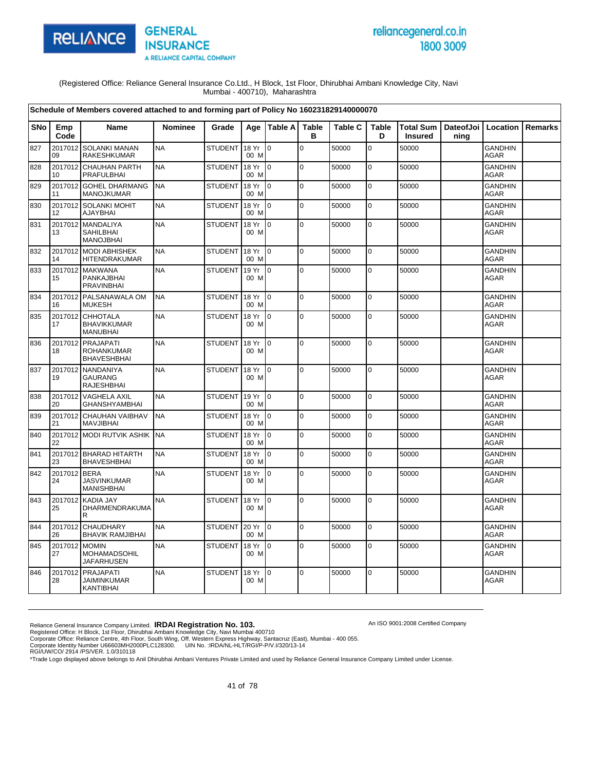(Registered Office: Reliance General Insurance Co.Ltd., H Block, 1st Floor, Dhirubhai Ambani Knowledge City, Navi Mumbai - 400710), Maharashtra

**Schedule of Members covered attached to and forming part of Policy No 160231829140000070**

| SNo | Emp Code | Name | Nominee | Grade | Age | Table A | Table B | Table C | Table D | Total Sum Insured | DateofJoining | Location | Remarks |
|---|---|---|---|---|---|---|---|---|---|---|---|---|---|
| 827 | 201701209 | SOLANKI MANAN RAKESHKUMAR | NA | STUDENT | 18 Yr 00 M | 0 | 0 | 50000 | 0 | 50000 | | GANDHINAGAR | |
| 828 | 201701210 | CHAUHAN PARTH PRAFULBHAI | NA | STUDENT | 18 Yr 00 M | 0 | 0 | 50000 | 0 | 50000 | | GANDHINAGAR | |
| 829 | 201701211 | GOHEL DHARMANG MANOJKUMAR | NA | STUDENT | 18 Yr 00 M | 0 | 0 | 50000 | 0 | 50000 | | GANDHINAGAR | |
| 830 | 201701212 | SOLANKI MOHIT AJAYBHAI | NA | STUDENT | 18 Yr 00 M | 0 | 0 | 50000 | 0 | 50000 | | GANDHINAGAR | |
| 831 | 201701213 | MANDALIYA SAHILBHAI MANOJBHAI | NA | STUDENT | 18 Yr 00 M | 0 | 0 | 50000 | 0 | 50000 | | GANDHINAGAR | |
| 832 | 201701214 | MODI ABHISHEK HITENDRAKUMAR | NA | STUDENT | 18 Yr 00 M | 0 | 0 | 50000 | 0 | 50000 | | GANDHINAGAR | |
| 833 | 201701215 | MAKWANA PANKAJBHAI PRAVINBHAI | NA | STUDENT | 19 Yr 00 M | 0 | 0 | 50000 | 0 | 50000 | | GANDHINAGAR | |
| 834 | 201701216 | PALSANAWALA OM MUKESH | NA | STUDENT | 18 Yr 00 M | 0 | 0 | 50000 | 0 | 50000 | | GANDHINAGAR | |
| 835 | 201701217 | CHHOTALA BHAVIKKUMAR MANUBHAI | NA | STUDENT | 18 Yr 00 M | 0 | 0 | 50000 | 0 | 50000 | | GANDHINAGAR | |
| 836 | 201701218 | PRAJAPATI ROHANKUMAR BHAVESHBHAI | NA | STUDENT | 18 Yr 00 M | 0 | 0 | 50000 | 0 | 50000 | | GANDHINAGAR | |
| 837 | 201701219 | NANDANIYA GAURANG RAJESHBHAI | NA | STUDENT | 18 Yr 00 M | 0 | 0 | 50000 | 0 | 50000 | | GANDHINAGAR | |
| 838 | 201701220 | VAGHELA AXIL GHANSHYAMBHAI | NA | STUDENT | 19 Yr 00 M | 0 | 0 | 50000 | 0 | 50000 | | GANDHINAGAR | |
| 839 | 201701221 | CHAUHAN VAIBHAV MAVJIBHAI | NA | STUDENT | 18 Yr 00 M | 0 | 0 | 50000 | 0 | 50000 | | GANDHINAGAR | |
| 840 | 201701222 | MODI RUTVIK ASHIK | NA | STUDENT | 18 Yr 00 M | 0 | 0 | 50000 | 0 | 50000 | | GANDHINAGAR | |
| 841 | 201701223 | BHARAD HITARTH BHAVESHBHAI | NA | STUDENT | 18 Yr 00 M | 0 | 0 | 50000 | 0 | 50000 | | GANDHINAGAR | |
| 842 | 201701224 | BERA JASVINKUMAR MANISHBHAI | NA | STUDENT | 18 Yr 00 M | 0 | 0 | 50000 | 0 | 50000 | | GANDHINAGAR | |
| 843 | 201701225 | KADIA JAY DHARMENDRAKUMAR | NA | STUDENT | 18 Yr 00 M | 0 | 0 | 50000 | 0 | 50000 | | GANDHINAGAR | |
| 844 | 201701226 | CHAUDHARY BHAVIK RAMJIBHAI | NA | STUDENT | 20 Yr 00 M | 0 | 0 | 50000 | 0 | 50000 | | GANDHINAGAR | |
| 845 | 201701227 | MOMIN MOHAMADSOHIL JAFARHUSEN | NA | STUDENT | 18 Yr 00 M | 0 | 0 | 50000 | 0 | 50000 | | GANDHINAGAR | |
| 846 | 201701228 | PRAJAPATI JAIMINKUMAR KANTIBHAI | NA | STUDENT | 18 Yr 00 M | 0 | 0 | 50000 | 0 | 50000 | | GANDHINAGAR | |

Reliance General Insurance Company Limited. **IRDAI Registration No. 103.**
Registered Office: H Block, 1st Floor, Dhirubhai Ambani Knowledge City, Navi Mumbai 400710
Corporate Office: Reliance Centre, 4th Floor, South Wing, Off. Western Express Highway, Santacruz (East), Mumbai - 400 055.
Corporate Identity Number U66603MH2000PLC128300. UIN No. :IRDA/NL-HLT/RGI/P-P/V.I/320/13-14
RGI/UW/CO/ 2914 /PS/VER. 1.0/310118

An ISO 9001:2008 Certified Company

*Trade Logo displayed above belongs to Anil Dhirubhai Ambani Ventures Private Limited and used by Reliance General Insurance Company Limited under License.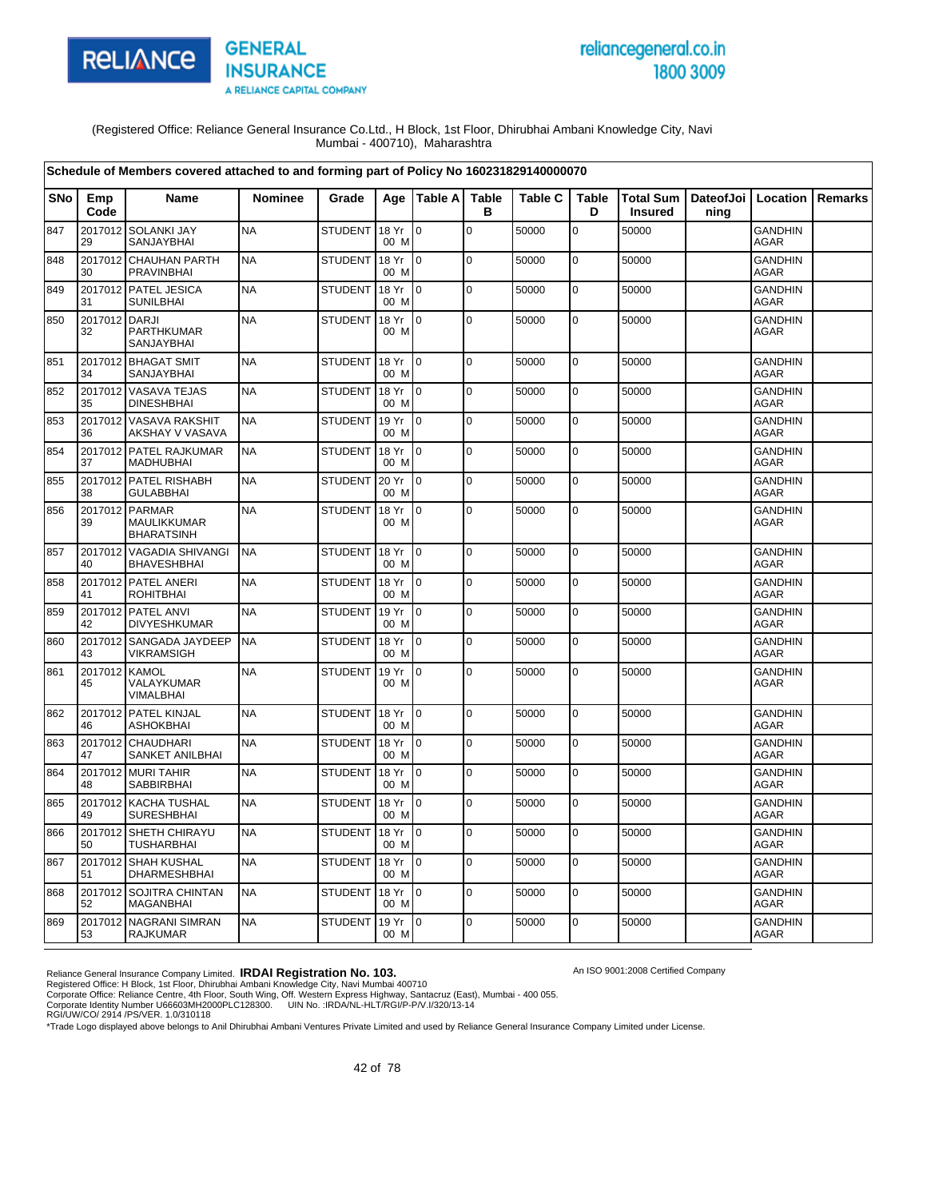RELIANCE GENERAL INSURANCE
A RELIANCE CAPITAL COMPANY

reliancegeneral.co.in
1800 3009

(Registered Office: Reliance General Insurance Co.Ltd., H Block, 1st Floor, Dhirubhai Ambani Knowledge City, Navi Mumbai - 400710), Maharashtra

**Schedule of Members covered attached to and forming part of Policy No 160231829140000070**

| SNo | Emp Code | Name | Nominee | Grade | Age | Table A | Table B | Table C | Table D | Total Sum Insured | DateofJoining | Location | Remarks |
|---|---|---|---|---|---|---|---|---|---|---|---|---|---|
| 847 | 201701229 | SOLANKI JAY SANJAYBHAI | NA | STUDENT | 18 Yr 00 M | 0 | 0 | 50000 | 0 | 50000 | | GANDHINAGAR | |
| 848 | 201701230 | CHAUHAN PARTH PRAVINBHAI | NA | STUDENT | 18 Yr 00 M | 0 | 0 | 50000 | 0 | 50000 | | GANDHINAGAR | |
| 849 | 201701231 | PATEL JESICA SUNILBHAI | NA | STUDENT | 18 Yr 00 M | 0 | 0 | 50000 | 0 | 50000 | | GANDHINAGAR | |
| 850 | 201701232 | DARJI PARTHKUMAR SANJAYBHAI | NA | STUDENT | 18 Yr 00 M | 0 | 0 | 50000 | 0 | 50000 | | GANDHINAGAR | |
| 851 | 201701234 | BHAGAT SMIT SANJAYBHAI | NA | STUDENT | 18 Yr 00 M | 0 | 0 | 50000 | 0 | 50000 | | GANDHINAGAR | |
| 852 | 201701235 | VASAVA TEJAS DINESHBHAI | NA | STUDENT | 18 Yr 00 M | 0 | 0 | 50000 | 0 | 50000 | | GANDHINAGAR | |
| 853 | 201701236 | VASAVA RAKSHIT AKSHAY V VASAVA | NA | STUDENT | 19 Yr 00 M | 0 | 0 | 50000 | 0 | 50000 | | GANDHINAGAR | |
| 854 | 201701237 | PATEL RAJKUMAR MADHUBHAI | NA | STUDENT | 18 Yr 00 M | 0 | 0 | 50000 | 0 | 50000 | | GANDHINAGAR | |
| 855 | 201701238 | PATEL RISHABH GULABBHAI | NA | STUDENT | 20 Yr 00 M | 0 | 0 | 50000 | 0 | 50000 | | GANDHINAGAR | |
| 856 | 201701239 | PARMAR MAULIKKUMAR BHARATSINH | NA | STUDENT | 18 Yr 00 M | 0 | 0 | 50000 | 0 | 50000 | | GANDHINAGAR | |
| 857 | 201701240 | VAGADIA SHIVANGI BHAVESHBHAI | NA | STUDENT | 18 Yr 00 M | 0 | 0 | 50000 | 0 | 50000 | | GANDHINAGAR | |
| 858 | 201701241 | PATEL ANERI ROHITBHAI | NA | STUDENT | 18 Yr 00 M | 0 | 0 | 50000 | 0 | 50000 | | GANDHINAGAR | |
| 859 | 201701242 | PATEL ANVI DIVYESHKUMAR | NA | STUDENT | 19 Yr 00 M | 0 | 0 | 50000 | 0 | 50000 | | GANDHINAGAR | |
| 860 | 201701243 | SANGADA JAYDEEP VIKRAMSIGH | NA | STUDENT | 18 Yr 00 M | 0 | 0 | 50000 | 0 | 50000 | | GANDHINAGAR | |
| 861 | 201701245 | KAMOL VALAYKUMAR VIMALBHAI | NA | STUDENT | 19 Yr 00 M | 0 | 0 | 50000 | 0 | 50000 | | GANDHINAGAR | |
| 862 | 201701246 | PATEL KINJAL ASHOKBHAI | NA | STUDENT | 18 Yr 00 M | 0 | 0 | 50000 | 0 | 50000 | | GANDHINAGAR | |
| 863 | 201701247 | CHAUDHARI SANKET ANILBHAI | NA | STUDENT | 18 Yr 00 M | 0 | 0 | 50000 | 0 | 50000 | | GANDHINAGAR | |
| 864 | 201701248 | MURI TAHIR SABBIRBHAI | NA | STUDENT | 18 Yr 00 M | 0 | 0 | 50000 | 0 | 50000 | | GANDHINAGAR | |
| 865 | 201701249 | KACHA TUSHAL SURESHBHAI | NA | STUDENT | 18 Yr 00 M | 0 | 0 | 50000 | 0 | 50000 | | GANDHINAGAR | |
| 866 | 201701250 | SHETH CHIRAYU TUSHARBHAI | NA | STUDENT | 18 Yr 00 M | 0 | 0 | 50000 | 0 | 50000 | | GANDHINAGAR | |
| 867 | 201701251 | SHAH KUSHAL DHARMESHBHAI | NA | STUDENT | 18 Yr 00 M | 0 | 0 | 50000 | 0 | 50000 | | GANDHINAGAR | |
| 868 | 201701252 | SOJITRA CHINTAN MAGANBHAI | NA | STUDENT | 18 Yr 00 M | 0 | 0 | 50000 | 0 | 50000 | | GANDHINAGAR | |
| 869 | 201701253 | NAGRANI SIMRAN RAJKUMAR | NA | STUDENT | 19 Yr 00 M | 0 | 0 | 50000 | 0 | 50000 | | GANDHINAGAR | |

Reliance General Insurance Company Limited. **IRDAI Registration No. 103.**
An ISO 9001:2008 Certified Company
Registered Office: H Block, 1st Floor, Dhirubhai Ambani Knowledge City, Navi Mumbai 400710
Corporate Office: Reliance Centre, 4th Floor, South Wing, Off. Western Express Highway, Santacruz (East), Mumbai - 400 055.
Corporate Identity Number U66603MH2000PLC128300. UIN No. :IRDA/NL-HLT/RGI/P-P/V.I/320/13-14
RGI/UW/CO/ 2914 /PS/VER. 1.0/310118
*Trade Logo displayed above belongs to Anil Dhirubhai Ambani Ventures Private Limited and used by Reliance General Insurance Company Limited under License.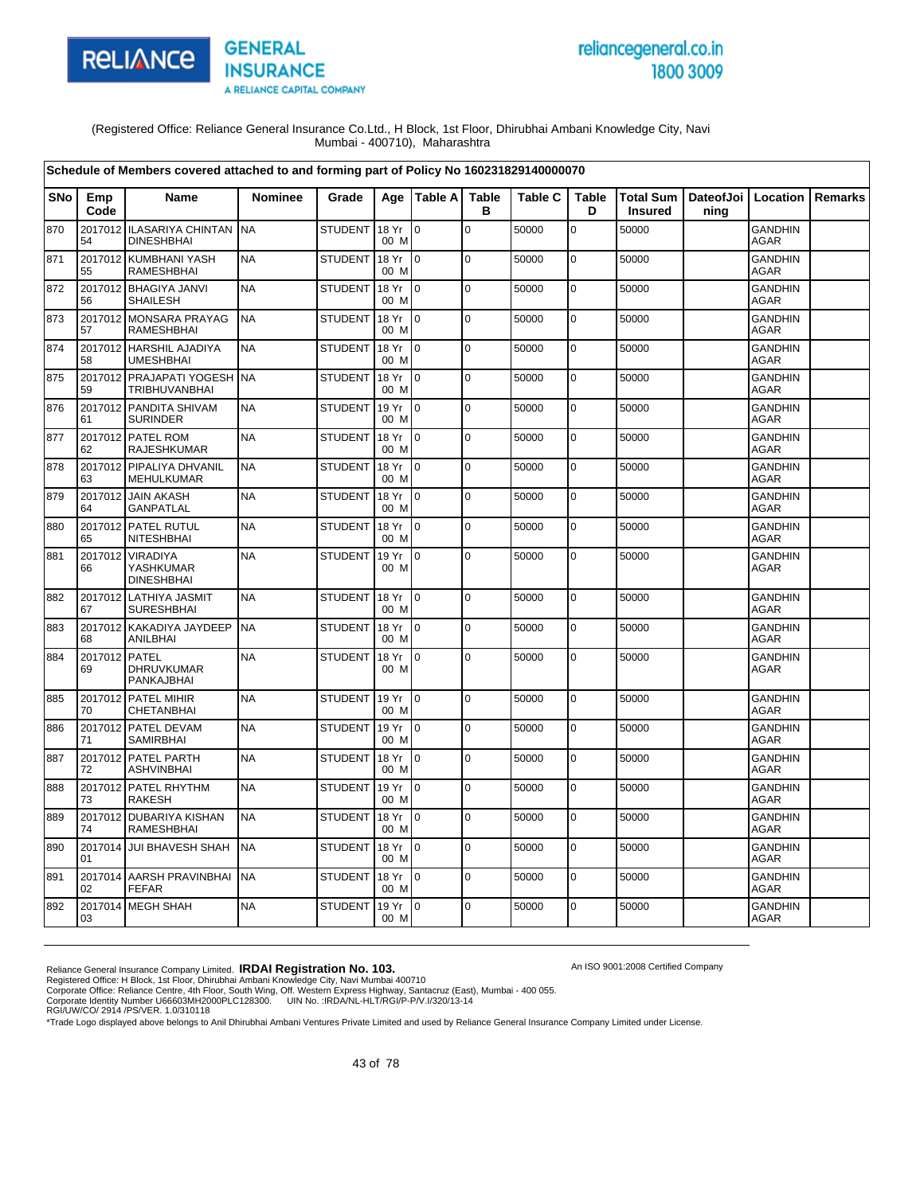(Registered Office: Reliance General Insurance Co.Ltd., H Block, 1st Floor, Dhirubhai Ambani Knowledge City, Navi Mumbai - 400710), Maharashtra

**Schedule of Members covered attached to and forming part of Policy No 160231829140000070**

| SNo | Emp Code | Name | Nominee | Grade | Age | Table A | Table B | Table C | Table D | Total Sum Insured | DateofJoining | Location | Remarks |
|---|---|---|---|---|---|---|---|---|---|---|---|---|---|
| 870 | 201701254 | ILASARIYA CHINTAN DINESHBHAI | NA | STUDENT | 18 Yr 00 M | 0 | 0 | 50000 | 0 | 50000 | | GANDHINAGAR | |
| 871 | 201701255 | KUMBHANI YASH RAMESHBHAI | NA | STUDENT | 18 Yr 00 M | 0 | 0 | 50000 | 0 | 50000 | | GANDHINAGAR | |
| 872 | 201701256 | BHAGIYA JANVI SHAILESH | NA | STUDENT | 18 Yr 00 M | 0 | 0 | 50000 | 0 | 50000 | | GANDHINAGAR | |
| 873 | 201701257 | MONSARA PRAYAG RAMESHBHAI | NA | STUDENT | 18 Yr 00 M | 0 | 0 | 50000 | 0 | 50000 | | GANDHINAGAR | |
| 874 | 201701258 | HARSHIL AJADIYA UMESHBHAI | NA | STUDENT | 18 Yr 00 M | 0 | 0 | 50000 | 0 | 50000 | | GANDHINAGAR | |
| 875 | 201701259 | PRAJAPATI YOGESH TRIBHUVANBHAI | NA | STUDENT | 18 Yr 00 M | 0 | 0 | 50000 | 0 | 50000 | | GANDHINAGAR | |
| 876 | 201701261 | PANDITA SHIVAM SURINDER | NA | STUDENT | 19 Yr 00 M | 0 | 0 | 50000 | 0 | 50000 | | GANDHINAGAR | |
| 877 | 201701262 | PATEL ROM RAJESHKUMAR | NA | STUDENT | 18 Yr 00 M | 0 | 0 | 50000 | 0 | 50000 | | GANDHINAGAR | |
| 878 | 201701263 | PIPALIYA DHVANIL MEHULKUMAR | NA | STUDENT | 18 Yr 00 M | 0 | 0 | 50000 | 0 | 50000 | | GANDHINAGAR | |
| 879 | 201701264 | JAIN AKASH GANPATLAL | NA | STUDENT | 18 Yr 00 M | 0 | 0 | 50000 | 0 | 50000 | | GANDHINAGAR | |
| 880 | 201701265 | PATEL RUTUL NITESHBHAI | NA | STUDENT | 18 Yr 00 M | 0 | 0 | 50000 | 0 | 50000 | | GANDHINAGAR | |
| 881 | 201701266 | VIRADIYA YASHKUMAR DINESHBHAI | NA | STUDENT | 19 Yr 00 M | 0 | 0 | 50000 | 0 | 50000 | | GANDHINAGAR | |
| 882 | 201701267 | LATHIYA JASMIT SURESHBHAI | NA | STUDENT | 18 Yr 00 M | 0 | 0 | 50000 | 0 | 50000 | | GANDHINAGAR | |
| 883 | 201701268 | KAKADIYA JAYDEEP ANILBHAI | NA | STUDENT | 18 Yr 00 M | 0 | 0 | 50000 | 0 | 50000 | | GANDHINAGAR | |
| 884 | 201701269 | PATEL DHRUVKUMAR PANKAJBHAI | NA | STUDENT | 18 Yr 00 M | 0 | 0 | 50000 | 0 | 50000 | | GANDHINAGAR | |
| 885 | 201701270 | PATEL MIHIR CHETANBHAI | NA | STUDENT | 19 Yr 00 M | 0 | 0 | 50000 | 0 | 50000 | | GANDHINAGAR | |
| 886 | 201701271 | PATEL DEVAM SAMIRBHAI | NA | STUDENT | 19 Yr 00 M | 0 | 0 | 50000 | 0 | 50000 | | GANDHINAGAR | |
| 887 | 201701272 | PATEL PARTH ASHVINBHAI | NA | STUDENT | 18 Yr 00 M | 0 | 0 | 50000 | 0 | 50000 | | GANDHINAGAR | |
| 888 | 201701273 | PATEL RHYTHM RAKESH | NA | STUDENT | 19 Yr 00 M | 0 | 0 | 50000 | 0 | 50000 | | GANDHINAGAR | |
| 889 | 201701274 | DUBARIYA KISHAN RAMESHBHAI | NA | STUDENT | 18 Yr 00 M | 0 | 0 | 50000 | 0 | 50000 | | GANDHINAGAR | |
| 890 | 201701401 | JUI BHAVESH SHAH | NA | STUDENT | 18 Yr 00 M | 0 | 0 | 50000 | 0 | 50000 | | GANDHINAGAR | |
| 891 | 201701402 | AARSH PRAVINBHAI FEFAR | NA | STUDENT | 18 Yr 00 M | 0 | 0 | 50000 | 0 | 50000 | | GANDHINAGAR | |
| 892 | 201701403 | MEGH SHAH | NA | STUDENT | 19 Yr 00 M | 0 | 0 | 50000 | 0 | 50000 | | GANDHINAGAR | |

Reliance General Insurance Company Limited. **IRDAI Registration No. 103.**
Registered Office: H Block, 1st Floor, Dhirubhai Ambani Knowledge City, Navi Mumbai 400710
Corporate Office: Reliance Centre, 4th Floor, South Wing, Off. Western Express Highway, Santacruz (East), Mumbai - 400 055.
Corporate Identity Number U66603MH2000PLC128300. UIN No. :IRDA/NL-HLT/RGI/P-P/V.I/320/13-14
RGI/UW/CO/ 2914 /PS/VER. 1.0/310118
*Trade Logo displayed above belongs to Anil Dhirubhai Ambani Ventures Private Limited and used by Reliance General Insurance Company Limited under License.

An ISO 9001:2008 Certified Company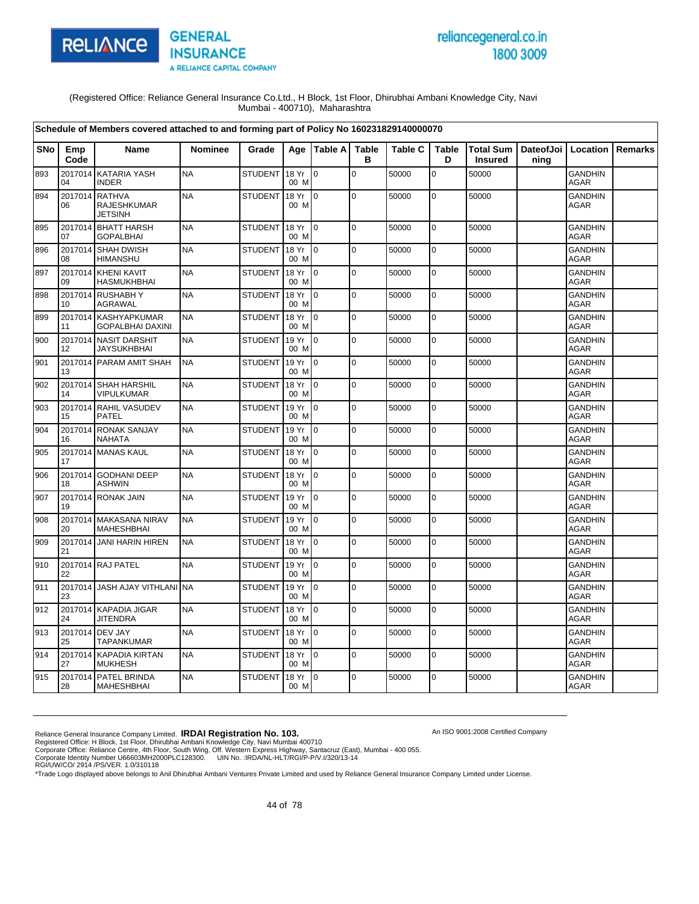(Registered Office: Reliance General Insurance Co.Ltd., H Block, 1st Floor, Dhirubhai Ambani Knowledge City, Navi Mumbai - 400710), Maharashtra

**Schedule of Members covered attached to and forming part of Policy No 160231829140000070**

| SNo | Emp Code | Name | Nominee | Grade | Age | Table A | Table B | Table C | Table D | Total Sum Insured | DateofJoining | Location | Remarks |
|---|---|---|---|---|---|---|---|---|---|---|---|---|---|
| 893 | 201701404 | KATARIA YASH INDER | NA | STUDENT | 18 Yr 00 M | 0 | 0 | 50000 | 0 | 50000 | | GANDHINAGAR | |
| 894 | 201701406 | RATHVA RAJESHKUMAR JETSINH | NA | STUDENT | 18 Yr 00 M | 0 | 0 | 50000 | 0 | 50000 | | GANDHINAGAR | |
| 895 | 201701407 | BHATT HARSH GOPALBHAI | NA | STUDENT | 18 Yr 00 M | 0 | 0 | 50000 | 0 | 50000 | | GANDHINAGAR | |
| 896 | 201701408 | SHAH DWISH HIMANSHU | NA | STUDENT | 18 Yr 00 M | 0 | 0 | 50000 | 0 | 50000 | | GANDHINAGAR | |
| 897 | 201701409 | KHENI KAVIT HASMUKHBHAI | NA | STUDENT | 18 Yr 00 M | 0 | 0 | 50000 | 0 | 50000 | | GANDHINAGAR | |
| 898 | 201701410 | RUSHABH Y AGRAWAL | NA | STUDENT | 18 Yr 00 M | 0 | 0 | 50000 | 0 | 50000 | | GANDHINAGAR | |
| 899 | 201701411 | KASHYAPKUMAR GOPALBHAI DAXINI | NA | STUDENT | 18 Yr 00 M | 0 | 0 | 50000 | 0 | 50000 | | GANDHINAGAR | |
| 900 | 201701412 | NASIT DARSHIT JAYSUKHBHAI | NA | STUDENT | 19 Yr 00 M | 0 | 0 | 50000 | 0 | 50000 | | GANDHINAGAR | |
| 901 | 201701413 | PARAM AMIT SHAH | NA | STUDENT | 19 Yr 00 M | 0 | 0 | 50000 | 0 | 50000 | | GANDHINAGAR | |
| 902 | 201701414 | SHAH HARSHIL VIPULKUMAR | NA | STUDENT | 18 Yr 00 M | 0 | 0 | 50000 | 0 | 50000 | | GANDHINAGAR | |
| 903 | 201701415 | RAHIL VASUDEV PATEL | NA | STUDENT | 19 Yr 00 M | 0 | 0 | 50000 | 0 | 50000 | | GANDHINAGAR | |
| 904 | 201701416 | RONAK SANJAY NAHATA | NA | STUDENT | 19 Yr 00 M | 0 | 0 | 50000 | 0 | 50000 | | GANDHINAGAR | |
| 905 | 201701417 | MANAS KAUL | NA | STUDENT | 18 Yr 00 M | 0 | 0 | 50000 | 0 | 50000 | | GANDHINAGAR | |
| 906 | 201701418 | GODHANI DEEP ASHWIN | NA | STUDENT | 18 Yr 00 M | 0 | 0 | 50000 | 0 | 50000 | | GANDHINAGAR | |
| 907 | 201701419 | RONAK JAIN | NA | STUDENT | 19 Yr 00 M | 0 | 0 | 50000 | 0 | 50000 | | GANDHINAGAR | |
| 908 | 201701420 | MAKASANA NIRAV MAHESHBHAI | NA | STUDENT | 19 Yr 00 M | 0 | 0 | 50000 | 0 | 50000 | | GANDHINAGAR | |
| 909 | 201701421 | JANI HARIN HIREN | NA | STUDENT | 18 Yr 00 M | 0 | 0 | 50000 | 0 | 50000 | | GANDHINAGAR | |
| 910 | 201701422 | RAJ PATEL | NA | STUDENT | 19 Yr 00 M | 0 | 0 | 50000 | 0 | 50000 | | GANDHINAGAR | |
| 911 | 201701423 | JASH AJAY VITHLANI | NA | STUDENT | 19 Yr 00 M | 0 | 0 | 50000 | 0 | 50000 | | GANDHINAGAR | |
| 912 | 201701424 | KAPADIA JIGAR JITENDRA | NA | STUDENT | 18 Yr 00 M | 0 | 0 | 50000 | 0 | 50000 | | GANDHINAGAR | |
| 913 | 201701425 | DEV JAY TAPANKUMAR | NA | STUDENT | 18 Yr 00 M | 0 | 0 | 50000 | 0 | 50000 | | GANDHINAGAR | |
| 914 | 201701427 | KAPADIA KIRTAN MUKHESH | NA | STUDENT | 18 Yr 00 M | 0 | 0 | 50000 | 0 | 50000 | | GANDHINAGAR | |
| 915 | 201701428 | PATEL BRINDA MAHESHBHAI | NA | STUDENT | 18 Yr 00 M | 0 | 0 | 50000 | 0 | 50000 | | GANDHINAGAR | |

Reliance General Insurance Company Limited. **IRDAI Registration No. 103.**
Registered Office: H Block, 1st Floor, Dhirubhai Ambani Knowledge City, Navi Mumbai 400710
Corporate Office: Reliance Centre, 4th Floor, South Wing, Off. Western Express Highway, Santacruz (East), Mumbai - 400 055.
Corporate Identity Number U66603MH2000PLC128300. UIN No. :IRDA/NL-HLT/RGI/P-P/V.I/320/13-14
RGI/UW/CO/ 2914 /PS/VER. 1.0/310118
*Trade Logo displayed above belongs to Anil Dhirubhai Ambani Ventures Private Limited and used by Reliance General Insurance Company Limited under License.

An ISO 9001:2008 Certified Company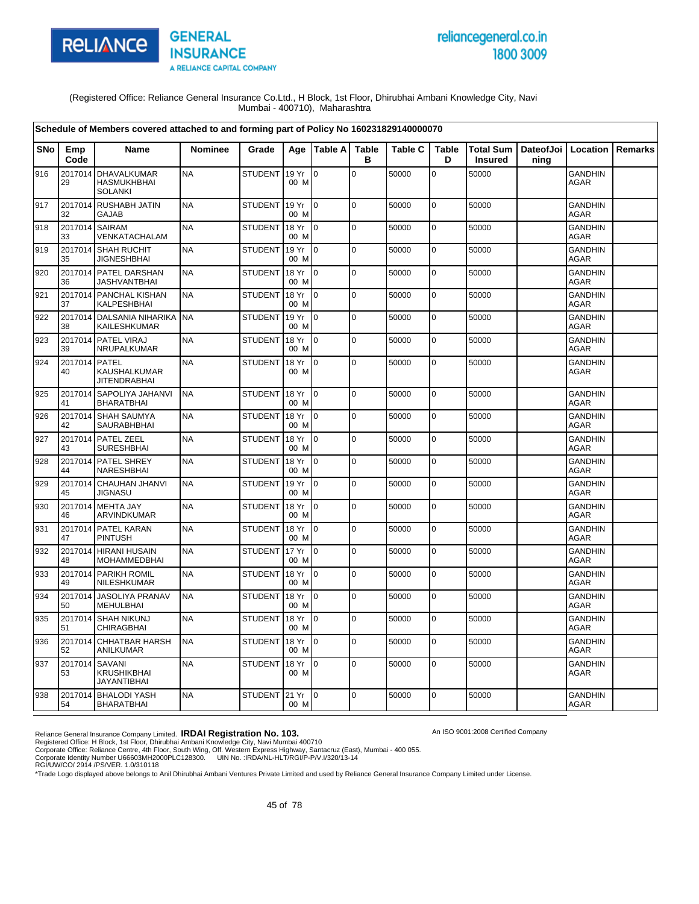(Registered Office: Reliance General Insurance Co.Ltd., H Block, 1st Floor, Dhirubhai Ambani Knowledge City, Navi Mumbai - 400710), Maharashtra

**Schedule of Members covered attached to and forming part of Policy No 160231829140000070**

| SNo | Emp Code | Name | Nominee | Grade | Age | Table A | Table B | Table C | Table D | Total Sum Insured | DateofJoining | Location | Remarks |
|---|---|---|---|---|---|---|---|---|---|---|---|---|---|
| 916 | 201701429 | DHAVALKUMAR HASMUKHBHAI SOLANKI | NA | STUDENT | 19 Yr 00 M | 0 | 0 | 50000 | 0 | 50000 | | GANDHINAGAR | |
| 917 | 201701432 | RUSHABH JATIN GAJAB | NA | STUDENT | 19 Yr 00 M | 0 | 0 | 50000 | 0 | 50000 | | GANDHINAGAR | |
| 918 | 201701433 | SAIRAM VENKATACHALAM | NA | STUDENT | 18 Yr 00 M | 0 | 0 | 50000 | 0 | 50000 | | GANDHINAGAR | |
| 919 | 201701435 | SHAH RUCHIT JIGNESHBHAI | NA | STUDENT | 19 Yr 00 M | 0 | 0 | 50000 | 0 | 50000 | | GANDHINAGAR | |
| 920 | 201701436 | PATEL DARSHAN JASHVANTBHAI | NA | STUDENT | 18 Yr 00 M | 0 | 0 | 50000 | 0 | 50000 | | GANDHINAGAR | |
| 921 | 201701437 | PANCHAL KISHAN KALPESHBHAI | NA | STUDENT | 18 Yr 00 M | 0 | 0 | 50000 | 0 | 50000 | | GANDHINAGAR | |
| 922 | 201701438 | DALSANIA NIHARIKA KAILESHKUMAR | NA | STUDENT | 19 Yr 00 M | 0 | 0 | 50000 | 0 | 50000 | | GANDHINAGAR | |
| 923 | 201701439 | PATEL VIRAJ NRUPALKUMAR | NA | STUDENT | 18 Yr 00 M | 0 | 0 | 50000 | 0 | 50000 | | GANDHINAGAR | |
| 924 | 201701440 | PATEL KAUSHALKUMAR JITENDRABHAI | NA | STUDENT | 18 Yr 00 M | 0 | 0 | 50000 | 0 | 50000 | | GANDHINAGAR | |
| 925 | 201701441 | SAPOLIYA JAHANVI BHARATBHAI | NA | STUDENT | 18 Yr 00 M | 0 | 0 | 50000 | 0 | 50000 | | GANDHINAGAR | |
| 926 | 201701442 | SHAH SAUMYA SAURABHBHAI | NA | STUDENT | 18 Yr 00 M | 0 | 0 | 50000 | 0 | 50000 | | GANDHINAGAR | |
| 927 | 201701443 | PATEL ZEEL SURESHBHAI | NA | STUDENT | 18 Yr 00 M | 0 | 0 | 50000 | 0 | 50000 | | GANDHINAGAR | |
| 928 | 201701444 | PATEL SHREY NARESHBHAI | NA | STUDENT | 18 Yr 00 M | 0 | 0 | 50000 | 0 | 50000 | | GANDHINAGAR | |
| 929 | 201701445 | CHAUHAN JHANVI JIGNASU | NA | STUDENT | 19 Yr 00 M | 0 | 0 | 50000 | 0 | 50000 | | GANDHINAGAR | |
| 930 | 201701446 | MEHTA JAY ARVINDKUMAR | NA | STUDENT | 18 Yr 00 M | 0 | 0 | 50000 | 0 | 50000 | | GANDHINAGAR | |
| 931 | 201701447 | PATEL KARAN PINTUSH | NA | STUDENT | 18 Yr 00 M | 0 | 0 | 50000 | 0 | 50000 | | GANDHINAGAR | |
| 932 | 201701448 | HIRANI HUSAIN MOHAMMEDBHAI | NA | STUDENT | 17 Yr 00 M | 0 | 0 | 50000 | 0 | 50000 | | GANDHINAGAR | |
| 933 | 201701449 | PARIKH ROMIL NILESHKUMAR | NA | STUDENT | 18 Yr 00 M | 0 | 0 | 50000 | 0 | 50000 | | GANDHINAGAR | |
| 934 | 201701450 | JASOLIYA PRANAV MEHULBHAI | NA | STUDENT | 18 Yr 00 M | 0 | 0 | 50000 | 0 | 50000 | | GANDHINAGAR | |
| 935 | 201701451 | SHAH NIKUNJ CHIRAGBHAI | NA | STUDENT | 18 Yr 00 M | 0 | 0 | 50000 | 0 | 50000 | | GANDHINAGAR | |
| 936 | 201701452 | CHHATBAR HARSH ANILKUMAR | NA | STUDENT | 18 Yr 00 M | 0 | 0 | 50000 | 0 | 50000 | | GANDHINAGAR | |
| 937 | 201701453 | SAVANI KRUSHIKBHAI JAYANTIBHAI | NA | STUDENT | 18 Yr 00 M | 0 | 0 | 50000 | 0 | 50000 | | GANDHINAGAR | |
| 938 | 201701454 | BHALODI YASH BHARATBHAI | NA | STUDENT | 21 Yr 00 M | 0 | 0 | 50000 | 0 | 50000 | | GANDHINAGAR | |

Reliance General Insurance Company Limited. **IRDAI Registration No. 103.**
Registered Office: H Block, 1st Floor, Dhirubhai Ambani Knowledge City, Navi Mumbai 400710
Corporate Office: Reliance Centre, 4th Floor, South Wing, Off. Western Express Highway, Santacruz (East), Mumbai - 400 055.
Corporate Identity Number U66603MH2000PLC128300. UIN No. :IRDA/NL-HLT/RGI/P-P/V.I/320/13-14
RGI/UW/CO/ 2914 /PS/VER. 1.0/310118

An ISO 9001:2008 Certified Company

*Trade Logo displayed above belongs to Anil Dhirubhai Ambani Ventures Private Limited and used by Reliance General Insurance Company Limited under License.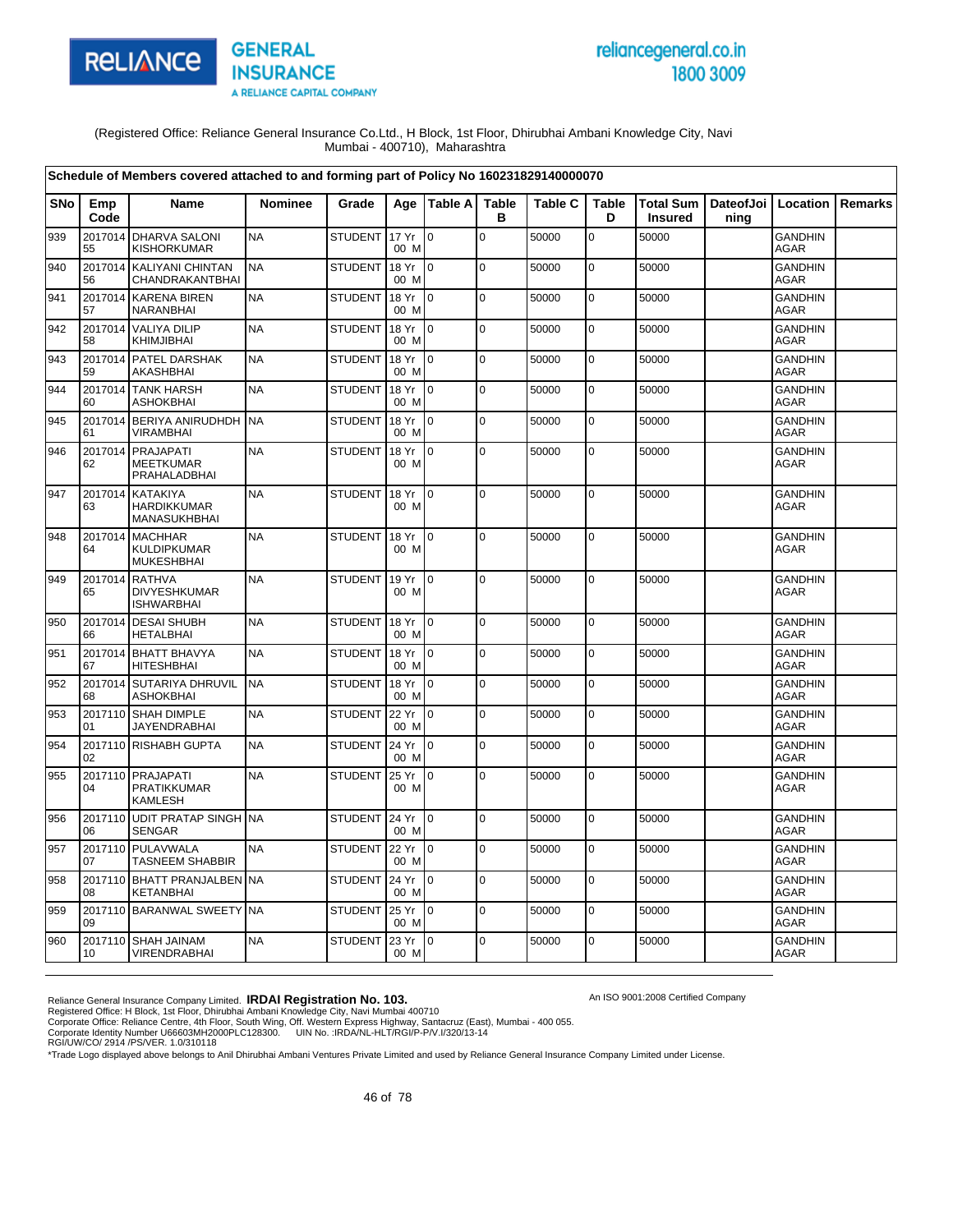(Registered Office: Reliance General Insurance Co.Ltd., H Block, 1st Floor, Dhirubhai Ambani Knowledge City, Navi Mumbai - 400710), Maharashtra

| Schedule of Members covered attached to and forming part of Policy No 160231829140000070 | | | | | | | | | | | | | | |
|---|---|---|---|---|---|---|---|---|---|---|---|---|---|---|
| SNo | Emp Code | Name | Nominee | Grade | Age | Table A | Table B | Table C | Table D | Total Sum Insured | DateofJoining | Location | Remarks |
| 939 | 201701455 | DHARVA SALONI KISHORKUMAR | NA | STUDENT | 17 Yr 00 M | 0 | 0 | 50000 | 0 | 50000 | | GANDHINAGAR | |
| 940 | 201701456 | KALIYANI CHINTAN CHANDRAKANTBHAI | NA | STUDENT | 18 Yr 00 M | 0 | 0 | 50000 | 0 | 50000 | | GANDHINAGAR | |
| 941 | 201701457 | KARENA BIREN NARANBHAI | NA | STUDENT | 18 Yr 00 M | 0 | 0 | 50000 | 0 | 50000 | | GANDHINAGAR | |
| 942 | 201701458 | VALIYA DILIP KHIMJIBHAI | NA | STUDENT | 18 Yr 00 M | 0 | 0 | 50000 | 0 | 50000 | | GANDHINAGAR | |
| 943 | 201701459 | PATEL DARSHAK AKASHBHAI | NA | STUDENT | 18 Yr 00 M | 0 | 0 | 50000 | 0 | 50000 | | GANDHINAGAR | |
| 944 | 201701460 | TANK HARSH ASHOKBHAI | NA | STUDENT | 18 Yr 00 M | 0 | 0 | 50000 | 0 | 50000 | | GANDHINAGAR | |
| 945 | 201701461 | BERIYA ANIRUDHDH VIRAMBHAI | NA | STUDENT | 18 Yr 00 M | 0 | 0 | 50000 | 0 | 50000 | | GANDHINAGAR | |
| 946 | 201701462 | PRAJAPATI MEETKUMAR PRAHALADBHAI | NA | STUDENT | 18 Yr 00 M | 0 | 0 | 50000 | 0 | 50000 | | GANDHINAGAR | |
| 947 | 201701463 | KATAKIYA HARDIKKUMAR MANASUKHBHAI | NA | STUDENT | 18 Yr 00 M | 0 | 0 | 50000 | 0 | 50000 | | GANDHINAGAR | |
| 948 | 201701464 | MACHHAR KULDIPKUMAR MUKESHBHAI | NA | STUDENT | 18 Yr 00 M | 0 | 0 | 50000 | 0 | 50000 | | GANDHINAGAR | |
| 949 | 201701465 | RATHVA DIVYESHKUMAR ISHWARBHAI | NA | STUDENT | 19 Yr 00 M | 0 | 0 | 50000 | 0 | 50000 | | GANDHINAGAR | |
| 950 | 201701466 | DESAI SHUBH HETALBHAI | NA | STUDENT | 18 Yr 00 M | 0 | 0 | 50000 | 0 | 50000 | | GANDHINAGAR | |
| 951 | 201701467 | BHATT BHAVYA HITESHBHAI | NA | STUDENT | 18 Yr 00 M | 0 | 0 | 50000 | 0 | 50000 | | GANDHINAGAR | |
| 952 | 201701468 | SUTARIYA DHRUVIL ASHOKBHAI | NA | STUDENT | 18 Yr 00 M | 0 | 0 | 50000 | 0 | 50000 | | GANDHINAGAR | |
| 953 | 201711001 | SHAH DIMPLE JAYENDRABHAI | NA | STUDENT | 22 Yr 00 M | 0 | 0 | 50000 | 0 | 50000 | | GANDHINAGAR | |
| 954 | 201711002 | RISHABH GUPTA | NA | STUDENT | 24 Yr 00 M | 0 | 0 | 50000 | 0 | 50000 | | GANDHINAGAR | |
| 955 | 201711004 | PRAJAPATI PRATIKKUMAR KAMLESH | NA | STUDENT | 25 Yr 00 M | 0 | 0 | 50000 | 0 | 50000 | | GANDHINAGAR | |
| 956 | 201711006 | UDIT PRATAP SINGH SENGAR | NA | STUDENT | 24 Yr 00 M | 0 | 0 | 50000 | 0 | 50000 | | GANDHINAGAR | |
| 957 | 201711007 | PULAVWALA TASNEEM SHABBIR | NA | STUDENT | 22 Yr 00 M | 0 | 0 | 50000 | 0 | 50000 | | GANDHINAGAR | |
| 958 | 201711008 | BHATT PRANJALBEN KETANBHAI | NA | STUDENT | 24 Yr 00 M | 0 | 0 | 50000 | 0 | 50000 | | GANDHINAGAR | |
| 959 | 201711009 | BARANWAL SWEETY | NA | STUDENT | 25 Yr 00 M | 0 | 0 | 50000 | 0 | 50000 | | GANDHINAGAR | |
| 960 | 201711010 | SHAH JAINAM VIRENDRABHAI | NA | STUDENT | 23 Yr 00 M | 0 | 0 | 50000 | 0 | 50000 | | GANDHINAGAR | |

Reliance General Insurance Company Limited. **IRDAI Registration No. 103.**
Registered Office: H Block, 1st Floor, Dhirubhai Ambani Knowledge City, Navi Mumbai 400710
Corporate Office: Reliance Centre, 4th Floor, South Wing, Off. Western Express Highway, Santacruz (East), Mumbai - 400 055.
Corporate Identity Number U66603MH2000PLC128300. UIN No. :IRDA/NL-HLT/RGI/P-P/V.I/320/13-14
RGI/UW/CO/ 2914 /PS/VER. 1.0/310118

An ISO 9001:2008 Certified Company

*Trade Logo displayed above belongs to Anil Dhirubhai Ambani Ventures Private Limited and used by Reliance General Insurance Company Limited under License.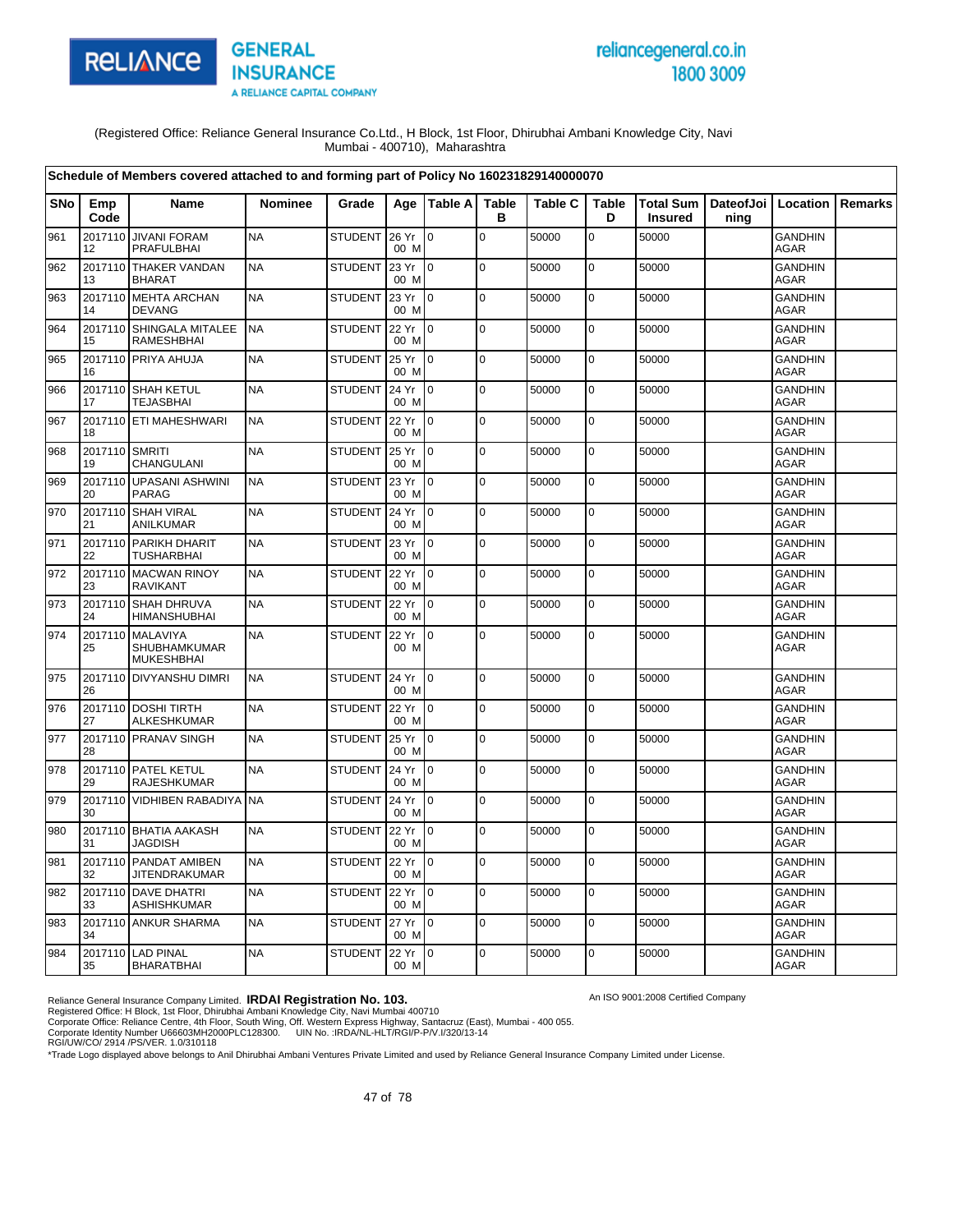(Registered Office: Reliance General Insurance Co.Ltd., H Block, 1st Floor, Dhirubhai Ambani Knowledge City, Navi Mumbai - 400710), Maharashtra

**Schedule of Members covered attached to and forming part of Policy No 160231829140000070**

| SNo | Emp Code | Name | Nominee | Grade | Age | Table A | Table B | Table C | Table D | Total Sum Insured | DateofJoining | Location | Remarks |
|---|---|---|---|---|---|---|---|---|---|---|---|---|---|
| 961 | 201711012 | JIVANI FORAM PRAFULBHAI | NA | STUDENT | 26 Yr 00 M | 0 | 0 | 50000 | 0 | 50000 | | GANDHINAGAR | |
| 962 | 201711013 | THAKER VANDAN BHARAT | NA | STUDENT | 23 Yr 00 M | 0 | 0 | 50000 | 0 | 50000 | | GANDHINAGAR | |
| 963 | 201711014 | MEHTA ARCHAN DEVANG | NA | STUDENT | 23 Yr 00 M | 0 | 0 | 50000 | 0 | 50000 | | GANDHINAGAR | |
| 964 | 201711015 | SHINGALA MITALEE RAMESHBHAI | NA | STUDENT | 22 Yr 00 M | 0 | 0 | 50000 | 0 | 50000 | | GANDHINAGAR | |
| 965 | 201711016 | PRIYA AHUJA | NA | STUDENT | 25 Yr 00 M | 0 | 0 | 50000 | 0 | 50000 | | GANDHINAGAR | |
| 966 | 201711017 | SHAH KETUL TEJASBHAI | NA | STUDENT | 24 Yr 00 M | 0 | 0 | 50000 | 0 | 50000 | | GANDHINAGAR | |
| 967 | 201711018 | ETI MAHESHWARI | NA | STUDENT | 22 Yr 00 M | 0 | 0 | 50000 | 0 | 50000 | | GANDHINAGAR | |
| 968 | 201711019 | SMRITI CHANGULANI | NA | STUDENT | 25 Yr 00 M | 0 | 0 | 50000 | 0 | 50000 | | GANDHINAGAR | |
| 969 | 201711020 | UPASANI ASHWINI PARAG | NA | STUDENT | 23 Yr 00 M | 0 | 0 | 50000 | 0 | 50000 | | GANDHINAGAR | |
| 970 | 201711021 | SHAH VIRAL ANILKUMAR | NA | STUDENT | 24 Yr 00 M | 0 | 0 | 50000 | 0 | 50000 | | GANDHINAGAR | |
| 971 | 201711022 | PARIKH DHARIT TUSHARBHAI | NA | STUDENT | 23 Yr 00 M | 0 | 0 | 50000 | 0 | 50000 | | GANDHINAGAR | |
| 972 | 201711023 | MACWAN RINOY RAVIKANT | NA | STUDENT | 22 Yr 00 M | 0 | 0 | 50000 | 0 | 50000 | | GANDHINAGAR | |
| 973 | 201711024 | SHAH DHRUVA HIMANSHUBHAI | NA | STUDENT | 22 Yr 00 M | 0 | 0 | 50000 | 0 | 50000 | | GANDHINAGAR | |
| 974 | 201711025 | MALAVIYA SHUBHAMKUMAR MUKESHBHAI | NA | STUDENT | 22 Yr 00 M | 0 | 0 | 50000 | 0 | 50000 | | GANDHINAGAR | |
| 975 | 201711026 | DIVYANSHU DIMRI | NA | STUDENT | 24 Yr 00 M | 0 | 0 | 50000 | 0 | 50000 | | GANDHINAGAR | |
| 976 | 201711027 | DOSHI TIRTH ALKESHKUMAR | NA | STUDENT | 22 Yr 00 M | 0 | 0 | 50000 | 0 | 50000 | | GANDHINAGAR | |
| 977 | 201711028 | PRANAV SINGH | NA | STUDENT | 25 Yr 00 M | 0 | 0 | 50000 | 0 | 50000 | | GANDHINAGAR | |
| 978 | 201711029 | PATEL KETUL RAJESHKUMAR | NA | STUDENT | 24 Yr 00 M | 0 | 0 | 50000 | 0 | 50000 | | GANDHINAGAR | |
| 979 | 201711030 | VIDHIBEN RABADIYA | NA | STUDENT | 24 Yr 00 M | 0 | 0 | 50000 | 0 | 50000 | | GANDHINAGAR | |
| 980 | 201711031 | BHATIA AAKASH JAGDISH | NA | STUDENT | 22 Yr 00 M | 0 | 0 | 50000 | 0 | 50000 | | GANDHINAGAR | |
| 981 | 201711032 | PANDAT AMIBEN JITENDRAKUMAR | NA | STUDENT | 22 Yr 00 M | 0 | 0 | 50000 | 0 | 50000 | | GANDHINAGAR | |
| 982 | 201711033 | DAVE DHATRI ASHISHKUMAR | NA | STUDENT | 22 Yr 00 M | 0 | 0 | 50000 | 0 | 50000 | | GANDHINAGAR | |
| 983 | 201711034 | ANKUR SHARMA | NA | STUDENT | 27 Yr 00 M | 0 | 0 | 50000 | 0 | 50000 | | GANDHINAGAR | |
| 984 | 201711035 | LAD PINAL BHARATBHAI | NA | STUDENT | 22 Yr 00 M | 0 | 0 | 50000 | 0 | 50000 | | GANDHINAGAR | |

Reliance General Insurance Company Limited. **IRDAI Registration No. 103.**
Registered Office: H Block, 1st Floor, Dhirubhai Ambani Knowledge City, Navi Mumbai 400710
Corporate Office: Reliance Centre, 4th Floor, South Wing, Off. Western Express Highway, Santacruz (East), Mumbai - 400 055.
Corporate Identity Number U66603MH2000PLC128300. UIN No. :IRDA/NL-HLT/RGI/P-P/V.I/320/13-14
RGI/UW/CO/ 2914 /PS/VER. 1.0/310118

An ISO 9001:2008 Certified Company

*Trade Logo displayed above belongs to Anil Dhirubhai Ambani Ventures Private Limited and used by Reliance General Insurance Company Limited under License.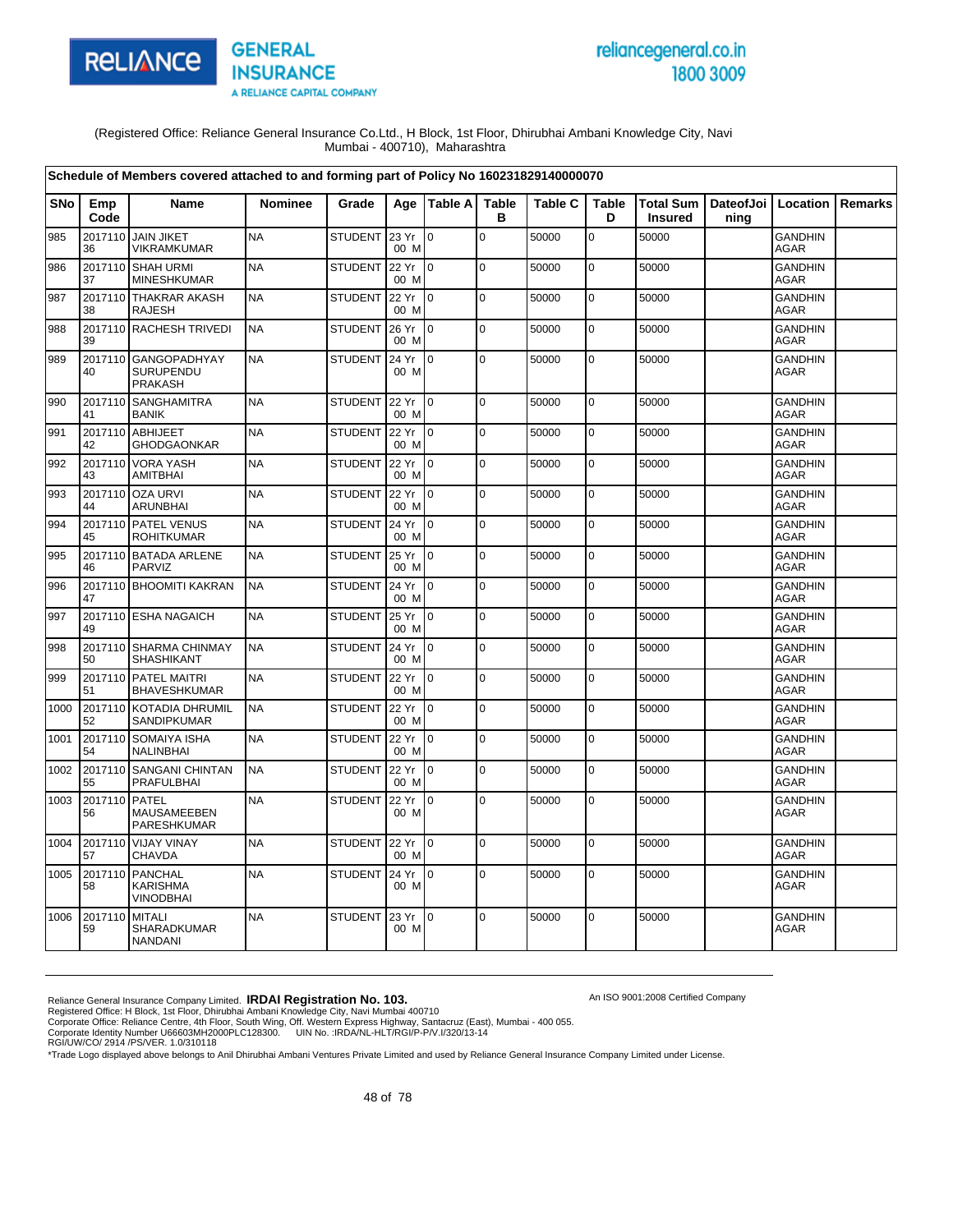(Registered Office: Reliance General Insurance Co.Ltd., H Block, 1st Floor, Dhirubhai Ambani Knowledge City, Navi Mumbai - 400710), Maharashtra

**Schedule of Members covered attached to and forming part of Policy No 160231829140000070**

| SNo | Emp Code | Name | Nominee | Grade | Age | Table A | Table B | Table C | Table D | Total Sum Insured | DateofJoining | Location | Remarks |
|---|---|---|---|---|---|---|---|---|---|---|---|---|---|
| 985 | 201711036 | JAIN JIKET VIKRAMKUMAR | NA | STUDENT | 23 Yr 00 M | 0 | 0 | 50000 | 0 | 50000 | | GANDHINAGAR | |
| 986 | 201711037 | SHAH URMI MINESHKUMAR | NA | STUDENT | 22 Yr 00 M | 0 | 0 | 50000 | 0 | 50000 | | GANDHINAGAR | |
| 987 | 201711038 | THAKRAR AKASH RAJESH | NA | STUDENT | 22 Yr 00 M | 0 | 0 | 50000 | 0 | 50000 | | GANDHINAGAR | |
| 988 | 201711039 | RACHESH TRIVEDI | NA | STUDENT | 26 Yr 00 M | 0 | 0 | 50000 | 0 | 50000 | | GANDHINAGAR | |
| 989 | 201711040 | GANGOPADHYAY SURUPENDU PRAKASH | NA | STUDENT | 24 Yr 00 M | 0 | 0 | 50000 | 0 | 50000 | | GANDHINAGAR | |
| 990 | 201711041 | SANGHAMITRA BANIK | NA | STUDENT | 22 Yr 00 M | 0 | 0 | 50000 | 0 | 50000 | | GANDHINAGAR | |
| 991 | 201711042 | ABHIJEET GHODGAONKAR | NA | STUDENT | 22 Yr 00 M | 0 | 0 | 50000 | 0 | 50000 | | GANDHINAGAR | |
| 992 | 201711043 | VORA YASH AMITBHAI | NA | STUDENT | 22 Yr 00 M | 0 | 0 | 50000 | 0 | 50000 | | GANDHINAGAR | |
| 993 | 201711044 | OZA URVI ARUNBHAI | NA | STUDENT | 22 Yr 00 M | 0 | 0 | 50000 | 0 | 50000 | | GANDHINAGAR | |
| 994 | 201711045 | PATEL VENUS ROHITKUMAR | NA | STUDENT | 24 Yr 00 M | 0 | 0 | 50000 | 0 | 50000 | | GANDHINAGAR | |
| 995 | 201711046 | BATADA ARLENE PARVIZ | NA | STUDENT | 25 Yr 00 M | 0 | 0 | 50000 | 0 | 50000 | | GANDHINAGAR | |
| 996 | 201711047 | BHOOMITI KAKRAN | NA | STUDENT | 24 Yr 00 M | 0 | 0 | 50000 | 0 | 50000 | | GANDHINAGAR | |
| 997 | 201711049 | ESHA NAGAICH | NA | STUDENT | 25 Yr 00 M | 0 | 0 | 50000 | 0 | 50000 | | GANDHINAGAR | |
| 998 | 201711050 | SHARMA CHINMAY SHASHIKANT | NA | STUDENT | 24 Yr 00 M | 0 | 0 | 50000 | 0 | 50000 | | GANDHINAGAR | |
| 999 | 201711051 | PATEL MAITRI BHAVESHKUMAR | NA | STUDENT | 22 Yr 00 M | 0 | 0 | 50000 | 0 | 50000 | | GANDHINAGAR | |
| 1000 | 201711052 | KOTADIA DHRUMIL SANDIPKUMAR | NA | STUDENT | 22 Yr 00 M | 0 | 0 | 50000 | 0 | 50000 | | GANDHINAGAR | |
| 1001 | 201711054 | SOMAIYA ISHA NALINBHAI | NA | STUDENT | 22 Yr 00 M | 0 | 0 | 50000 | 0 | 50000 | | GANDHINAGAR | |
| 1002 | 201711055 | SANGANI CHINTAN PRAFULBHAI | NA | STUDENT | 22 Yr 00 M | 0 | 0 | 50000 | 0 | 50000 | | GANDHINAGAR | |
| 1003 | 201711056 | PATEL MAUSAMEEBEN PARESHKUMAR | NA | STUDENT | 22 Yr 00 M | 0 | 0 | 50000 | 0 | 50000 | | GANDHINAGAR | |
| 1004 | 201711057 | VIJAY VINAY CHAVDA | NA | STUDENT | 22 Yr 00 M | 0 | 0 | 50000 | 0 | 50000 | | GANDHINAGAR | |
| 1005 | 201711058 | PANCHAL KARISHMA VINODBHAI | NA | STUDENT | 24 Yr 00 M | 0 | 0 | 50000 | 0 | 50000 | | GANDHINAGAR | |
| 1006 | 201711059 | MITALI SHARADKUMAR NANDANI | NA | STUDENT | 23 Yr 00 M | 0 | 0 | 50000 | 0 | 50000 | | GANDHINAGAR | |

Reliance General Insurance Company Limited. **IRDAI Registration No. 103.**
Registered Office: H Block, 1st Floor, Dhirubhai Ambani Knowledge City, Navi Mumbai 400710
Corporate Office: Reliance Centre, 4th Floor, South Wing, Off. Western Express Highway, Santacruz (East), Mumbai - 400 055.
Corporate Identity Number U66603MH2000PLC128300. UIN No. :IRDA/NL-HLT/RGI/P-P/V.I/320/13-14
RGI/UW/CO/ 2914 /PS/VER. 1.0/310118

An ISO 9001:2008 Certified Company

*Trade Logo displayed above belongs to Anil Dhirubhai Ambani Ventures Private Limited and used by Reliance General Insurance Company Limited under License.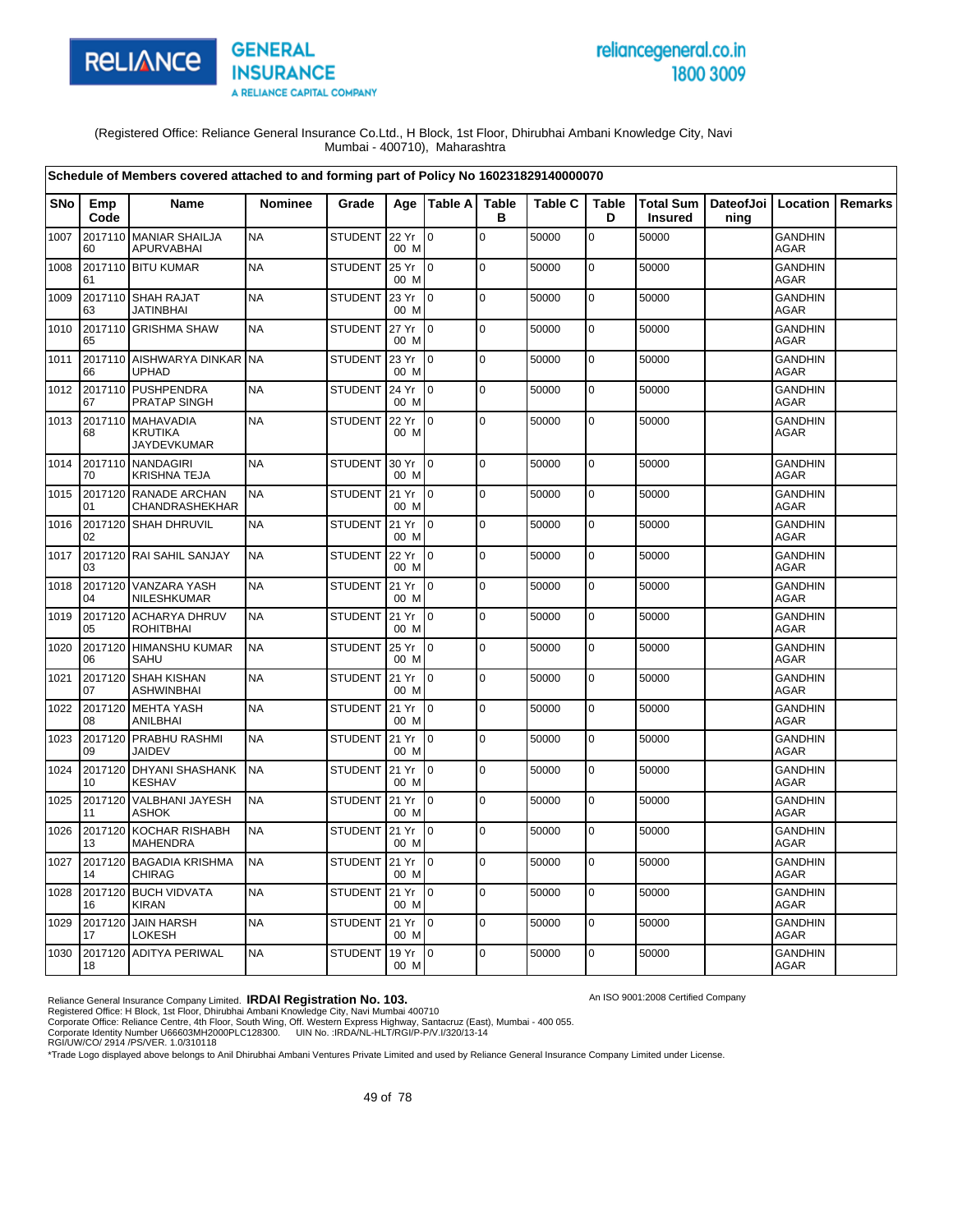(Registered Office: Reliance General Insurance Co.Ltd., H Block, 1st Floor, Dhirubhai Ambani Knowledge City, Navi Mumbai - 400710), Maharashtra

**Schedule of Members covered attached to and forming part of Policy No 160231829140000070**

| SNo | Emp Code | Name | Nominee | Grade | Age | Table A | Table B | Table C | Table D | Total Sum Insured | DateofJoining | Location | Remarks |
|---|---|---|---|---|---|---|---|---|---|---|---|---|---|
| 1007 | 201711060 | MANIAR SHAILJA APURVABHAI | NA | STUDENT | 22 Yr 00 M | 0 | 0 | 50000 | 0 | 50000 | | GANDHINAGAR | |
| 1008 | 201711061 | BITU KUMAR | NA | STUDENT | 25 Yr 00 M | 0 | 0 | 50000 | 0 | 50000 | | GANDHINAGAR | |
| 1009 | 201711063 | SHAH RAJAT JATINBHAI | NA | STUDENT | 23 Yr 00 M | 0 | 0 | 50000 | 0 | 50000 | | GANDHINAGAR | |
| 1010 | 201711065 | GRISHMA SHAW | NA | STUDENT | 27 Yr 00 M | 0 | 0 | 50000 | 0 | 50000 | | GANDHINAGAR | |
| 1011 | 201711066 | AISHWARYA DINKAR UPHAD | NA | STUDENT | 23 Yr 00 M | 0 | 0 | 50000 | 0 | 50000 | | GANDHINAGAR | |
| 1012 | 201711067 | PUSHPENDRA PRATAP SINGH | NA | STUDENT | 24 Yr 00 M | 0 | 0 | 50000 | 0 | 50000 | | GANDHINAGAR | |
| 1013 | 201711068 | MAHAVADIA KRUTIKA JAYDEVKUMAR | NA | STUDENT | 22 Yr 00 M | 0 | 0 | 50000 | 0 | 50000 | | GANDHINAGAR | |
| 1014 | 201711070 | NANDAGIRI KRISHNA TEJA | NA | STUDENT | 30 Yr 00 M | 0 | 0 | 50000 | 0 | 50000 | | GANDHINAGAR | |
| 1015 | 201712001 | RANADE ARCHAN CHANDRASHEKHAR | NA | STUDENT | 21 Yr 00 M | 0 | 0 | 50000 | 0 | 50000 | | GANDHINAGAR | |
| 1016 | 201712002 | SHAH DHRUVIL | NA | STUDENT | 21 Yr 00 M | 0 | 0 | 50000 | 0 | 50000 | | GANDHINAGAR | |
| 1017 | 201712003 | RAI SAHIL SANJAY | NA | STUDENT | 22 Yr 00 M | 0 | 0 | 50000 | 0 | 50000 | | GANDHINAGAR | |
| 1018 | 201712004 | VANZARA YASH NILESHKUMAR | NA | STUDENT | 21 Yr 00 M | 0 | 0 | 50000 | 0 | 50000 | | GANDHINAGAR | |
| 1019 | 201712005 | ACHARYA DHRUV ROHITBHAI | NA | STUDENT | 21 Yr 00 M | 0 | 0 | 50000 | 0 | 50000 | | GANDHINAGAR | |
| 1020 | 201712006 | HIMANSHU KUMAR SAHU | NA | STUDENT | 25 Yr 00 M | 0 | 0 | 50000 | 0 | 50000 | | GANDHINAGAR | |
| 1021 | 201712007 | SHAH KISHAN ASHWINBHAI | NA | STUDENT | 21 Yr 00 M | 0 | 0 | 50000 | 0 | 50000 | | GANDHINAGAR | |
| 1022 | 201712008 | MEHTA YASH ANILBHAI | NA | STUDENT | 21 Yr 00 M | 0 | 0 | 50000 | 0 | 50000 | | GANDHINAGAR | |
| 1023 | 201712009 | PRABHU RASHMI JAIDEV | NA | STUDENT | 21 Yr 00 M | 0 | 0 | 50000 | 0 | 50000 | | GANDHINAGAR | |
| 1024 | 201712010 | DHYANI SHASHANK KESHAV | NA | STUDENT | 21 Yr 00 M | 0 | 0 | 50000 | 0 | 50000 | | GANDHINAGAR | |
| 1025 | 201712011 | VALBHANI JAYESH ASHOK | NA | STUDENT | 21 Yr 00 M | 0 | 0 | 50000 | 0 | 50000 | | GANDHINAGAR | |
| 1026 | 201712013 | KOCHAR RISHABH MAHENDRA | NA | STUDENT | 21 Yr 00 M | 0 | 0 | 50000 | 0 | 50000 | | GANDHINAGAR | |
| 1027 | 201712014 | BAGADIA KRISHMA CHIRAG | NA | STUDENT | 21 Yr 00 M | 0 | 0 | 50000 | 0 | 50000 | | GANDHINAGAR | |
| 1028 | 201712016 | BUCH VIDVATA KIRAN | NA | STUDENT | 21 Yr 00 M | 0 | 0 | 50000 | 0 | 50000 | | GANDHINAGAR | |
| 1029 | 201712017 | JAIN HARSH LOKESH | NA | STUDENT | 21 Yr 00 M | 0 | 0 | 50000 | 0 | 50000 | | GANDHINAGAR | |
| 1030 | 201712018 | ADITYA PERIWAL | NA | STUDENT | 19 Yr 00 M | 0 | 0 | 50000 | 0 | 50000 | | GANDHINAGAR | |

Reliance General Insurance Company Limited. **IRDAI Registration No. 103.**
An ISO 9001:2008 Certified Company
Registered Office: H Block, 1st Floor, Dhirubhai Ambani Knowledge City, Navi Mumbai 400710
Corporate Office: Reliance Centre, 4th Floor, South Wing, Off. Western Express Highway, Santacruz (East), Mumbai - 400 055.
Corporate Identity Number U66603MH2000PLC128300. UIN No. :IRDA/NL-HLT/RGI/P-P/V.I/320/13-14
RGI/UW/CO/ 2914 /PS/VER. 1.0/310118
*Trade Logo displayed above belongs to Anil Dhirubhai Ambani Ventures Private Limited and used by Reliance General Insurance Company Limited under License.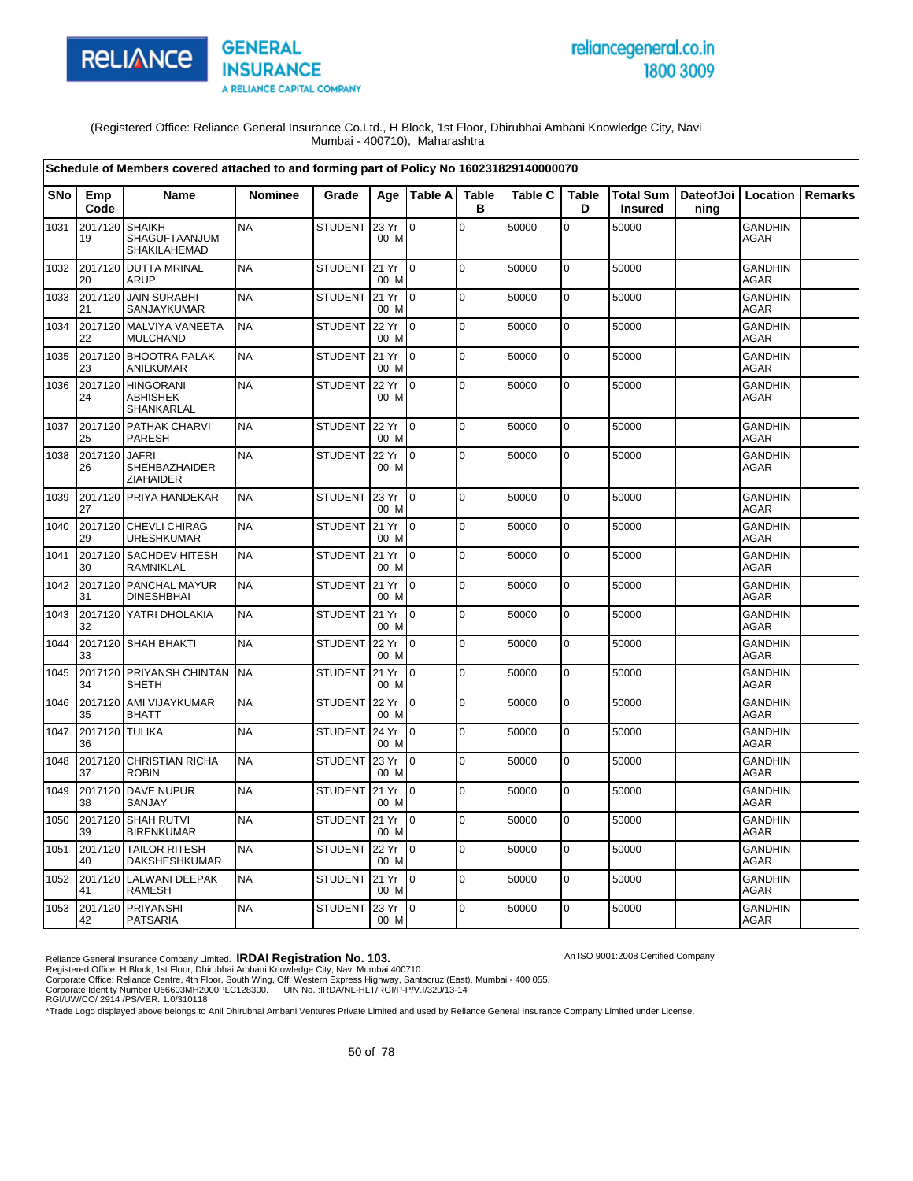(Registered Office: Reliance General Insurance Co.Ltd., H Block, 1st Floor, Dhirubhai Ambani Knowledge City, Navi Mumbai - 400710), Maharashtra

**Schedule of Members covered attached to and forming part of Policy No 160231829140000070**

| SNo | Emp Code | Name | Nominee | Grade | Age | Table A | Table B | Table C | Table D | Total Sum Insured | DateofJoining | Location | Remarks |
|---|---|---|---|---|---|---|---|---|---|---|---|---|---|
| 1031 | 201712019 | SHAIKH SHAGUFTAANJUM SHAKILAHEMAD | NA | STUDENT | 23 Yr 00 M | 0 | 0 | 50000 | 0 | 50000 | | GANDHINAGAR | |
| 1032 | 201712020 | DUTTA MRINAL ARUP | NA | STUDENT | 21 Yr 00 M | 0 | 0 | 50000 | 0 | 50000 | | GANDHINAGAR | |
| 1033 | 201712021 | JAIN SURABHI SANJAYKUMAR | NA | STUDENT | 21 Yr 00 M | 0 | 0 | 50000 | 0 | 50000 | | GANDHINAGAR | |
| 1034 | 201712022 | MALVIYA VANEETA MULCHAND | NA | STUDENT | 22 Yr 00 M | 0 | 0 | 50000 | 0 | 50000 | | GANDHINAGAR | |
| 1035 | 201712023 | BHOOTRA PALAK ANILKUMAR | NA | STUDENT | 21 Yr 00 M | 0 | 0 | 50000 | 0 | 50000 | | GANDHINAGAR | |
| 1036 | 201712024 | HINGORANI ABHISHEK SHANKARLAL | NA | STUDENT | 22 Yr 00 M | 0 | 0 | 50000 | 0 | 50000 | | GANDHINAGAR | |
| 1037 | 201712025 | PATHAK CHARVI PARESH | NA | STUDENT | 22 Yr 00 M | 0 | 0 | 50000 | 0 | 50000 | | GANDHINAGAR | |
| 1038 | 201712026 | JAFRI SHEHBAZHAIDER ZIAHAIDER | NA | STUDENT | 22 Yr 00 M | 0 | 0 | 50000 | 0 | 50000 | | GANDHINAGAR | |
| 1039 | 201712027 | PRIYA HANDEKAR | NA | STUDENT | 23 Yr 00 M | 0 | 0 | 50000 | 0 | 50000 | | GANDHINAGAR | |
| 1040 | 201712029 | CHEVLI CHIRAG URESHKUMAR | NA | STUDENT | 21 Yr 00 M | 0 | 0 | 50000 | 0 | 50000 | | GANDHINAGAR | |
| 1041 | 201712030 | SACHDEV HITESH RAMNIKLAL | NA | STUDENT | 21 Yr 00 M | 0 | 0 | 50000 | 0 | 50000 | | GANDHINAGAR | |
| 1042 | 201712031 | PANCHAL MAYUR DINESHBHAI | NA | STUDENT | 21 Yr 00 M | 0 | 0 | 50000 | 0 | 50000 | | GANDHINAGAR | |
| 1043 | 201712032 | YATRI DHOLAKIA | NA | STUDENT | 21 Yr 00 M | 0 | 0 | 50000 | 0 | 50000 | | GANDHINAGAR | |
| 1044 | 201712033 | SHAH BHAKTI | NA | STUDENT | 22 Yr 00 M | 0 | 0 | 50000 | 0 | 50000 | | GANDHINAGAR | |
| 1045 | 201712034 | PRIYANSH CHINTAN SHETH | NA | STUDENT | 21 Yr 00 M | 0 | 0 | 50000 | 0 | 50000 | | GANDHINAGAR | |
| 1046 | 201712035 | AMI VIJAYKUMAR BHATT | NA | STUDENT | 22 Yr 00 M | 0 | 0 | 50000 | 0 | 50000 | | GANDHINAGAR | |
| 1047 | 201712036 | TULIKA | NA | STUDENT | 24 Yr 00 M | 0 | 0 | 50000 | 0 | 50000 | | GANDHINAGAR | |
| 1048 | 201712037 | CHRISTIAN RICHA ROBIN | NA | STUDENT | 23 Yr 00 M | 0 | 0 | 50000 | 0 | 50000 | | GANDHINAGAR | |
| 1049 | 201712038 | DAVE NUPUR SANJAY | NA | STUDENT | 21 Yr 00 M | 0 | 0 | 50000 | 0 | 50000 | | GANDHINAGAR | |
| 1050 | 201712039 | SHAH RUTVI BIRENKUMAR | NA | STUDENT | 21 Yr 00 M | 0 | 0 | 50000 | 0 | 50000 | | GANDHINAGAR | |
| 1051 | 201712040 | TAILOR RITESH DAKSHESHKUMAR | NA | STUDENT | 22 Yr 00 M | 0 | 0 | 50000 | 0 | 50000 | | GANDHINAGAR | |
| 1052 | 201712041 | LALWANI DEEPAK RAMESH | NA | STUDENT | 21 Yr 00 M | 0 | 0 | 50000 | 0 | 50000 | | GANDHINAGAR | |
| 1053 | 201712042 | PRIYANSHI PATSARIA | NA | STUDENT | 23 Yr 00 M | 0 | 0 | 50000 | 0 | 50000 | | GANDHINAGAR | |

Reliance General Insurance Company Limited. **IRDAI Registration No. 103.**
Registered Office: H Block, 1st Floor, Dhirubhai Ambani Knowledge City, Navi Mumbai 400710
Corporate Office: Reliance Centre, 4th Floor, South Wing, Off. Western Express Highway, Santacruz (East), Mumbai - 400 055.
Corporate Identity Number U66603MH2000PLC128300. UIN No. :IRDA/NL-HLT/RGI/P-P/V.I/320/13-14
RGI/UW/CO/ 2914 /PS/VER. 1.0/310118

An ISO 9001:2008 Certified Company

*Trade Logo displayed above belongs to Anil Dhirubhai Ambani Ventures Private Limited and used by Reliance General Insurance Company Limited under License.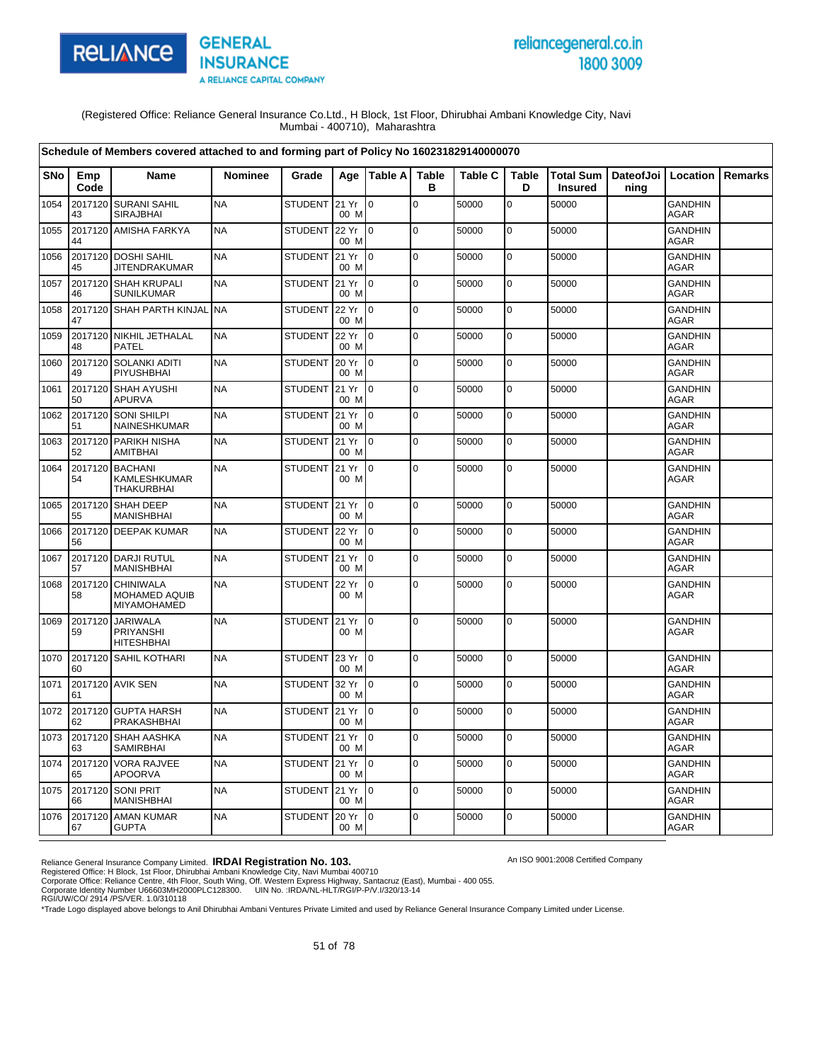(Registered Office: Reliance General Insurance Co.Ltd., H Block, 1st Floor, Dhirubhai Ambani Knowledge City, Navi Mumbai - 400710), Maharashtra

**Schedule of Members covered attached to and forming part of Policy No 160231829140000070**

| SNo | Emp Code | Name | Nominee | Grade | Age | Table A | Table B | Table C | Table D | Total Sum Insured | DateofJoining | Location | Remarks |
|---|---|---|---|---|---|---|---|---|---|---|---|---|---|
| 1054 | 201712043 | SURANI SAHIL SIRAJBHAI | NA | STUDENT | 21 Yr 00 M | 0 | 0 | 50000 | 0 | 50000 | | GANDHINAGAR | |
| 1055 | 201712044 | AMISHA FARKYA | NA | STUDENT | 22 Yr 00 M | 0 | 0 | 50000 | 0 | 50000 | | GANDHINAGAR | |
| 1056 | 201712045 | DOSHI SAHIL JITENDRAKUMAR | NA | STUDENT | 21 Yr 00 M | 0 | 0 | 50000 | 0 | 50000 | | GANDHINAGAR | |
| 1057 | 201712046 | SHAH KRUPALI SUNILKUMAR | NA | STUDENT | 21 Yr 00 M | 0 | 0 | 50000 | 0 | 50000 | | GANDHINAGAR | |
| 1058 | 201712047 | SHAH PARTH KINJAL | NA | STUDENT | 22 Yr 00 M | 0 | 0 | 50000 | 0 | 50000 | | GANDHINAGAR | |
| 1059 | 201712048 | NIKHIL JETHALAL PATEL | NA | STUDENT | 22 Yr 00 M | 0 | 0 | 50000 | 0 | 50000 | | GANDHINAGAR | |
| 1060 | 201712049 | SOLANKI ADITI PIYUSHBHAI | NA | STUDENT | 20 Yr 00 M | 0 | 0 | 50000 | 0 | 50000 | | GANDHINAGAR | |
| 1061 | 201712050 | SHAH AYUSHI APURVA | NA | STUDENT | 21 Yr 00 M | 0 | 0 | 50000 | 0 | 50000 | | GANDHINAGAR | |
| 1062 | 201712051 | SONI SHILPI NAINESHKUMAR | NA | STUDENT | 21 Yr 00 M | 0 | 0 | 50000 | 0 | 50000 | | GANDHINAGAR | |
| 1063 | 201712052 | PARIKH NISHA AMITBHAI | NA | STUDENT | 21 Yr 00 M | 0 | 0 | 50000 | 0 | 50000 | | GANDHINAGAR | |
| 1064 | 201712054 | BACHANI KAMLESHKUMAR THAKURBHAI | NA | STUDENT | 21 Yr 00 M | 0 | 0 | 50000 | 0 | 50000 | | GANDHINAGAR | |
| 1065 | 201712055 | SHAH DEEP MANISHBHAI | NA | STUDENT | 21 Yr 00 M | 0 | 0 | 50000 | 0 | 50000 | | GANDHINAGAR | |
| 1066 | 201712056 | DEEPAK KUMAR | NA | STUDENT | 22 Yr 00 M | 0 | 0 | 50000 | 0 | 50000 | | GANDHINAGAR | |
| 1067 | 201712057 | DARJI RUTUL MANISHBHAI | NA | STUDENT | 21 Yr 00 M | 0 | 0 | 50000 | 0 | 50000 | | GANDHINAGAR | |
| 1068 | 201712058 | CHINIWALA MOHAMED AQUIB MIYAMOHAMED | NA | STUDENT | 22 Yr 00 M | 0 | 0 | 50000 | 0 | 50000 | | GANDHINAGAR | |
| 1069 | 201712059 | JARIWALA PRIYANSHI HITESHBHAI | NA | STUDENT | 21 Yr 00 M | 0 | 0 | 50000 | 0 | 50000 | | GANDHINAGAR | |
| 1070 | 201712060 | SAHIL KOTHARI | NA | STUDENT | 23 Yr 00 M | 0 | 0 | 50000 | 0 | 50000 | | GANDHINAGAR | |
| 1071 | 201712061 | AVIK SEN | NA | STUDENT | 32 Yr 00 M | 0 | 0 | 50000 | 0 | 50000 | | GANDHINAGAR | |
| 1072 | 201712062 | GUPTA HARSH PRAKASHBHAI | NA | STUDENT | 21 Yr 00 M | 0 | 0 | 50000 | 0 | 50000 | | GANDHINAGAR | |
| 1073 | 201712063 | SHAH AASHKA SAMIRBHAI | NA | STUDENT | 21 Yr 00 M | 0 | 0 | 50000 | 0 | 50000 | | GANDHINAGAR | |
| 1074 | 201712065 | VORA RAJVEE APOORVA | NA | STUDENT | 21 Yr 00 M | 0 | 0 | 50000 | 0 | 50000 | | GANDHINAGAR | |
| 1075 | 201712066 | SONI PRIT MANISHBHAI | NA | STUDENT | 21 Yr 00 M | 0 | 0 | 50000 | 0 | 50000 | | GANDHINAGAR | |
| 1076 | 201712067 | AMAN KUMAR GUPTA | NA | STUDENT | 20 Yr 00 M | 0 | 0 | 50000 | 0 | 50000 | | GANDHINAGAR | |

Reliance General Insurance Company Limited. **IRDAI Registration No. 103.**
An ISO 9001:2008 Certified Company
Registered Office: H Block, 1st Floor, Dhirubhai Ambani Knowledge City, Navi Mumbai 400710
Corporate Office: Reliance Centre, 4th Floor, South Wing, Off. Western Express Highway, Santacruz (East), Mumbai - 400 055.
Corporate Identity Number U66603MH2000PLC128300. UIN No. :IRDA/NL-HLT/RGI/P-P/V.I/320/13-14
RGI/UW/CO/ 2914 /PS/VER. 1.0/310118
*Trade Logo displayed above belongs to Anil Dhirubhai Ambani Ventures Private Limited and used by Reliance General Insurance Company Limited under License.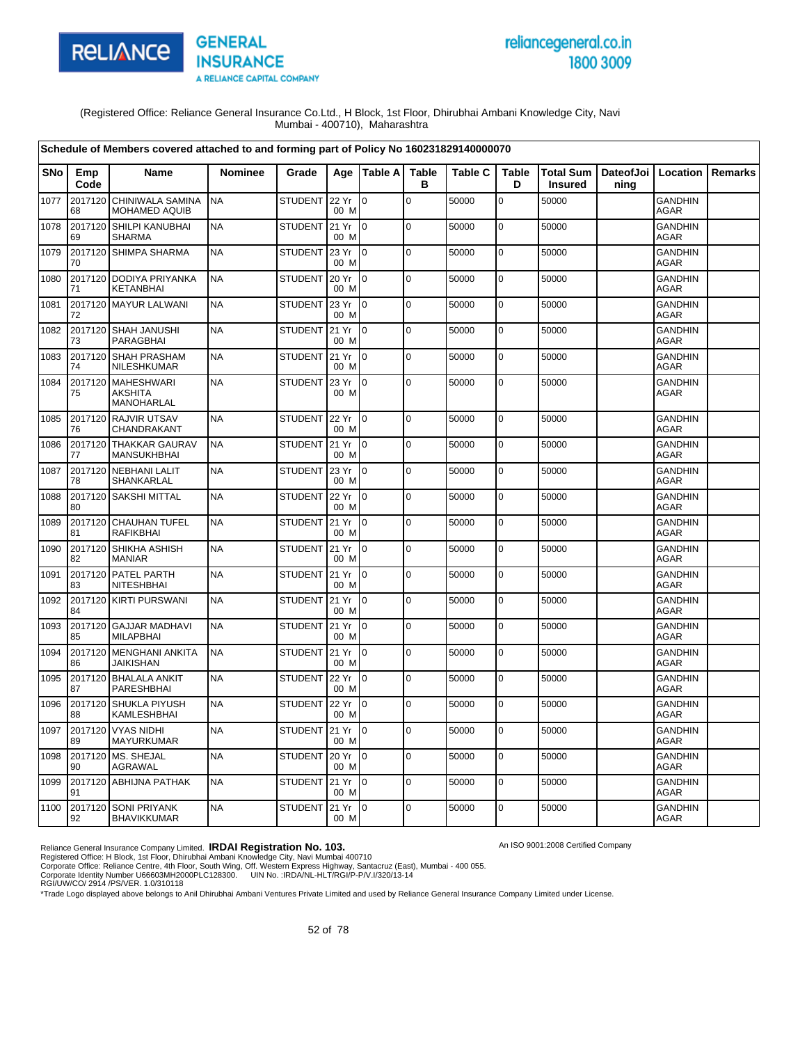RELIANCE GENERAL INSURANCE
A RELIANCE CAPITAL COMPANY

reliancegeneral.co.in
1800 3009

(Registered Office: Reliance General Insurance Co.Ltd., H Block, 1st Floor, Dhirubhai Ambani Knowledge City, Navi Mumbai - 400710), Maharashtra

**Schedule of Members covered attached to and forming part of Policy No 160231829140000070**

| SNo | Emp Code | Name | Nominee | Grade | Age | Table A | Table B | Table C | Table D | Total Sum Insured | DateofJoining | Location | Remarks |
|---|---|---|---|---|---|---|---|---|---|---|---|---|---|
| 1077 | 201712068 | CHINIWALA SAMINA MOHAMED AQUIB | NA | STUDENT | 22 Yr 00 M | 0 | 0 | 50000 | 0 | 50000 | | GANDHINAGAR | |
| 1078 | 201712069 | SHILPI KANUBHAI SHARMA | NA | STUDENT | 21 Yr 00 M | 0 | 0 | 50000 | 0 | 50000 | | GANDHINAGAR | |
| 1079 | 201712070 | SHIMPA SHARMA | NA | STUDENT | 23 Yr 00 M | 0 | 0 | 50000 | 0 | 50000 | | GANDHINAGAR | |
| 1080 | 201712071 | DODIYA PRIYANKA KETANBHAI | NA | STUDENT | 20 Yr 00 M | 0 | 0 | 50000 | 0 | 50000 | | GANDHINAGAR | |
| 1081 | 201712072 | MAYUR LALWANI | NA | STUDENT | 23 Yr 00 M | 0 | 0 | 50000 | 0 | 50000 | | GANDHINAGAR | |
| 1082 | 201712073 | SHAH JANUSHI PARAGBHAI | NA | STUDENT | 21 Yr 00 M | 0 | 0 | 50000 | 0 | 50000 | | GANDHINAGAR | |
| 1083 | 201712074 | SHAH PRASHAM NILESHKUMAR | NA | STUDENT | 21 Yr 00 M | 0 | 0 | 50000 | 0 | 50000 | | GANDHINAGAR | |
| 1084 | 201712075 | MAHESHWARI AKSHITA MANOHARLAL | NA | STUDENT | 23 Yr 00 M | 0 | 0 | 50000 | 0 | 50000 | | GANDHINAGAR | |
| 1085 | 201712076 | RAJVIR UTSAV CHANDRAKANT | NA | STUDENT | 22 Yr 00 M | 0 | 0 | 50000 | 0 | 50000 | | GANDHINAGAR | |
| 1086 | 201712077 | THAKKAR GAURAV MANSUKHBHAI | NA | STUDENT | 21 Yr 00 M | 0 | 0 | 50000 | 0 | 50000 | | GANDHINAGAR | |
| 1087 | 201712078 | NEBHANI LALIT SHANKARLAL | NA | STUDENT | 23 Yr 00 M | 0 | 0 | 50000 | 0 | 50000 | | GANDHINAGAR | |
| 1088 | 201712080 | SAKSHI MITTAL | NA | STUDENT | 22 Yr 00 M | 0 | 0 | 50000 | 0 | 50000 | | GANDHINAGAR | |
| 1089 | 201712081 | CHAUHAN TUFEL RAFIKBHAI | NA | STUDENT | 21 Yr 00 M | 0 | 0 | 50000 | 0 | 50000 | | GANDHINAGAR | |
| 1090 | 201712082 | SHIKHA ASHISH MANIAR | NA | STUDENT | 21 Yr 00 M | 0 | 0 | 50000 | 0 | 50000 | | GANDHINAGAR | |
| 1091 | 201712083 | PATEL PARTH NITESHBHAI | NA | STUDENT | 21 Yr 00 M | 0 | 0 | 50000 | 0 | 50000 | | GANDHINAGAR | |
| 1092 | 201712084 | KIRTI PURSWANI | NA | STUDENT | 21 Yr 00 M | 0 | 0 | 50000 | 0 | 50000 | | GANDHINAGAR | |
| 1093 | 201712085 | GAJJAR MADHAVI MILAPBHAI | NA | STUDENT | 21 Yr 00 M | 0 | 0 | 50000 | 0 | 50000 | | GANDHINAGAR | |
| 1094 | 201712086 | MENGHANI ANKITA JAIKISHAN | NA | STUDENT | 21 Yr 00 M | 0 | 0 | 50000 | 0 | 50000 | | GANDHINAGAR | |
| 1095 | 201712087 | BHALALA ANKIT PARESHBHAI | NA | STUDENT | 22 Yr 00 M | 0 | 0 | 50000 | 0 | 50000 | | GANDHINAGAR | |
| 1096 | 201712088 | SHUKLA PIYUSH KAMLESHBHAI | NA | STUDENT | 22 Yr 00 M | 0 | 0 | 50000 | 0 | 50000 | | GANDHINAGAR | |
| 1097 | 201712089 | VYAS NIDHI MAYURKUMAR | NA | STUDENT | 21 Yr 00 M | 0 | 0 | 50000 | 0 | 50000 | | GANDHINAGAR | |
| 1098 | 201712090 | MS. SHEJAL AGRAWAL | NA | STUDENT | 20 Yr 00 M | 0 | 0 | 50000 | 0 | 50000 | | GANDHINAGAR | |
| 1099 | 201712091 | ABHIJNA PATHAK | NA | STUDENT | 21 Yr 00 M | 0 | 0 | 50000 | 0 | 50000 | | GANDHINAGAR | |
| 1100 | 201712092 | SONI PRIYANK BHAVIKKUMAR | NA | STUDENT | 21 Yr 00 M | 0 | 0 | 50000 | 0 | 50000 | | GANDHINAGAR | |

Reliance General Insurance Company Limited. **IRDAI Registration No. 103.**
Registered Office: H Block, 1st Floor, Dhirubhai Ambani Knowledge City, Navi Mumbai 400710
Corporate Office: Reliance Centre, 4th Floor, South Wing, Off. Western Express Highway, Santacruz (East), Mumbai - 400 055.
Corporate Identity Number U66603MH2000PLC128300. UIN No. :IRDA/NL-HLT/RGI/P-P/V.I/320/13-14
RGI/UW/CO/ 2914 /PS/VER. 1.0/310118

An ISO 9001:2008 Certified Company

*Trade Logo displayed above belongs to Anil Dhirubhai Ambani Ventures Private Limited and used by Reliance General Insurance Company Limited under License.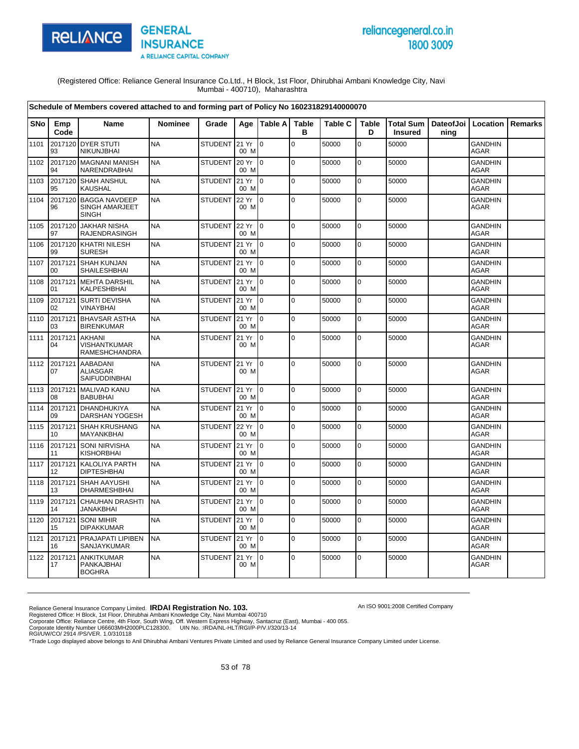(Registered Office: Reliance General Insurance Co.Ltd., H Block, 1st Floor, Dhirubhai Ambani Knowledge City, Navi Mumbai - 400710), Maharashtra

**Schedule of Members covered attached to and forming part of Policy No 160231829140000070**

| SNo | Emp Code | Name | Nominee | Grade | Age | Table A | Table B | Table C | Table D | Total Sum Insured | DateofJoining | Location | Remarks |
|---|---|---|---|---|---|---|---|---|---|---|---|---|---|
| 1101 | 201712093 | DYER STUTI NIKUNJBHAI | NA | STUDENT | 21 Yr 00 M | 0 | 0 | 50000 | 0 | 50000 | | GANDHINAGAR | |
| 1102 | 201712094 | MAGNANI MANISH NARENDRABHAI | NA | STUDENT | 20 Yr 00 M | 0 | 0 | 50000 | 0 | 50000 | | GANDHINAGAR | |
| 1103 | 201712095 | SHAH ANSHUL KAUSHAL | NA | STUDENT | 21 Yr 00 M | 0 | 0 | 50000 | 0 | 50000 | | GANDHINAGAR | |
| 1104 | 201712096 | BAGGA NAVDEEP SINGH AMARJEET SINGH | NA | STUDENT | 22 Yr 00 M | 0 | 0 | 50000 | 0 | 50000 | | GANDHINAGAR | |
| 1105 | 201712097 | JAKHAR NISHA RAJENDRASINGH | NA | STUDENT | 22 Yr 00 M | 0 | 0 | 50000 | 0 | 50000 | | GANDHINAGAR | |
| 1106 | 201712099 | KHATRI NILESH SURESH | NA | STUDENT | 21 Yr 00 M | 0 | 0 | 50000 | 0 | 50000 | | GANDHINAGAR | |
| 1107 | 201712100 | SHAH KUNJAN SHAILESHBHAI | NA | STUDENT | 21 Yr 00 M | 0 | 0 | 50000 | 0 | 50000 | | GANDHINAGAR | |
| 1108 | 201712101 | MEHTA DARSHIL KALPESHBHAI | NA | STUDENT | 21 Yr 00 M | 0 | 0 | 50000 | 0 | 50000 | | GANDHINAGAR | |
| 1109 | 201712102 | SURTI DEVISHA VINAYBHAI | NA | STUDENT | 21 Yr 00 M | 0 | 0 | 50000 | 0 | 50000 | | GANDHINAGAR | |
| 1110 | 201712103 | BHAVSAR ASTHA BIRENKUMAR | NA | STUDENT | 21 Yr 00 M | 0 | 0 | 50000 | 0 | 50000 | | GANDHINAGAR | |
| 1111 | 201712104 | AKHANI VISHANTKUMAR RAMESHCHANDRA | NA | STUDENT | 21 Yr 00 M | 0 | 0 | 50000 | 0 | 50000 | | GANDHINAGAR | |
| 1112 | 201712107 | AABADANI ALIASGAR SAIFUDDINBHAI | NA | STUDENT | 21 Yr 00 M | 0 | 0 | 50000 | 0 | 50000 | | GANDHINAGAR | |
| 1113 | 201712108 | MALIVAD KANU BABUBHAI | NA | STUDENT | 21 Yr 00 M | 0 | 0 | 50000 | 0 | 50000 | | GANDHINAGAR | |
| 1114 | 201712109 | DHANDHUKIYA DARSHAN YOGESH | NA | STUDENT | 21 Yr 00 M | 0 | 0 | 50000 | 0 | 50000 | | GANDHINAGAR | |
| 1115 | 201712110 | SHAH KRUSHANG MAYANKBHAI | NA | STUDENT | 22 Yr 00 M | 0 | 0 | 50000 | 0 | 50000 | | GANDHINAGAR | |
| 1116 | 201712111 | SONI NIRVISHA KISHORBHAI | NA | STUDENT | 21 Yr 00 M | 0 | 0 | 50000 | 0 | 50000 | | GANDHINAGAR | |
| 1117 | 201712112 | KALOLIYA PARTH DIPTESHBHAI | NA | STUDENT | 21 Yr 00 M | 0 | 0 | 50000 | 0 | 50000 | | GANDHINAGAR | |
| 1118 | 201712113 | SHAH AAYUSHI DHARMESHBHAI | NA | STUDENT | 21 Yr 00 M | 0 | 0 | 50000 | 0 | 50000 | | GANDHINAGAR | |
| 1119 | 201712114 | CHAUHAN DRASHTI JANAKBHAI | NA | STUDENT | 21 Yr 00 M | 0 | 0 | 50000 | 0 | 50000 | | GANDHINAGAR | |
| 1120 | 201712115 | SONI MIHIR DIPAKKUMAR | NA | STUDENT | 21 Yr 00 M | 0 | 0 | 50000 | 0 | 50000 | | GANDHINAGAR | |
| 1121 | 201712116 | PRAJAPATI LIPIBEN SANJAYKUMAR | NA | STUDENT | 21 Yr 00 M | 0 | 0 | 50000 | 0 | 50000 | | GANDHINAGAR | |
| 1122 | 201712117 | ANKITKUMAR PANKAJBHAI BOGHRA | NA | STUDENT | 21 Yr 00 M | 0 | 0 | 50000 | 0 | 50000 | | GANDHINAGAR | |

Reliance General Insurance Company Limited. **IRDAI Registration No. 103.**
Registered Office: H Block, 1st Floor, Dhirubhai Ambani Knowledge City, Navi Mumbai 400710
Corporate Office: Reliance Centre, 4th Floor, South Wing, Off. Western Express Highway, Santacruz (East), Mumbai - 400 055.
Corporate Identity Number U66603MH2000PLC128300. UIN No. :IRDA/NL-HLT/RGI/P-P/V.I/320/13-14
RGI/UW/CO/ 2914 /PS/VER. 1.0/310118

An ISO 9001:2008 Certified Company

*Trade Logo displayed above belongs to Anil Dhirubhai Ambani Ventures Private Limited and used by Reliance General Insurance Company Limited under License.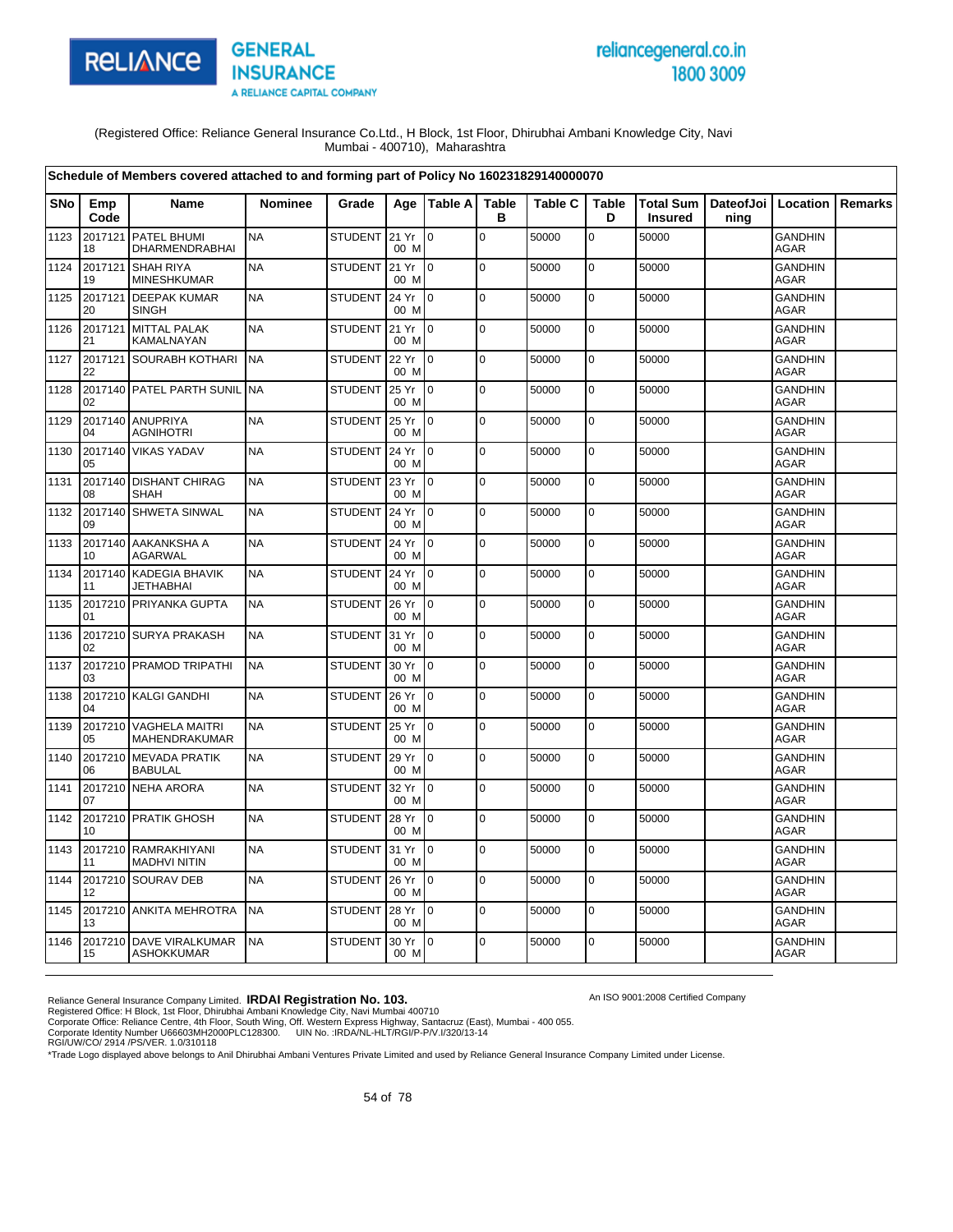(Registered Office: Reliance General Insurance Co.Ltd., H Block, 1st Floor, Dhirubhai Ambani Knowledge City, Navi Mumbai - 400710), Maharashtra

**Schedule of Members covered attached to and forming part of Policy No 160231829140000070**

| SNo | Emp Code | Name | Nominee | Grade | Age | Table A | Table B | Table C | Table D | Total Sum Insured | DateofJoining | Location | Remarks |
|---|---|---|---|---|---|---|---|---|---|---|---|---|---|
| 1123 | 201712118 | PATEL BHUMI DHARMENDRABHAI | NA | STUDENT | 21 Yr 00 M | 0 | 0 | 50000 | 0 | 50000 | | GANDHINAGAR | |
| 1124 | 201712119 | SHAH RIYA MINESHKUMAR | NA | STUDENT | 21 Yr 00 M | 0 | 0 | 50000 | 0 | 50000 | | GANDHINAGAR | |
| 1125 | 201712120 | DEEPAK KUMAR SINGH | NA | STUDENT | 24 Yr 00 M | 0 | 0 | 50000 | 0 | 50000 | | GANDHINAGAR | |
| 1126 | 201712121 | MITTAL PALAK KAMALNAYAN | NA | STUDENT | 21 Yr 00 M | 0 | 0 | 50000 | 0 | 50000 | | GANDHINAGAR | |
| 1127 | 201712122 | SOURABH KOTHARI | NA | STUDENT | 22 Yr 00 M | 0 | 0 | 50000 | 0 | 50000 | | GANDHINAGAR | |
| 1128 | 201714002 | PATEL PARTH SUNIL | NA | STUDENT | 25 Yr 00 M | 0 | 0 | 50000 | 0 | 50000 | | GANDHINAGAR | |
| 1129 | 201714004 | ANUPRIYA AGNIHOTRI | NA | STUDENT | 25 Yr 00 M | 0 | 0 | 50000 | 0 | 50000 | | GANDHINAGAR | |
| 1130 | 201714005 | VIKAS YADAV | NA | STUDENT | 24 Yr 00 M | 0 | 0 | 50000 | 0 | 50000 | | GANDHINAGAR | |
| 1131 | 201714008 | DISHANT CHIRAG SHAH | NA | STUDENT | 23 Yr 00 M | 0 | 0 | 50000 | 0 | 50000 | | GANDHINAGAR | |
| 1132 | 201714009 | SHWETA SINWAL | NA | STUDENT | 24 Yr 00 M | 0 | 0 | 50000 | 0 | 50000 | | GANDHINAGAR | |
| 1133 | 201714010 | AAKANKSHA A AGARWAL | NA | STUDENT | 24 Yr 00 M | 0 | 0 | 50000 | 0 | 50000 | | GANDHINAGAR | |
| 1134 | 201714011 | KADEGIA BHAVIK JETHABHAI | NA | STUDENT | 24 Yr 00 M | 0 | 0 | 50000 | 0 | 50000 | | GANDHINAGAR | |
| 1135 | 201721001 | PRIYANKA GUPTA | NA | STUDENT | 26 Yr 00 M | 0 | 0 | 50000 | 0 | 50000 | | GANDHINAGAR | |
| 1136 | 201721002 | SURYA PRAKASH | NA | STUDENT | 31 Yr 00 M | 0 | 0 | 50000 | 0 | 50000 | | GANDHINAGAR | |
| 1137 | 201721003 | PRAMOD TRIPATHI | NA | STUDENT | 30 Yr 00 M | 0 | 0 | 50000 | 0 | 50000 | | GANDHINAGAR | |
| 1138 | 201721004 | KALGI GANDHI | NA | STUDENT | 26 Yr 00 M | 0 | 0 | 50000 | 0 | 50000 | | GANDHINAGAR | |
| 1139 | 201721005 | VAGHELA MAITRI MAHENDRAKUMAR | NA | STUDENT | 25 Yr 00 M | 0 | 0 | 50000 | 0 | 50000 | | GANDHINAGAR | |
| 1140 | 201721006 | MEVADA PRATIK BABULAL | NA | STUDENT | 29 Yr 00 M | 0 | 0 | 50000 | 0 | 50000 | | GANDHINAGAR | |
| 1141 | 201721007 | NEHA ARORA | NA | STUDENT | 32 Yr 00 M | 0 | 0 | 50000 | 0 | 50000 | | GANDHINAGAR | |
| 1142 | 201721010 | PRATIK GHOSH | NA | STUDENT | 28 Yr 00 M | 0 | 0 | 50000 | 0 | 50000 | | GANDHINAGAR | |
| 1143 | 201721011 | RAMRAKHIYANI MADHVI NITIN | NA | STUDENT | 31 Yr 00 M | 0 | 0 | 50000 | 0 | 50000 | | GANDHINAGAR | |
| 1144 | 201721012 | SOURAV DEB | NA | STUDENT | 26 Yr 00 M | 0 | 0 | 50000 | 0 | 50000 | | GANDHINAGAR | |
| 1145 | 201721013 | ANKITA MEHROTRA | NA | STUDENT | 28 Yr 00 M | 0 | 0 | 50000 | 0 | 50000 | | GANDHINAGAR | |
| 1146 | 201721015 | DAVE VIRALKUMAR ASHOKKUMAR | NA | STUDENT | 30 Yr 00 M | 0 | 0 | 50000 | 0 | 50000 | | GANDHINAGAR | |

Reliance General Insurance Company Limited. **IRDAI Registration No. 103.**
Registered Office: H Block, 1st Floor, Dhirubhai Ambani Knowledge City, Navi Mumbai 400710
Corporate Office: Reliance Centre, 4th Floor, South Wing, Off. Western Express Highway, Santacruz (East), Mumbai - 400 055.
Corporate Identity Number U66603MH2000PLC128300. UIN No. :IRDA/NL-HLT/RGI/P-P/V.I/320/13-14
RGI/UW/CO/ 2914 /PS/VER. 1.0/310118
*Trade Logo displayed above belongs to Anil Dhirubhai Ambani Ventures Private Limited and used by Reliance General Insurance Company Limited under License.

An ISO 9001:2008 Certified Company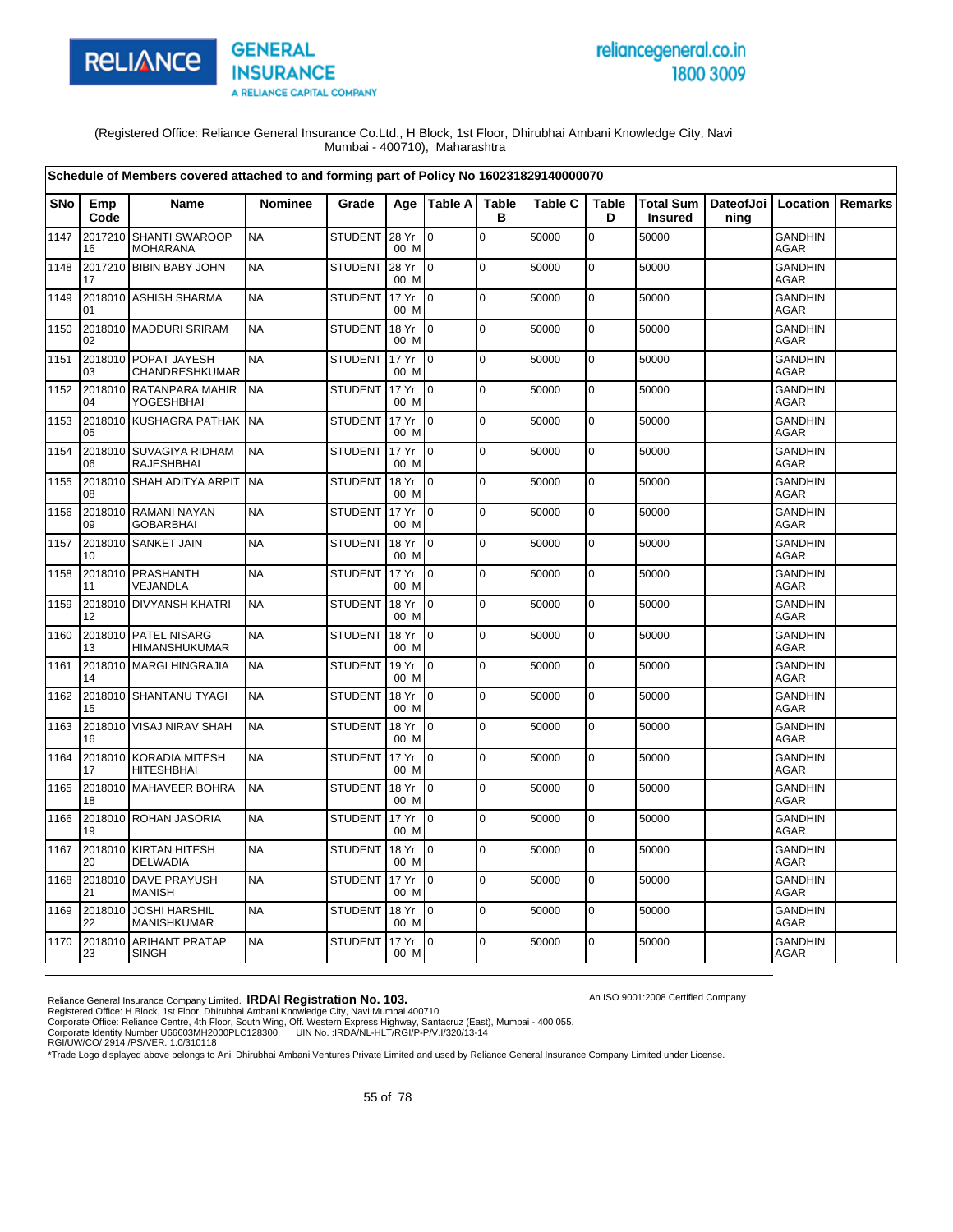(Registered Office: Reliance General Insurance Co.Ltd., H Block, 1st Floor, Dhirubhai Ambani Knowledge City, Navi Mumbai - 400710), Maharashtra

**Schedule of Members covered attached to and forming part of Policy No 160231829140000070**

| SNo | Emp Code | Name | Nominee | Grade | Age | Table A | Table B | Table C | Table D | Total Sum Insured | DateofJoining | Location | Remarks |
|---|---|---|---|---|---|---|---|---|---|---|---|---|---|
| 1147 | 201721016 | SHANTI SWAROOP MOHARANA | NA | STUDENT | 28 Yr 00 M | 0 | 0 | 50000 | 0 | 50000 | | GANDHINAGAR | |
| 1148 | 201721017 | BIBIN BABY JOHN | NA | STUDENT | 28 Yr 00 M | 0 | 0 | 50000 | 0 | 50000 | | GANDHINAGAR | |
| 1149 | 201801001 | ASHISH SHARMA | NA | STUDENT | 17 Yr 00 M | 0 | 0 | 50000 | 0 | 50000 | | GANDHINAGAR | |
| 1150 | 201801002 | MADDURI SRIRAM | NA | STUDENT | 18 Yr 00 M | 0 | 0 | 50000 | 0 | 50000 | | GANDHINAGAR | |
| 1151 | 201801003 | POPAT JAYESH CHANDRESHKUMAR | NA | STUDENT | 17 Yr 00 M | 0 | 0 | 50000 | 0 | 50000 | | GANDHINAGAR | |
| 1152 | 201801004 | RATANPARA MAHIR YOGESHBHAI | NA | STUDENT | 17 Yr 00 M | 0 | 0 | 50000 | 0 | 50000 | | GANDHINAGAR | |
| 1153 | 201801005 | KUSHAGRA PATHAK | NA | STUDENT | 17 Yr 00 M | 0 | 0 | 50000 | 0 | 50000 | | GANDHINAGAR | |
| 1154 | 201801006 | SUVAGIYA RIDHAM RAJESHBHAI | NA | STUDENT | 17 Yr 00 M | 0 | 0 | 50000 | 0 | 50000 | | GANDHINAGAR | |
| 1155 | 201801008 | SHAH ADITYA ARPIT | NA | STUDENT | 18 Yr 00 M | 0 | 0 | 50000 | 0 | 50000 | | GANDHINAGAR | |
| 1156 | 201801009 | RAMANI NAYAN GOBARBHAI | NA | STUDENT | 17 Yr 00 M | 0 | 0 | 50000 | 0 | 50000 | | GANDHINAGAR | |
| 1157 | 201801010 | SANKET JAIN | NA | STUDENT | 18 Yr 00 M | 0 | 0 | 50000 | 0 | 50000 | | GANDHINAGAR | |
| 1158 | 201801011 | PRASHANTH VEJANDLA | NA | STUDENT | 17 Yr 00 M | 0 | 0 | 50000 | 0 | 50000 | | GANDHINAGAR | |
| 1159 | 201801012 | DIVYANSH KHATRI | NA | STUDENT | 18 Yr 00 M | 0 | 0 | 50000 | 0 | 50000 | | GANDHINAGAR | |
| 1160 | 201801013 | PATEL NISARG HIMANSHUKUMAR | NA | STUDENT | 18 Yr 00 M | 0 | 0 | 50000 | 0 | 50000 | | GANDHINAGAR | |
| 1161 | 201801014 | MARGI HINGRAJIA | NA | STUDENT | 19 Yr 00 M | 0 | 0 | 50000 | 0 | 50000 | | GANDHINAGAR | |
| 1162 | 201801015 | SHANTANU TYAGI | NA | STUDENT | 18 Yr 00 M | 0 | 0 | 50000 | 0 | 50000 | | GANDHINAGAR | |
| 1163 | 201801016 | VISAJ NIRAV SHAH | NA | STUDENT | 18 Yr 00 M | 0 | 0 | 50000 | 0 | 50000 | | GANDHINAGAR | |
| 1164 | 201801017 | KORADIA MITESH HITESHBHAI | NA | STUDENT | 17 Yr 00 M | 0 | 0 | 50000 | 0 | 50000 | | GANDHINAGAR | |
| 1165 | 201801018 | MAHAVEER BOHRA | NA | STUDENT | 18 Yr 00 M | 0 | 0 | 50000 | 0 | 50000 | | GANDHINAGAR | |
| 1166 | 201801019 | ROHAN JASORIA | NA | STUDENT | 17 Yr 00 M | 0 | 0 | 50000 | 0 | 50000 | | GANDHINAGAR | |
| 1167 | 201801020 | KIRTAN HITESH DELWADIA | NA | STUDENT | 18 Yr 00 M | 0 | 0 | 50000 | 0 | 50000 | | GANDHINAGAR | |
| 1168 | 201801021 | DAVE PRAYUSH MANISH | NA | STUDENT | 17 Yr 00 M | 0 | 0 | 50000 | 0 | 50000 | | GANDHINAGAR | |
| 1169 | 201801022 | JOSHI HARSHIL MANISHKUMAR | NA | STUDENT | 18 Yr 00 M | 0 | 0 | 50000 | 0 | 50000 | | GANDHINAGAR | |
| 1170 | 201801023 | ARIHANT PRATAP SINGH | NA | STUDENT | 17 Yr 00 M | 0 | 0 | 50000 | 0 | 50000 | | GANDHINAGAR | |

Reliance General Insurance Company Limited. **IRDAI Registration No. 103.**
Registered Office: H Block, 1st Floor, Dhirubhai Ambani Knowledge City, Navi Mumbai 400710
Corporate Office: Reliance Centre, 4th Floor, South Wing, Off. Western Express Highway, Santacruz (East), Mumbai - 400 055.
Corporate Identity Number U66603MH2000PLC128300. UIN No. :IRDA/NL-HLT/RGI/P-P/V.I/320/13-14
RGI/UW/CO/ 2914 /PS/VER. 1.0/310118
*Trade Logo displayed above belongs to Anil Dhirubhai Ambani Ventures Private Limited and used by Reliance General Insurance Company Limited under License.

An ISO 9001:2008 Certified Company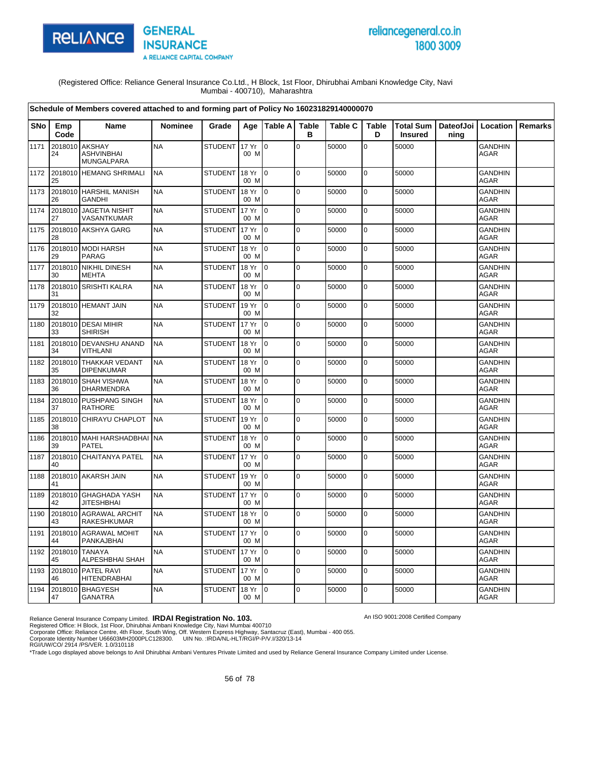(Registered Office: Reliance General Insurance Co.Ltd., H Block, 1st Floor, Dhirubhai Ambani Knowledge City, Navi Mumbai - 400710), Maharashtra

**Schedule of Members covered attached to and forming part of Policy No 160231829140000070**

| SNo | Emp Code | Name | Nominee | Grade | Age | Table A | Table B | Table C | Table D | Total Sum Insured | DateofJoining | Location | Remarks |
|---|---|---|---|---|---|---|---|---|---|---|---|---|---|
| 1171 | 201801024 | AKSHAY ASHVINBHAI MUNGALPARA | NA | STUDENT | 17 Yr 00 M | 0 | 0 | 50000 | 0 | 50000 | | GANDHINAGAR | |
| 1172 | 201801025 | HEMANG SHRIMALI | NA | STUDENT | 18 Yr 00 M | 0 | 0 | 50000 | 0 | 50000 | | GANDHINAGAR | |
| 1173 | 201801026 | HARSHIL MANISH GANDHI | NA | STUDENT | 18 Yr 00 M | 0 | 0 | 50000 | 0 | 50000 | | GANDHINAGAR | |
| 1174 | 201801027 | JAGETIA NISHIT VASANTKUMAR | NA | STUDENT | 17 Yr 00 M | 0 | 0 | 50000 | 0 | 50000 | | GANDHINAGAR | |
| 1175 | 201801028 | AKSHYA GARG | NA | STUDENT | 17 Yr 00 M | 0 | 0 | 50000 | 0 | 50000 | | GANDHINAGAR | |
| 1176 | 201801029 | MODI HARSH PARAG | NA | STUDENT | 18 Yr 00 M | 0 | 0 | 50000 | 0 | 50000 | | GANDHINAGAR | |
| 1177 | 201801030 | NIKHIL DINESH MEHTA | NA | STUDENT | 18 Yr 00 M | 0 | 0 | 50000 | 0 | 50000 | | GANDHINAGAR | |
| 1178 | 201801031 | SRISHTI KALRA | NA | STUDENT | 18 Yr 00 M | 0 | 0 | 50000 | 0 | 50000 | | GANDHINAGAR | |
| 1179 | 201801032 | HEMANT JAIN | NA | STUDENT | 19 Yr 00 M | 0 | 0 | 50000 | 0 | 50000 | | GANDHINAGAR | |
| 1180 | 201801033 | DESAI MIHIR SHIRISH | NA | STUDENT | 17 Yr 00 M | 0 | 0 | 50000 | 0 | 50000 | | GANDHINAGAR | |
| 1181 | 201801034 | DEVANSHU ANAND VITHLANI | NA | STUDENT | 18 Yr 00 M | 0 | 0 | 50000 | 0 | 50000 | | GANDHINAGAR | |
| 1182 | 201801035 | THAKKAR VEDANT DIPENKUMAR | NA | STUDENT | 18 Yr 00 M | 0 | 0 | 50000 | 0 | 50000 | | GANDHINAGAR | |
| 1183 | 201801036 | SHAH VISHWA DHARMENDRA | NA | STUDENT | 18 Yr 00 M | 0 | 0 | 50000 | 0 | 50000 | | GANDHINAGAR | |
| 1184 | 201801037 | PUSHPANG SINGH RATHORE | NA | STUDENT | 18 Yr 00 M | 0 | 0 | 50000 | 0 | 50000 | | GANDHINAGAR | |
| 1185 | 201801038 | CHIRAYU CHAPLOT | NA | STUDENT | 19 Yr 00 M | 0 | 0 | 50000 | 0 | 50000 | | GANDHINAGAR | |
| 1186 | 201801039 | MAHI HARSHADBHAI PATEL | NA | STUDENT | 18 Yr 00 M | 0 | 0 | 50000 | 0 | 50000 | | GANDHINAGAR | |
| 1187 | 201801040 | CHAITANYA PATEL | NA | STUDENT | 17 Yr 00 M | 0 | 0 | 50000 | 0 | 50000 | | GANDHINAGAR | |
| 1188 | 201801041 | AKARSH JAIN | NA | STUDENT | 19 Yr 00 M | 0 | 0 | 50000 | 0 | 50000 | | GANDHINAGAR | |
| 1189 | 201801042 | GHAGHADA YASH JITESHBHAI | NA | STUDENT | 17 Yr 00 M | 0 | 0 | 50000 | 0 | 50000 | | GANDHINAGAR | |
| 1190 | 201801043 | AGRAWAL ARCHIT RAKESHKUMAR | NA | STUDENT | 18 Yr 00 M | 0 | 0 | 50000 | 0 | 50000 | | GANDHINAGAR | |
| 1191 | 201801044 | AGRAWAL MOHIT PANKAJBHAI | NA | STUDENT | 17 Yr 00 M | 0 | 0 | 50000 | 0 | 50000 | | GANDHINAGAR | |
| 1192 | 201801045 | TANAYA ALPESHBHAI SHAH | NA | STUDENT | 17 Yr 00 M | 0 | 0 | 50000 | 0 | 50000 | | GANDHINAGAR | |
| 1193 | 201801046 | PATEL RAVI HITENDRABHAI | NA | STUDENT | 17 Yr 00 M | 0 | 0 | 50000 | 0 | 50000 | | GANDHINAGAR | |
| 1194 | 201801047 | BHAGYESH GANATRA | NA | STUDENT | 18 Yr 00 M | 0 | 0 | 50000 | 0 | 50000 | | GANDHINAGAR | |

Reliance General Insurance Company Limited. **IRDAI Registration No. 103.**
Registered Office: H Block, 1st Floor, Dhirubhai Ambani Knowledge City, Navi Mumbai 400710
Corporate Office: Reliance Centre, 4th Floor, South Wing, Off. Western Express Highway, Santacruz (East), Mumbai - 400 055.
Corporate Identity Number U66603MH2000PLC128300. UIN No. :IRDA/NL-HLT/RGI/P-P/V.I/320/13-14
RGI/UW/CO/ 2914 /PS/VER. 1.0/310118

An ISO 9001:2008 Certified Company

*Trade Logo displayed above belongs to Anil Dhirubhai Ambani Ventures Private Limited and used by Reliance General Insurance Company Limited under License.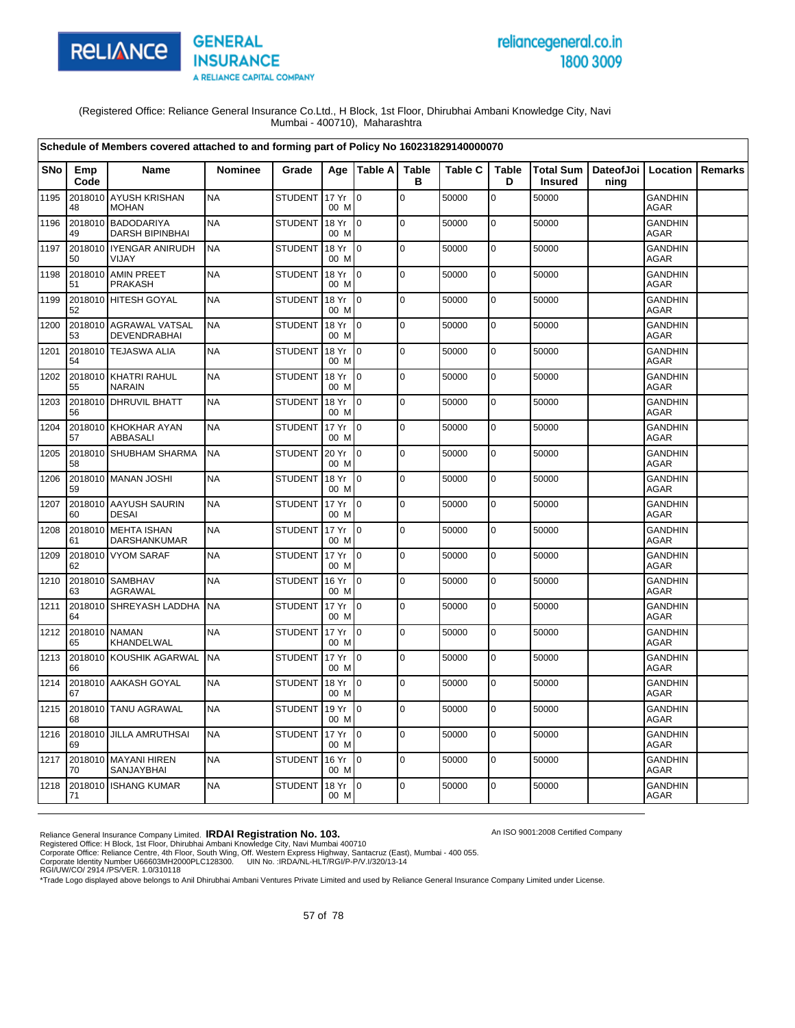RELIANCE GENERAL INSURANCE
A RELIANCE CAPITAL COMPANY

reliancegeneral.co.in
1800 3009

(Registered Office: Reliance General Insurance Co.Ltd., H Block, 1st Floor, Dhirubhai Ambani Knowledge City, Navi Mumbai - 400710), Maharashtra

**Schedule of Members covered attached to and forming part of Policy No 160231829140000070**

| SNo | Emp Code | Name | Nominee | Grade | Age | Table A | Table B | Table C | Table D | Total Sum Insured | DateofJoining | Location | Remarks |
|---|---|---|---|---|---|---|---|---|---|---|---|---|---|
| 1195 | 201801048 | AYUSH KRISHAN MOHAN | NA | STUDENT | 17 Yr 00 M | 0 | 0 | 50000 | 0 | 50000 | | GANDHINAGAR | |
| 1196 | 201801049 | BADODARIYA DARSH BIPINBHAI | NA | STUDENT | 18 Yr 00 M | 0 | 0 | 50000 | 0 | 50000 | | GANDHINAGAR | |
| 1197 | 201801050 | IYENGAR ANIRUDH VIJAY | NA | STUDENT | 18 Yr 00 M | 0 | 0 | 50000 | 0 | 50000 | | GANDHINAGAR | |
| 1198 | 201801051 | AMIN PREET PRAKASH | NA | STUDENT | 18 Yr 00 M | 0 | 0 | 50000 | 0 | 50000 | | GANDHINAGAR | |
| 1199 | 201801052 | HITESH GOYAL | NA | STUDENT | 18 Yr 00 M | 0 | 0 | 50000 | 0 | 50000 | | GANDHINAGAR | |
| 1200 | 201801053 | AGRAWAL VATSAL DEVENDRABHAI | NA | STUDENT | 18 Yr 00 M | 0 | 0 | 50000 | 0 | 50000 | | GANDHINAGAR | |
| 1201 | 201801054 | TEJASWA ALIA | NA | STUDENT | 18 Yr 00 M | 0 | 0 | 50000 | 0 | 50000 | | GANDHINAGAR | |
| 1202 | 201801055 | KHATRI RAHUL NARAIN | NA | STUDENT | 18 Yr 00 M | 0 | 0 | 50000 | 0 | 50000 | | GANDHINAGAR | |
| 1203 | 201801056 | DHRUVIL BHATT | NA | STUDENT | 18 Yr 00 M | 0 | 0 | 50000 | 0 | 50000 | | GANDHINAGAR | |
| 1204 | 201801057 | KHOKHAR AYAN ABBASALI | NA | STUDENT | 17 Yr 00 M | 0 | 0 | 50000 | 0 | 50000 | | GANDHINAGAR | |
| 1205 | 201801058 | SHUBHAM SHARMA | NA | STUDENT | 20 Yr 00 M | 0 | 0 | 50000 | 0 | 50000 | | GANDHINAGAR | |
| 1206 | 201801059 | MANAN JOSHI | NA | STUDENT | 18 Yr 00 M | 0 | 0 | 50000 | 0 | 50000 | | GANDHINAGAR | |
| 1207 | 201801060 | AAYUSH SAURIN DESAI | NA | STUDENT | 17 Yr 00 M | 0 | 0 | 50000 | 0 | 50000 | | GANDHINAGAR | |
| 1208 | 201801061 | MEHTA ISHAN DARSHANKUMAR | NA | STUDENT | 17 Yr 00 M | 0 | 0 | 50000 | 0 | 50000 | | GANDHINAGAR | |
| 1209 | 201801062 | VYOM SARAF | NA | STUDENT | 17 Yr 00 M | 0 | 0 | 50000 | 0 | 50000 | | GANDHINAGAR | |
| 1210 | 201801063 | SAMBHAV AGRAWAL | NA | STUDENT | 16 Yr 00 M | 0 | 0 | 50000 | 0 | 50000 | | GANDHINAGAR | |
| 1211 | 201801064 | SHREYASH LADDHA | NA | STUDENT | 17 Yr 00 M | 0 | 0 | 50000 | 0 | 50000 | | GANDHINAGAR | |
| 1212 | 201801065 | NAMAN KHANDELWAL | NA | STUDENT | 17 Yr 00 M | 0 | 0 | 50000 | 0 | 50000 | | GANDHINAGAR | |
| 1213 | 201801066 | KOUSHIK AGARWAL | NA | STUDENT | 17 Yr 00 M | 0 | 0 | 50000 | 0 | 50000 | | GANDHINAGAR | |
| 1214 | 201801067 | AAKASH GOYAL | NA | STUDENT | 18 Yr 00 M | 0 | 0 | 50000 | 0 | 50000 | | GANDHINAGAR | |
| 1215 | 201801068 | TANU AGRAWAL | NA | STUDENT | 19 Yr 00 M | 0 | 0 | 50000 | 0 | 50000 | | GANDHINAGAR | |
| 1216 | 201801069 | JILLA AMRUTHSAI | NA | STUDENT | 17 Yr 00 M | 0 | 0 | 50000 | 0 | 50000 | | GANDHINAGAR | |
| 1217 | 201801070 | MAYANI HIREN SANJAYBHAI | NA | STUDENT | 16 Yr 00 M | 0 | 0 | 50000 | 0 | 50000 | | GANDHINAGAR | |
| 1218 | 201801071 | ISHANG KUMAR | NA | STUDENT | 18 Yr 00 M | 0 | 0 | 50000 | 0 | 50000 | | GANDHINAGAR | |

Reliance General Insurance Company Limited. **IRDAI Registration No. 103.**
Registered Office: H Block, 1st Floor, Dhirubhai Ambani Knowledge City, Navi Mumbai 400710
Corporate Office: Reliance Centre, 4th Floor, South Wing, Off. Western Express Highway, Santacruz (East), Mumbai - 400 055.
Corporate Identity Number U66603MH2000PLC128300. UIN No. :IRDA/NL-HLT/RGI/P-P/V.I/320/13-14
RGI/UW/CO/ 2914 /PS/VER. 1.0/310118

An ISO 9001:2008 Certified Company

*Trade Logo displayed above belongs to Anil Dhirubhai Ambani Ventures Private Limited and used by Reliance General Insurance Company Limited under License.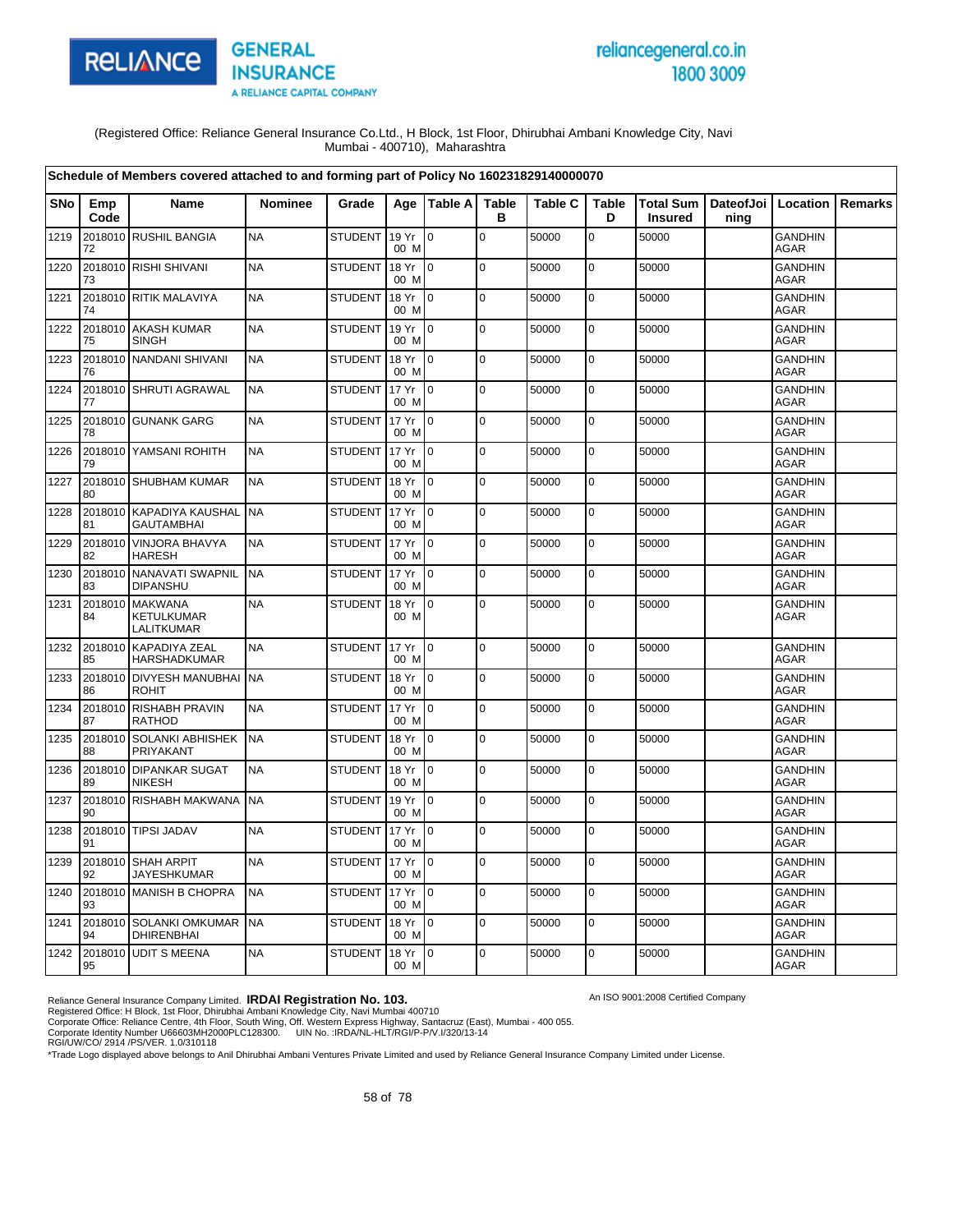RELIANCE GENERAL INSURANCE
A RELIANCE CAPITAL COMPANY

reliancegeneral.co.in
1800 3009

(Registered Office: Reliance General Insurance Co.Ltd., H Block, 1st Floor, Dhirubhai Ambani Knowledge City, Navi Mumbai - 400710), Maharashtra

**Schedule of Members covered attached to and forming part of Policy No 160231829140000070**

| SNo | Emp Code | Name | Nominee | Grade | Age | Table A | Table B | Table C | Table D | Total Sum Insured | DateofJoining | Location | Remarks |
|---|---|---|---|---|---|---|---|---|---|---|---|---|---|
| 1219 | 201801072 | RUSHIL BANGIA | NA | STUDENT | 19 Yr 00 M | 0 | 0 | 50000 | 0 | 50000 | | GANDHIN AGAR | |
| 1220 | 201801073 | RISHI SHIVANI | NA | STUDENT | 18 Yr 00 M | 0 | 0 | 50000 | 0 | 50000 | | GANDHIN AGAR | |
| 1221 | 201801074 | RITIK MALAVIYA | NA | STUDENT | 18 Yr 00 M | 0 | 0 | 50000 | 0 | 50000 | | GANDHIN AGAR | |
| 1222 | 201801075 | AKASH KUMAR SINGH | NA | STUDENT | 19 Yr 00 M | 0 | 0 | 50000 | 0 | 50000 | | GANDHIN AGAR | |
| 1223 | 201801076 | NANDANI SHIVANI | NA | STUDENT | 18 Yr 00 M | 0 | 0 | 50000 | 0 | 50000 | | GANDHIN AGAR | |
| 1224 | 201801077 | SHRUTI AGRAWAL | NA | STUDENT | 17 Yr 00 M | 0 | 0 | 50000 | 0 | 50000 | | GANDHIN AGAR | |
| 1225 | 201801078 | GUNANK GARG | NA | STUDENT | 17 Yr 00 M | 0 | 0 | 50000 | 0 | 50000 | | GANDHIN AGAR | |
| 1226 | 201801079 | YAMSANI ROHITH | NA | STUDENT | 17 Yr 00 M | 0 | 0 | 50000 | 0 | 50000 | | GANDHIN AGAR | |
| 1227 | 201801080 | SHUBHAM KUMAR | NA | STUDENT | 18 Yr 00 M | 0 | 0 | 50000 | 0 | 50000 | | GANDHIN AGAR | |
| 1228 | 201801081 | KAPADIYA KAUSHAL GAUTAMBHAI | NA | STUDENT | 17 Yr 00 M | 0 | 0 | 50000 | 0 | 50000 | | GANDHIN AGAR | |
| 1229 | 201801082 | VINJORA BHAVYA HARESH | NA | STUDENT | 17 Yr 00 M | 0 | 0 | 50000 | 0 | 50000 | | GANDHIN AGAR | |
| 1230 | 201801083 | NANAVATI SWAPNIL DIPANSHU | NA | STUDENT | 17 Yr 00 M | 0 | 0 | 50000 | 0 | 50000 | | GANDHIN AGAR | |
| 1231 | 201801084 | MAKWANA KETULKUMAR LALITKUMAR | NA | STUDENT | 18 Yr 00 M | 0 | 0 | 50000 | 0 | 50000 | | GANDHIN AGAR | |
| 1232 | 201801085 | KAPADIYA ZEAL HARSHADKUMAR | NA | STUDENT | 17 Yr 00 M | 0 | 0 | 50000 | 0 | 50000 | | GANDHIN AGAR | |
| 1233 | 201801086 | DIVYESH MANUBHAI ROHIT | NA | STUDENT | 18 Yr 00 M | 0 | 0 | 50000 | 0 | 50000 | | GANDHIN AGAR | |
| 1234 | 201801087 | RISHABH PRAVIN RATHOD | NA | STUDENT | 17 Yr 00 M | 0 | 0 | 50000 | 0 | 50000 | | GANDHIN AGAR | |
| 1235 | 201801088 | SOLANKI ABHISHEK PRIYAKANT | NA | STUDENT | 18 Yr 00 M | 0 | 0 | 50000 | 0 | 50000 | | GANDHIN AGAR | |
| 1236 | 201801089 | DIPANKAR SUGAT NIKESH | NA | STUDENT | 18 Yr 00 M | 0 | 0 | 50000 | 0 | 50000 | | GANDHIN AGAR | |
| 1237 | 201801090 | RISHABH MAKWANA | NA | STUDENT | 19 Yr 00 M | 0 | 0 | 50000 | 0 | 50000 | | GANDHIN AGAR | |
| 1238 | 201801091 | TIPSI JADAV | NA | STUDENT | 17 Yr 00 M | 0 | 0 | 50000 | 0 | 50000 | | GANDHIN AGAR | |
| 1239 | 201801092 | SHAH ARPIT JAYESHKUMAR | NA | STUDENT | 17 Yr 00 M | 0 | 0 | 50000 | 0 | 50000 | | GANDHIN AGAR | |
| 1240 | 201801093 | MANISH B CHOPRA | NA | STUDENT | 17 Yr 00 M | 0 | 0 | 50000 | 0 | 50000 | | GANDHIN AGAR | |
| 1241 | 201801094 | SOLANKI OMKUMAR DHIRENBHAI | NA | STUDENT | 18 Yr 00 M | 0 | 0 | 50000 | 0 | 50000 | | GANDHIN AGAR | |
| 1242 | 201801095 | UDIT S MEENA | NA | STUDENT | 18 Yr 00 M | 0 | 0 | 50000 | 0 | 50000 | | GANDHIN AGAR | |

Reliance General Insurance Company Limited. **IRDAI Registration No. 103.**
Registered Office: H Block, 1st Floor, Dhirubhai Ambani Knowledge City, Navi Mumbai 400710
Corporate Office: Reliance Centre, 4th Floor, South Wing, Off. Western Express Highway, Santacruz (East), Mumbai - 400 055.
Corporate Identity Number U66603MH2000PLC128300. UIN No. :IRDA/NL-HLT/RGI/P-P/V.I/320/13-14
RGI/UW/CO/ 2914 /PS/VER. 1.0/310118

An ISO 9001:2008 Certified Company

*Trade Logo displayed above belongs to Anil Dhirubhai Ambani Ventures Private Limited and used by Reliance General Insurance Company Limited under License.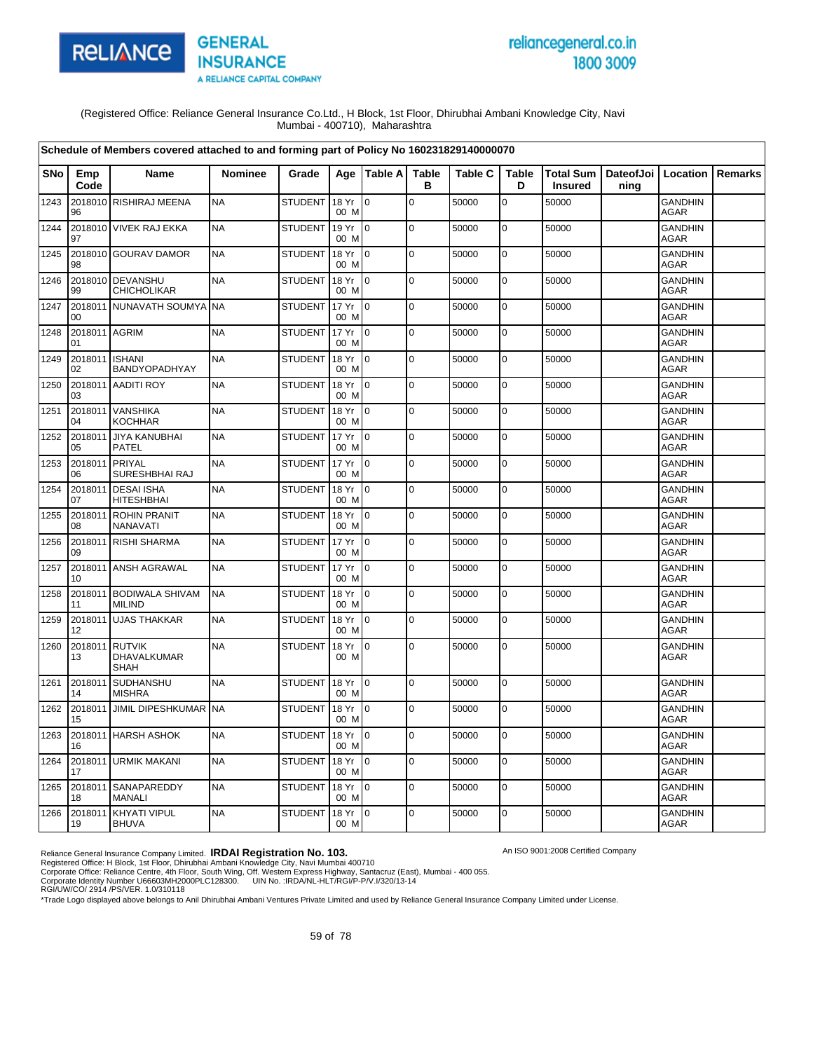(Registered Office: Reliance General Insurance Co.Ltd., H Block, 1st Floor, Dhirubhai Ambani Knowledge City, Navi Mumbai - 400710), Maharashtra

**Schedule of Members covered attached to and forming part of Policy No 160231829140000070**

| SNo | Emp Code | Name | Nominee | Grade | Age | Table A | Table B | Table C | Table D | Total Sum Insured | DateofJoining | Location | Remarks |
|---|---|---|---|---|---|---|---|---|---|---|---|---|---|
| 1243 | 201801096 | RISHIRAJ MEENA | NA | STUDENT | 18 Yr 00 M | 0 | 0 | 50000 | 0 | 50000 | | GANDHINAGAR | |
| 1244 | 201801097 | VIVEK RAJ EKKA | NA | STUDENT | 19 Yr 00 M | 0 | 0 | 50000 | 0 | 50000 | | GANDHINAGAR | |
| 1245 | 201801098 | GOURAV DAMOR | NA | STUDENT | 18 Yr 00 M | 0 | 0 | 50000 | 0 | 50000 | | GANDHINAGAR | |
| 1246 | 201801099 | DEVANSHU CHICHOLIKAR | NA | STUDENT | 18 Yr 00 M | 0 | 0 | 50000 | 0 | 50000 | | GANDHINAGAR | |
| 1247 | 201801100 | NUNAVATH SOUMYA | NA | STUDENT | 17 Yr 00 M | 0 | 0 | 50000 | 0 | 50000 | | GANDHINAGAR | |
| 1248 | 201801101 | AGRIM | NA | STUDENT | 17 Yr 00 M | 0 | 0 | 50000 | 0 | 50000 | | GANDHINAGAR | |
| 1249 | 201801102 | ISHANI BANDYOPADHYAY | NA | STUDENT | 18 Yr 00 M | 0 | 0 | 50000 | 0 | 50000 | | GANDHINAGAR | |
| 1250 | 201801103 | AADITI ROY | NA | STUDENT | 18 Yr 00 M | 0 | 0 | 50000 | 0 | 50000 | | GANDHINAGAR | |
| 1251 | 201801104 | VANSHIKA KOCHHAR | NA | STUDENT | 18 Yr 00 M | 0 | 0 | 50000 | 0 | 50000 | | GANDHINAGAR | |
| 1252 | 201801105 | JIYA KANUBHAI PATEL | NA | STUDENT | 17 Yr 00 M | 0 | 0 | 50000 | 0 | 50000 | | GANDHINAGAR | |
| 1253 | 201801106 | PRIYAL SURESHBHAI RAJ | NA | STUDENT | 17 Yr 00 M | 0 | 0 | 50000 | 0 | 50000 | | GANDHINAGAR | |
| 1254 | 201801107 | DESAI ISHA HITESHBHAI | NA | STUDENT | 18 Yr 00 M | 0 | 0 | 50000 | 0 | 50000 | | GANDHINAGAR | |
| 1255 | 201801108 | ROHIN PRANIT NANAVATI | NA | STUDENT | 18 Yr 00 M | 0 | 0 | 50000 | 0 | 50000 | | GANDHINAGAR | |
| 1256 | 201801109 | RISHI SHARMA | NA | STUDENT | 17 Yr 00 M | 0 | 0 | 50000 | 0 | 50000 | | GANDHINAGAR | |
| 1257 | 201801110 | ANSH AGRAWAL | NA | STUDENT | 17 Yr 00 M | 0 | 0 | 50000 | 0 | 50000 | | GANDHINAGAR | |
| 1258 | 201801111 | BODIWALA SHIVAM MILIND | NA | STUDENT | 18 Yr 00 M | 0 | 0 | 50000 | 0 | 50000 | | GANDHINAGAR | |
| 1259 | 201801112 | UJAS THAKKAR | NA | STUDENT | 18 Yr 00 M | 0 | 0 | 50000 | 0 | 50000 | | GANDHINAGAR | |
| 1260 | 201801113 | RUTVIK DHAVALKUMAR SHAH | NA | STUDENT | 18 Yr 00 M | 0 | 0 | 50000 | 0 | 50000 | | GANDHINAGAR | |
| 1261 | 201801114 | SUDHANSHU MISHRA | NA | STUDENT | 18 Yr 00 M | 0 | 0 | 50000 | 0 | 50000 | | GANDHINAGAR | |
| 1262 | 201801115 | JIMIL DIPESHKUMAR | NA | STUDENT | 18 Yr 00 M | 0 | 0 | 50000 | 0 | 50000 | | GANDHINAGAR | |
| 1263 | 201801116 | HARSH ASHOK | NA | STUDENT | 18 Yr 00 M | 0 | 0 | 50000 | 0 | 50000 | | GANDHINAGAR | |
| 1264 | 201801117 | URMIK MAKANI | NA | STUDENT | 18 Yr 00 M | 0 | 0 | 50000 | 0 | 50000 | | GANDHINAGAR | |
| 1265 | 201801118 | SANAPAREDDY MANALI | NA | STUDENT | 18 Yr 00 M | 0 | 0 | 50000 | 0 | 50000 | | GANDHINAGAR | |
| 1266 | 201801119 | KHYATI VIPUL BHUVA | NA | STUDENT | 18 Yr 00 M | 0 | 0 | 50000 | 0 | 50000 | | GANDHINAGAR | |

Reliance General Insurance Company Limited. **IRDAI Registration No. 103.**
Registered Office: H Block, 1st Floor, Dhirubhai Ambani Knowledge City, Navi Mumbai 400710
Corporate Office: Reliance Centre, 4th Floor, South Wing, Off. Western Express Highway, Santacruz (East), Mumbai - 400 055.
Corporate Identity Number U66603MH2000PLC128300. UIN No. :IRDA/NL-HLT/RGI/P-P/V.I/320/13-14
RGI/UW/CO/ 2914 /PS/VER. 1.0/310118

An ISO 9001:2008 Certified Company

*Trade Logo displayed above belongs to Anil Dhirubhai Ambani Ventures Private Limited and used by Reliance General Insurance Company Limited under License.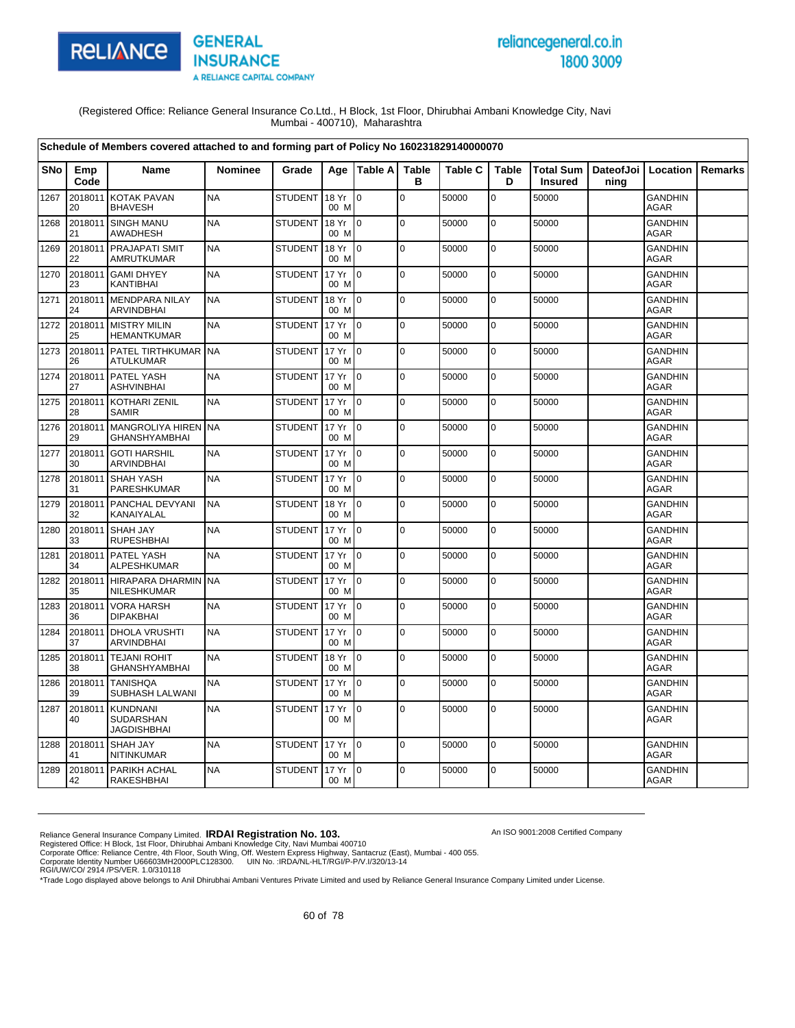(Registered Office: Reliance General Insurance Co.Ltd., H Block, 1st Floor, Dhirubhai Ambani Knowledge City, Navi Mumbai - 400710), Maharashtra

**Schedule of Members covered attached to and forming part of Policy No 160231829140000070**

| SNo | Emp Code | Name | Nominee | Grade | Age | Table A | Table B | Table C | Table D | Total Sum Insured | DateofJoining | Location | Remarks |
|---|---|---|---|---|---|---|---|---|---|---|---|---|---|
| 1267 | 201801120 | KOTAK PAVAN BHAVESH | NA | STUDENT | 18 Yr 00 M | 0 | 0 | 50000 | 0 | 50000 | | GANDHINAGAR | |
| 1268 | 201801121 | SINGH MANU AWADHESH | NA | STUDENT | 18 Yr 00 M | 0 | 0 | 50000 | 0 | 50000 | | GANDHINAGAR | |
| 1269 | 201801122 | PRAJAPATI SMIT AMRUTKUMAR | NA | STUDENT | 18 Yr 00 M | 0 | 0 | 50000 | 0 | 50000 | | GANDHINAGAR | |
| 1270 | 201801123 | GAMI DHYEY KANTIBHAI | NA | STUDENT | 17 Yr 00 M | 0 | 0 | 50000 | 0 | 50000 | | GANDHINAGAR | |
| 1271 | 201801124 | MENDPARA NILAY ARVINDBHAI | NA | STUDENT | 18 Yr 00 M | 0 | 0 | 50000 | 0 | 50000 | | GANDHINAGAR | |
| 1272 | 201801125 | MISTRY MILIN HEMANTKUMAR | NA | STUDENT | 17 Yr 00 M | 0 | 0 | 50000 | 0 | 50000 | | GANDHINAGAR | |
| 1273 | 201801126 | PATEL TIRTHKUMAR ATULKUMAR | NA | STUDENT | 17 Yr 00 M | 0 | 0 | 50000 | 0 | 50000 | | GANDHINAGAR | |
| 1274 | 201801127 | PATEL YASH ASHVINBHAI | NA | STUDENT | 17 Yr 00 M | 0 | 0 | 50000 | 0 | 50000 | | GANDHINAGAR | |
| 1275 | 201801128 | KOTHARI ZENIL SAMIR | NA | STUDENT | 17 Yr 00 M | 0 | 0 | 50000 | 0 | 50000 | | GANDHINAGAR | |
| 1276 | 201801129 | MANGROLIYA HIREN GHANSHYAMBHAI | NA | STUDENT | 17 Yr 00 M | 0 | 0 | 50000 | 0 | 50000 | | GANDHINAGAR | |
| 1277 | 201801130 | GOTI HARSHIL ARVINDBHAI | NA | STUDENT | 17 Yr 00 M | 0 | 0 | 50000 | 0 | 50000 | | GANDHINAGAR | |
| 1278 | 201801131 | SHAH YASH PARESHKUMAR | NA | STUDENT | 17 Yr 00 M | 0 | 0 | 50000 | 0 | 50000 | | GANDHINAGAR | |
| 1279 | 201801132 | PANCHAL DEVYANI KANAIYALAL | NA | STUDENT | 18 Yr 00 M | 0 | 0 | 50000 | 0 | 50000 | | GANDHINAGAR | |
| 1280 | 201801133 | SHAH JAY RUPESHBHAI | NA | STUDENT | 17 Yr 00 M | 0 | 0 | 50000 | 0 | 50000 | | GANDHINAGAR | |
| 1281 | 201801134 | PATEL YASH ALPESHKUMAR | NA | STUDENT | 17 Yr 00 M | 0 | 0 | 50000 | 0 | 50000 | | GANDHINAGAR | |
| 1282 | 201801135 | HIRAPARA DHARMIN NILESHKUMAR | NA | STUDENT | 17 Yr 00 M | 0 | 0 | 50000 | 0 | 50000 | | GANDHINAGAR | |
| 1283 | 201801136 | VORA HARSH DIPAKBHAI | NA | STUDENT | 17 Yr 00 M | 0 | 0 | 50000 | 0 | 50000 | | GANDHINAGAR | |
| 1284 | 201801137 | DHOLA VRUSHTI ARVINDBHAI | NA | STUDENT | 17 Yr 00 M | 0 | 0 | 50000 | 0 | 50000 | | GANDHINAGAR | |
| 1285 | 201801138 | TEJANI ROHIT GHANSHYAMBHAI | NA | STUDENT | 18 Yr 00 M | 0 | 0 | 50000 | 0 | 50000 | | GANDHINAGAR | |
| 1286 | 201801139 | TANISHQA SUBHASH LALWANI | NA | STUDENT | 17 Yr 00 M | 0 | 0 | 50000 | 0 | 50000 | | GANDHINAGAR | |
| 1287 | 201801140 | KUNDNANI SUDARSHAN JAGDISHBHAI | NA | STUDENT | 17 Yr 00 M | 0 | 0 | 50000 | 0 | 50000 | | GANDHINAGAR | |
| 1288 | 201801141 | SHAH JAY NITINKUMAR | NA | STUDENT | 17 Yr 00 M | 0 | 0 | 50000 | 0 | 50000 | | GANDHINAGAR | |
| 1289 | 201801142 | PARIKH ACHAL RAKESHBHAI | NA | STUDENT | 17 Yr 00 M | 0 | 0 | 50000 | 0 | 50000 | | GANDHINAGAR | |

Reliance General Insurance Company Limited. **IRDAI Registration No. 103.**
Registered Office: H Block, 1st Floor, Dhirubhai Ambani Knowledge City, Navi Mumbai 400710
Corporate Office: Reliance Centre, 4th Floor, South Wing, Off. Western Express Highway, Santacruz (East), Mumbai - 400 055.
Corporate Identity Number U66603MH2000PLC128300. UIN No. :IRDA/NL-HLT/RGI/P-P/V.I/320/13-14
RGI/UW/CO/ 2914 /PS/VER. 1.0/310118

An ISO 9001:2008 Certified Company

*Trade Logo displayed above belongs to Anil Dhirubhai Ambani Ventures Private Limited and used by Reliance General Insurance Company Limited under License.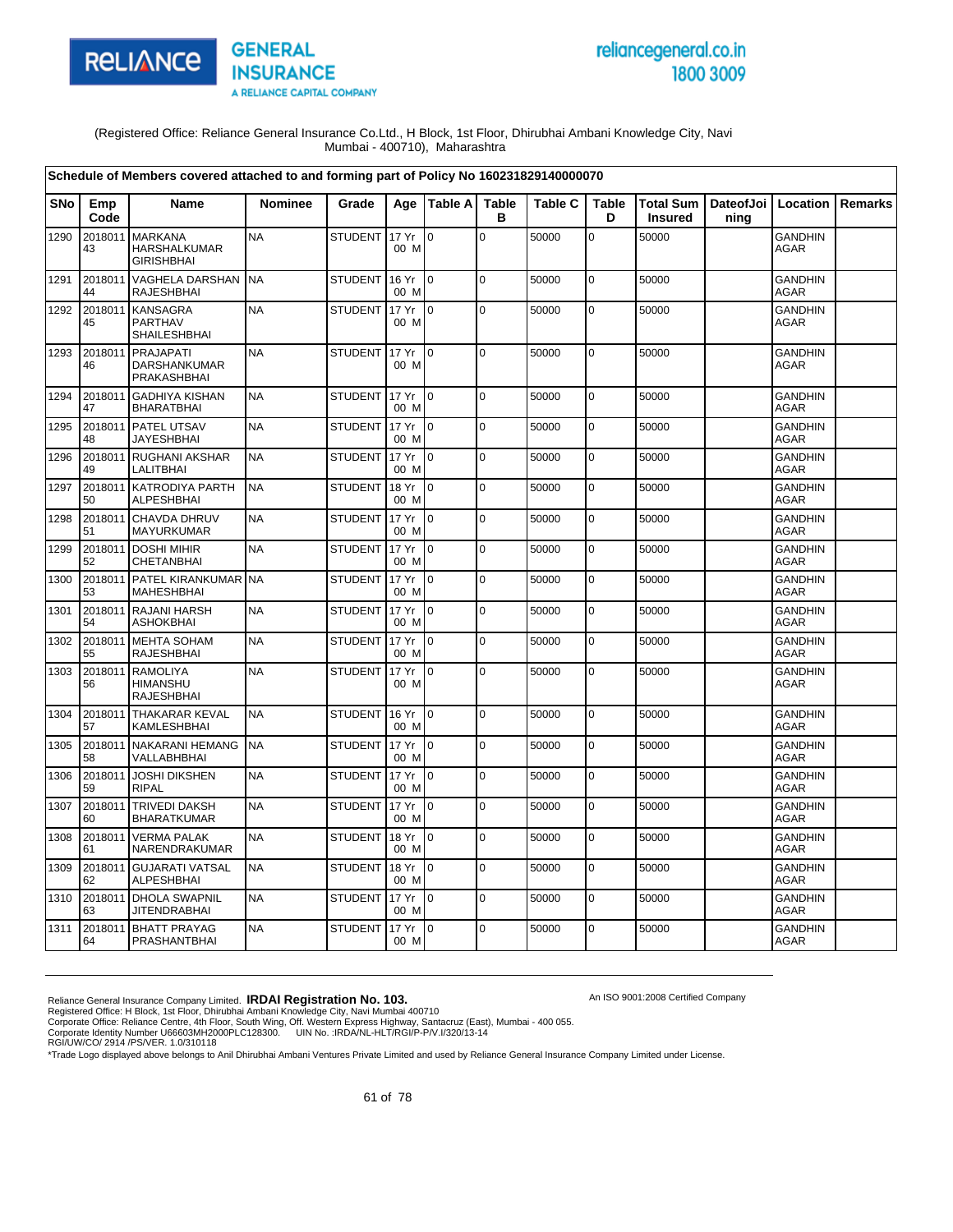(Registered Office: Reliance General Insurance Co.Ltd., H Block, 1st Floor, Dhirubhai Ambani Knowledge City, Navi Mumbai - 400710), Maharashtra

**Schedule of Members covered attached to and forming part of Policy No 160231829140000070**

| SNo | Emp Code | Name | Nominee | Grade | Age | Table A | Table B | Table C | Table D | Total Sum Insured | DateofJoining | Location | Remarks |
|---|---|---|---|---|---|---|---|---|---|---|---|---|---|
| 1290 | 201801143 | MARKANA HARSHALKUMAR GIRISHBHAI | NA | STUDENT | 17 Yr 00 M | 0 | 0 | 50000 | 0 | 50000 | | GANDHINAGAR | |
| 1291 | 201801144 | VAGHELA DARSHAN RAJESHBHAI | NA | STUDENT | 16 Yr 00 M | 0 | 0 | 50000 | 0 | 50000 | | GANDHINAGAR | |
| 1292 | 201801145 | KANSAGRA PARTHAV SHAILESHBHAI | NA | STUDENT | 17 Yr 00 M | 0 | 0 | 50000 | 0 | 50000 | | GANDHINAGAR | |
| 1293 | 201801146 | PRAJAPATI DARSHANKUMAR PRAKASHBHAI | NA | STUDENT | 17 Yr 00 M | 0 | 0 | 50000 | 0 | 50000 | | GANDHINAGAR | |
| 1294 | 201801147 | GADHIYA KISHAN BHARATBHAI | NA | STUDENT | 17 Yr 00 M | 0 | 0 | 50000 | 0 | 50000 | | GANDHINAGAR | |
| 1295 | 201801148 | PATEL UTSAV JAYESHBHAI | NA | STUDENT | 17 Yr 00 M | 0 | 0 | 50000 | 0 | 50000 | | GANDHINAGAR | |
| 1296 | 201801149 | RUGHANI AKSHAR LALITBHAI | NA | STUDENT | 17 Yr 00 M | 0 | 0 | 50000 | 0 | 50000 | | GANDHINAGAR | |
| 1297 | 201801150 | KATRODIYA PARTH ALPESHBHAI | NA | STUDENT | 18 Yr 00 M | 0 | 0 | 50000 | 0 | 50000 | | GANDHINAGAR | |
| 1298 | 201801151 | CHAVDA DHRUV MAYURKUMAR | NA | STUDENT | 17 Yr 00 M | 0 | 0 | 50000 | 0 | 50000 | | GANDHINAGAR | |
| 1299 | 201801152 | DOSHI MIHIR CHETANBHAI | NA | STUDENT | 17 Yr 00 M | 0 | 0 | 50000 | 0 | 50000 | | GANDHINAGAR | |
| 1300 | 201801153 | PATEL KIRANKUMAR MAHESHBHAI | NA | STUDENT | 17 Yr 00 M | 0 | 0 | 50000 | 0 | 50000 | | GANDHINAGAR | |
| 1301 | 201801154 | RAJANI HARSH ASHOKBHAI | NA | STUDENT | 17 Yr 00 M | 0 | 0 | 50000 | 0 | 50000 | | GANDHINAGAR | |
| 1302 | 201801155 | MEHTA SOHAM RAJESHBHAI | NA | STUDENT | 17 Yr 00 M | 0 | 0 | 50000 | 0 | 50000 | | GANDHINAGAR | |
| 1303 | 201801156 | RAMOLIYA HIMANSHU RAJESHBHAI | NA | STUDENT | 17 Yr 00 M | 0 | 0 | 50000 | 0 | 50000 | | GANDHINAGAR | |
| 1304 | 201801157 | THAKARAR KEVAL KAMLESHBHAI | NA | STUDENT | 16 Yr 00 M | 0 | 0 | 50000 | 0 | 50000 | | GANDHINAGAR | |
| 1305 | 201801158 | NAKARANI HEMANG VALLABHBHAI | NA | STUDENT | 17 Yr 00 M | 0 | 0 | 50000 | 0 | 50000 | | GANDHINAGAR | |
| 1306 | 201801159 | JOSHI DIKSHEN RIPAL | NA | STUDENT | 17 Yr 00 M | 0 | 0 | 50000 | 0 | 50000 | | GANDHINAGAR | |
| 1307 | 201801160 | TRIVEDI DAKSH BHARATKUMAR | NA | STUDENT | 17 Yr 00 M | 0 | 0 | 50000 | 0 | 50000 | | GANDHINAGAR | |
| 1308 | 201801161 | VERMA PALAK NARENDRAKUMAR | NA | STUDENT | 18 Yr 00 M | 0 | 0 | 50000 | 0 | 50000 | | GANDHINAGAR | |
| 1309 | 201801162 | GUJARATI VATSAL ALPESHBHAI | NA | STUDENT | 18 Yr 00 M | 0 | 0 | 50000 | 0 | 50000 | | GANDHINAGAR | |
| 1310 | 201801163 | DHOLA SWAPNIL JITENDRABHAI | NA | STUDENT | 17 Yr 00 M | 0 | 0 | 50000 | 0 | 50000 | | GANDHINAGAR | |
| 1311 | 201801164 | BHATT PRAYAG PRASHANTBHAI | NA | STUDENT | 17 Yr 00 M | 0 | 0 | 50000 | 0 | 50000 | | GANDHINAGAR | |

Reliance General Insurance Company Limited. **IRDAI Registration No. 103.**
Registered Office: H Block, 1st Floor, Dhirubhai Ambani Knowledge City, Navi Mumbai 400710
Corporate Office: Reliance Centre, 4th Floor, South Wing, Off. Western Express Highway, Santacruz (East), Mumbai - 400 055.
Corporate Identity Number U66603MH2000PLC128300. UIN No. :IRDA/NL-HLT/RGI/P-P/V.I/320/13-14
RGI/UW/CO/ 2914 /PS/VER. 1.0/310118

An ISO 9001:2008 Certified Company

*Trade Logo displayed above belongs to Anil Dhirubhai Ambani Ventures Private Limited and used by Reliance General Insurance Company Limited under License.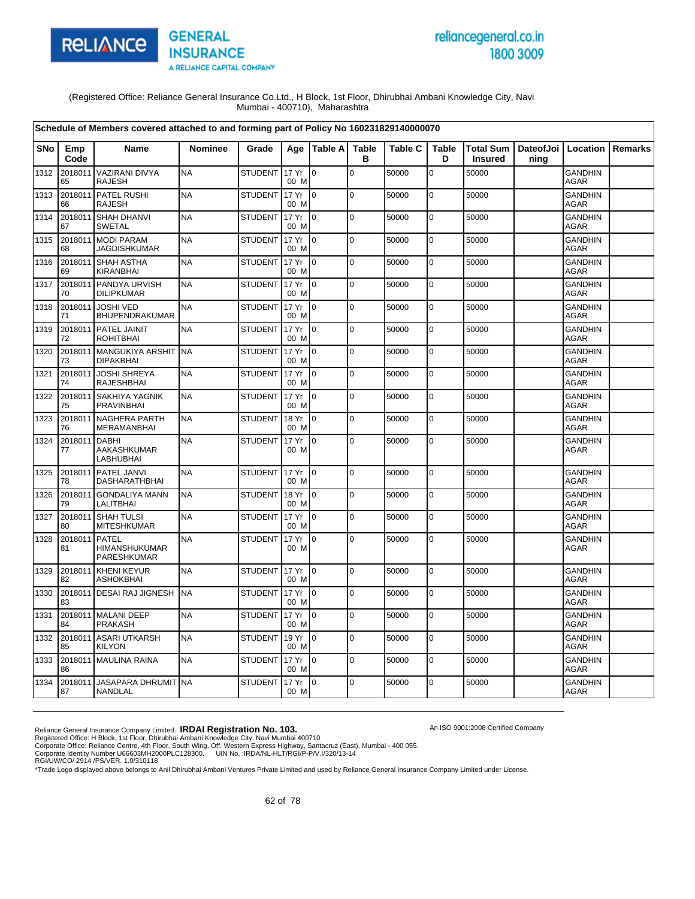(Registered Office: Reliance General Insurance Co.Ltd., H Block, 1st Floor, Dhirubhai Ambani Knowledge City, Navi Mumbai - 400710), Maharashtra

**Schedule of Members covered attached to and forming part of Policy No 160231829140000070**

| SNo | Emp Code | Name | Nominee | Grade | Age | Table A | Table B | Table C | Table D | Total Sum Insured | DateofJoining | Location | Remarks |
|---|---|---|---|---|---|---|---|---|---|---|---|---|---|
| 1312 | 201801165 | VAZIRANI DIVYA RAJESH | NA | STUDENT | 17 Yr 00 M | 0 | 0 | 50000 | 0 | 50000 | | GANDHINAGAR | |
| 1313 | 201801166 | PATEL RUSHI RAJESH | NA | STUDENT | 17 Yr 00 M | 0 | 0 | 50000 | 0 | 50000 | | GANDHINAGAR | |
| 1314 | 201801167 | SHAH DHANVI SWETAL | NA | STUDENT | 17 Yr 00 M | 0 | 0 | 50000 | 0 | 50000 | | GANDHINAGAR | |
| 1315 | 201801168 | MODI PARAM JAGDISHKUMAR | NA | STUDENT | 17 Yr 00 M | 0 | 0 | 50000 | 0 | 50000 | | GANDHINAGAR | |
| 1316 | 201801169 | SHAH ASTHA KIRANBHAI | NA | STUDENT | 17 Yr 00 M | 0 | 0 | 50000 | 0 | 50000 | | GANDHINAGAR | |
| 1317 | 201801170 | PANDYA URVISH DILIPKUMAR | NA | STUDENT | 17 Yr 00 M | 0 | 0 | 50000 | 0 | 50000 | | GANDHINAGAR | |
| 1318 | 201801171 | JOSHI VED BHUPENDRAKUMAR | NA | STUDENT | 17 Yr 00 M | 0 | 0 | 50000 | 0 | 50000 | | GANDHINAGAR | |
| 1319 | 201801172 | PATEL JAINIT ROHITBHAI | NA | STUDENT | 17 Yr 00 M | 0 | 0 | 50000 | 0 | 50000 | | GANDHINAGAR | |
| 1320 | 201801173 | MANGUKIYA ARSHIT DIPAKBHAI | NA | STUDENT | 17 Yr 00 M | 0 | 0 | 50000 | 0 | 50000 | | GANDHINAGAR | |
| 1321 | 201801174 | JOSHI SHREYA RAJESHBHAI | NA | STUDENT | 17 Yr 00 M | 0 | 0 | 50000 | 0 | 50000 | | GANDHINAGAR | |
| 1322 | 201801175 | SAKHIYA YAGNIK PRAVINBHAI | NA | STUDENT | 17 Yr 00 M | 0 | 0 | 50000 | 0 | 50000 | | GANDHINAGAR | |
| 1323 | 201801176 | NAGHERA PARTH MERAMANBHAI | NA | STUDENT | 18 Yr 00 M | 0 | 0 | 50000 | 0 | 50000 | | GANDHINAGAR | |
| 1324 | 201801177 | DABHI AAKASHKUMAR LABHUBHAI | NA | STUDENT | 17 Yr 00 M | 0 | 0 | 50000 | 0 | 50000 | | GANDHINAGAR | |
| 1325 | 201801178 | PATEL JANVI DASHARATHBHAI | NA | STUDENT | 17 Yr 00 M | 0 | 0 | 50000 | 0 | 50000 | | GANDHINAGAR | |
| 1326 | 201801179 | GONDALIYA MANN LALITBHAI | NA | STUDENT | 18 Yr 00 M | 0 | 0 | 50000 | 0 | 50000 | | GANDHINAGAR | |
| 1327 | 201801180 | SHAH TULSI MITESHKUMAR | NA | STUDENT | 17 Yr 00 M | 0 | 0 | 50000 | 0 | 50000 | | GANDHINAGAR | |
| 1328 | 201801181 | PATEL HIMANSHUKUMAR PARESHKUMAR | NA | STUDENT | 17 Yr 00 M | 0 | 0 | 50000 | 0 | 50000 | | GANDHINAGAR | |
| 1329 | 201801182 | KHENI KEYUR ASHOKBHAI | NA | STUDENT | 17 Yr 00 M | 0 | 0 | 50000 | 0 | 50000 | | GANDHINAGAR | |
| 1330 | 201801183 | DESAI RAJ JIGNESH | NA | STUDENT | 17 Yr 00 M | 0 | 0 | 50000 | 0 | 50000 | | GANDHINAGAR | |
| 1331 | 201801184 | MALANI DEEP PRAKASH | NA | STUDENT | 17 Yr 00 M | 0 | 0 | 50000 | 0 | 50000 | | GANDHINAGAR | |
| 1332 | 201801185 | ASARI UTKARSH KILYON | NA | STUDENT | 19 Yr 00 M | 0 | 0 | 50000 | 0 | 50000 | | GANDHINAGAR | |
| 1333 | 201801186 | MAULINA RAINA | NA | STUDENT | 17 Yr 00 M | 0 | 0 | 50000 | 0 | 50000 | | GANDHINAGAR | |
| 1334 | 201801187 | JASAPARA DHRUMIT NANDLAL | NA | STUDENT | 17 Yr 00 M | 0 | 0 | 50000 | 0 | 50000 | | GANDHINAGAR | |

Reliance General Insurance Company Limited. **IRDAI Registration No. 103.**
Registered Office: H Block, 1st Floor, Dhirubhai Ambani Knowledge City, Navi Mumbai 400710
Corporate Office: Reliance Centre, 4th Floor, South Wing, Off. Western Express Highway, Santacruz (East), Mumbai - 400 055.
Corporate Identity Number U66603MH2000PLC128300. UIN No. :IRDA/NL-HLT/RGI/P-P/V.I/320/13-14
RGI/UW/CO/ 2914 /PS/VER. 1.0/310118

An ISO 9001:2008 Certified Company

*Trade Logo displayed above belongs to Anil Dhirubhai Ambani Ventures Private Limited and used by Reliance General Insurance Company Limited under License.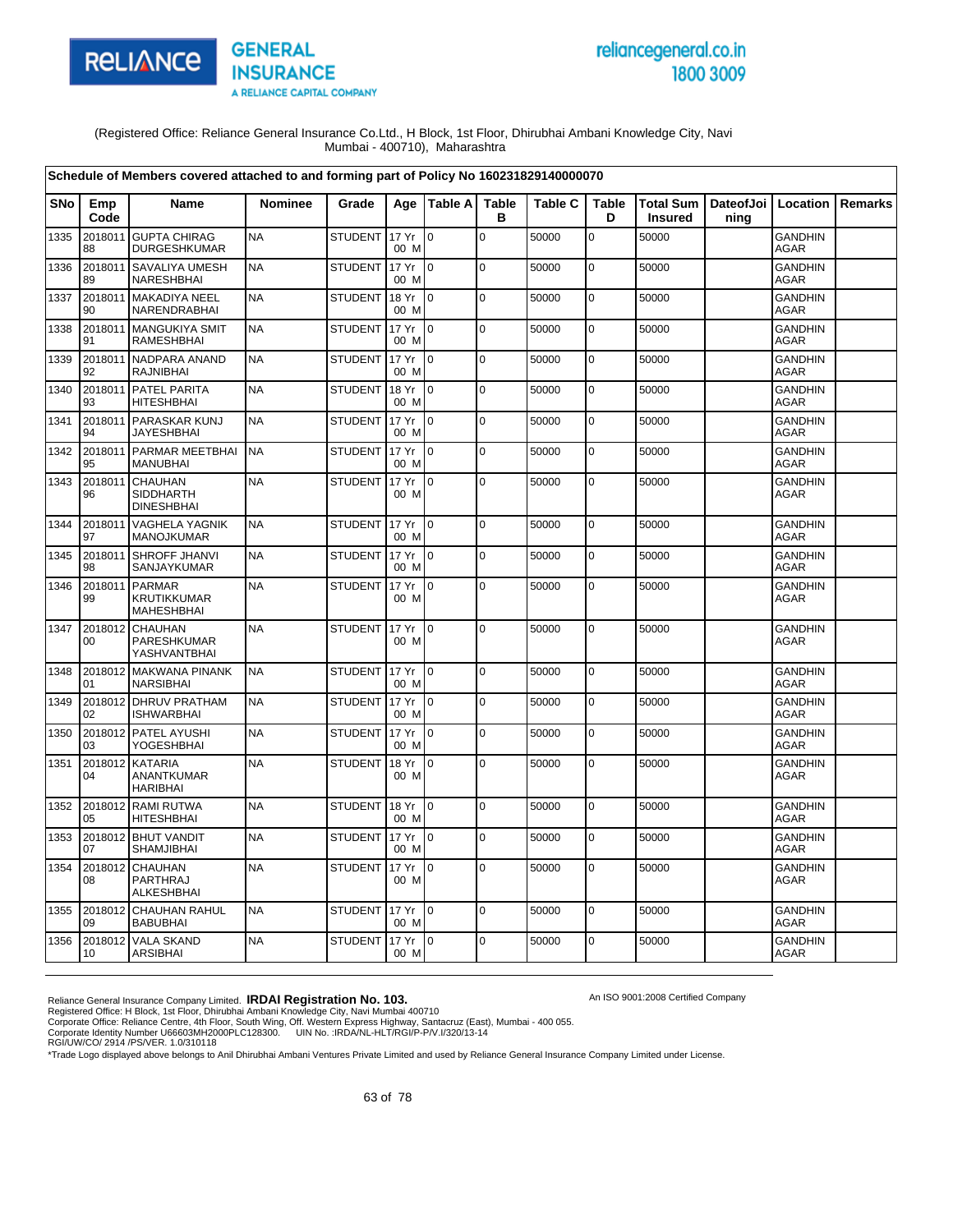(Registered Office: Reliance General Insurance Co.Ltd., H Block, 1st Floor, Dhirubhai Ambani Knowledge City, Navi Mumbai - 400710), Maharashtra

**Schedule of Members covered attached to and forming part of Policy No 160231829140000070**

| SNo | Emp Code | Name | Nominee | Grade | Age | Table A | Table B | Table C | Table D | Total Sum Insured | DateofJoining | Location | Remarks |
|---|---|---|---|---|---|---|---|---|---|---|---|---|---|
| 1335 | 201801188 | GUPTA CHIRAG DURGESHKUMAR | NA | STUDENT | 17 Yr 00 M | 0 | 0 | 50000 | 0 | 50000 | | GANDHINAGAR | |
| 1336 | 201801189 | SAVALIYA UMESH NARESHBHAI | NA | STUDENT | 17 Yr 00 M | 0 | 0 | 50000 | 0 | 50000 | | GANDHINAGAR | |
| 1337 | 201801190 | MAKADIYA NEEL NARENDRABHAI | NA | STUDENT | 18 Yr 00 M | 0 | 0 | 50000 | 0 | 50000 | | GANDHINAGAR | |
| 1338 | 201801191 | MANGUKIYA SMIT RAMESHBHAI | NA | STUDENT | 17 Yr 00 M | 0 | 0 | 50000 | 0 | 50000 | | GANDHINAGAR | |
| 1339 | 201801192 | NADPARA ANAND RAJNIBHAI | NA | STUDENT | 17 Yr 00 M | 0 | 0 | 50000 | 0 | 50000 | | GANDHINAGAR | |
| 1340 | 201801193 | PATEL PARITA HITESHBHAI | NA | STUDENT | 18 Yr 00 M | 0 | 0 | 50000 | 0 | 50000 | | GANDHINAGAR | |
| 1341 | 201801194 | PARASKAR KUNJ JAYESHBHAI | NA | STUDENT | 17 Yr 00 M | 0 | 0 | 50000 | 0 | 50000 | | GANDHINAGAR | |
| 1342 | 201801195 | PARMAR MEETBHAI MANUBHAI | NA | STUDENT | 17 Yr 00 M | 0 | 0 | 50000 | 0 | 50000 | | GANDHINAGAR | |
| 1343 | 201801196 | CHAUHAN SIDDHARTH DINESHBHAI | NA | STUDENT | 17 Yr 00 M | 0 | 0 | 50000 | 0 | 50000 | | GANDHINAGAR | |
| 1344 | 201801197 | VAGHELA YAGNIK MANOJKUMAR | NA | STUDENT | 17 Yr 00 M | 0 | 0 | 50000 | 0 | 50000 | | GANDHINAGAR | |
| 1345 | 201801198 | SHROFF JHANVI SANJAYKUMAR | NA | STUDENT | 17 Yr 00 M | 0 | 0 | 50000 | 0 | 50000 | | GANDHINAGAR | |
| 1346 | 201801199 | PARMAR KRUTIKKUMAR MAHESHBHAI | NA | STUDENT | 17 Yr 00 M | 0 | 0 | 50000 | 0 | 50000 | | GANDHINAGAR | |
| 1347 | 201801200 | CHAUHAN PARESHKUMAR YASHVANTBHAI | NA | STUDENT | 17 Yr 00 M | 0 | 0 | 50000 | 0 | 50000 | | GANDHINAGAR | |
| 1348 | 201801201 | MAKWANA PINANK NARSIBHAI | NA | STUDENT | 17 Yr 00 M | 0 | 0 | 50000 | 0 | 50000 | | GANDHINAGAR | |
| 1349 | 201801202 | DHRUV PRATHAM ISHWARBHAI | NA | STUDENT | 17 Yr 00 M | 0 | 0 | 50000 | 0 | 50000 | | GANDHINAGAR | |
| 1350 | 201801203 | PATEL AYUSHI YOGESHBHAI | NA | STUDENT | 17 Yr 00 M | 0 | 0 | 50000 | 0 | 50000 | | GANDHINAGAR | |
| 1351 | 201801204 | KATARIA ANANTKUMAR HARIBHAI | NA | STUDENT | 18 Yr 00 M | 0 | 0 | 50000 | 0 | 50000 | | GANDHINAGAR | |
| 1352 | 201801205 | RAMI RUTWA HITESHBHAI | NA | STUDENT | 18 Yr 00 M | 0 | 0 | 50000 | 0 | 50000 | | GANDHINAGAR | |
| 1353 | 201801207 | BHUT VANDIT SHAMJIBHAI | NA | STUDENT | 17 Yr 00 M | 0 | 0 | 50000 | 0 | 50000 | | GANDHINAGAR | |
| 1354 | 201801208 | CHAUHAN PARTHRAJ ALKESHBHAI | NA | STUDENT | 17 Yr 00 M | 0 | 0 | 50000 | 0 | 50000 | | GANDHINAGAR | |
| 1355 | 201801209 | CHAUHAN RAHUL BABUBHAI | NA | STUDENT | 17 Yr 00 M | 0 | 0 | 50000 | 0 | 50000 | | GANDHINAGAR | |
| 1356 | 201801210 | VALA SKAND ARSIBHAI | NA | STUDENT | 17 Yr 00 M | 0 | 0 | 50000 | 0 | 50000 | | GANDHINAGAR | |

Reliance General Insurance Company Limited. **IRDAI Registration No. 103.**
Registered Office: H Block, 1st Floor, Dhirubhai Ambani Knowledge City, Navi Mumbai 400710
Corporate Office: Reliance Centre, 4th Floor, South Wing, Off. Western Express Highway, Santacruz (East), Mumbai - 400 055.
Corporate Identity Number U66603MH2000PLC128300. UIN No. :IRDA/NL-HLT/RGI/P-P/V.I/320/13-14
RGI/UW/CO/ 2914 /PS/VER. 1.0/310118

An ISO 9001:2008 Certified Company

*Trade Logo displayed above belongs to Anil Dhirubhai Ambani Ventures Private Limited and used by Reliance General Insurance Company Limited under License.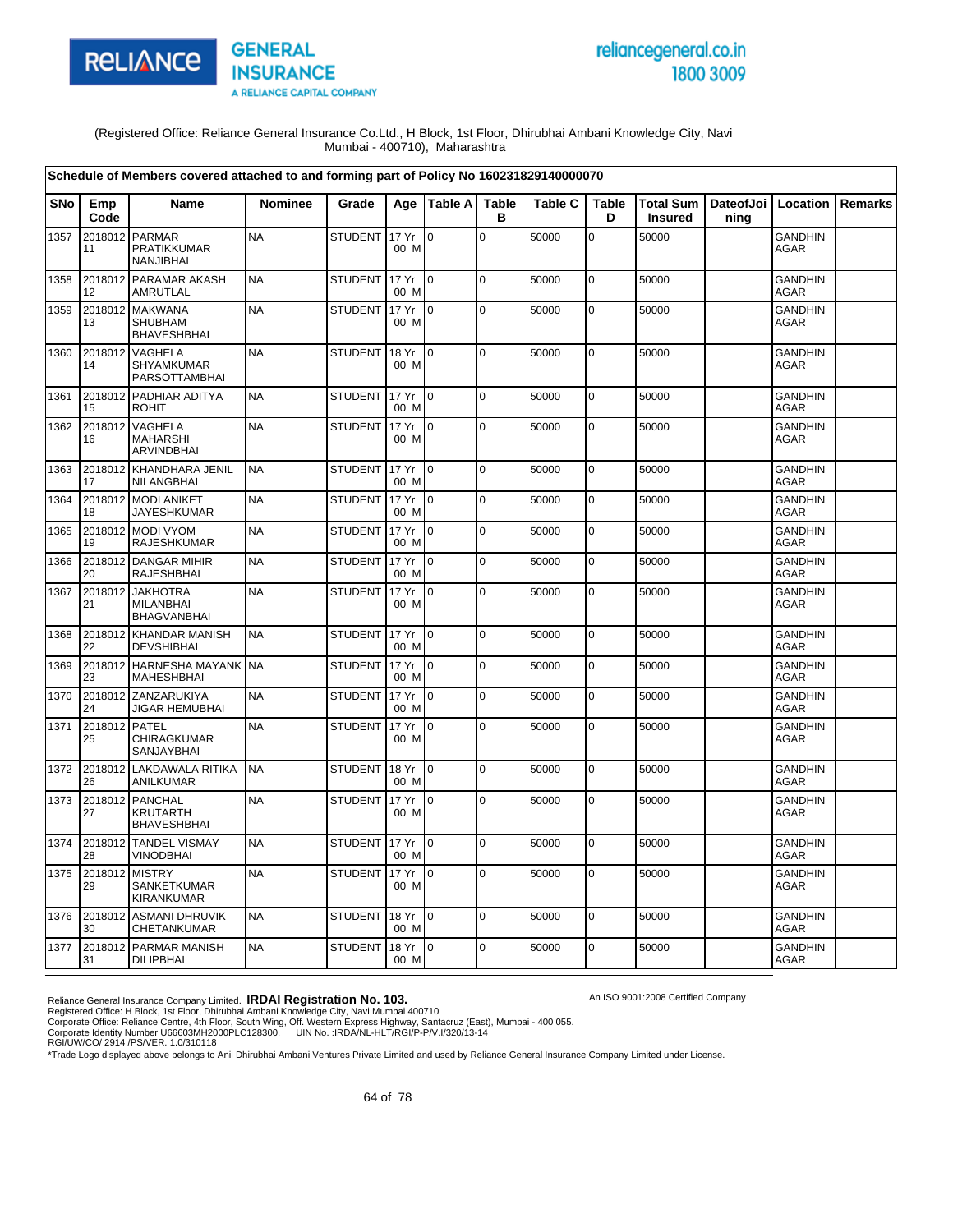(Registered Office: Reliance General Insurance Co.Ltd., H Block, 1st Floor, Dhirubhai Ambani Knowledge City, Navi Mumbai - 400710), Maharashtra

**Schedule of Members covered attached to and forming part of Policy No 160231829140000070**

| SNo | Emp Code | Name | Nominee | Grade | Age | Table A | Table B | Table C | Table D | Total Sum Insured | DateofJoining | Location | Remarks |
|---|---|---|---|---|---|---|---|---|---|---|---|---|---|
| 1357 | 201801211 | PARMAR PRATIKKUMAR NANJIBHAI | NA | STUDENT | 17 Yr 00 M | 0 | 0 | 50000 | 0 | 50000 | | GANDHINAGAR | |
| 1358 | 201801212 | PARAMAR AKASH AMRUTLAL | NA | STUDENT | 17 Yr 00 M | 0 | 0 | 50000 | 0 | 50000 | | GANDHINAGAR | |
| 1359 | 201801213 | MAKWANA SHUBHAM BHAVESHBHAI | NA | STUDENT | 17 Yr 00 M | 0 | 0 | 50000 | 0 | 50000 | | GANDHINAGAR | |
| 1360 | 201801214 | VAGHELA SHYAMKUMAR PARSOTTAMBHAI | NA | STUDENT | 18 Yr 00 M | 0 | 0 | 50000 | 0 | 50000 | | GANDHINAGAR | |
| 1361 | 201801215 | PADHIAR ADITYA ROHIT | NA | STUDENT | 17 Yr 00 M | 0 | 0 | 50000 | 0 | 50000 | | GANDHINAGAR | |
| 1362 | 201801216 | VAGHELA MAHARSHI ARVINDBHAI | NA | STUDENT | 17 Yr 00 M | 0 | 0 | 50000 | 0 | 50000 | | GANDHINAGAR | |
| 1363 | 201801217 | KHANDHARA JENIL NILANGBHAI | NA | STUDENT | 17 Yr 00 M | 0 | 0 | 50000 | 0 | 50000 | | GANDHINAGAR | |
| 1364 | 201801218 | MODI ANIKET JAYESHKUMAR | NA | STUDENT | 17 Yr 00 M | 0 | 0 | 50000 | 0 | 50000 | | GANDHINAGAR | |
| 1365 | 201801219 | MODI VYOM RAJESHKUMAR | NA | STUDENT | 17 Yr 00 M | 0 | 0 | 50000 | 0 | 50000 | | GANDHINAGAR | |
| 1366 | 201801220 | DANGAR MIHIR RAJESHBHAI | NA | STUDENT | 17 Yr 00 M | 0 | 0 | 50000 | 0 | 50000 | | GANDHINAGAR | |
| 1367 | 201801221 | JAKHOTRA MILANBHAI BHAGVANBHAI | NA | STUDENT | 17 Yr 00 M | 0 | 0 | 50000 | 0 | 50000 | | GANDHINAGAR | |
| 1368 | 201801222 | KHANDAR MANISH DEVSHIBHAI | NA | STUDENT | 17 Yr 00 M | 0 | 0 | 50000 | 0 | 50000 | | GANDHINAGAR | |
| 1369 | 201801223 | HARNESHA MAYANK MAHESHBHAI | NA | STUDENT | 17 Yr 00 M | 0 | 0 | 50000 | 0 | 50000 | | GANDHINAGAR | |
| 1370 | 201801224 | ZANZARUKIYA JIGAR HEMUBHAI | NA | STUDENT | 17 Yr 00 M | 0 | 0 | 50000 | 0 | 50000 | | GANDHINAGAR | |
| 1371 | 201801225 | PATEL CHIRAGKUMAR SANJAYBHAI | NA | STUDENT | 17 Yr 00 M | 0 | 0 | 50000 | 0 | 50000 | | GANDHINAGAR | |
| 1372 | 201801226 | LAKDAWALA RITIKA ANILKUMAR | NA | STUDENT | 18 Yr 00 M | 0 | 0 | 50000 | 0 | 50000 | | GANDHINAGAR | |
| 1373 | 201801227 | PANCHAL KRUTARTH BHAVESHBHAI | NA | STUDENT | 17 Yr 00 M | 0 | 0 | 50000 | 0 | 50000 | | GANDHINAGAR | |
| 1374 | 201801228 | TANDEL VISMAY VINODBHAI | NA | STUDENT | 17 Yr 00 M | 0 | 0 | 50000 | 0 | 50000 | | GANDHINAGAR | |
| 1375 | 201801229 | MISTRY SANKETKUMAR KIRANKUMAR | NA | STUDENT | 17 Yr 00 M | 0 | 0 | 50000 | 0 | 50000 | | GANDHINAGAR | |
| 1376 | 201801230 | ASMANI DHRUVIK CHETANKUMAR | NA | STUDENT | 18 Yr 00 M | 0 | 0 | 50000 | 0 | 50000 | | GANDHINAGAR | |
| 1377 | 201801231 | PARMAR MANISH DILIPBHAI | NA | STUDENT | 18 Yr 00 M | 0 | 0 | 50000 | 0 | 50000 | | GANDHINAGAR | |

Reliance General Insurance Company Limited. **IRDAI Registration No. 103.**
An ISO 9001:2008 Certified Company
Registered Office: H Block, 1st Floor, Dhirubhai Ambani Knowledge City, Navi Mumbai 400710
Corporate Office: Reliance Centre, 4th Floor, South Wing, Off. Western Express Highway, Santacruz (East), Mumbai - 400 055.
Corporate Identity Number U66603MH2000PLC128300. UIN No. :IRDA/NL-HLT/RGI/P-P/V.I/320/13-14
RGI/UW/CO/ 2914 /PS/VER. 1.0/310118
*Trade Logo displayed above belongs to Anil Dhirubhai Ambani Ventures Private Limited and used by Reliance General Insurance Company Limited under License.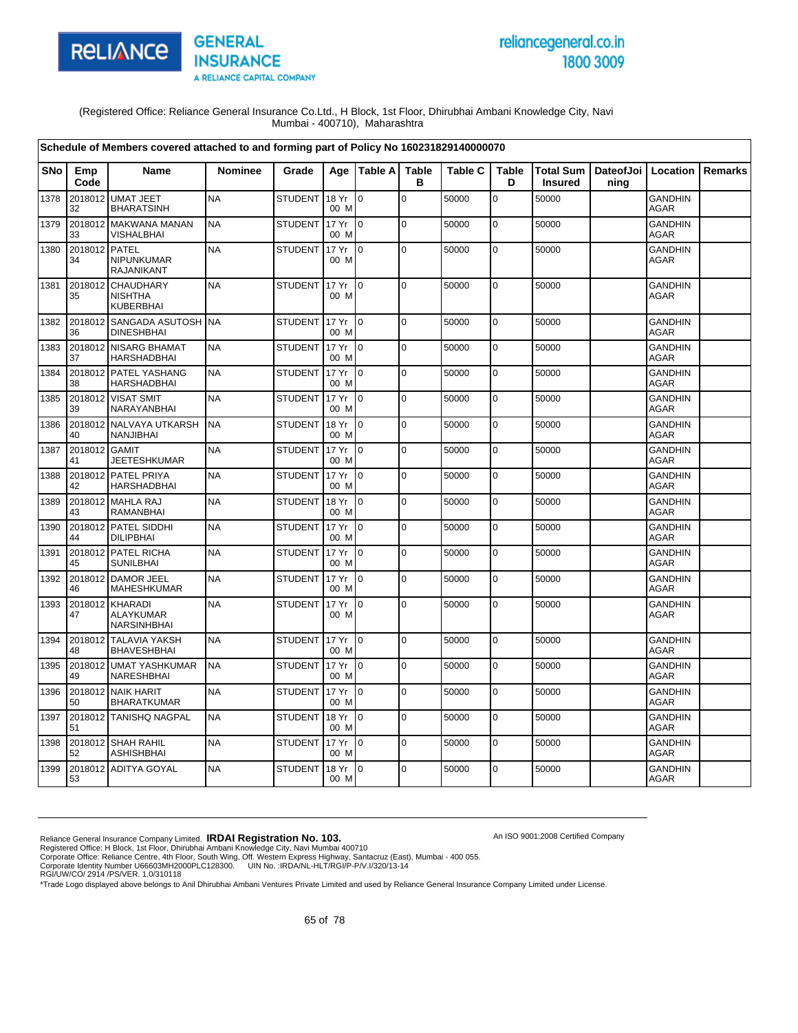(Registered Office: Reliance General Insurance Co.Ltd., H Block, 1st Floor, Dhirubhai Ambani Knowledge City, Navi Mumbai - 400710), Maharashtra

**Schedule of Members covered attached to and forming part of Policy No 160231829140000070**

| SNo | Emp Code | Name | Nominee | Grade | Age | Table A | Table B | Table C | Table D | Total Sum Insured | DateofJoining | Location | Remarks |
|---|---|---|---|---|---|---|---|---|---|---|---|---|---|
| 1378 | 201801232 | UMAT JEET BHARATSINH | NA | STUDENT | 18 Yr 00 M | 0 | 0 | 50000 | 0 | 50000 | | GANDHINAGAR | |
| 1379 | 201801233 | MAKWANA MANAN VISHALBHAI | NA | STUDENT | 17 Yr 00 M | 0 | 0 | 50000 | 0 | 50000 | | GANDHINAGAR | |
| 1380 | 201801234 | PATEL NIPUNKUMAR RAJANIKANT | NA | STUDENT | 17 Yr 00 M | 0 | 0 | 50000 | 0 | 50000 | | GANDHINAGAR | |
| 1381 | 201801235 | CHAUDHARY NISHTHA KUBERBHAI | NA | STUDENT | 17 Yr 00 M | 0 | 0 | 50000 | 0 | 50000 | | GANDHINAGAR | |
| 1382 | 201801236 | SANGADA ASUTOSH DINESHBHAI | NA | STUDENT | 17 Yr 00 M | 0 | 0 | 50000 | 0 | 50000 | | GANDHINAGAR | |
| 1383 | 201801237 | NISARG BHAMAT HARSHADBHAI | NA | STUDENT | 17 Yr 00 M | 0 | 0 | 50000 | 0 | 50000 | | GANDHINAGAR | |
| 1384 | 201801238 | PATEL YASHANG HARSHADBHAI | NA | STUDENT | 17 Yr 00 M | 0 | 0 | 50000 | 0 | 50000 | | GANDHINAGAR | |
| 1385 | 201801239 | VISAT SMIT NARAYANBHAI | NA | STUDENT | 17 Yr 00 M | 0 | 0 | 50000 | 0 | 50000 | | GANDHINAGAR | |
| 1386 | 201801240 | NALVAYA UTKARSH NANJIBHAI | NA | STUDENT | 18 Yr 00 M | 0 | 0 | 50000 | 0 | 50000 | | GANDHINAGAR | |
| 1387 | 201801241 | GAMIT JEETESHKUMAR | NA | STUDENT | 17 Yr 00 M | 0 | 0 | 50000 | 0 | 50000 | | GANDHINAGAR | |
| 1388 | 201801242 | PATEL PRIYA HARSHADBHAI | NA | STUDENT | 17 Yr 00 M | 0 | 0 | 50000 | 0 | 50000 | | GANDHINAGAR | |
| 1389 | 201801243 | MAHLA RAJ RAMANBHAI | NA | STUDENT | 18 Yr 00 M | 0 | 0 | 50000 | 0 | 50000 | | GANDHINAGAR | |
| 1390 | 201801244 | PATEL SIDDHI DILIPBHAI | NA | STUDENT | 17 Yr 00 M | 0 | 0 | 50000 | 0 | 50000 | | GANDHINAGAR | |
| 1391 | 201801245 | PATEL RICHA SUNILBHAI | NA | STUDENT | 17 Yr 00 M | 0 | 0 | 50000 | 0 | 50000 | | GANDHINAGAR | |
| 1392 | 201801246 | DAMOR JEEL MAHESHKUMAR | NA | STUDENT | 17 Yr 00 M | 0 | 0 | 50000 | 0 | 50000 | | GANDHINAGAR | |
| 1393 | 201801247 | KHARADI ALAYKUMAR NARSINHBHAI | NA | STUDENT | 17 Yr 00 M | 0 | 0 | 50000 | 0 | 50000 | | GANDHINAGAR | |
| 1394 | 201801248 | TALAVIA YAKSH BHAVESHBHAI | NA | STUDENT | 17 Yr 00 M | 0 | 0 | 50000 | 0 | 50000 | | GANDHINAGAR | |
| 1395 | 201801249 | UMAT YASHKUMAR NARESHBHAI | NA | STUDENT | 17 Yr 00 M | 0 | 0 | 50000 | 0 | 50000 | | GANDHINAGAR | |
| 1396 | 201801250 | NAIK HARIT BHARATKUMAR | NA | STUDENT | 17 Yr 00 M | 0 | 0 | 50000 | 0 | 50000 | | GANDHINAGAR | |
| 1397 | 201801251 | TANISHQ NAGPAL | NA | STUDENT | 18 Yr 00 M | 0 | 0 | 50000 | 0 | 50000 | | GANDHINAGAR | |
| 1398 | 201801252 | SHAH RAHIL ASHISHBHAI | NA | STUDENT | 17 Yr 00 M | 0 | 0 | 50000 | 0 | 50000 | | GANDHINAGAR | |
| 1399 | 201801253 | ADITYA GOYAL | NA | STUDENT | 18 Yr 00 M | 0 | 0 | 50000 | 0 | 50000 | | GANDHINAGAR | |

Reliance General Insurance Company Limited. **IRDAI Registration No. 103.**
Registered Office: H Block, 1st Floor, Dhirubhai Ambani Knowledge City, Navi Mumbai 400710
Corporate Office: Reliance Centre, 4th Floor, South Wing, Off. Western Express Highway, Santacruz (East), Mumbai - 400 055.
Corporate Identity Number U66603MH2000PLC128300. UIN No. :IRDA/NL-HLT/RGI/P-P/V.I/320/13-14
RGI/UW/CO/ 2914 /PS/VER. 1.0/310118

An ISO 9001:2008 Certified Company

*Trade Logo displayed above belongs to Anil Dhirubhai Ambani Ventures Private Limited and used by Reliance General Insurance Company Limited under License.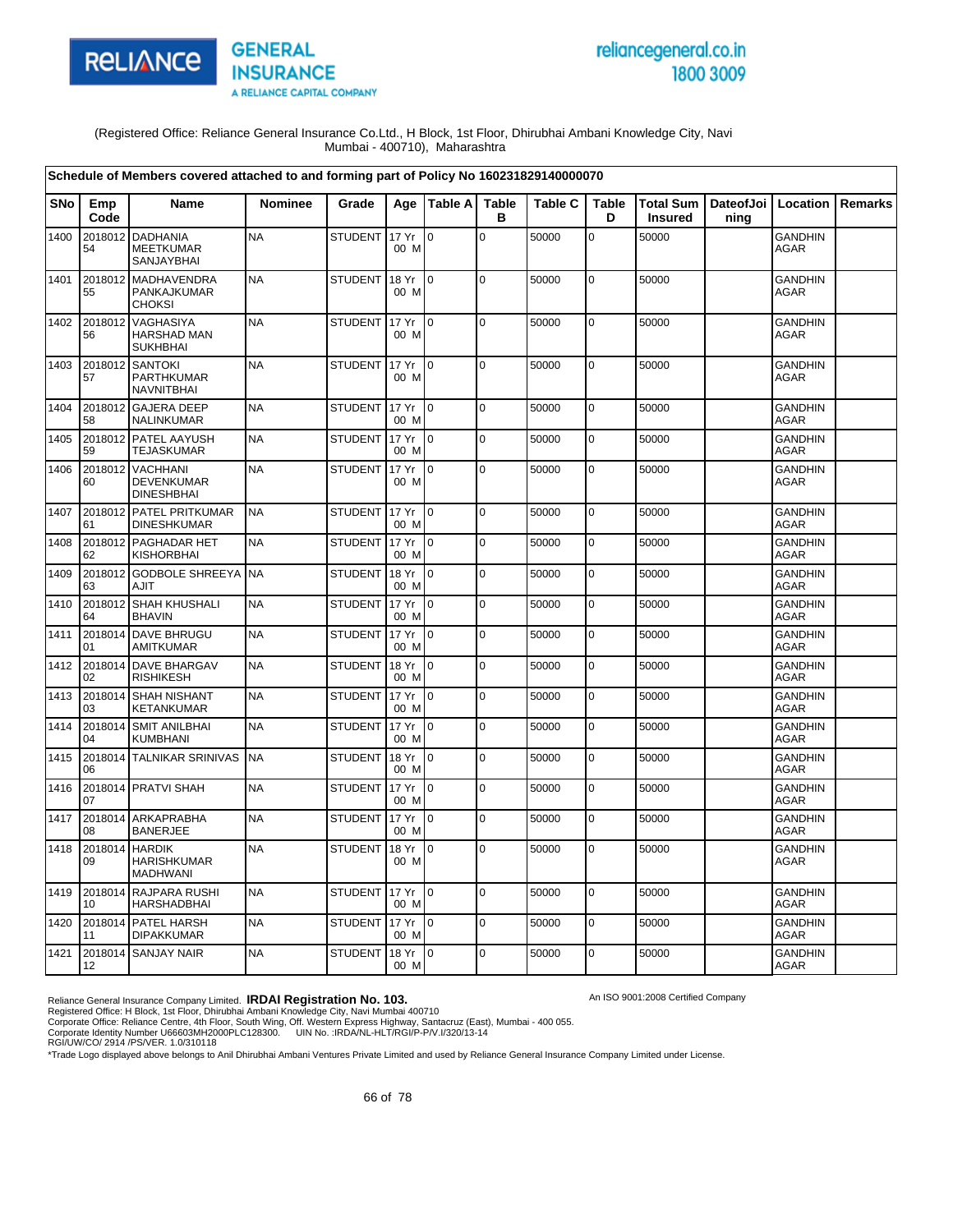(Registered Office: Reliance General Insurance Co.Ltd., H Block, 1st Floor, Dhirubhai Ambani Knowledge City, Navi Mumbai - 400710), Maharashtra

**Schedule of Members covered attached to and forming part of Policy No 160231829140000070**

| SNo | Emp Code | Name | Nominee | Grade | Age | Table A | Table B | Table C | Table D | Total Sum Insured | DateofJoining | Location | Remarks |
|---|---|---|---|---|---|---|---|---|---|---|---|---|---|
| 1400 | 201801254 | DADHANIA MEETKUMAR SANJAYBHAI | NA | STUDENT | 17 Yr 00 M | 0 | 0 | 50000 | 0 | 50000 | | GANDHINAGAR | |
| 1401 | 201801255 | MADHAVENDRA PANKAJKUMAR CHOKSI | NA | STUDENT | 18 Yr 00 M | 0 | 0 | 50000 | 0 | 50000 | | GANDHINAGAR | |
| 1402 | 201801256 | VAGHASIYA HARSHAD MAN SUKHBHAI | NA | STUDENT | 17 Yr 00 M | 0 | 0 | 50000 | 0 | 50000 | | GANDHINAGAR | |
| 1403 | 201801257 | SANTOKI PARTHKUMAR NAVNITBHAI | NA | STUDENT | 17 Yr 00 M | 0 | 0 | 50000 | 0 | 50000 | | GANDHINAGAR | |
| 1404 | 201801258 | GAJERA DEEP NALINKUMAR | NA | STUDENT | 17 Yr 00 M | 0 | 0 | 50000 | 0 | 50000 | | GANDHINAGAR | |
| 1405 | 201801259 | PATEL AAYUSH TEJASKUMAR | NA | STUDENT | 17 Yr 00 M | 0 | 0 | 50000 | 0 | 50000 | | GANDHINAGAR | |
| 1406 | 201801260 | VACHHANI DEVENKUMAR DINESHBHAI | NA | STUDENT | 17 Yr 00 M | 0 | 0 | 50000 | 0 | 50000 | | GANDHINAGAR | |
| 1407 | 201801261 | PATEL PRITKUMAR DINESHKUMAR | NA | STUDENT | 17 Yr 00 M | 0 | 0 | 50000 | 0 | 50000 | | GANDHINAGAR | |
| 1408 | 201801262 | PAGHADAR HET KISHORBHAI | NA | STUDENT | 17 Yr 00 M | 0 | 0 | 50000 | 0 | 50000 | | GANDHINAGAR | |
| 1409 | 201801263 | GODBOLE SHREEYA AJIT | NA | STUDENT | 18 Yr 00 M | 0 | 0 | 50000 | 0 | 50000 | | GANDHINAGAR | |
| 1410 | 201801264 | SHAH KHUSHALI BHAVIN | NA | STUDENT | 17 Yr 00 M | 0 | 0 | 50000 | 0 | 50000 | | GANDHINAGAR | |
| 1411 | 201801401 | DAVE BHRUGU AMITKUMAR | NA | STUDENT | 17 Yr 00 M | 0 | 0 | 50000 | 0 | 50000 | | GANDHINAGAR | |
| 1412 | 201801402 | DAVE BHARGAV RISHIKESH | NA | STUDENT | 18 Yr 00 M | 0 | 0 | 50000 | 0 | 50000 | | GANDHINAGAR | |
| 1413 | 201801403 | SHAH NISHANT KETANKUMAR | NA | STUDENT | 17 Yr 00 M | 0 | 0 | 50000 | 0 | 50000 | | GANDHINAGAR | |
| 1414 | 201801404 | SMIT ANILBHAI KUMBHANI | NA | STUDENT | 17 Yr 00 M | 0 | 0 | 50000 | 0 | 50000 | | GANDHINAGAR | |
| 1415 | 201801406 | TALNIKAR SRINIVAS | NA | STUDENT | 18 Yr 00 M | 0 | 0 | 50000 | 0 | 50000 | | GANDHINAGAR | |
| 1416 | 201801407 | PRATVI SHAH | NA | STUDENT | 17 Yr 00 M | 0 | 0 | 50000 | 0 | 50000 | | GANDHINAGAR | |
| 1417 | 201801408 | ARKAPRABHA BANERJEE | NA | STUDENT | 17 Yr 00 M | 0 | 0 | 50000 | 0 | 50000 | | GANDHINAGAR | |
| 1418 | 201801409 | HARDIK HARISHKUMAR MADHWANI | NA | STUDENT | 18 Yr 00 M | 0 | 0 | 50000 | 0 | 50000 | | GANDHINAGAR | |
| 1419 | 201801410 | RAJPARA RUSHI HARSHADBHAI | NA | STUDENT | 17 Yr 00 M | 0 | 0 | 50000 | 0 | 50000 | | GANDHINAGAR | |
| 1420 | 201801411 | PATEL HARSH DIPAKKUMAR | NA | STUDENT | 17 Yr 00 M | 0 | 0 | 50000 | 0 | 50000 | | GANDHINAGAR | |
| 1421 | 201801412 | SANJAY NAIR | NA | STUDENT | 18 Yr 00 M | 0 | 0 | 50000 | 0 | 50000 | | GANDHINAGAR | |

Reliance General Insurance Company Limited. **IRDAI Registration No. 103.**
An ISO 9001:2008 Certified Company
Registered Office: H Block, 1st Floor, Dhirubhai Ambani Knowledge City, Navi Mumbai 400710
Corporate Office: Reliance Centre, 4th Floor, South Wing, Off. Western Express Highway, Santacruz (East), Mumbai - 400 055.
Corporate Identity Number U66603MH2000PLC128300. UIN No. :IRDA/NL-HLT/RGI/P-P/V.I/320/13-14
RGI/UW/CO/ 2914 /PS/VER. 1.0/310118
*Trade Logo displayed above belongs to Anil Dhirubhai Ambani Ventures Private Limited and used by Reliance General Insurance Company Limited under License.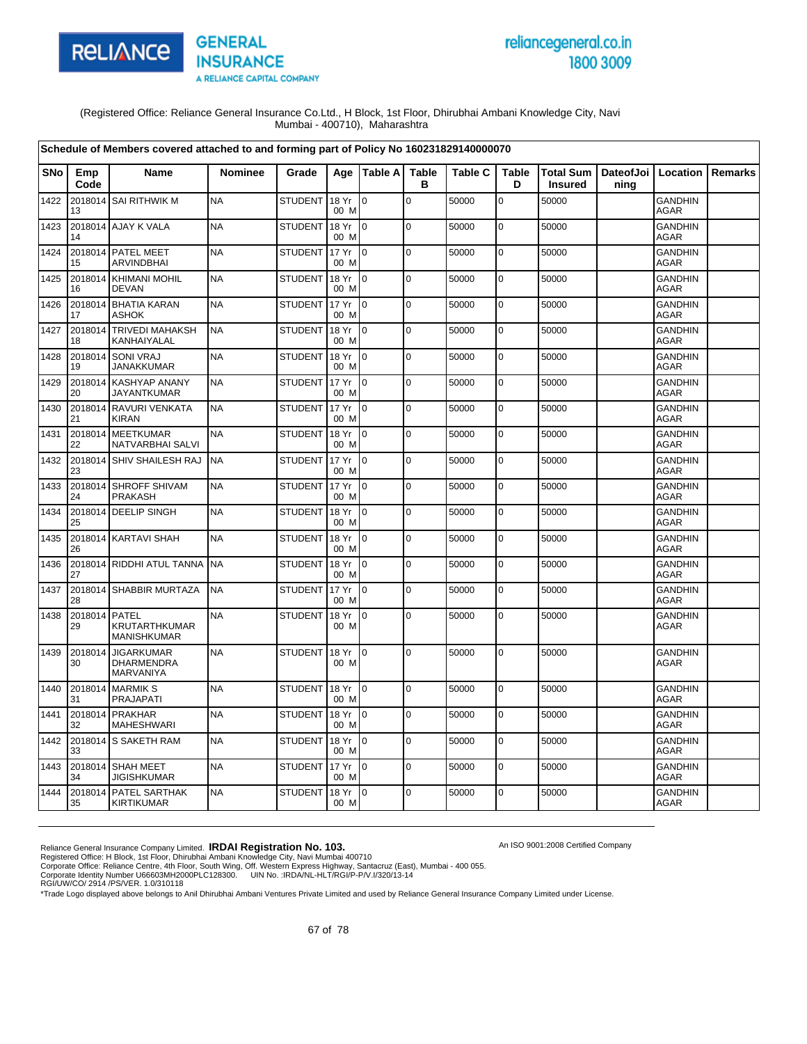(Registered Office: Reliance General Insurance Co.Ltd., H Block, 1st Floor, Dhirubhai Ambani Knowledge City, Navi Mumbai - 400710), Maharashtra

**Schedule of Members covered attached to and forming part of Policy No 160231829140000070**

| SNo | Emp Code | Name | Nominee | Grade | Age | Table A | Table B | Table C | Table D | Total Sum Insured | DateofJoining | Location | Remarks |
|---|---|---|---|---|---|---|---|---|---|---|---|---|---|
| 1422 | 201801413 | SAI RITHWIK M | NA | STUDENT | 18 Yr 00 M | 0 | 0 | 50000 | 0 | 50000 | | GANDHINAGAR | |
| 1423 | 201801414 | AJAY K VALA | NA | STUDENT | 18 Yr 00 M | 0 | 0 | 50000 | 0 | 50000 | | GANDHINAGAR | |
| 1424 | 201801415 | PATEL MEET ARVINDBHAI | NA | STUDENT | 17 Yr 00 M | 0 | 0 | 50000 | 0 | 50000 | | GANDHINAGAR | |
| 1425 | 201801416 | KHIMANI MOHIL DEVAN | NA | STUDENT | 18 Yr 00 M | 0 | 0 | 50000 | 0 | 50000 | | GANDHINAGAR | |
| 1426 | 201801417 | BHATIA KARAN ASHOK | NA | STUDENT | 17 Yr 00 M | 0 | 0 | 50000 | 0 | 50000 | | GANDHINAGAR | |
| 1427 | 201801418 | TRIVEDI MAHAKSH KANHAIYALAL | NA | STUDENT | 18 Yr 00 M | 0 | 0 | 50000 | 0 | 50000 | | GANDHINAGAR | |
| 1428 | 201801419 | SONI VRAJ JANAKKUMAR | NA | STUDENT | 18 Yr 00 M | 0 | 0 | 50000 | 0 | 50000 | | GANDHINAGAR | |
| 1429 | 201801420 | KASHYAP ANANY JAYANTKUMAR | NA | STUDENT | 17 Yr 00 M | 0 | 0 | 50000 | 0 | 50000 | | GANDHINAGAR | |
| 1430 | 201801421 | RAVURI VENKATA KIRAN | NA | STUDENT | 17 Yr 00 M | 0 | 0 | 50000 | 0 | 50000 | | GANDHINAGAR | |
| 1431 | 201801422 | MEETKUMAR NATVARBHAI SALVI | NA | STUDENT | 18 Yr 00 M | 0 | 0 | 50000 | 0 | 50000 | | GANDHINAGAR | |
| 1432 | 201801423 | SHIV SHAILESH RAJ | NA | STUDENT | 17 Yr 00 M | 0 | 0 | 50000 | 0 | 50000 | | GANDHINAGAR | |
| 1433 | 201801424 | SHROFF SHIVAM PRAKASH | NA | STUDENT | 17 Yr 00 M | 0 | 0 | 50000 | 0 | 50000 | | GANDHINAGAR | |
| 1434 | 201801425 | DEELIP SINGH | NA | STUDENT | 18 Yr 00 M | 0 | 0 | 50000 | 0 | 50000 | | GANDHINAGAR | |
| 1435 | 201801426 | KARTAVI SHAH | NA | STUDENT | 18 Yr 00 M | 0 | 0 | 50000 | 0 | 50000 | | GANDHINAGAR | |
| 1436 | 201801427 | RIDDHI ATUL TANNA | NA | STUDENT | 18 Yr 00 M | 0 | 0 | 50000 | 0 | 50000 | | GANDHINAGAR | |
| 1437 | 201801428 | SHABBIR MURTAZA | NA | STUDENT | 17 Yr 00 M | 0 | 0 | 50000 | 0 | 50000 | | GANDHINAGAR | |
| 1438 | 201801429 | PATEL KRUTARTHKUMAR MANISHKUMAR | NA | STUDENT | 18 Yr 00 M | 0 | 0 | 50000 | 0 | 50000 | | GANDHINAGAR | |
| 1439 | 201801430 | JIGARKUMAR DHARMENDRA MARVANIYA | NA | STUDENT | 18 Yr 00 M | 0 | 0 | 50000 | 0 | 50000 | | GANDHINAGAR | |
| 1440 | 201801431 | MARMIK S PRAJAPATI | NA | STUDENT | 18 Yr 00 M | 0 | 0 | 50000 | 0 | 50000 | | GANDHINAGAR | |
| 1441 | 201801432 | PRAKHAR MAHESHWARI | NA | STUDENT | 18 Yr 00 M | 0 | 0 | 50000 | 0 | 50000 | | GANDHINAGAR | |
| 1442 | 201801433 | S SAKETH RAM | NA | STUDENT | 18 Yr 00 M | 0 | 0 | 50000 | 0 | 50000 | | GANDHINAGAR | |
| 1443 | 201801434 | SHAH MEET JIGISHKUMAR | NA | STUDENT | 17 Yr 00 M | 0 | 0 | 50000 | 0 | 50000 | | GANDHINAGAR | |
| 1444 | 201801435 | PATEL SARTHAK KIRTIKUMAR | NA | STUDENT | 18 Yr 00 M | 0 | 0 | 50000 | 0 | 50000 | | GANDHINAGAR | |

Reliance General Insurance Company Limited. **IRDAI Registration No. 103.**
Registered Office: H Block, 1st Floor, Dhirubhai Ambani Knowledge City, Navi Mumbai 400710
Corporate Office: Reliance Centre, 4th Floor, South Wing, Off. Western Express Highway, Santacruz (East), Mumbai - 400 055.
Corporate Identity Number U66603MH2000PLC128300. UIN No. :IRDA/NL-HLT/RGI/P-P/V.I/320/13-14
RGI/UW/CO/ 2914 /PS/VER. 1.0/310118

An ISO 9001:2008 Certified Company

*Trade Logo displayed above belongs to Anil Dhirubhai Ambani Ventures Private Limited and used by Reliance General Insurance Company Limited under License.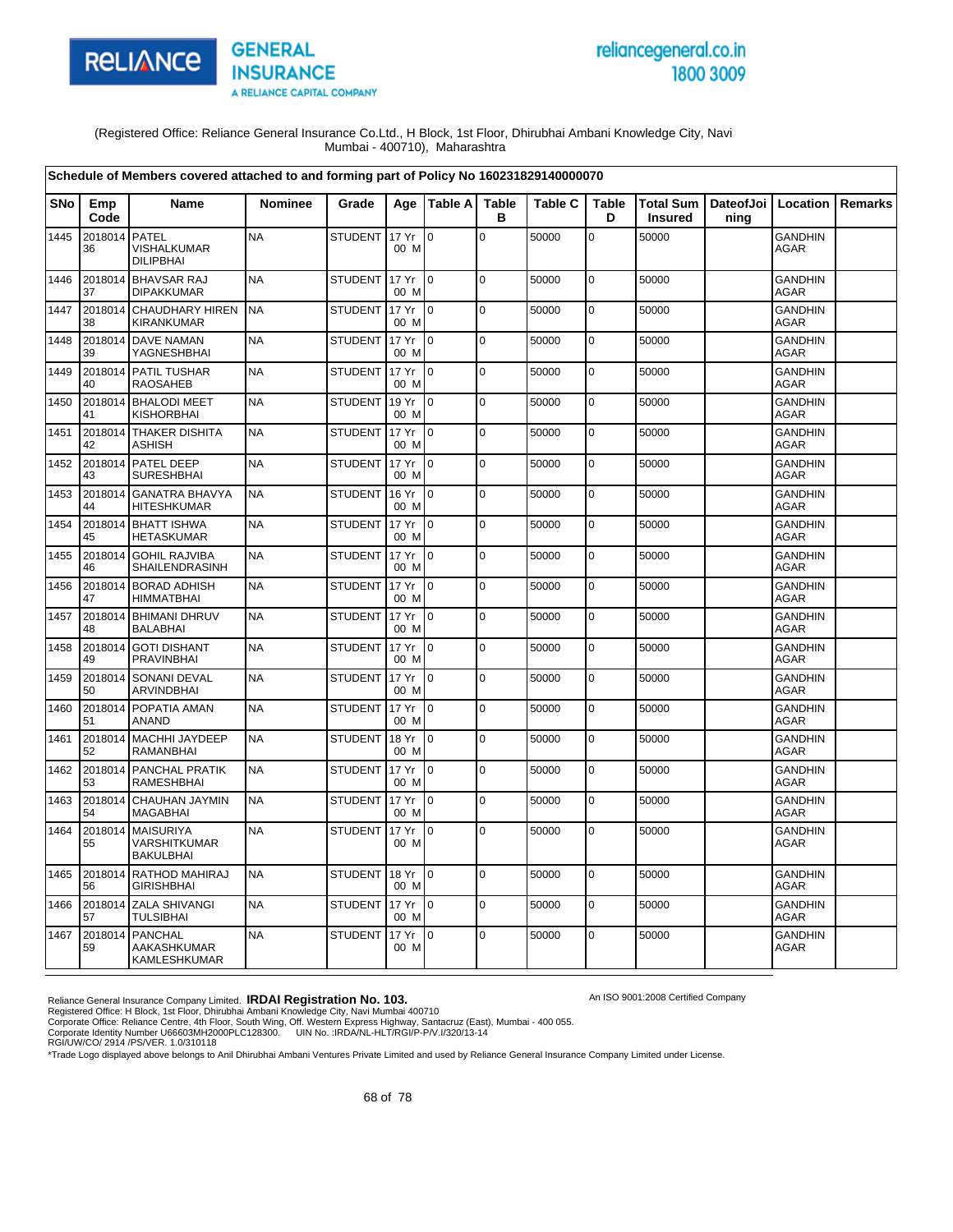RELIANCE GENERAL INSURANCE
A RELIANCE CAPITAL COMPANY

reliancegeneral.co.in
1800 3009

(Registered Office: Reliance General Insurance Co.Ltd., H Block, 1st Floor, Dhirubhai Ambani Knowledge City, Navi Mumbai - 400710), Maharashtra

**Schedule of Members covered attached to and forming part of Policy No 160231829140000070**

| SNo | Emp Code | Name | Nominee | Grade | Age | Table A | Table B | Table C | Table D | Total Sum Insured | DateofJoining | Location | Remarks |
|---|---|---|---|---|---|---|---|---|---|---|---|---|---|
| 1445 | 201801436 | PATEL VISHALKUMAR DILIPBHAI | NA | STUDENT | 17 Yr 00 M | 0 | 0 | 50000 | 0 | 50000 | | GANDHINAGAR | |
| 1446 | 201801437 | BHAVSAR RAJ DIPAKKUMAR | NA | STUDENT | 17 Yr 00 M | 0 | 0 | 50000 | 0 | 50000 | | GANDHINAGAR | |
| 1447 | 201801438 | CHAUDHARY HIREN KIRANKUMAR | NA | STUDENT | 17 Yr 00 M | 0 | 0 | 50000 | 0 | 50000 | | GANDHINAGAR | |
| 1448 | 201801439 | DAVE NAMAN YAGNESHBHAI | NA | STUDENT | 17 Yr 00 M | 0 | 0 | 50000 | 0 | 50000 | | GANDHINAGAR | |
| 1449 | 201801440 | PATIL TUSHAR RAOSAHEB | NA | STUDENT | 17 Yr 00 M | 0 | 0 | 50000 | 0 | 50000 | | GANDHINAGAR | |
| 1450 | 201801441 | BHALODI MEET KISHORBHAI | NA | STUDENT | 19 Yr 00 M | 0 | 0 | 50000 | 0 | 50000 | | GANDHINAGAR | |
| 1451 | 201801442 | THAKER DISHITA ASHISH | NA | STUDENT | 17 Yr 00 M | 0 | 0 | 50000 | 0 | 50000 | | GANDHINAGAR | |
| 1452 | 201801443 | PATEL DEEP SURESHBHAI | NA | STUDENT | 17 Yr 00 M | 0 | 0 | 50000 | 0 | 50000 | | GANDHINAGAR | |
| 1453 | 201801444 | GANATRA BHAVYA HITESHKUMAR | NA | STUDENT | 16 Yr 00 M | 0 | 0 | 50000 | 0 | 50000 | | GANDHINAGAR | |
| 1454 | 201801445 | BHATT ISHWA HETASKUMAR | NA | STUDENT | 17 Yr 00 M | 0 | 0 | 50000 | 0 | 50000 | | GANDHINAGAR | |
| 1455 | 201801446 | GOHIL RAJVIBA SHAILENDRASINH | NA | STUDENT | 17 Yr 00 M | 0 | 0 | 50000 | 0 | 50000 | | GANDHINAGAR | |
| 1456 | 201801447 | BORAD ADHISH HIMMATBHAI | NA | STUDENT | 17 Yr 00 M | 0 | 0 | 50000 | 0 | 50000 | | GANDHINAGAR | |
| 1457 | 201801448 | BHIMANI DHRUV BALABHAI | NA | STUDENT | 17 Yr 00 M | 0 | 0 | 50000 | 0 | 50000 | | GANDHINAGAR | |
| 1458 | 201801449 | GOTI DISHANT PRAVINBHAI | NA | STUDENT | 17 Yr 00 M | 0 | 0 | 50000 | 0 | 50000 | | GANDHINAGAR | |
| 1459 | 201801450 | SONANI DEVAL ARVINDBHAI | NA | STUDENT | 17 Yr 00 M | 0 | 0 | 50000 | 0 | 50000 | | GANDHINAGAR | |
| 1460 | 201801451 | POPATIA AMAN ANAND | NA | STUDENT | 17 Yr 00 M | 0 | 0 | 50000 | 0 | 50000 | | GANDHINAGAR | |
| 1461 | 201801452 | MACHHI JAYDEEP RAMANBHAI | NA | STUDENT | 18 Yr 00 M | 0 | 0 | 50000 | 0 | 50000 | | GANDHINAGAR | |
| 1462 | 201801453 | PANCHAL PRATIK RAMESHBHAI | NA | STUDENT | 17 Yr 00 M | 0 | 0 | 50000 | 0 | 50000 | | GANDHINAGAR | |
| 1463 | 201801454 | CHAUHAN JAYMIN MAGABHAI | NA | STUDENT | 17 Yr 00 M | 0 | 0 | 50000 | 0 | 50000 | | GANDHINAGAR | |
| 1464 | 201801455 | MAISURIYA VARSHITKUMAR BAKULBHAI | NA | STUDENT | 17 Yr 00 M | 0 | 0 | 50000 | 0 | 50000 | | GANDHINAGAR | |
| 1465 | 201801456 | RATHOD MAHIRAJ GIRISHBHAI | NA | STUDENT | 18 Yr 00 M | 0 | 0 | 50000 | 0 | 50000 | | GANDHINAGAR | |
| 1466 | 201801457 | ZALA SHIVANGI TULSIBHAI | NA | STUDENT | 17 Yr 00 M | 0 | 0 | 50000 | 0 | 50000 | | GANDHINAGAR | |
| 1467 | 201801459 | PANCHAL AAKASHKUMAR KAMLESHKUMAR | NA | STUDENT | 17 Yr 00 M | 0 | 0 | 50000 | 0 | 50000 | | GANDHINAGAR | |

Reliance General Insurance Company Limited. **IRDAI Registration No. 103.**
Registered Office: H Block, 1st Floor, Dhirubhai Ambani Knowledge City, Navi Mumbai 400710
Corporate Office: Reliance Centre, 4th Floor, South Wing, Off. Western Express Highway, Santacruz (East), Mumbai - 400 055.
Corporate Identity Number U66603MH2000PLC128300. UIN No. :IRDA/NL-HLT/RGI/P-P/V.I/320/13-14
RGI/UW/CO/ 2914 /PS/VER. 1.0/310118
*Trade Logo displayed above belongs to Anil Dhirubhai Ambani Ventures Private Limited and used by Reliance General Insurance Company Limited under License.

An ISO 9001:2008 Certified Company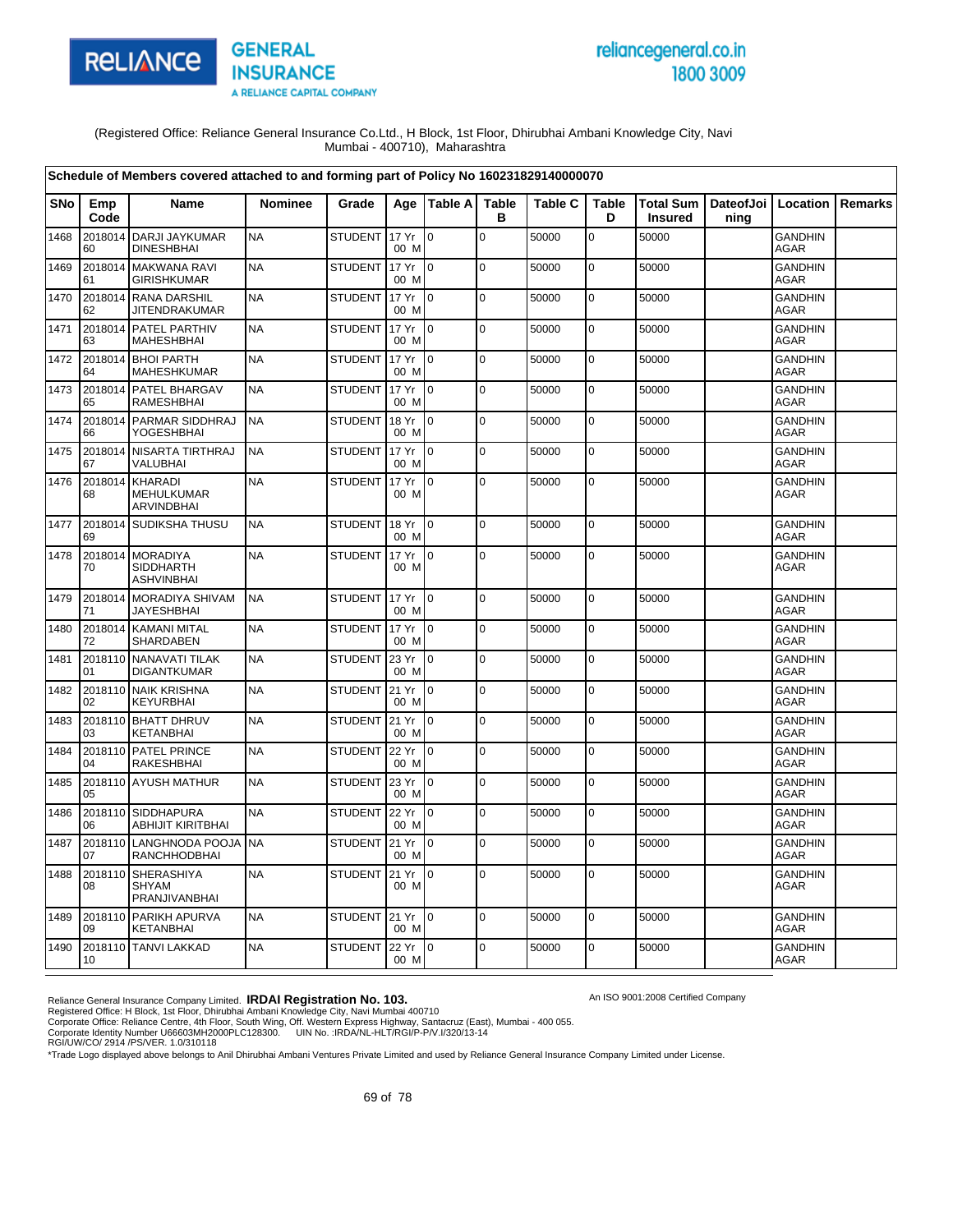(Registered Office: Reliance General Insurance Co.Ltd., H Block, 1st Floor, Dhirubhai Ambani Knowledge City, Navi Mumbai - 400710), Maharashtra

**Schedule of Members covered attached to and forming part of Policy No 160231829140000070**

| SNo | Emp Code | Name | Nominee | Grade | Age | Table A | Table B | Table C | Table D | Total Sum Insured | DateofJoining | Location | Remarks |
|---|---|---|---|---|---|---|---|---|---|---|---|---|---|
| 1468 | 201801460 | DARJI JAYKUMAR DINESHBHAI | NA | STUDENT | 17 Yr 00 M | 0 | 0 | 50000 | 0 | 50000 | | GANDHINAGAR | |
| 1469 | 201801461 | MAKWANA RAVI GIRISHKUMAR | NA | STUDENT | 17 Yr 00 M | 0 | 0 | 50000 | 0 | 50000 | | GANDHINAGAR | |
| 1470 | 201801462 | RANA DARSHIL JITENDRAKUMAR | NA | STUDENT | 17 Yr 00 M | 0 | 0 | 50000 | 0 | 50000 | | GANDHINAGAR | |
| 1471 | 201801463 | PATEL PARTHIV MAHESHBHAI | NA | STUDENT | 17 Yr 00 M | 0 | 0 | 50000 | 0 | 50000 | | GANDHINAGAR | |
| 1472 | 201801464 | BHOI PARTH MAHESHKUMAR | NA | STUDENT | 17 Yr 00 M | 0 | 0 | 50000 | 0 | 50000 | | GANDHINAGAR | |
| 1473 | 201801465 | PATEL BHARGAV RAMESHBHAI | NA | STUDENT | 17 Yr 00 M | 0 | 0 | 50000 | 0 | 50000 | | GANDHINAGAR | |
| 1474 | 201801466 | PARMAR SIDDHRAJ YOGESHBHAI | NA | STUDENT | 18 Yr 00 M | 0 | 0 | 50000 | 0 | 50000 | | GANDHINAGAR | |
| 1475 | 201801467 | NISARTA TIRTHRAJ VALUBHAI | NA | STUDENT | 17 Yr 00 M | 0 | 0 | 50000 | 0 | 50000 | | GANDHINAGAR | |
| 1476 | 201801468 | KHARADI MEHULKUMAR ARVINDBHAI | NA | STUDENT | 17 Yr 00 M | 0 | 0 | 50000 | 0 | 50000 | | GANDHINAGAR | |
| 1477 | 201801469 | SUDIKSHA THUSU | NA | STUDENT | 18 Yr 00 M | 0 | 0 | 50000 | 0 | 50000 | | GANDHINAGAR | |
| 1478 | 201801470 | MORADIYA SIDDHARTH ASHVINBHAI | NA | STUDENT | 17 Yr 00 M | 0 | 0 | 50000 | 0 | 50000 | | GANDHINAGAR | |
| 1479 | 201801471 | MORADIYA SHIVAM JAYESHBHAI | NA | STUDENT | 17 Yr 00 M | 0 | 0 | 50000 | 0 | 50000 | | GANDHINAGAR | |
| 1480 | 201801472 | KAMANI MITAL SHARDABEN | NA | STUDENT | 17 Yr 00 M | 0 | 0 | 50000 | 0 | 50000 | | GANDHINAGAR | |
| 1481 | 201811001 | NANAVATI TILAK DIGANTKUMAR | NA | STUDENT | 23 Yr 00 M | 0 | 0 | 50000 | 0 | 50000 | | GANDHINAGAR | |
| 1482 | 201811002 | NAIK KRISHNA KEYURBHAI | NA | STUDENT | 21 Yr 00 M | 0 | 0 | 50000 | 0 | 50000 | | GANDHINAGAR | |
| 1483 | 201811003 | BHATT DHRUV KETANBHAI | NA | STUDENT | 21 Yr 00 M | 0 | 0 | 50000 | 0 | 50000 | | GANDHINAGAR | |
| 1484 | 201811004 | PATEL PRINCE RAKESHBHAI | NA | STUDENT | 22 Yr 00 M | 0 | 0 | 50000 | 0 | 50000 | | GANDHINAGAR | |
| 1485 | 201811005 | AYUSH MATHUR | NA | STUDENT | 23 Yr 00 M | 0 | 0 | 50000 | 0 | 50000 | | GANDHINAGAR | |
| 1486 | 201811006 | SIDDHAPURA ABHIJIT KIRITBHAI | NA | STUDENT | 22 Yr 00 M | 0 | 0 | 50000 | 0 | 50000 | | GANDHINAGAR | |
| 1487 | 201811007 | LANGHNODA POOJA RANCHHODBHAI | NA | STUDENT | 21 Yr 00 M | 0 | 0 | 50000 | 0 | 50000 | | GANDHINAGAR | |
| 1488 | 201811008 | SHERASHIYA SHYAM PRANJIVANBHAI | NA | STUDENT | 21 Yr 00 M | 0 | 0 | 50000 | 0 | 50000 | | GANDHINAGAR | |
| 1489 | 201811009 | PARIKH APURVA KETANBHAI | NA | STUDENT | 21 Yr 00 M | 0 | 0 | 50000 | 0 | 50000 | | GANDHINAGAR | |
| 1490 | 201811010 | TANVI LAKKAD | NA | STUDENT | 22 Yr 00 M | 0 | 0 | 50000 | 0 | 50000 | | GANDHINAGAR | |

Reliance General Insurance Company Limited. **IRDAI Registration No. 103.**
Registered Office: H Block, 1st Floor, Dhirubhai Ambani Knowledge City, Navi Mumbai 400710
Corporate Office: Reliance Centre, 4th Floor, South Wing, Off. Western Express Highway, Santacruz (East), Mumbai - 400 055.
Corporate Identity Number U66603MH2000PLC128300. UIN No. :IRDA/NL-HLT/RGI/P-P/V.I/320/13-14
RGI/UW/CO/ 2914 /PS/VER. 1.0/310118

An ISO 9001:2008 Certified Company

*Trade Logo displayed above belongs to Anil Dhirubhai Ambani Ventures Private Limited and used by Reliance General Insurance Company Limited under License.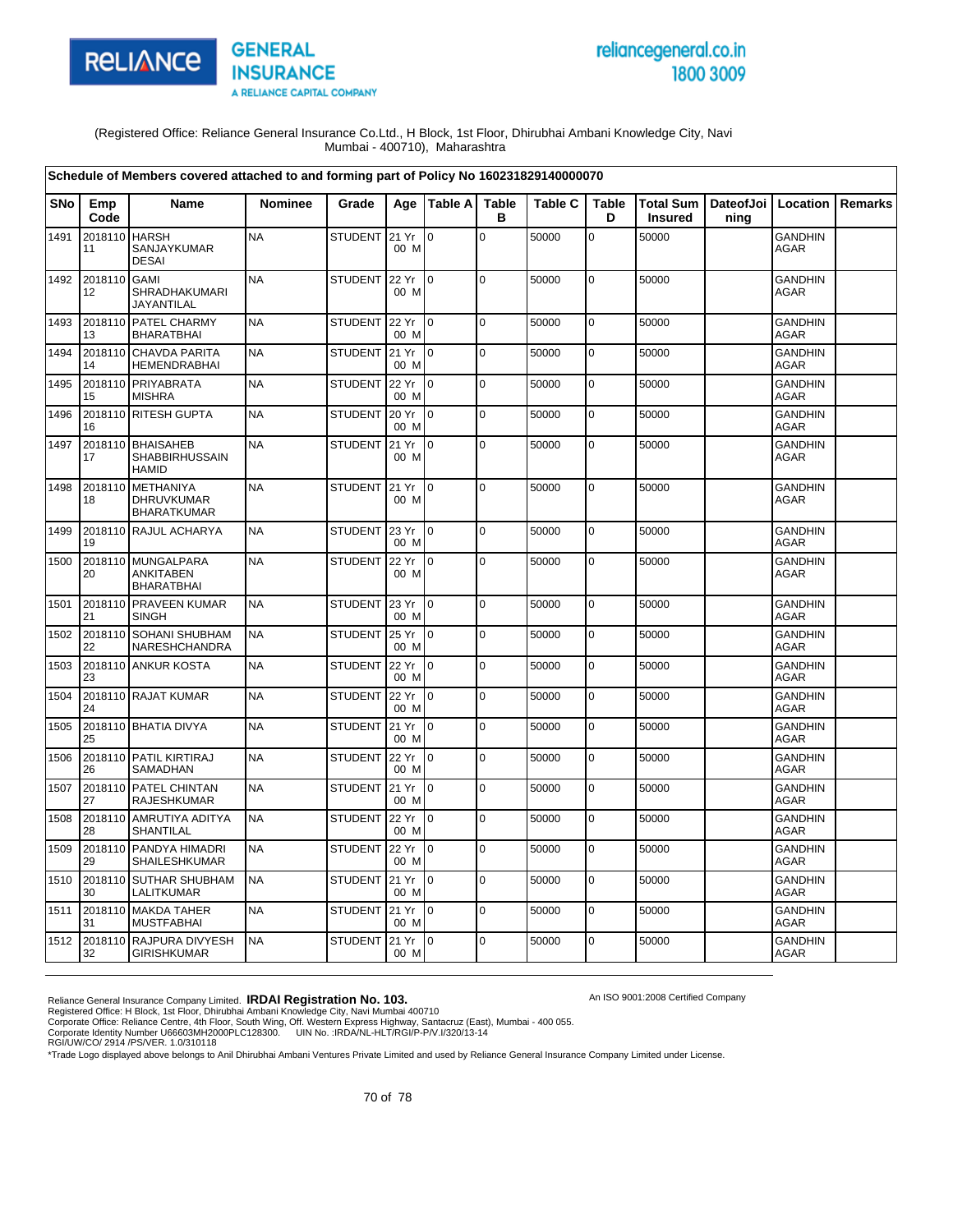(Registered Office: Reliance General Insurance Co.Ltd., H Block, 1st Floor, Dhirubhai Ambani Knowledge City, Navi Mumbai - 400710), Maharashtra

**Schedule of Members covered attached to and forming part of Policy No 160231829140000070**

| SNo | Emp Code | Name | Nominee | Grade | Age | Table A | Table B | Table C | Table D | Total Sum Insured | DateofJoining | Location | Remarks |
|---|---|---|---|---|---|---|---|---|---|---|---|---|---|
| 1491 | 201811011 | HARSH SANJAYKUMAR DESAI | NA | STUDENT | 21 Yr 00 M | 0 | 0 | 50000 | 0 | 50000 | | GANDHINAGAR | |
| 1492 | 201811012 | GAMI SHRADHAKUMARI JAYANTILAL | NA | STUDENT | 22 Yr 00 M | 0 | 0 | 50000 | 0 | 50000 | | GANDHINAGAR | |
| 1493 | 201811013 | PATEL CHARMY BHARATBHAI | NA | STUDENT | 22 Yr 00 M | 0 | 0 | 50000 | 0 | 50000 | | GANDHINAGAR | |
| 1494 | 201811014 | CHAVDA PARITA HEMENDRABHAI | NA | STUDENT | 21 Yr 00 M | 0 | 0 | 50000 | 0 | 50000 | | GANDHINAGAR | |
| 1495 | 201811015 | PRIYABRATA MISHRA | NA | STUDENT | 22 Yr 00 M | 0 | 0 | 50000 | 0 | 50000 | | GANDHINAGAR | |
| 1496 | 201811016 | RITESH GUPTA | NA | STUDENT | 20 Yr 00 M | 0 | 0 | 50000 | 0 | 50000 | | GANDHINAGAR | |
| 1497 | 201811017 | BHAISAHEB SHABBIRHUSSAIN HAMID | NA | STUDENT | 21 Yr 00 M | 0 | 0 | 50000 | 0 | 50000 | | GANDHINAGAR | |
| 1498 | 201811018 | METHANIYA DHRUVKUMAR BHARATKUMAR | NA | STUDENT | 21 Yr 00 M | 0 | 0 | 50000 | 0 | 50000 | | GANDHINAGAR | |
| 1499 | 201811019 | RAJUL ACHARYA | NA | STUDENT | 23 Yr 00 M | 0 | 0 | 50000 | 0 | 50000 | | GANDHINAGAR | |
| 1500 | 201811020 | MUNGALPARA ANKITABEN BHARATBHAI | NA | STUDENT | 22 Yr 00 M | 0 | 0 | 50000 | 0 | 50000 | | GANDHINAGAR | |
| 1501 | 201811021 | PRAVEEN KUMAR SINGH | NA | STUDENT | 23 Yr 00 M | 0 | 0 | 50000 | 0 | 50000 | | GANDHINAGAR | |
| 1502 | 201811022 | SOHANI SHUBHAM NARESHCHANDRA | NA | STUDENT | 25 Yr 00 M | 0 | 0 | 50000 | 0 | 50000 | | GANDHINAGAR | |
| 1503 | 201811023 | ANKUR KOSTA | NA | STUDENT | 22 Yr 00 M | 0 | 0 | 50000 | 0 | 50000 | | GANDHINAGAR | |
| 1504 | 201811024 | RAJAT KUMAR | NA | STUDENT | 22 Yr 00 M | 0 | 0 | 50000 | 0 | 50000 | | GANDHINAGAR | |
| 1505 | 201811025 | BHATIA DIVYA | NA | STUDENT | 21 Yr 00 M | 0 | 0 | 50000 | 0 | 50000 | | GANDHINAGAR | |
| 1506 | 201811026 | PATIL KIRTIRAJ SAMADHAN | NA | STUDENT | 22 Yr 00 M | 0 | 0 | 50000 | 0 | 50000 | | GANDHINAGAR | |
| 1507 | 201811027 | PATEL CHINTAN RAJESHKUMAR | NA | STUDENT | 21 Yr 00 M | 0 | 0 | 50000 | 0 | 50000 | | GANDHINAGAR | |
| 1508 | 201811028 | AMRUTIYA ADITYA SHANTILAL | NA | STUDENT | 22 Yr 00 M | 0 | 0 | 50000 | 0 | 50000 | | GANDHINAGAR | |
| 1509 | 201811029 | PANDYA HIMADRI SHAILESHKUMAR | NA | STUDENT | 22 Yr 00 M | 0 | 0 | 50000 | 0 | 50000 | | GANDHINAGAR | |
| 1510 | 201811030 | SUTHAR SHUBHAM LALITKUMAR | NA | STUDENT | 21 Yr 00 M | 0 | 0 | 50000 | 0 | 50000 | | GANDHINAGAR | |
| 1511 | 201811031 | MAKDA TAHER MUSTFABHAI | NA | STUDENT | 21 Yr 00 M | 0 | 0 | 50000 | 0 | 50000 | | GANDHINAGAR | |
| 1512 | 201811032 | RAJPURA DIVYESH GIRISHKUMAR | NA | STUDENT | 21 Yr 00 M | 0 | 0 | 50000 | 0 | 50000 | | GANDHINAGAR | |

Reliance General Insurance Company Limited. **IRDAI Registration No. 103.**
Registered Office: H Block, 1st Floor, Dhirubhai Ambani Knowledge City, Navi Mumbai 400710
Corporate Office: Reliance Centre, 4th Floor, South Wing, Off. Western Express Highway, Santacruz (East), Mumbai - 400 055.
Corporate Identity Number U66603MH2000PLC128300. UIN No. :IRDA/NL-HLT/RGI/P-P/V.I/320/13-14
RGI/UW/CO/ 2914 /PS/VER. 1.0/310118

An ISO 9001:2008 Certified Company

*Trade Logo displayed above belongs to Anil Dhirubhai Ambani Ventures Private Limited and used by Reliance General Insurance Company Limited under License.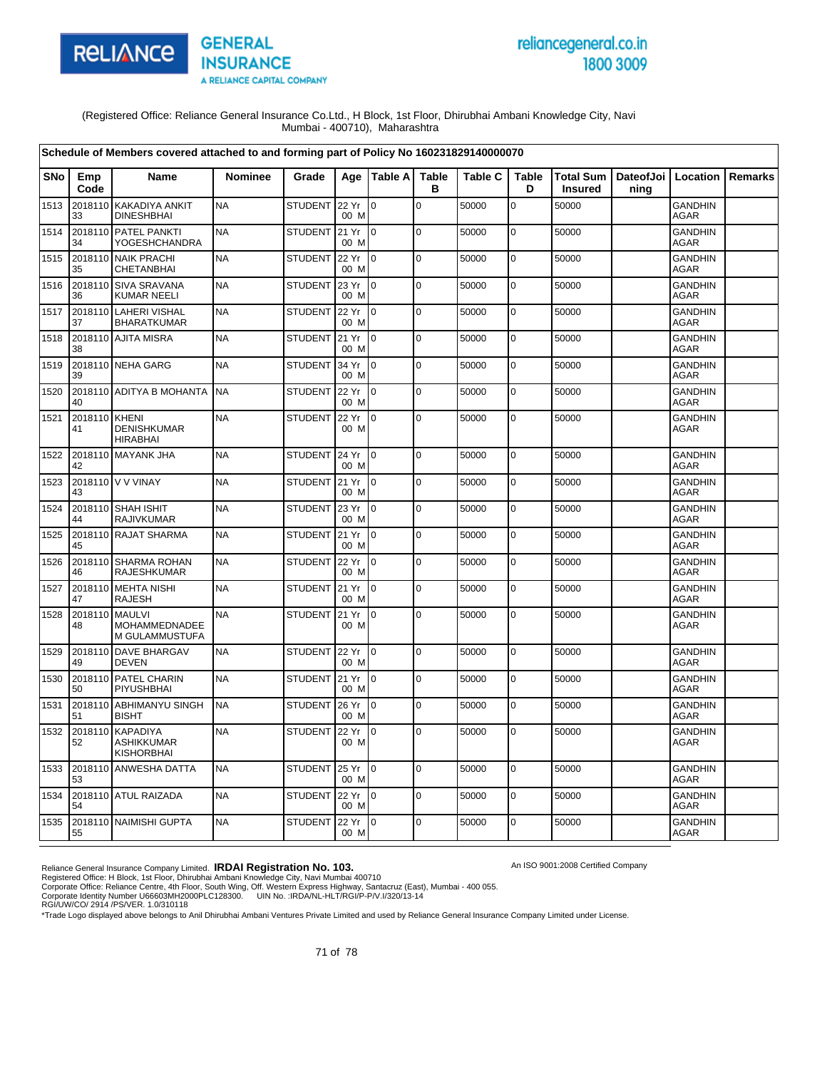(Registered Office: Reliance General Insurance Co.Ltd., H Block, 1st Floor, Dhirubhai Ambani Knowledge City, Navi Mumbai - 400710), Maharashtra

**Schedule of Members covered attached to and forming part of Policy No 160231829140000070**

| SNo | Emp Code | Name | Nominee | Grade | Age | Table A | Table B | Table C | Table D | Total Sum Insured | DateofJoining | Location | Remarks |
|---|---|---|---|---|---|---|---|---|---|---|---|---|---|
| 1513 | 201811033 | KAKADIYA ANKIT DINESHBHAI | NA | STUDENT | 22 Yr 00 M | 0 | 0 | 50000 | 0 | 50000 | | GANDHINAGAR | |
| 1514 | 201811034 | PATEL PANKTI YOGESHCHANDRA | NA | STUDENT | 21 Yr 00 M | 0 | 0 | 50000 | 0 | 50000 | | GANDHINAGAR | |
| 1515 | 201811035 | NAIK PRACHI CHETANBHAI | NA | STUDENT | 22 Yr 00 M | 0 | 0 | 50000 | 0 | 50000 | | GANDHINAGAR | |
| 1516 | 201811036 | SIVA SRAVANA KUMAR NEELI | NA | STUDENT | 23 Yr 00 M | 0 | 0 | 50000 | 0 | 50000 | | GANDHINAGAR | |
| 1517 | 201811037 | LAHERI VISHAL BHARATKUMAR | NA | STUDENT | 22 Yr 00 M | 0 | 0 | 50000 | 0 | 50000 | | GANDHINAGAR | |
| 1518 | 201811038 | AJITA MISRA | NA | STUDENT | 21 Yr 00 M | 0 | 0 | 50000 | 0 | 50000 | | GANDHINAGAR | |
| 1519 | 201811039 | NEHA GARG | NA | STUDENT | 34 Yr 00 M | 0 | 0 | 50000 | 0 | 50000 | | GANDHINAGAR | |
| 1520 | 201811040 | ADITYA B MOHANTA | NA | STUDENT | 22 Yr 00 M | 0 | 0 | 50000 | 0 | 50000 | | GANDHINAGAR | |
| 1521 | 201811041 | KHENI DENISHKUMAR HIRABHAI | NA | STUDENT | 22 Yr 00 M | 0 | 0 | 50000 | 0 | 50000 | | GANDHINAGAR | |
| 1522 | 201811042 | MAYANK JHA | NA | STUDENT | 24 Yr 00 M | 0 | 0 | 50000 | 0 | 50000 | | GANDHINAGAR | |
| 1523 | 201811043 | V V VINAY | NA | STUDENT | 21 Yr 00 M | 0 | 0 | 50000 | 0 | 50000 | | GANDHINAGAR | |
| 1524 | 201811044 | SHAH ISHIT RAJIVKUMAR | NA | STUDENT | 23 Yr 00 M | 0 | 0 | 50000 | 0 | 50000 | | GANDHINAGAR | |
| 1525 | 201811045 | RAJAT SHARMA | NA | STUDENT | 21 Yr 00 M | 0 | 0 | 50000 | 0 | 50000 | | GANDHINAGAR | |
| 1526 | 201811046 | SHARMA ROHAN RAJESHKUMAR | NA | STUDENT | 22 Yr 00 M | 0 | 0 | 50000 | 0 | 50000 | | GANDHINAGAR | |
| 1527 | 201811047 | MEHTA NISHI RAJESH | NA | STUDENT | 21 Yr 00 M | 0 | 0 | 50000 | 0 | 50000 | | GANDHINAGAR | |
| 1528 | 201811048 | MAULVI MOHAMMEDNADEEM GULAMMUSTUFA | NA | STUDENT | 21 Yr 00 M | 0 | 0 | 50000 | 0 | 50000 | | GANDHINAGAR | |
| 1529 | 201811049 | DAVE BHARGAV DEVEN | NA | STUDENT | 22 Yr 00 M | 0 | 0 | 50000 | 0 | 50000 | | GANDHINAGAR | |
| 1530 | 201811050 | PATEL CHARIN PIYUSHBHAI | NA | STUDENT | 21 Yr 00 M | 0 | 0 | 50000 | 0 | 50000 | | GANDHINAGAR | |
| 1531 | 201811051 | ABHIMANYU SINGH BISHT | NA | STUDENT | 26 Yr 00 M | 0 | 0 | 50000 | 0 | 50000 | | GANDHINAGAR | |
| 1532 | 201811052 | KAPADIYA ASHIKKUMAR KISHORBHAI | NA | STUDENT | 22 Yr 00 M | 0 | 0 | 50000 | 0 | 50000 | | GANDHINAGAR | |
| 1533 | 201811053 | ANWESHA DATTA | NA | STUDENT | 25 Yr 00 M | 0 | 0 | 50000 | 0 | 50000 | | GANDHINAGAR | |
| 1534 | 201811054 | ATUL RAIZADA | NA | STUDENT | 22 Yr 00 M | 0 | 0 | 50000 | 0 | 50000 | | GANDHINAGAR | |
| 1535 | 201811055 | NAIMISHI GUPTA | NA | STUDENT | 22 Yr 00 M | 0 | 0 | 50000 | 0 | 50000 | | GANDHINAGAR | |

Reliance General Insurance Company Limited. **IRDAI Registration No. 103.**
An ISO 9001:2008 Certified Company
Registered Office: H Block, 1st Floor, Dhirubhai Ambani Knowledge City, Navi Mumbai 400710
Corporate Office: Reliance Centre, 4th Floor, South Wing, Off. Western Express Highway, Santacruz (East), Mumbai - 400 055.
Corporate Identity Number U66603MH2000PLC128300. UIN No. :IRDA/NL-HLT/RGI/P-P/V.I/320/13-14
RGI/UW/CO/ 2914 /PS/VER. 1.0/310118
*Trade Logo displayed above belongs to Anil Dhirubhai Ambani Ventures Private Limited and used by Reliance General Insurance Company Limited under License.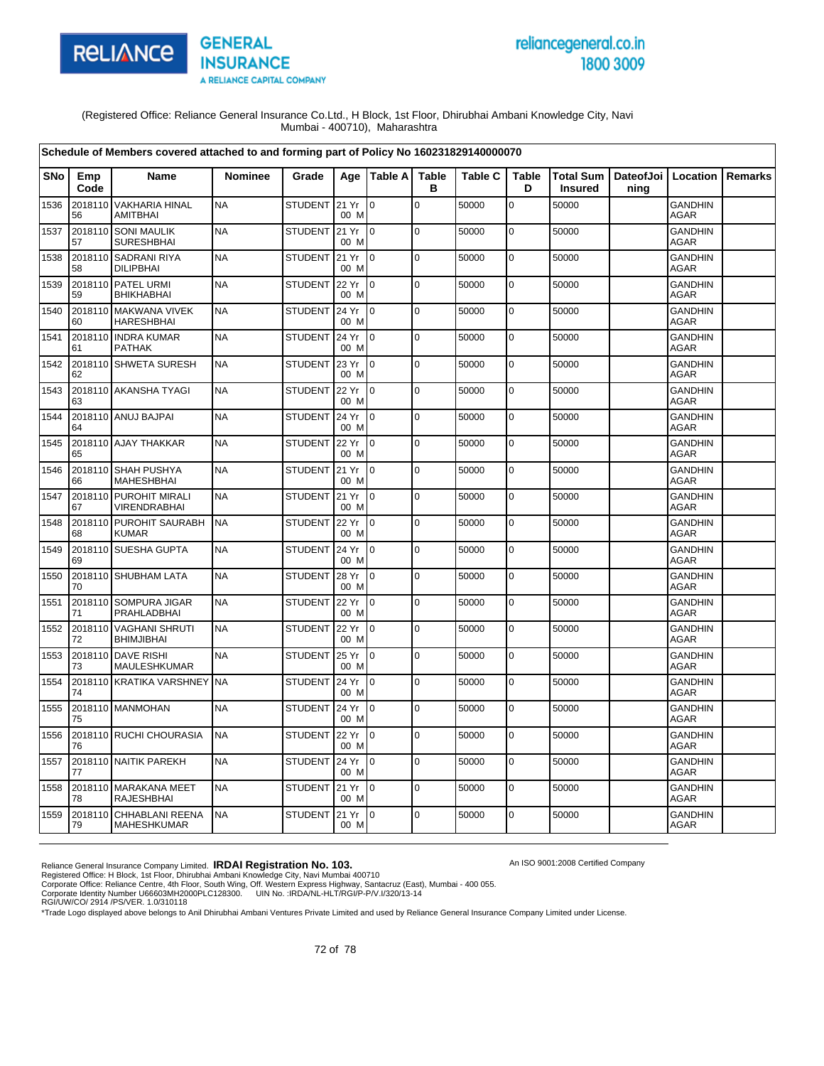(Registered Office: Reliance General Insurance Co.Ltd., H Block, 1st Floor, Dhirubhai Ambani Knowledge City, Navi Mumbai - 400710), Maharashtra

**Schedule of Members covered attached to and forming part of Policy No 160231829140000070**

| SNo | Emp Code | Name | Nominee | Grade | Age | Table A | Table B | Table C | Table D | Total Sum Insured | DateofJoining | Location | Remarks |
|---|---|---|---|---|---|---|---|---|---|---|---|---|---|
| 1536 | 201811056 | VAKHARIA HINAL AMITBHAI | NA | STUDENT | 21 Yr 00 M | 0 | 0 | 50000 | 0 | 50000 | | GANDHINAGAR | |
| 1537 | 201811057 | SONI MAULIK SURESHBHAI | NA | STUDENT | 21 Yr 00 M | 0 | 0 | 50000 | 0 | 50000 | | GANDHINAGAR | |
| 1538 | 201811058 | SADRANI RIYA DILIPBHAI | NA | STUDENT | 21 Yr 00 M | 0 | 0 | 50000 | 0 | 50000 | | GANDHINAGAR | |
| 1539 | 201811059 | PATEL URMI BHIKHABHAI | NA | STUDENT | 22 Yr 00 M | 0 | 0 | 50000 | 0 | 50000 | | GANDHINAGAR | |
| 1540 | 201811060 | MAKWANA VIVEK HARESHBHAI | NA | STUDENT | 24 Yr 00 M | 0 | 0 | 50000 | 0 | 50000 | | GANDHINAGAR | |
| 1541 | 201811061 | INDRA KUMAR PATHAK | NA | STUDENT | 24 Yr 00 M | 0 | 0 | 50000 | 0 | 50000 | | GANDHINAGAR | |
| 1542 | 201811062 | SHWETA SURESH | NA | STUDENT | 23 Yr 00 M | 0 | 0 | 50000 | 0 | 50000 | | GANDHINAGAR | |
| 1543 | 201811063 | AKANSHA TYAGI | NA | STUDENT | 22 Yr 00 M | 0 | 0 | 50000 | 0 | 50000 | | GANDHINAGAR | |
| 1544 | 201811064 | ANUJ BAJPAI | NA | STUDENT | 24 Yr 00 M | 0 | 0 | 50000 | 0 | 50000 | | GANDHINAGAR | |
| 1545 | 201811065 | AJAY THAKKAR | NA | STUDENT | 22 Yr 00 M | 0 | 0 | 50000 | 0 | 50000 | | GANDHINAGAR | |
| 1546 | 201811066 | SHAH PUSHYA MAHESHBHAI | NA | STUDENT | 21 Yr 00 M | 0 | 0 | 50000 | 0 | 50000 | | GANDHINAGAR | |
| 1547 | 201811067 | PUROHIT MIRALI VIRENDRABHAI | NA | STUDENT | 21 Yr 00 M | 0 | 0 | 50000 | 0 | 50000 | | GANDHINAGAR | |
| 1548 | 201811068 | PUROHIT SAURABH KUMAR | NA | STUDENT | 22 Yr 00 M | 0 | 0 | 50000 | 0 | 50000 | | GANDHINAGAR | |
| 1549 | 201811069 | SUESHA GUPTA | NA | STUDENT | 24 Yr 00 M | 0 | 0 | 50000 | 0 | 50000 | | GANDHINAGAR | |
| 1550 | 201811070 | SHUBHAM LATA | NA | STUDENT | 28 Yr 00 M | 0 | 0 | 50000 | 0 | 50000 | | GANDHINAGAR | |
| 1551 | 201811071 | SOMPURA JIGAR PRAHLADBHAI | NA | STUDENT | 22 Yr 00 M | 0 | 0 | 50000 | 0 | 50000 | | GANDHINAGAR | |
| 1552 | 201811072 | VAGHANI SHRUTI BHIMJIBHAI | NA | STUDENT | 22 Yr 00 M | 0 | 0 | 50000 | 0 | 50000 | | GANDHINAGAR | |
| 1553 | 201811073 | DAVE RISHI MAULESHKUMAR | NA | STUDENT | 25 Yr 00 M | 0 | 0 | 50000 | 0 | 50000 | | GANDHINAGAR | |
| 1554 | 201811074 | KRATIKA VARSHNEY | NA | STUDENT | 24 Yr 00 M | 0 | 0 | 50000 | 0 | 50000 | | GANDHINAGAR | |
| 1555 | 201811075 | MANMOHAN | NA | STUDENT | 24 Yr 00 M | 0 | 0 | 50000 | 0 | 50000 | | GANDHINAGAR | |
| 1556 | 201811076 | RUCHI CHOURASIA | NA | STUDENT | 22 Yr 00 M | 0 | 0 | 50000 | 0 | 50000 | | GANDHINAGAR | |
| 1557 | 201811077 | NAITIK PAREKH | NA | STUDENT | 24 Yr 00 M | 0 | 0 | 50000 | 0 | 50000 | | GANDHINAGAR | |
| 1558 | 201811078 | MARAKANA MEET RAJESHBHAI | NA | STUDENT | 21 Yr 00 M | 0 | 0 | 50000 | 0 | 50000 | | GANDHINAGAR | |
| 1559 | 201811079 | CHHABLANI REENA MAHESHKUMAR | NA | STUDENT | 21 Yr 00 M | 0 | 0 | 50000 | 0 | 50000 | | GANDHINAGAR | |

Reliance General Insurance Company Limited. **IRDAI Registration No. 103.**
Registered Office: H Block, 1st Floor, Dhirubhai Ambani Knowledge City, Navi Mumbai 400710
Corporate Office: Reliance Centre, 4th Floor, South Wing, Off. Western Express Highway, Santacruz (East), Mumbai - 400 055.
Corporate Identity Number U66603MH2000PLC128300. UIN No. :IRDA/NL-HLT/RGI/P-P/V.I/320/13-14
RGI/UW/CO/ 2914 /PS/VER. 1.0/310118
*Trade Logo displayed above belongs to Anil Dhirubhai Ambani Ventures Private Limited and used by Reliance General Insurance Company Limited under License.

An ISO 9001:2008 Certified Company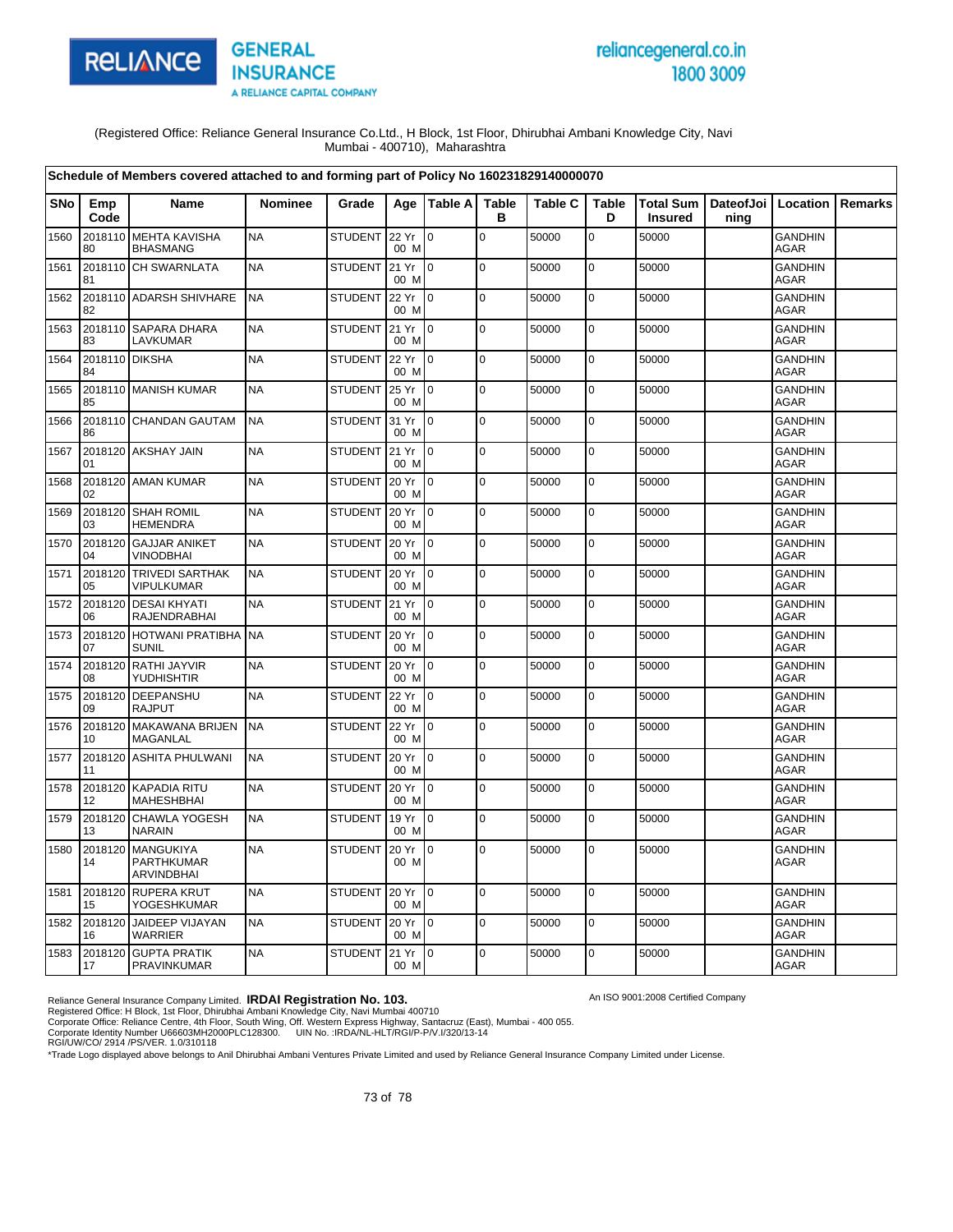RELIANCE GENERAL INSURANCE
A RELIANCE CAPITAL COMPANY

reliancegeneral.co.in
1800 3009

(Registered Office: Reliance General Insurance Co.Ltd., H Block, 1st Floor, Dhirubhai Ambani Knowledge City, Navi Mumbai - 400710), Maharashtra

**Schedule of Members covered attached to and forming part of Policy No 160231829140000070**

| SNo | Emp Code | Name | Nominee | Grade | Age | Table A | Table B | Table C | Table D | Total Sum Insured | DateofJoining | Location | Remarks |
|---|---|---|---|---|---|---|---|---|---|---|---|---|---|
| 1560 | 201811080 | MEHTA KAVISHA BHASMANG | NA | STUDENT | 22 Yr 00 M | 0 | 0 | 50000 | 0 | 50000 | | GANDHINAGAR | |
| 1561 | 201811081 | CH SWARNLATA | NA | STUDENT | 21 Yr 00 M | 0 | 0 | 50000 | 0 | 50000 | | GANDHINAGAR | |
| 1562 | 201811082 | ADARSH SHIVHARE | NA | STUDENT | 22 Yr 00 M | 0 | 0 | 50000 | 0 | 50000 | | GANDHINAGAR | |
| 1563 | 201811083 | SAPARA DHARA LAVKUMAR | NA | STUDENT | 21 Yr 00 M | 0 | 0 | 50000 | 0 | 50000 | | GANDHINAGAR | |
| 1564 | 201811084 | DIKSHA | NA | STUDENT | 22 Yr 00 M | 0 | 0 | 50000 | 0 | 50000 | | GANDHINAGAR | |
| 1565 | 201811085 | MANISH KUMAR | NA | STUDENT | 25 Yr 00 M | 0 | 0 | 50000 | 0 | 50000 | | GANDHINAGAR | |
| 1566 | 201811086 | CHANDAN GAUTAM | NA | STUDENT | 31 Yr 00 M | 0 | 0 | 50000 | 0 | 50000 | | GANDHINAGAR | |
| 1567 | 201812001 | AKSHAY JAIN | NA | STUDENT | 21 Yr 00 M | 0 | 0 | 50000 | 0 | 50000 | | GANDHINAGAR | |
| 1568 | 201812002 | AMAN KUMAR | NA | STUDENT | 20 Yr 00 M | 0 | 0 | 50000 | 0 | 50000 | | GANDHINAGAR | |
| 1569 | 201812003 | SHAH ROMIL HEMENDRA | NA | STUDENT | 20 Yr 00 M | 0 | 0 | 50000 | 0 | 50000 | | GANDHINAGAR | |
| 1570 | 201812004 | GAJJAR ANIKET VINODBHAI | NA | STUDENT | 20 Yr 00 M | 0 | 0 | 50000 | 0 | 50000 | | GANDHINAGAR | |
| 1571 | 201812005 | TRIVEDI SARTHAK VIPULKUMAR | NA | STUDENT | 20 Yr 00 M | 0 | 0 | 50000 | 0 | 50000 | | GANDHINAGAR | |
| 1572 | 201812006 | DESAI KHYATI RAJENDRABHAI | NA | STUDENT | 21 Yr 00 M | 0 | 0 | 50000 | 0 | 50000 | | GANDHINAGAR | |
| 1573 | 201812007 | HOTWANI PRATIBHA SUNIL | NA | STUDENT | 20 Yr 00 M | 0 | 0 | 50000 | 0 | 50000 | | GANDHINAGAR | |
| 1574 | 201812008 | RATHI JAYVIR YUDHISHTIR | NA | STUDENT | 20 Yr 00 M | 0 | 0 | 50000 | 0 | 50000 | | GANDHINAGAR | |
| 1575 | 201812009 | DEEPANSHU RAJPUT | NA | STUDENT | 22 Yr 00 M | 0 | 0 | 50000 | 0 | 50000 | | GANDHINAGAR | |
| 1576 | 201812010 | MAKAWANA BRIJEN MAGANLAL | NA | STUDENT | 22 Yr 00 M | 0 | 0 | 50000 | 0 | 50000 | | GANDHINAGAR | |
| 1577 | 201812011 | ASHITA PHULWANI | NA | STUDENT | 20 Yr 00 M | 0 | 0 | 50000 | 0 | 50000 | | GANDHINAGAR | |
| 1578 | 201812012 | KAPADIA RITU MAHESHBHAI | NA | STUDENT | 20 Yr 00 M | 0 | 0 | 50000 | 0 | 50000 | | GANDHINAGAR | |
| 1579 | 201812013 | CHAWLA YOGESH NARAIN | NA | STUDENT | 19 Yr 00 M | 0 | 0 | 50000 | 0 | 50000 | | GANDHINAGAR | |
| 1580 | 201812014 | MANGUKIYA PARTHKUMAR ARVINDBHAI | NA | STUDENT | 20 Yr 00 M | 0 | 0 | 50000 | 0 | 50000 | | GANDHINAGAR | |
| 1581 | 201812015 | RUPERA KRUT YOGESHKUMAR | NA | STUDENT | 20 Yr 00 M | 0 | 0 | 50000 | 0 | 50000 | | GANDHINAGAR | |
| 1582 | 201812016 | JAIDEEP VIJAYAN WARRIER | NA | STUDENT | 20 Yr 00 M | 0 | 0 | 50000 | 0 | 50000 | | GANDHINAGAR | |
| 1583 | 201812017 | GUPTA PRATIK PRAVINKUMAR | NA | STUDENT | 21 Yr 00 M | 0 | 0 | 50000 | 0 | 50000 | | GANDHINAGAR | |

Reliance General Insurance Company Limited. **IRDAI Registration No. 103.**
An ISO 9001:2008 Certified Company
Registered Office: H Block, 1st Floor, Dhirubhai Ambani Knowledge City, Navi Mumbai 400710
Corporate Office: Reliance Centre, 4th Floor, South Wing, Off. Western Express Highway, Santacruz (East), Mumbai - 400 055.
Corporate Identity Number U66603MH2000PLC128300. UIN No. :IRDA/NL-HLT/RGI/P-P/V.I/320/13-14
RGI/UW/CO/ 2914 /PS/VER. 1.0/310118
*Trade Logo displayed above belongs to Anil Dhirubhai Ambani Ventures Private Limited and used by Reliance General Insurance Company Limited under License.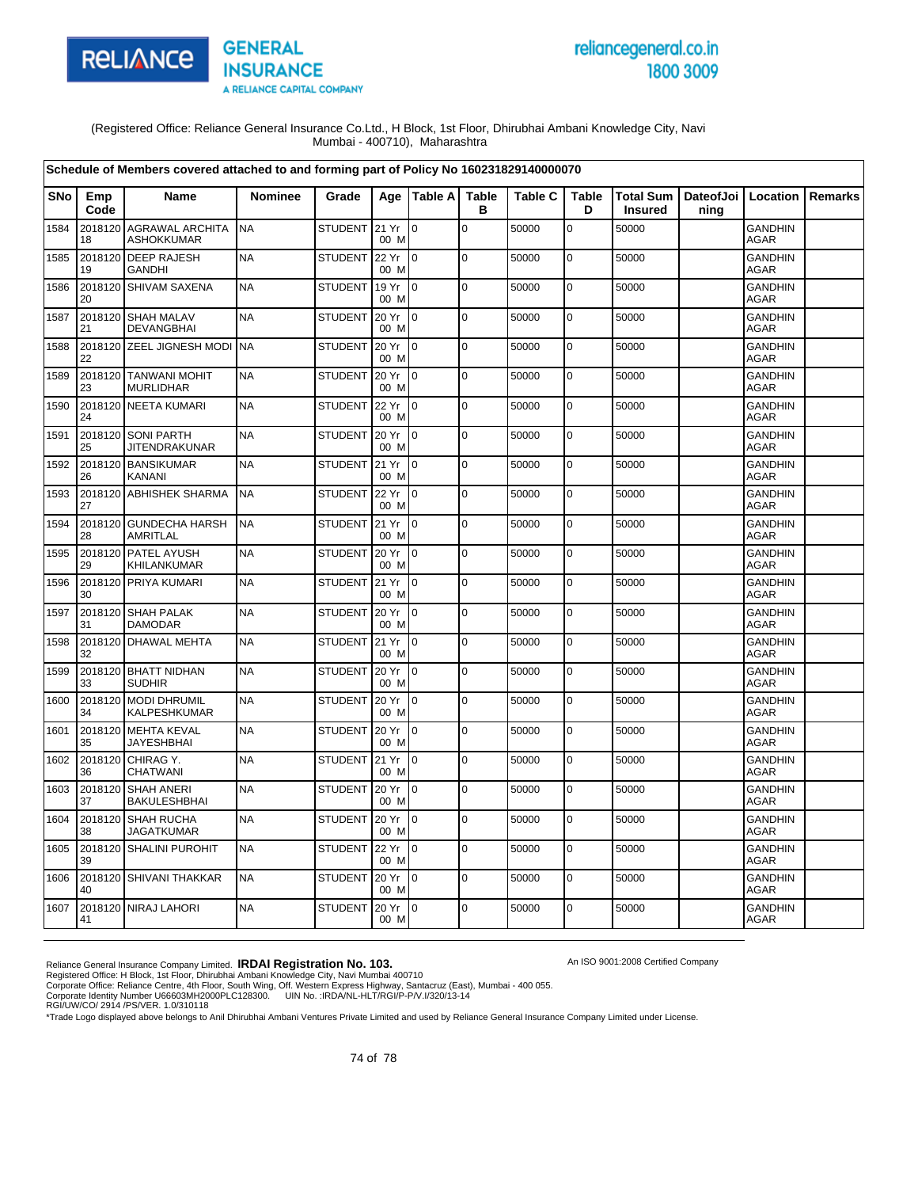(Registered Office: Reliance General Insurance Co.Ltd., H Block, 1st Floor, Dhirubhai Ambani Knowledge City, Navi Mumbai - 400710), Maharashtra

**Schedule of Members covered attached to and forming part of Policy No 160231829140000070**

| SNo | Emp Code | Name | Nominee | Grade | Age | Table A | Table B | Table C | Table D | Total Sum Insured | DateofJoining | Location | Remarks |
|---|---|---|---|---|---|---|---|---|---|---|---|---|---|
| 1584 | 201812018 | AGRAWAL ARCHITA ASHOKKUMAR | NA | STUDENT | 21 Yr 00 M | 0 | 0 | 50000 | 0 | 50000 | | GANDHINAGAR | |
| 1585 | 201812019 | DEEP RAJESH GANDHI | NA | STUDENT | 22 Yr 00 M | 0 | 0 | 50000 | 0 | 50000 | | GANDHINAGAR | |
| 1586 | 201812020 | SHIVAM SAXENA | NA | STUDENT | 19 Yr 00 M | 0 | 0 | 50000 | 0 | 50000 | | GANDHINAGAR | |
| 1587 | 201812021 | SHAH MALAV DEVANGBHAI | NA | STUDENT | 20 Yr 00 M | 0 | 0 | 50000 | 0 | 50000 | | GANDHINAGAR | |
| 1588 | 201812022 | ZEEL JIGNESH MODI | NA | STUDENT | 20 Yr 00 M | 0 | 0 | 50000 | 0 | 50000 | | GANDHINAGAR | |
| 1589 | 201812023 | TANWANI MOHIT MURLIDHAR | NA | STUDENT | 20 Yr 00 M | 0 | 0 | 50000 | 0 | 50000 | | GANDHINAGAR | |
| 1590 | 201812024 | NEETA KUMARI | NA | STUDENT | 22 Yr 00 M | 0 | 0 | 50000 | 0 | 50000 | | GANDHINAGAR | |
| 1591 | 201812025 | SONI PARTH JITENDRAKUNAR | NA | STUDENT | 20 Yr 00 M | 0 | 0 | 50000 | 0 | 50000 | | GANDHINAGAR | |
| 1592 | 201812026 | BANSIKUMAR KANANI | NA | STUDENT | 21 Yr 00 M | 0 | 0 | 50000 | 0 | 50000 | | GANDHINAGAR | |
| 1593 | 201812027 | ABHISHEK SHARMA | NA | STUDENT | 22 Yr 00 M | 0 | 0 | 50000 | 0 | 50000 | | GANDHINAGAR | |
| 1594 | 201812028 | GUNDECHA HARSH AMRITLAL | NA | STUDENT | 21 Yr 00 M | 0 | 0 | 50000 | 0 | 50000 | | GANDHINAGAR | |
| 1595 | 201812029 | PATEL AYUSH KHILANKUMAR | NA | STUDENT | 20 Yr 00 M | 0 | 0 | 50000 | 0 | 50000 | | GANDHINAGAR | |
| 1596 | 201812030 | PRIYA KUMARI | NA | STUDENT | 21 Yr 00 M | 0 | 0 | 50000 | 0 | 50000 | | GANDHINAGAR | |
| 1597 | 201812031 | SHAH PALAK DAMODAR | NA | STUDENT | 20 Yr 00 M | 0 | 0 | 50000 | 0 | 50000 | | GANDHINAGAR | |
| 1598 | 201812032 | DHAWAL MEHTA | NA | STUDENT | 21 Yr 00 M | 0 | 0 | 50000 | 0 | 50000 | | GANDHINAGAR | |
| 1599 | 201812033 | BHATT NIDHAN SUDHIR | NA | STUDENT | 20 Yr 00 M | 0 | 0 | 50000 | 0 | 50000 | | GANDHINAGAR | |
| 1600 | 201812034 | MODI DHRUMIL KALPESHKUMAR | NA | STUDENT | 20 Yr 00 M | 0 | 0 | 50000 | 0 | 50000 | | GANDHINAGAR | |
| 1601 | 201812035 | MEHTA KEVAL JAYESHBHAI | NA | STUDENT | 20 Yr 00 M | 0 | 0 | 50000 | 0 | 50000 | | GANDHINAGAR | |
| 1602 | 201812036 | CHIRAG Y. CHATWANI | NA | STUDENT | 21 Yr 00 M | 0 | 0 | 50000 | 0 | 50000 | | GANDHINAGAR | |
| 1603 | 201812037 | SHAH ANERI BAKULESHBHAI | NA | STUDENT | 20 Yr 00 M | 0 | 0 | 50000 | 0 | 50000 | | GANDHINAGAR | |
| 1604 | 201812038 | SHAH RUCHA JAGATKUMAR | NA | STUDENT | 20 Yr 00 M | 0 | 0 | 50000 | 0 | 50000 | | GANDHINAGAR | |
| 1605 | 201812039 | SHALINI PUROHIT | NA | STUDENT | 22 Yr 00 M | 0 | 0 | 50000 | 0 | 50000 | | GANDHINAGAR | |
| 1606 | 201812040 | SHIVANI THAKKAR | NA | STUDENT | 20 Yr 00 M | 0 | 0 | 50000 | 0 | 50000 | | GANDHINAGAR | |
| 1607 | 201812041 | NIRAJ LAHORI | NA | STUDENT | 20 Yr 00 M | 0 | 0 | 50000 | 0 | 50000 | | GANDHINAGAR | |

Reliance General Insurance Company Limited. **IRDAI Registration No. 103.**
Registered Office: H Block, 1st Floor, Dhirubhai Ambani Knowledge City, Navi Mumbai 400710
Corporate Office: Reliance Centre, 4th Floor, South Wing, Off. Western Express Highway, Santacruz (East), Mumbai - 400 055.
Corporate Identity Number U66603MH2000PLC128300. UIN No. :IRDA/NL-HLT/RGI/P-P/V.I/320/13-14
RGI/UW/CO/ 2914 /PS/VER. 1.0/310118

An ISO 9001:2008 Certified Company

*Trade Logo displayed above belongs to Anil Dhirubhai Ambani Ventures Private Limited and used by Reliance General Insurance Company Limited under License.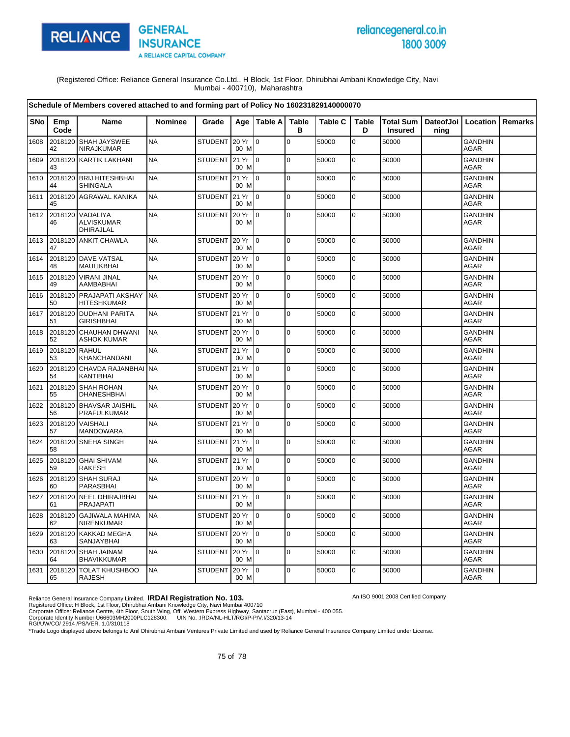(Registered Office: Reliance General Insurance Co.Ltd., H Block, 1st Floor, Dhirubhai Ambani Knowledge City, Navi Mumbai - 400710), Maharashtra

**Schedule of Members covered attached to and forming part of Policy No 160231829140000070**

| SNo | Emp Code | Name | Nominee | Grade | Age | Table A | Table B | Table C | Table D | Total Sum Insured | DateofJoining | Location | Remarks |
|---|---|---|---|---|---|---|---|---|---|---|---|---|---|
| 1608 | 201812042 | SHAH JAYSWEE NIRAJKUMAR | NA | STUDENT | 20 Yr 00 M | 0 | 0 | 50000 | 0 | 50000 | | GANDHINAGAR | |
| 1609 | 201812043 | KARTIK LAKHANI | NA | STUDENT | 21 Yr 00 M | 0 | 0 | 50000 | 0 | 50000 | | GANDHINAGAR | |
| 1610 | 201812044 | BRIJ HITESHBHAI SHINGALA | NA | STUDENT | 21 Yr 00 M | 0 | 0 | 50000 | 0 | 50000 | | GANDHINAGAR | |
| 1611 | 201812045 | AGRAWAL KANIKA | NA | STUDENT | 21 Yr 00 M | 0 | 0 | 50000 | 0 | 50000 | | GANDHINAGAR | |
| 1612 | 201812046 | VADALIYA ALVISKUMAR DHIRAJLAL | NA | STUDENT | 20 Yr 00 M | 0 | 0 | 50000 | 0 | 50000 | | GANDHINAGAR | |
| 1613 | 201812047 | ANKIT CHAWLA | NA | STUDENT | 20 Yr 00 M | 0 | 0 | 50000 | 0 | 50000 | | GANDHINAGAR | |
| 1614 | 201812048 | DAVE VATSAL MAULIKBHAI | NA | STUDENT | 20 Yr 00 M | 0 | 0 | 50000 | 0 | 50000 | | GANDHINAGAR | |
| 1615 | 201812049 | VIRANI JINAL AAMBABHAI | NA | STUDENT | 20 Yr 00 M | 0 | 0 | 50000 | 0 | 50000 | | GANDHINAGAR | |
| 1616 | 201812050 | PRAJAPATI AKSHAY HITESHKUMAR | NA | STUDENT | 20 Yr 00 M | 0 | 0 | 50000 | 0 | 50000 | | GANDHINAGAR | |
| 1617 | 201812051 | DUDHANI PARITA GIRISHBHAI | NA | STUDENT | 21 Yr 00 M | 0 | 0 | 50000 | 0 | 50000 | | GANDHINAGAR | |
| 1618 | 201812052 | CHAUHAN DHWANI ASHOK KUMAR | NA | STUDENT | 20 Yr 00 M | 0 | 0 | 50000 | 0 | 50000 | | GANDHINAGAR | |
| 1619 | 201812053 | RAHUL KHANCHANDANI | NA | STUDENT | 21 Yr 00 M | 0 | 0 | 50000 | 0 | 50000 | | GANDHINAGAR | |
| 1620 | 201812054 | CHAVDA RAJANBHAI KANTIBHAI | NA | STUDENT | 21 Yr 00 M | 0 | 0 | 50000 | 0 | 50000 | | GANDHINAGAR | |
| 1621 | 201812055 | SHAH ROHAN DHANESHBHAI | NA | STUDENT | 20 Yr 00 M | 0 | 0 | 50000 | 0 | 50000 | | GANDHINAGAR | |
| 1622 | 201812056 | BHAVSAR JAISHIL PRAFULKUMAR | NA | STUDENT | 20 Yr 00 M | 0 | 0 | 50000 | 0 | 50000 | | GANDHINAGAR | |
| 1623 | 201812057 | VAISHALI MANDOWARA | NA | STUDENT | 21 Yr 00 M | 0 | 0 | 50000 | 0 | 50000 | | GANDHINAGAR | |
| 1624 | 201812058 | SNEHA SINGH | NA | STUDENT | 21 Yr 00 M | 0 | 0 | 50000 | 0 | 50000 | | GANDHINAGAR | |
| 1625 | 201812059 | GHAI SHIVAM RAKESH | NA | STUDENT | 21 Yr 00 M | 0 | 0 | 50000 | 0 | 50000 | | GANDHINAGAR | |
| 1626 | 201812060 | SHAH SURAJ PARASBHAI | NA | STUDENT | 20 Yr 00 M | 0 | 0 | 50000 | 0 | 50000 | | GANDHINAGAR | |
| 1627 | 201812061 | NEEL DHIRAJBHAI PRAJAPATI | NA | STUDENT | 21 Yr 00 M | 0 | 0 | 50000 | 0 | 50000 | | GANDHINAGAR | |
| 1628 | 201812062 | GAJIWALA MAHIMA NIRENKUMAR | NA | STUDENT | 20 Yr 00 M | 0 | 0 | 50000 | 0 | 50000 | | GANDHINAGAR | |
| 1629 | 201812063 | KAKKAD MEGHA SANJAYBHAI | NA | STUDENT | 20 Yr 00 M | 0 | 0 | 50000 | 0 | 50000 | | GANDHINAGAR | |
| 1630 | 201812064 | SHAH JAINAM BHAVIKKUMAR | NA | STUDENT | 20 Yr 00 M | 0 | 0 | 50000 | 0 | 50000 | | GANDHINAGAR | |
| 1631 | 201812065 | TOLAT KHUSHBOO RAJESH | NA | STUDENT | 20 Yr 00 M | 0 | 0 | 50000 | 0 | 50000 | | GANDHINAGAR | |

Reliance General Insurance Company Limited. **IRDAI Registration No. 103.**
An ISO 9001:2008 Certified Company
Registered Office: H Block, 1st Floor, Dhirubhai Ambani Knowledge City, Navi Mumbai 400710
Corporate Office: Reliance Centre, 4th Floor, South Wing, Off. Western Express Highway, Santacruz (East), Mumbai - 400 055.
Corporate Identity Number U66603MH2000PLC128300. UIN No. :IRDA/NL-HLT/RGI/P-P/V.I/320/13-14
RGI/UW/CO/ 2914 /PS/VER. 1.0/310118
*Trade Logo displayed above belongs to Anil Dhirubhai Ambani Ventures Private Limited and used by Reliance General Insurance Company Limited under License.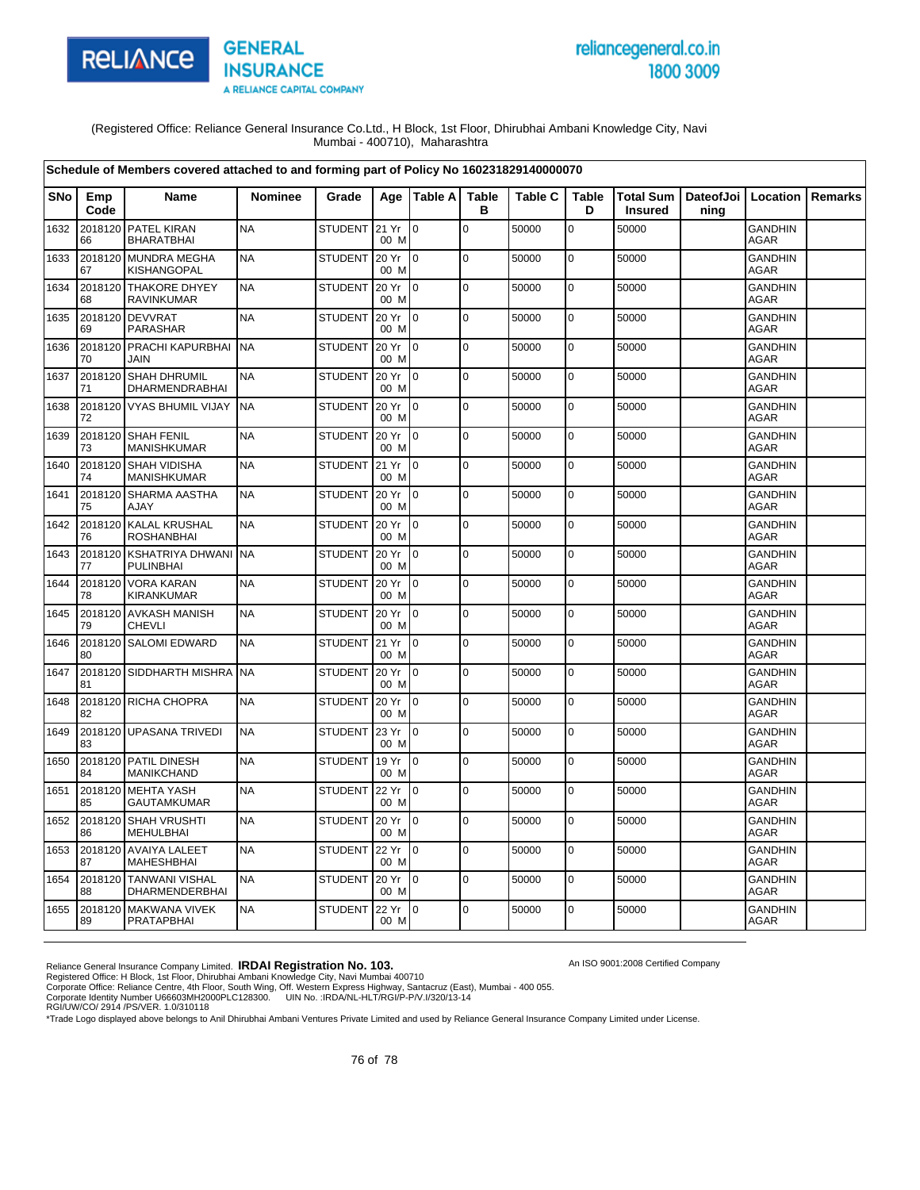(Registered Office: Reliance General Insurance Co.Ltd., H Block, 1st Floor, Dhirubhai Ambani Knowledge City, Navi Mumbai - 400710), Maharashtra

**Schedule of Members covered attached to and forming part of Policy No 160231829140000070**

| SNo | Emp Code | Name | Nominee | Grade | Age | Table A | Table B | Table C | Table D | Total Sum Insured | DateofJoining | Location | Remarks |
|---|---|---|---|---|---|---|---|---|---|---|---|---|---|
| 1632 | 201812066 | PATEL KIRAN BHARATBHAI | NA | STUDENT | 21 Yr 00 M | 0 | 0 | 50000 | 0 | 50000 | | GANDHINAGAR | |
| 1633 | 201812067 | MUNDRA MEGHA KISHANGOPAL | NA | STUDENT | 20 Yr 00 M | 0 | 0 | 50000 | 0 | 50000 | | GANDHINAGAR | |
| 1634 | 201812068 | THAKORE DHYEY RAVINKUMAR | NA | STUDENT | 20 Yr 00 M | 0 | 0 | 50000 | 0 | 50000 | | GANDHINAGAR | |
| 1635 | 201812069 | DEVVRAT PARASHAR | NA | STUDENT | 20 Yr 00 M | 0 | 0 | 50000 | 0 | 50000 | | GANDHINAGAR | |
| 1636 | 201812070 | PRACHI KAPURBHAI JAIN | NA | STUDENT | 20 Yr 00 M | 0 | 0 | 50000 | 0 | 50000 | | GANDHINAGAR | |
| 1637 | 201812071 | SHAH DHRUMIL DHARMENDRABHAI | NA | STUDENT | 20 Yr 00 M | 0 | 0 | 50000 | 0 | 50000 | | GANDHINAGAR | |
| 1638 | 201812072 | VYAS BHUMIL VIJAY | NA | STUDENT | 20 Yr 00 M | 0 | 0 | 50000 | 0 | 50000 | | GANDHINAGAR | |
| 1639 | 201812073 | SHAH FENIL MANISHKUMAR | NA | STUDENT | 20 Yr 00 M | 0 | 0 | 50000 | 0 | 50000 | | GANDHINAGAR | |
| 1640 | 201812074 | SHAH VIDISHA MANISHKUMAR | NA | STUDENT | 21 Yr 00 M | 0 | 0 | 50000 | 0 | 50000 | | GANDHINAGAR | |
| 1641 | 201812075 | SHARMA AASTHA AJAY | NA | STUDENT | 20 Yr 00 M | 0 | 0 | 50000 | 0 | 50000 | | GANDHINAGAR | |
| 1642 | 201812076 | KALAL KRUSHAL ROSHANBHAI | NA | STUDENT | 20 Yr 00 M | 0 | 0 | 50000 | 0 | 50000 | | GANDHINAGAR | |
| 1643 | 201812077 | KSHATRIYA DHWANI PULINBHAI | NA | STUDENT | 20 Yr 00 M | 0 | 0 | 50000 | 0 | 50000 | | GANDHINAGAR | |
| 1644 | 201812078 | VORA KARAN KIRANKUMAR | NA | STUDENT | 20 Yr 00 M | 0 | 0 | 50000 | 0 | 50000 | | GANDHINAGAR | |
| 1645 | 201812079 | AVKASH MANISH CHEVLI | NA | STUDENT | 20 Yr 00 M | 0 | 0 | 50000 | 0 | 50000 | | GANDHINAGAR | |
| 1646 | 201812080 | SALOMI EDWARD | NA | STUDENT | 21 Yr 00 M | 0 | 0 | 50000 | 0 | 50000 | | GANDHINAGAR | |
| 1647 | 201812081 | SIDDHARTH MISHRA | NA | STUDENT | 20 Yr 00 M | 0 | 0 | 50000 | 0 | 50000 | | GANDHINAGAR | |
| 1648 | 201812082 | RICHA CHOPRA | NA | STUDENT | 20 Yr 00 M | 0 | 0 | 50000 | 0 | 50000 | | GANDHINAGAR | |
| 1649 | 201812083 | UPASANA TRIVEDI | NA | STUDENT | 23 Yr 00 M | 0 | 0 | 50000 | 0 | 50000 | | GANDHINAGAR | |
| 1650 | 201812084 | PATIL DINESH MANIKCHAND | NA | STUDENT | 19 Yr 00 M | 0 | 0 | 50000 | 0 | 50000 | | GANDHINAGAR | |
| 1651 | 201812085 | MEHTA YASH GAUTAMKUMAR | NA | STUDENT | 22 Yr 00 M | 0 | 0 | 50000 | 0 | 50000 | | GANDHINAGAR | |
| 1652 | 201812086 | SHAH VRUSHTI MEHULBHAI | NA | STUDENT | 20 Yr 00 M | 0 | 0 | 50000 | 0 | 50000 | | GANDHINAGAR | |
| 1653 | 201812087 | AVAIYA LALEET MAHESHBHAI | NA | STUDENT | 22 Yr 00 M | 0 | 0 | 50000 | 0 | 50000 | | GANDHINAGAR | |
| 1654 | 201812088 | TANWANI VISHAL DHARMENDERBHAI | NA | STUDENT | 20 Yr 00 M | 0 | 0 | 50000 | 0 | 50000 | | GANDHINAGAR | |
| 1655 | 201812089 | MAKWANA VIVEK PRATAPBHAI | NA | STUDENT | 22 Yr 00 M | 0 | 0 | 50000 | 0 | 50000 | | GANDHINAGAR | |

Reliance General Insurance Company Limited. **IRDAI Registration No. 103.**
Registered Office: H Block, 1st Floor, Dhirubhai Ambani Knowledge City, Navi Mumbai 400710
Corporate Office: Reliance Centre, 4th Floor, South Wing, Off. Western Express Highway, Santacruz (East), Mumbai - 400 055.
Corporate Identity Number U66603MH2000PLC128300. UIN No. :IRDA/NL-HLT/RGI/P-P/V.I/320/13-14
RGI/UW/CO/ 2914 /PS/VER. 1.0/310118

An ISO 9001:2008 Certified Company

*Trade Logo displayed above belongs to Anil Dhirubhai Ambani Ventures Private Limited and used by Reliance General Insurance Company Limited under License.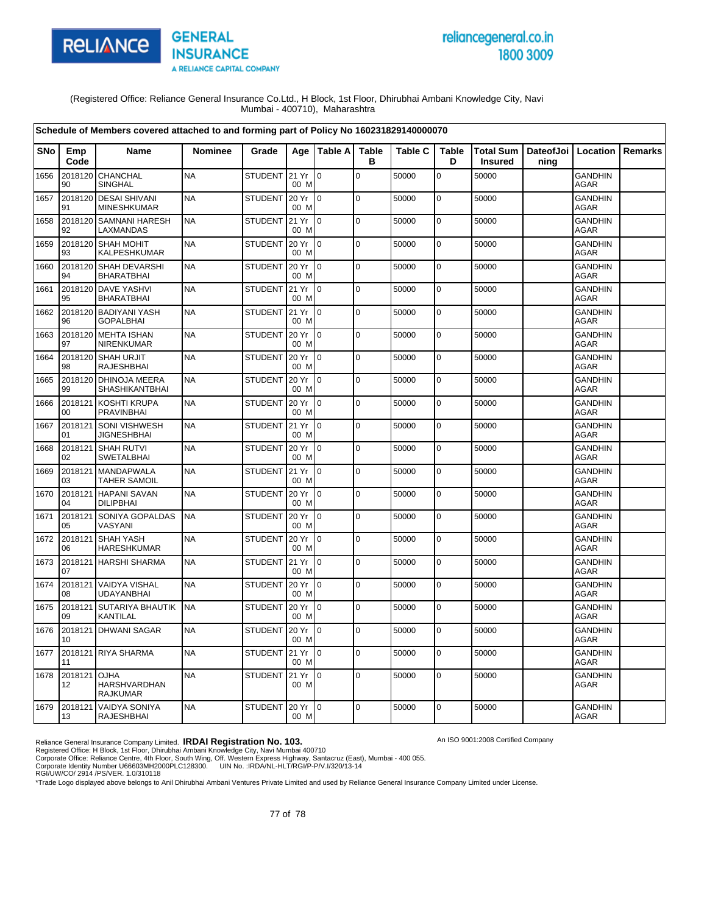RELIANCE GENERAL INSURANCE
A RELIANCE CAPITAL COMPANY

reliancegeneral.co.in
1800 3009

(Registered Office: Reliance General Insurance Co.Ltd., H Block, 1st Floor, Dhirubhai Ambani Knowledge City, Navi Mumbai - 400710), Maharashtra

**Schedule of Members covered attached to and forming part of Policy No 160231829140000070**

| SNo | Emp Code | Name | Nominee | Grade | Age | Table A | Table B | Table C | Table D | Total Sum Insured | DateofJoining | Location | Remarks |
|---|---|---|---|---|---|---|---|---|---|---|---|---|---|
| 1656 | 201812090 | CHANCHAL SINGHAL | NA | STUDENT | 21 Yr 00 M | 0 | 0 | 50000 | 0 | 50000 | | GANDHINAGAR | |
| 1657 | 201812091 | DESAI SHIVANI MINESHKUMAR | NA | STUDENT | 20 Yr 00 M | 0 | 0 | 50000 | 0 | 50000 | | GANDHINAGAR | |
| 1658 | 201812092 | SAMNANI HARESH LAXMANDAS | NA | STUDENT | 21 Yr 00 M | 0 | 0 | 50000 | 0 | 50000 | | GANDHINAGAR | |
| 1659 | 201812093 | SHAH MOHIT KALPESHKUMAR | NA | STUDENT | 20 Yr 00 M | 0 | 0 | 50000 | 0 | 50000 | | GANDHINAGAR | |
| 1660 | 201812094 | SHAH DEVARSHI BHARATBHAI | NA | STUDENT | 20 Yr 00 M | 0 | 0 | 50000 | 0 | 50000 | | GANDHINAGAR | |
| 1661 | 201812095 | DAVE YASHVI BHARATBHAI | NA | STUDENT | 21 Yr 00 M | 0 | 0 | 50000 | 0 | 50000 | | GANDHINAGAR | |
| 1662 | 201812096 | BADIYANI YASH GOPALBHAI | NA | STUDENT | 21 Yr 00 M | 0 | 0 | 50000 | 0 | 50000 | | GANDHINAGAR | |
| 1663 | 201812097 | MEHTA ISHAN NIRENKUMAR | NA | STUDENT | 20 Yr 00 M | 0 | 0 | 50000 | 0 | 50000 | | GANDHINAGAR | |
| 1664 | 201812098 | SHAH URJIT RAJESHBHAI | NA | STUDENT | 20 Yr 00 M | 0 | 0 | 50000 | 0 | 50000 | | GANDHINAGAR | |
| 1665 | 201812099 | DHINOJA MEERA SHASHIKANTBHAI | NA | STUDENT | 20 Yr 00 M | 0 | 0 | 50000 | 0 | 50000 | | GANDHINAGAR | |
| 1666 | 201812100 | KOSHTI KRUPA PRAVINBHAI | NA | STUDENT | 20 Yr 00 M | 0 | 0 | 50000 | 0 | 50000 | | GANDHINAGAR | |
| 1667 | 201812101 | SONI VISHWESH JIGNESHBHAI | NA | STUDENT | 21 Yr 00 M | 0 | 0 | 50000 | 0 | 50000 | | GANDHINAGAR | |
| 1668 | 201812102 | SHAH RUTVI SWETALBHAI | NA | STUDENT | 20 Yr 00 M | 0 | 0 | 50000 | 0 | 50000 | | GANDHINAGAR | |
| 1669 | 201812103 | MANDAPWALA TAHER SAMOIL | NA | STUDENT | 21 Yr 00 M | 0 | 0 | 50000 | 0 | 50000 | | GANDHINAGAR | |
| 1670 | 201812104 | HAPANI SAVAN DILIPBHAI | NA | STUDENT | 20 Yr 00 M | 0 | 0 | 50000 | 0 | 50000 | | GANDHINAGAR | |
| 1671 | 201812105 | SONIYA GOPALDAS VASYANI | NA | STUDENT | 20 Yr 00 M | 0 | 0 | 50000 | 0 | 50000 | | GANDHINAGAR | |
| 1672 | 201812106 | SHAH YASH HARESHKUMAR | NA | STUDENT | 20 Yr 00 M | 0 | 0 | 50000 | 0 | 50000 | | GANDHINAGAR | |
| 1673 | 201812107 | HARSHI SHARMA | NA | STUDENT | 21 Yr 00 M | 0 | 0 | 50000 | 0 | 50000 | | GANDHINAGAR | |
| 1674 | 201812108 | VAIDYA VISHAL UDAYANBHAI | NA | STUDENT | 20 Yr 00 M | 0 | 0 | 50000 | 0 | 50000 | | GANDHINAGAR | |
| 1675 | 201812109 | SUTARIYA BHAUTIK KANTILAL | NA | STUDENT | 20 Yr 00 M | 0 | 0 | 50000 | 0 | 50000 | | GANDHINAGAR | |
| 1676 | 201812110 | DHWANI SAGAR | NA | STUDENT | 20 Yr 00 M | 0 | 0 | 50000 | 0 | 50000 | | GANDHINAGAR | |
| 1677 | 201812111 | RIYA SHARMA | NA | STUDENT | 21 Yr 00 M | 0 | 0 | 50000 | 0 | 50000 | | GANDHINAGAR | |
| 1678 | 201812112 | OJHA HARSHVARDHAN RAJKUMAR | NA | STUDENT | 21 Yr 00 M | 0 | 0 | 50000 | 0 | 50000 | | GANDHINAGAR | |
| 1679 | 201812113 | VAIDYA SONIYA RAJESHBHAI | NA | STUDENT | 20 Yr 00 M | 0 | 0 | 50000 | 0 | 50000 | | GANDHINAGAR | |

Reliance General Insurance Company Limited. **IRDAI Registration No. 103.**
An ISO 9001:2008 Certified Company
Registered Office: H Block, 1st Floor, Dhirubhai Ambani Knowledge City, Navi Mumbai 400710
Corporate Office: Reliance Centre, 4th Floor, South Wing, Off. Western Express Highway, Santacruz (East), Mumbai - 400 055.
Corporate Identity Number U66603MH2000PLC128300. UIN No. :IRDA/NL-HLT/RGI/P-P/V.I/320/13-14
RGI/UW/CO/ 2914 /PS/VER. 1.0/310118
*Trade Logo displayed above belongs to Anil Dhirubhai Ambani Ventures Private Limited and used by Reliance General Insurance Company Limited under License.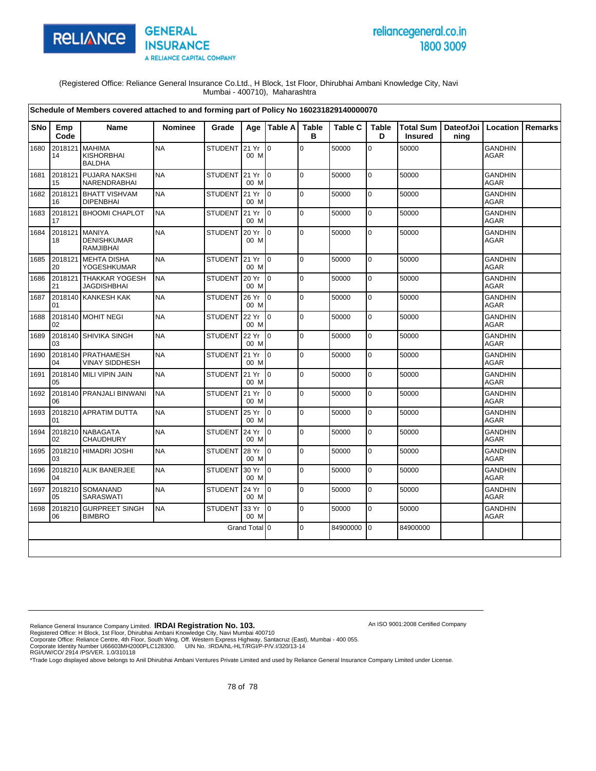RELIANCE GENERAL INSURANCE
A RELIANCE CAPITAL COMPANY

reliancegeneral.co.in
1800 3009

(Registered Office: Reliance General Insurance Co.Ltd., H Block, 1st Floor, Dhirubhai Ambani Knowledge City, Navi Mumbai - 400710), Maharashtra

**Schedule of Members covered attached to and forming part of Policy No 160231829140000070**

| SNo | Emp Code | Name | Nominee | Grade | Age | Table A | Table B | Table C | Table D | Total Sum Insured | DateofJoining | Location | Remarks |
|---|---|---|---|---|---|---|---|---|---|---|---|---|---|
| 1680 | 201812114 | MAHIMA KISHORBHAI BALDHA | NA | STUDENT | 21 Yr 00 M | 0 | 0 | 50000 | 0 | 50000 | | GANDHINAGAR | |
| 1681 | 201812115 | PUJARA NAKSHI NARENDRABHAI | NA | STUDENT | 21 Yr 00 M | 0 | 0 | 50000 | 0 | 50000 | | GANDHINAGAR | |
| 1682 | 201812116 | BHATT VISHVAM DIPENBHAI | NA | STUDENT | 21 Yr 00 M | 0 | 0 | 50000 | 0 | 50000 | | GANDHINAGAR | |
| 1683 | 201812117 | BHOOMI CHAPLOT | NA | STUDENT | 21 Yr 00 M | 0 | 0 | 50000 | 0 | 50000 | | GANDHINAGAR | |
| 1684 | 201812118 | MANIYA DENISHKUMAR RAMJIBHAI | NA | STUDENT | 20 Yr 00 M | 0 | 0 | 50000 | 0 | 50000 | | GANDHINAGAR | |
| 1685 | 201812120 | MEHTA DISHA YOGESHKUMAR | NA | STUDENT | 21 Yr 00 M | 0 | 0 | 50000 | 0 | 50000 | | GANDHINAGAR | |
| 1686 | 201812121 | THAKKAR YOGESH JAGDISHBHAI | NA | STUDENT | 20 Yr 00 M | 0 | 0 | 50000 | 0 | 50000 | | GANDHINAGAR | |
| 1687 | 201814001 | KANKESH KAK | NA | STUDENT | 26 Yr 00 M | 0 | 0 | 50000 | 0 | 50000 | | GANDHINAGAR | |
| 1688 | 201814002 | MOHIT NEGI | NA | STUDENT | 22 Yr 00 M | 0 | 0 | 50000 | 0 | 50000 | | GANDHINAGAR | |
| 1689 | 201814003 | SHIVIKA SINGH | NA | STUDENT | 22 Yr 00 M | 0 | 0 | 50000 | 0 | 50000 | | GANDHINAGAR | |
| 1690 | 201814004 | PRATHAMESH VINAY SIDDHESH | NA | STUDENT | 21 Yr 00 M | 0 | 0 | 50000 | 0 | 50000 | | GANDHINAGAR | |
| 1691 | 201814005 | MILI VIPIN JAIN | NA | STUDENT | 21 Yr 00 M | 0 | 0 | 50000 | 0 | 50000 | | GANDHINAGAR | |
| 1692 | 201814006 | PRANJALI BINWANI | NA | STUDENT | 21 Yr 00 M | 0 | 0 | 50000 | 0 | 50000 | | GANDHINAGAR | |
| 1693 | 201821001 | APRATIM DUTTA | NA | STUDENT | 25 Yr 00 M | 0 | 0 | 50000 | 0 | 50000 | | GANDHINAGAR | |
| 1694 | 201821002 | NABAGATA CHAUDHURY | NA | STUDENT | 24 Yr 00 M | 0 | 0 | 50000 | 0 | 50000 | | GANDHINAGAR | |
| 1695 | 201821003 | HIMADRI JOSHI | NA | STUDENT | 28 Yr 00 M | 0 | 0 | 50000 | 0 | 50000 | | GANDHINAGAR | |
| 1696 | 201821004 | ALIK BANERJEE | NA | STUDENT | 30 Yr 00 M | 0 | 0 | 50000 | 0 | 50000 | | GANDHINAGAR | |
| 1697 | 201821005 | SOMANAND SARASWATI | NA | STUDENT | 24 Yr 00 M | 0 | 0 | 50000 | 0 | 50000 | | GANDHINAGAR | |
| 1698 | 201821006 | GURPREET SINGH BIMBRO | NA | STUDENT | 33 Yr 00 M | 0 | 0 | 50000 | 0 | 50000 | | GANDHINAGAR | |
| | | | | | Grand Total | 0 | 0 | 84900000 | 0 | 84900000 | | | |

Reliance General Insurance Company Limited. **IRDAI Registration No. 103.**
Registered Office: H Block, 1st Floor, Dhirubhai Ambani Knowledge City, Navi Mumbai 400710
Corporate Office: Reliance Centre, 4th Floor, South Wing, Off. Western Express Highway, Santacruz (East), Mumbai - 400 055.
Corporate Identity Number U66603MH2000PLC128300. UIN No. :IRDA/NL-HLT/RGI/P-P/V.I/320/13-14
RGI/UW/CO/ 2914 /PS/VER. 1.0/310118
*Trade Logo displayed above belongs to Anil Dhirubhai Ambani Ventures Private Limited and used by Reliance General Insurance Company Limited under License.

An ISO 9001:2008 Certified Company